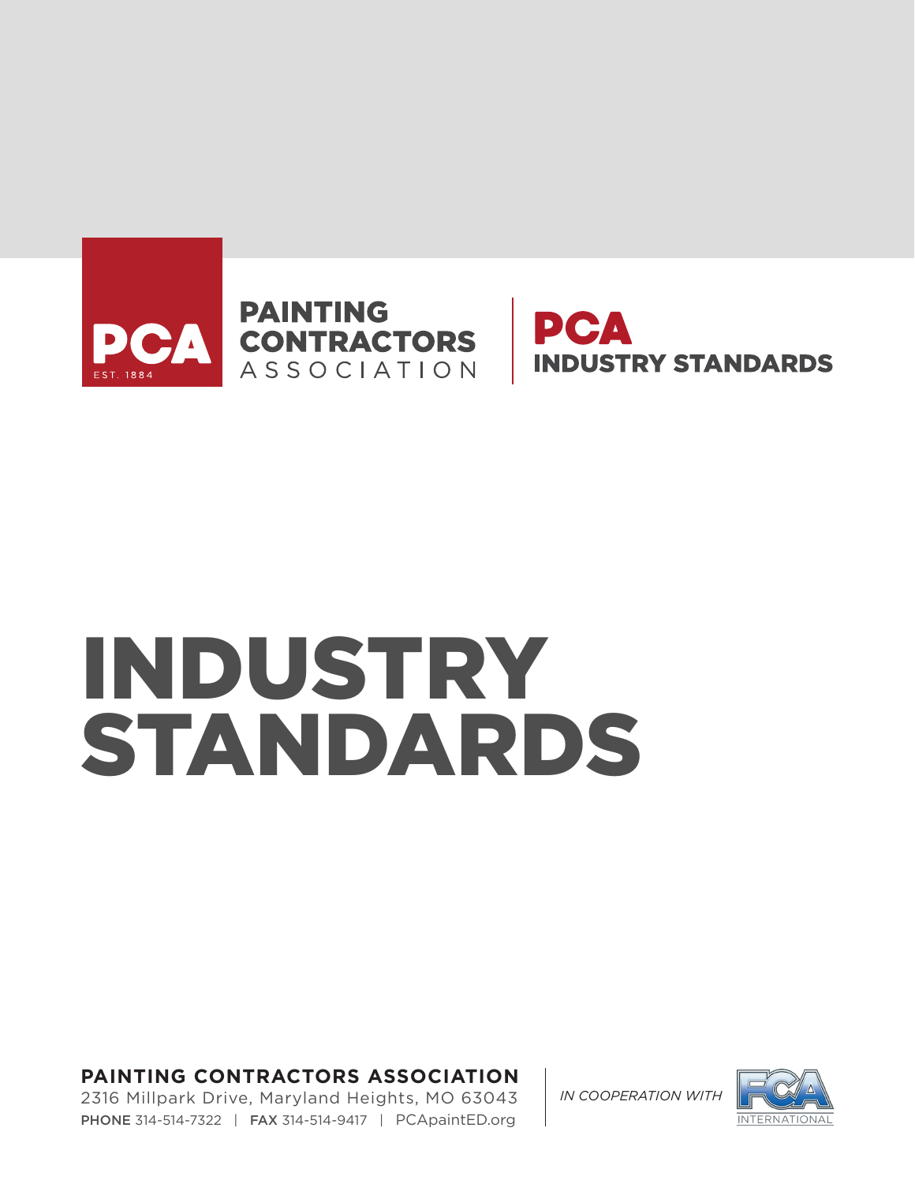PCA

EST. 1884

PAINTING CONTRACTORS ASSOCIATION

PCA INDUSTRY STANDARDS

# INDUSTRY STANDARDS

**PAINTING CONTRACTORS ASSOCIATION**
2316 Millpark Drive, Maryland Heights, MO 63043
**PHONE** 314-514-7322 | **FAX** 314-514-9417 | PCApaintED.org

*IN COOPERATION WITH*

FCA INTERNATIONAL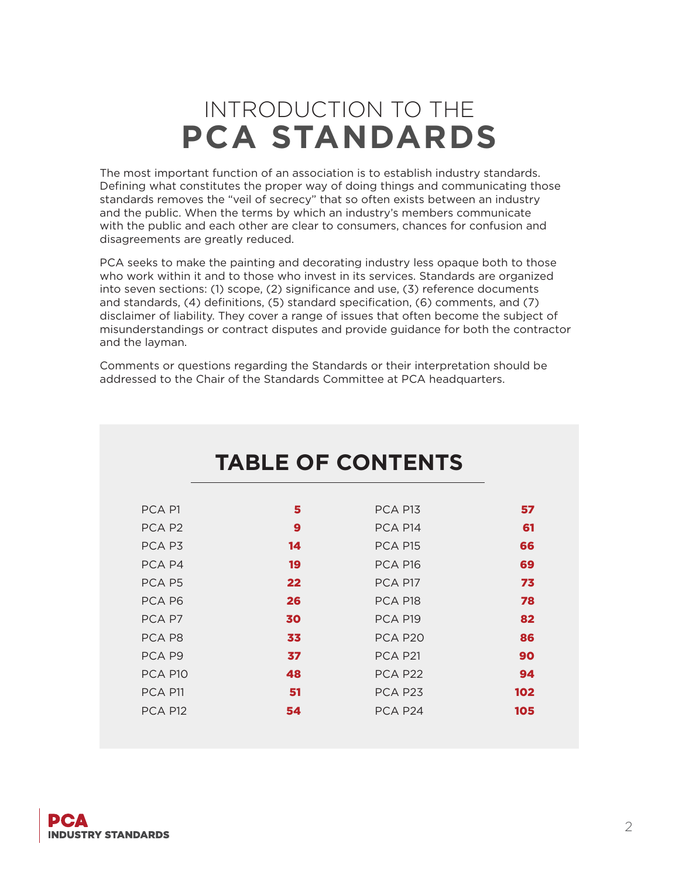# INTRODUCTION TO THE **PCA STANDARDS**

The most important function of an association is to establish industry standards. Defining what constitutes the proper way of doing things and communicating those standards removes the "veil of secrecy" that so often exists between an industry and the public. When the terms by which an industry's members communicate with the public and each other are clear to consumers, chances for confusion and disagreements are greatly reduced.

PCA seeks to make the painting and decorating industry less opaque both to those who work within it and to those who invest in its services. Standards are organized into seven sections: (1) scope, (2) significance and use, (3) reference documents and standards, (4) definitions, (5) standard specification, (6) comments, and (7) disclaimer of liability. They cover a range of issues that often become the subject of misunderstandings or contract disputes and provide guidance for both the contractor and the layman.

Comments or questions regarding the Standards or their interpretation should be addressed to the Chair of the Standards Committee at PCA headquarters.

## TABLE OF CONTENTS

| | | | |
|---|---|---|---|
| PCA P1 | 5 | PCA P13 | 57 |
| PCA P2 | 9 | PCA P14 | 61 |
| PCA P3 | 14 | PCA P15 | 66 |
| PCA P4 | 19 | PCA P16 | 69 |
| PCA P5 | 22 | PCA P17 | 73 |
| PCA P6 | 26 | PCA P18 | 78 |
| PCA P7 | 30 | PCA P19 | 82 |
| PCA P8 | 33 | PCA P20 | 86 |
| PCA P9 | 37 | PCA P21 | 90 |
| PCA P10 | 48 | PCA P22 | 94 |
| PCA P11 | 51 | PCA P23 | 102 |
| PCA P12 | 54 | PCA P24 | 105 |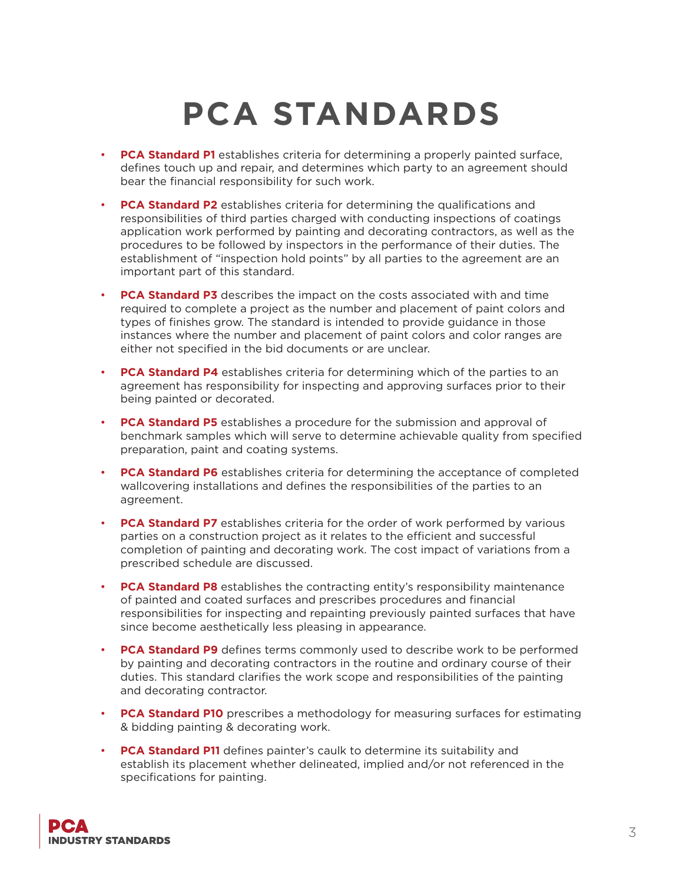# PCA STANDARDS

- **PCA Standard P1** establishes criteria for determining a properly painted surface, defines touch up and repair, and determines which party to an agreement should bear the financial responsibility for such work.

- **PCA Standard P2** establishes criteria for determining the qualifications and responsibilities of third parties charged with conducting inspections of coatings application work performed by painting and decorating contractors, as well as the procedures to be followed by inspectors in the performance of their duties. The establishment of "inspection hold points" by all parties to the agreement are an important part of this standard.

- **PCA Standard P3** describes the impact on the costs associated with and time required to complete a project as the number and placement of paint colors and types of finishes grow. The standard is intended to provide guidance in those instances where the number and placement of paint colors and color ranges are either not specified in the bid documents or are unclear.

- **PCA Standard P4** establishes criteria for determining which of the parties to an agreement has responsibility for inspecting and approving surfaces prior to their being painted or decorated.

- **PCA Standard P5** establishes a procedure for the submission and approval of benchmark samples which will serve to determine achievable quality from specified preparation, paint and coating systems.

- **PCA Standard P6** establishes criteria for determining the acceptance of completed wallcovering installations and defines the responsibilities of the parties to an agreement.

- **PCA Standard P7** establishes criteria for the order of work performed by various parties on a construction project as it relates to the efficient and successful completion of painting and decorating work. The cost impact of variations from a prescribed schedule are discussed.

- **PCA Standard P8** establishes the contracting entity's responsibility maintenance of painted and coated surfaces and prescribes procedures and financial responsibilities for inspecting and repainting previously painted surfaces that have since become aesthetically less pleasing in appearance.

- **PCA Standard P9** defines terms commonly used to describe work to be performed by painting and decorating contractors in the routine and ordinary course of their duties. This standard clarifies the work scope and responsibilities of the painting and decorating contractor.

- **PCA Standard P10** prescribes a methodology for measuring surfaces for estimating & bidding painting & decorating work.

- **PCA Standard P11** defines painter's caulk to determine its suitability and establish its placement whether delineated, implied and/or not referenced in the specifications for painting.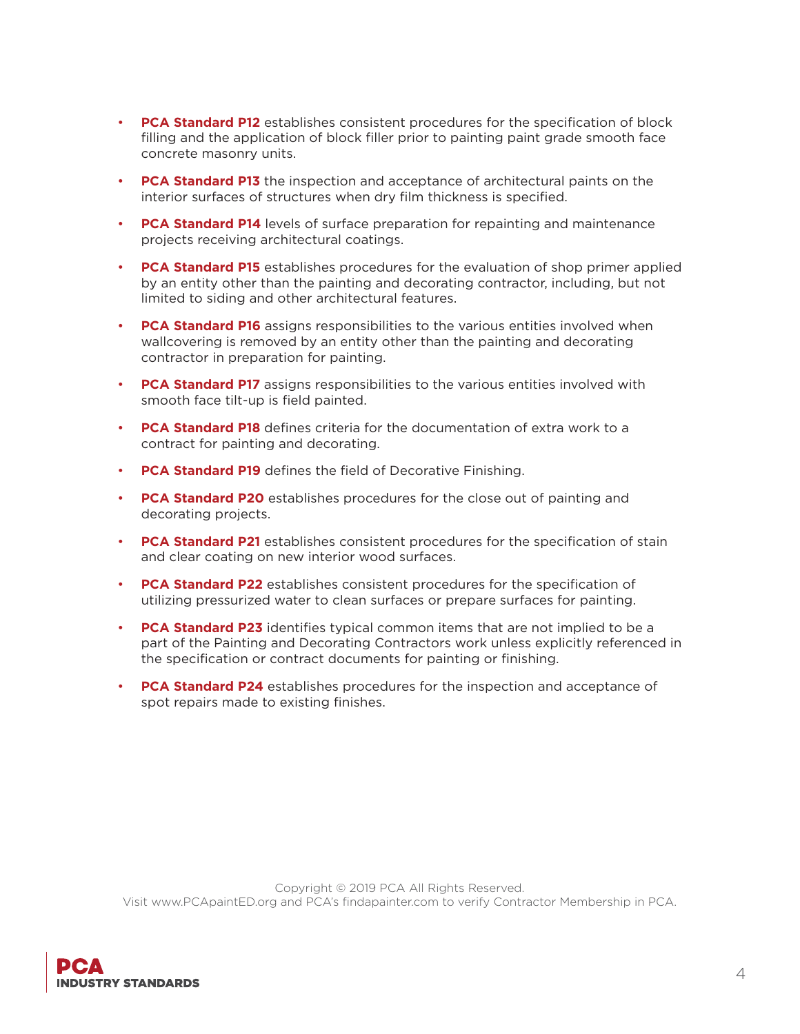- **PCA Standard P12** establishes consistent procedures for the specification of block filling and the application of block filler prior to painting paint grade smooth face concrete masonry units.
- **PCA Standard P13** the inspection and acceptance of architectural paints on the interior surfaces of structures when dry film thickness is specified.
- **PCA Standard P14** levels of surface preparation for repainting and maintenance projects receiving architectural coatings.
- **PCA Standard P15** establishes procedures for the evaluation of shop primer applied by an entity other than the painting and decorating contractor, including, but not limited to siding and other architectural features.
- **PCA Standard P16** assigns responsibilities to the various entities involved when wallcovering is removed by an entity other than the painting and decorating contractor in preparation for painting.
- **PCA Standard P17** assigns responsibilities to the various entities involved with smooth face tilt-up is field painted.
- **PCA Standard P18** defines criteria for the documentation of extra work to a contract for painting and decorating.
- **PCA Standard P19** defines the field of Decorative Finishing.
- **PCA Standard P20** establishes procedures for the close out of painting and decorating projects.
- **PCA Standard P21** establishes consistent procedures for the specification of stain and clear coating on new interior wood surfaces.
- **PCA Standard P22** establishes consistent procedures for the specification of utilizing pressurized water to clean surfaces or prepare surfaces for painting.
- **PCA Standard P23** identifies typical common items that are not implied to be a part of the Painting and Decorating Contractors work unless explicitly referenced in the specification or contract documents for painting or finishing.
- **PCA Standard P24** establishes procedures for the inspection and acceptance of spot repairs made to existing finishes.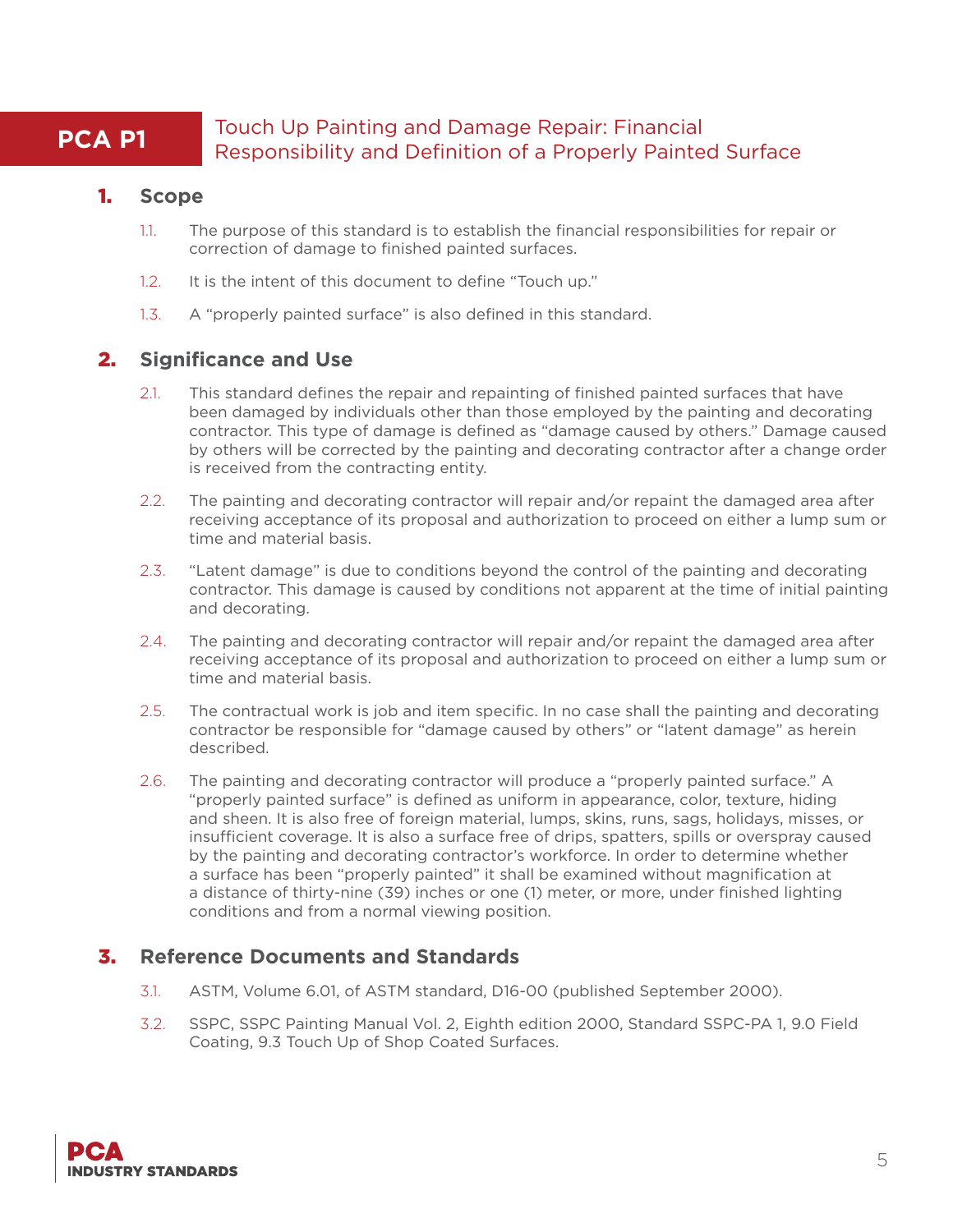# PCA P1 Touch Up Painting and Damage Repair: Financial Responsibility and Definition of a Properly Painted Surface

## 1. Scope

1.1. The purpose of this standard is to establish the financial responsibilities for repair or correction of damage to finished painted surfaces.

1.2. It is the intent of this document to define "Touch up."

1.3. A "properly painted surface" is also defined in this standard.

## 2. Significance and Use

2.1. This standard defines the repair and repainting of finished painted surfaces that have been damaged by individuals other than those employed by the painting and decorating contractor. This type of damage is defined as "damage caused by others." Damage caused by others will be corrected by the painting and decorating contractor after a change order is received from the contracting entity.

2.2. The painting and decorating contractor will repair and/or repaint the damaged area after receiving acceptance of its proposal and authorization to proceed on either a lump sum or time and material basis.

2.3. "Latent damage" is due to conditions beyond the control of the painting and decorating contractor. This damage is caused by conditions not apparent at the time of initial painting and decorating.

2.4. The painting and decorating contractor will repair and/or repaint the damaged area after receiving acceptance of its proposal and authorization to proceed on either a lump sum or time and material basis.

2.5. The contractual work is job and item specific. In no case shall the painting and decorating contractor be responsible for "damage caused by others" or "latent damage" as herein described.

2.6. The painting and decorating contractor will produce a "properly painted surface." A "properly painted surface" is defined as uniform in appearance, color, texture, hiding and sheen. It is also free of foreign material, lumps, skins, runs, sags, holidays, misses, or insufficient coverage. It is also a surface free of drips, spatters, spills or overspray caused by the painting and decorating contractor's workforce. In order to determine whether a surface has been "properly painted" it shall be examined without magnification at a distance of thirty-nine (39) inches or one (1) meter, or more, under finished lighting conditions and from a normal viewing position.

## 3. Reference Documents and Standards

3.1. ASTM, Volume 6.01, of ASTM standard, D16-00 (published September 2000).

3.2. SSPC, SSPC Painting Manual Vol. 2, Eighth edition 2000, Standard SSPC-PA 1, 9.0 Field Coating, 9.3 Touch Up of Shop Coated Surfaces.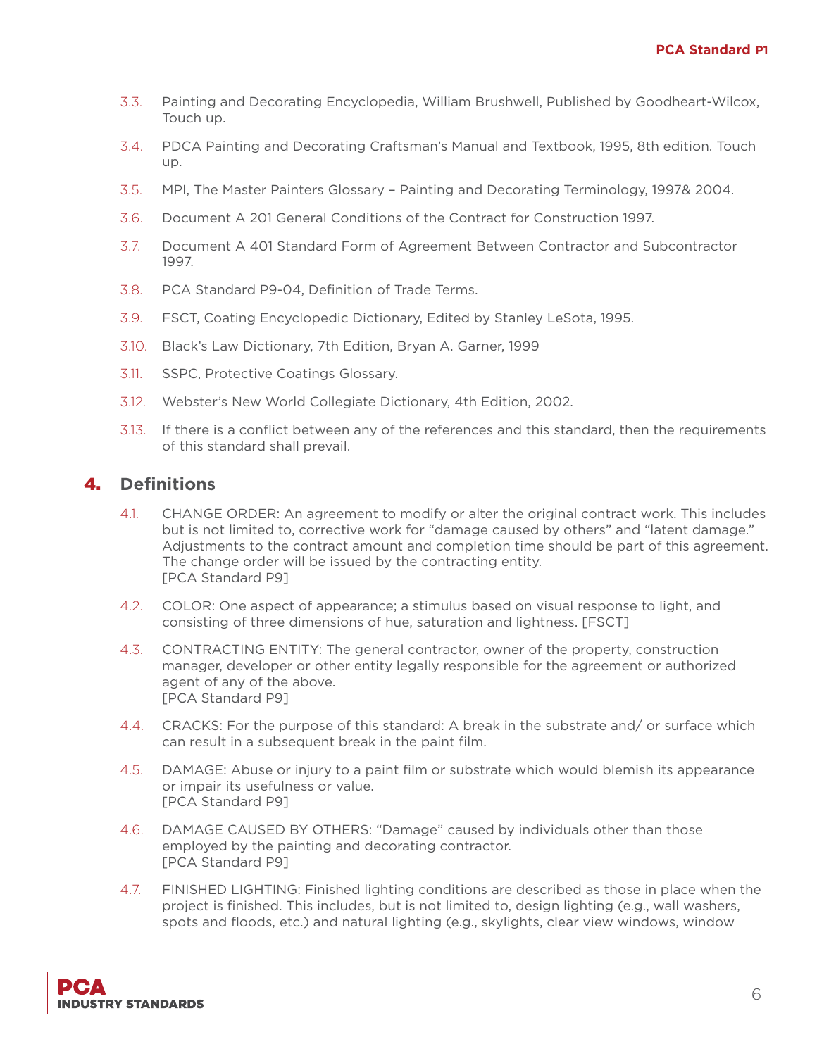3.3. Painting and Decorating Encyclopedia, William Brushwell, Published by Goodheart-Wilcox, Touch up.

3.4. PDCA Painting and Decorating Craftsman's Manual and Textbook, 1995, 8th edition. Touch up.

3.5. MPI, The Master Painters Glossary – Painting and Decorating Terminology, 1997& 2004.

3.6. Document A 201 General Conditions of the Contract for Construction 1997.

3.7. Document A 401 Standard Form of Agreement Between Contractor and Subcontractor 1997.

3.8. PCA Standard P9-04, Definition of Trade Terms.

3.9. FSCT, Coating Encyclopedic Dictionary, Edited by Stanley LeSota, 1995.

3.10. Black's Law Dictionary, 7th Edition, Bryan A. Garner, 1999

3.11. SSPC, Protective Coatings Glossary.

3.12. Webster's New World Collegiate Dictionary, 4th Edition, 2002.

3.13. If there is a conflict between any of the references and this standard, then the requirements of this standard shall prevail.

## 4. Definitions

4.1. CHANGE ORDER: An agreement to modify or alter the original contract work. This includes but is not limited to, corrective work for "damage caused by others" and "latent damage." Adjustments to the contract amount and completion time should be part of this agreement. The change order will be issued by the contracting entity.
[PCA Standard P9]

4.2. COLOR: One aspect of appearance; a stimulus based on visual response to light, and consisting of three dimensions of hue, saturation and lightness. [FSCT]

4.3. CONTRACTING ENTITY: The general contractor, owner of the property, construction manager, developer or other entity legally responsible for the agreement or authorized agent of any of the above.
[PCA Standard P9]

4.4. CRACKS: For the purpose of this standard: A break in the substrate and/ or surface which can result in a subsequent break in the paint film.

4.5. DAMAGE: Abuse or injury to a paint film or substrate which would blemish its appearance or impair its usefulness or value.
[PCA Standard P9]

4.6. DAMAGE CAUSED BY OTHERS: "Damage" caused by individuals other than those employed by the painting and decorating contractor.
[PCA Standard P9]

4.7. FINISHED LIGHTING: Finished lighting conditions are described as those in place when the project is finished. This includes, but is not limited to, design lighting (e.g., wall washers, spots and floods, etc.) and natural lighting (e.g., skylights, clear view windows, window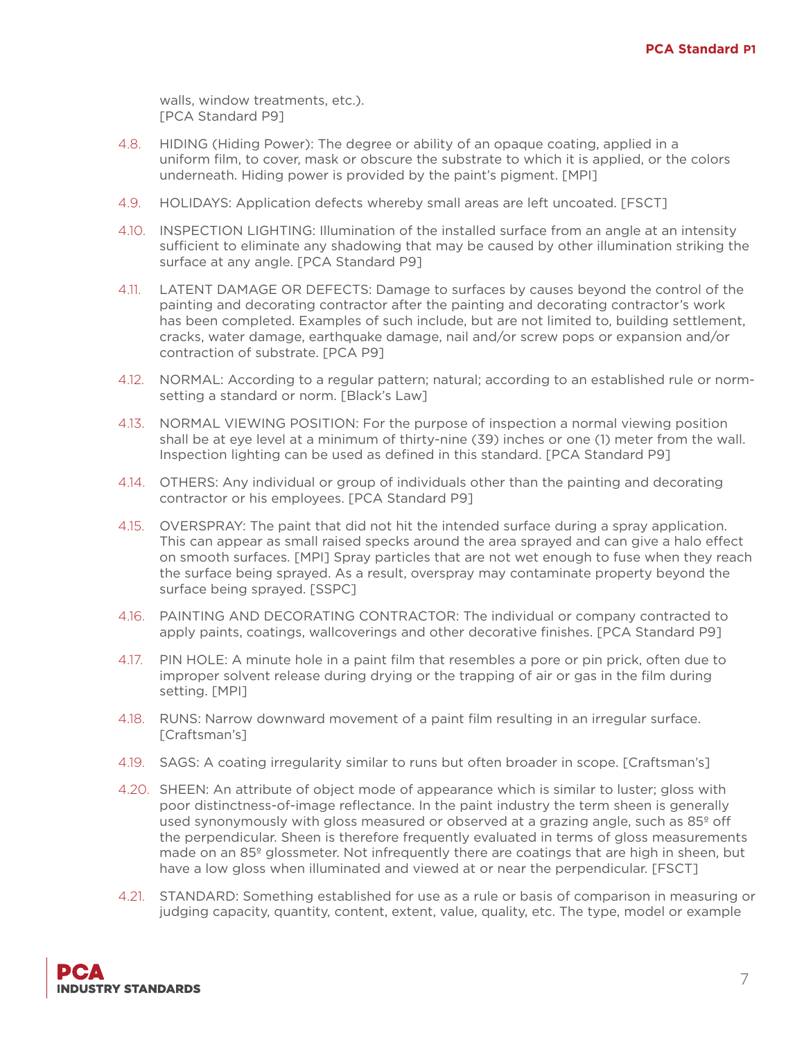walls, window treatments, etc.).
[PCA Standard P9]

4.8. HIDING (Hiding Power): The degree or ability of an opaque coating, applied in a uniform film, to cover, mask or obscure the substrate to which it is applied, or the colors underneath. Hiding power is provided by the paint's pigment. [MPI]

4.9. HOLIDAYS: Application defects whereby small areas are left uncoated. [FSCT]

4.10. INSPECTION LIGHTING: Illumination of the installed surface from an angle at an intensity sufficient to eliminate any shadowing that may be caused by other illumination striking the surface at any angle. [PCA Standard P9]

4.11. LATENT DAMAGE OR DEFECTS: Damage to surfaces by causes beyond the control of the painting and decorating contractor after the painting and decorating contractor's work has been completed. Examples of such include, but are not limited to, building settlement, cracks, water damage, earthquake damage, nail and/or screw pops or expansion and/or contraction of substrate. [PCA P9]

4.12. NORMAL: According to a regular pattern; natural; according to an established rule or norm-setting a standard or norm. [Black's Law]

4.13. NORMAL VIEWING POSITION: For the purpose of inspection a normal viewing position shall be at eye level at a minimum of thirty-nine (39) inches or one (1) meter from the wall. Inspection lighting can be used as defined in this standard. [PCA Standard P9]

4.14. OTHERS: Any individual or group of individuals other than the painting and decorating contractor or his employees. [PCA Standard P9]

4.15. OVERSPRAY: The paint that did not hit the intended surface during a spray application. This can appear as small raised specks around the area sprayed and can give a halo effect on smooth surfaces. [MPI] Spray particles that are not wet enough to fuse when they reach the surface being sprayed. As a result, overspray may contaminate property beyond the surface being sprayed. [SSPC]

4.16. PAINTING AND DECORATING CONTRACTOR: The individual or company contracted to apply paints, coatings, wallcoverings and other decorative finishes. [PCA Standard P9]

4.17. PIN HOLE: A minute hole in a paint film that resembles a pore or pin prick, often due to improper solvent release during drying or the trapping of air or gas in the film during setting. [MPI]

4.18. RUNS: Narrow downward movement of a paint film resulting in an irregular surface. [Craftsman's]

4.19. SAGS: A coating irregularity similar to runs but often broader in scope. [Craftsman's]

4.20. SHEEN: An attribute of object mode of appearance which is similar to luster; gloss with poor distinctness-of-image reflectance. In the paint industry the term sheen is generally used synonymously with gloss measured or observed at a grazing angle, such as 85º off the perpendicular. Sheen is therefore frequently evaluated in terms of gloss measurements made on an 85º glossmeter. Not infrequently there are coatings that are high in sheen, but have a low gloss when illuminated and viewed at or near the perpendicular. [FSCT]

4.21. STANDARD: Something established for use as a rule or basis of comparison in measuring or judging capacity, quantity, content, extent, value, quality, etc. The type, model or example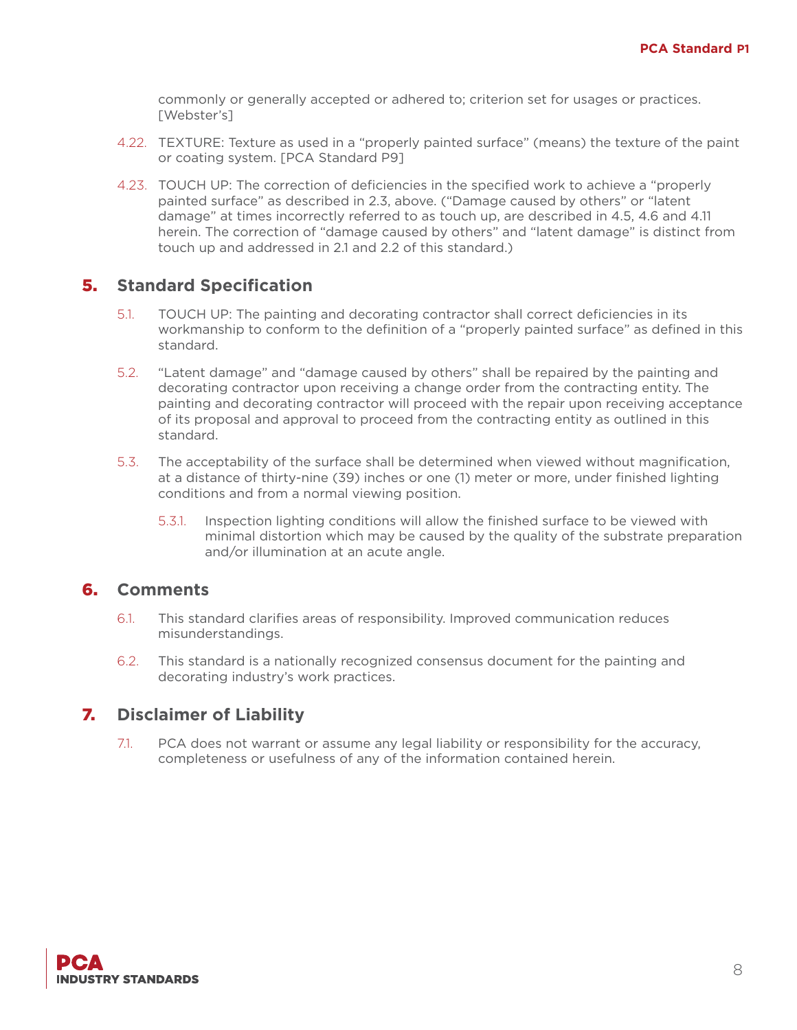commonly or generally accepted or adhered to; criterion set for usages or practices. [Webster's]

4.22. TEXTURE: Texture as used in a "properly painted surface" (means) the texture of the paint or coating system. [PCA Standard P9]

4.23. TOUCH UP: The correction of deficiencies in the specified work to achieve a "properly painted surface" as described in 2.3, above. ("Damage caused by others" or "latent damage" at times incorrectly referred to as touch up, are described in 4.5, 4.6 and 4.11 herein. The correction of "damage caused by others" and "latent damage" is distinct from touch up and addressed in 2.1 and 2.2 of this standard.)

## 5. Standard Specification

5.1. TOUCH UP: The painting and decorating contractor shall correct deficiencies in its workmanship to conform to the definition of a "properly painted surface" as defined in this standard.

5.2. "Latent damage" and "damage caused by others" shall be repaired by the painting and decorating contractor upon receiving a change order from the contracting entity. The painting and decorating contractor will proceed with the repair upon receiving acceptance of its proposal and approval to proceed from the contracting entity as outlined in this standard.

5.3. The acceptability of the surface shall be determined when viewed without magnification, at a distance of thirty-nine (39) inches or one (1) meter or more, under finished lighting conditions and from a normal viewing position.

5.3.1. Inspection lighting conditions will allow the finished surface to be viewed with minimal distortion which may be caused by the quality of the substrate preparation and/or illumination at an acute angle.

## 6. Comments

6.1. This standard clarifies areas of responsibility. Improved communication reduces misunderstandings.

6.2. This standard is a nationally recognized consensus document for the painting and decorating industry's work practices.

## 7. Disclaimer of Liability

7.1. PCA does not warrant or assume any legal liability or responsibility for the accuracy, completeness or usefulness of any of the information contained herein.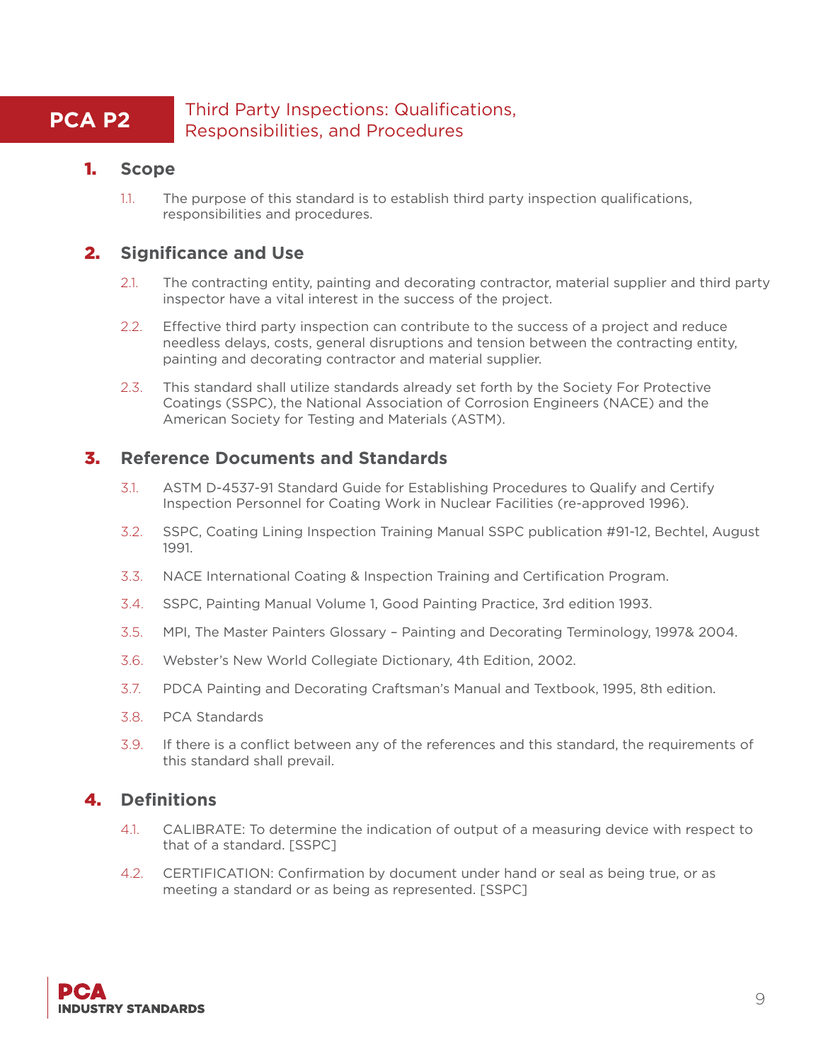# PCA P2 Third Party Inspections: Qualifications, Responsibilities, and Procedures

## 1. Scope

1.1. The purpose of this standard is to establish third party inspection qualifications, responsibilities and procedures.

## 2. Significance and Use

2.1. The contracting entity, painting and decorating contractor, material supplier and third party inspector have a vital interest in the success of the project.

2.2. Effective third party inspection can contribute to the success of a project and reduce needless delays, costs, general disruptions and tension between the contracting entity, painting and decorating contractor and material supplier.

2.3. This standard shall utilize standards already set forth by the Society For Protective Coatings (SSPC), the National Association of Corrosion Engineers (NACE) and the American Society for Testing and Materials (ASTM).

## 3. Reference Documents and Standards

3.1. ASTM D-4537-91 Standard Guide for Establishing Procedures to Qualify and Certify Inspection Personnel for Coating Work in Nuclear Facilities (re-approved 1996).

3.2. SSPC, Coating Lining Inspection Training Manual SSPC publication #91-12, Bechtel, August 1991.

3.3. NACE International Coating & Inspection Training and Certification Program.

3.4. SSPC, Painting Manual Volume 1, Good Painting Practice, 3rd edition 1993.

3.5. MPI, The Master Painters Glossary – Painting and Decorating Terminology, 1997& 2004.

3.6. Webster's New World Collegiate Dictionary, 4th Edition, 2002.

3.7. PDCA Painting and Decorating Craftsman's Manual and Textbook, 1995, 8th edition.

3.8. PCA Standards

3.9. If there is a conflict between any of the references and this standard, the requirements of this standard shall prevail.

## 4. Definitions

4.1. CALIBRATE: To determine the indication of output of a measuring device with respect to that of a standard. [SSPC]

4.2. CERTIFICATION: Confirmation by document under hand or seal as being true, or as meeting a standard or as being as represented. [SSPC]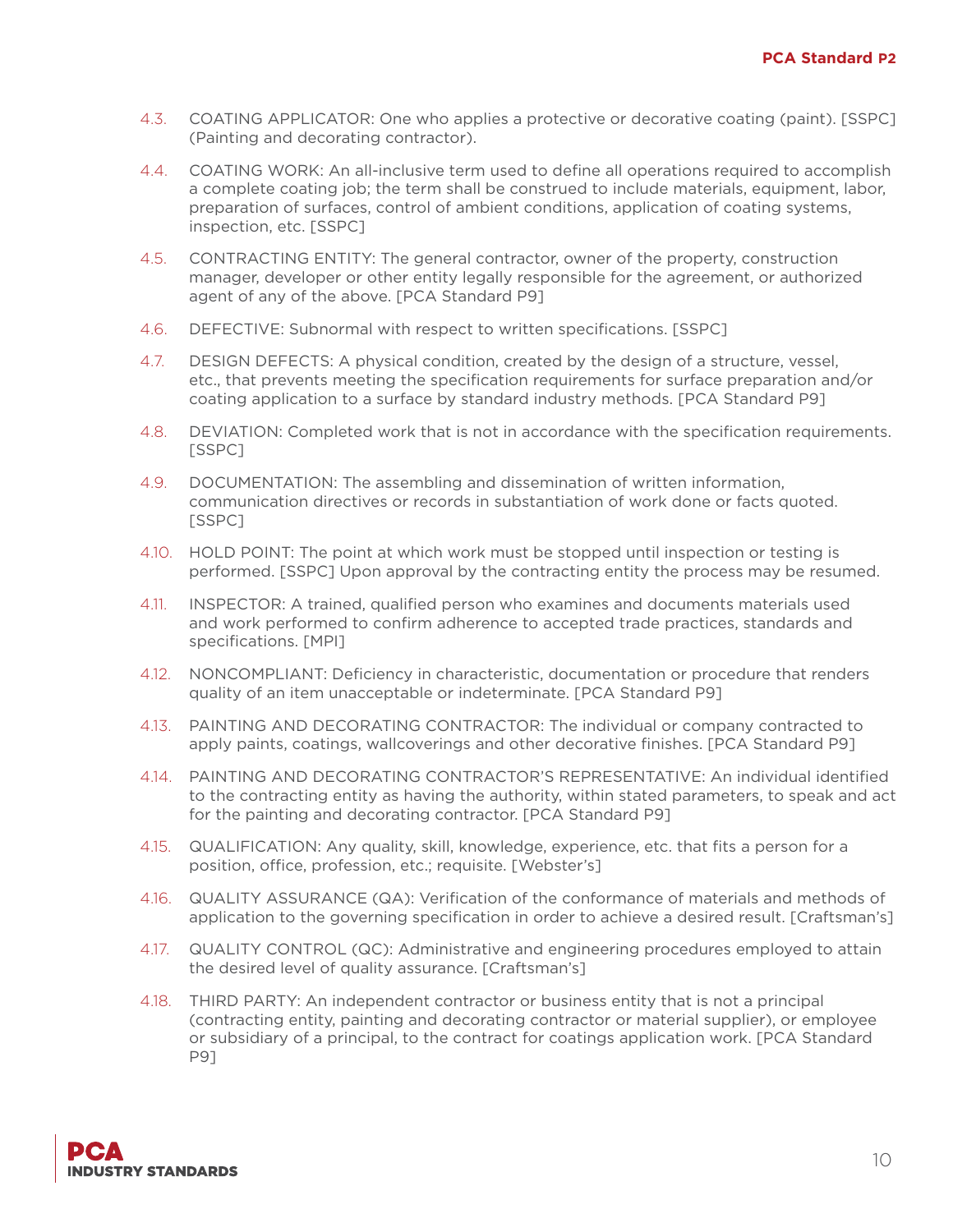4.3. COATING APPLICATOR: One who applies a protective or decorative coating (paint). [SSPC] (Painting and decorating contractor).

4.4. COATING WORK: An all-inclusive term used to define all operations required to accomplish a complete coating job; the term shall be construed to include materials, equipment, labor, preparation of surfaces, control of ambient conditions, application of coating systems, inspection, etc. [SSPC]

4.5. CONTRACTING ENTITY: The general contractor, owner of the property, construction manager, developer or other entity legally responsible for the agreement, or authorized agent of any of the above. [PCA Standard P9]

4.6. DEFECTIVE: Subnormal with respect to written specifications. [SSPC]

4.7. DESIGN DEFECTS: A physical condition, created by the design of a structure, vessel, etc., that prevents meeting the specification requirements for surface preparation and/or coating application to a surface by standard industry methods. [PCA Standard P9]

4.8. DEVIATION: Completed work that is not in accordance with the specification requirements. [SSPC]

4.9. DOCUMENTATION: The assembling and dissemination of written information, communication directives or records in substantiation of work done or facts quoted. [SSPC]

4.10. HOLD POINT: The point at which work must be stopped until inspection or testing is performed. [SSPC] Upon approval by the contracting entity the process may be resumed.

4.11. INSPECTOR: A trained, qualified person who examines and documents materials used and work performed to confirm adherence to accepted trade practices, standards and specifications. [MPI]

4.12. NONCOMPLIANT: Deficiency in characteristic, documentation or procedure that renders quality of an item unacceptable or indeterminate. [PCA Standard P9]

4.13. PAINTING AND DECORATING CONTRACTOR: The individual or company contracted to apply paints, coatings, wallcoverings and other decorative finishes. [PCA Standard P9]

4.14. PAINTING AND DECORATING CONTRACTOR'S REPRESENTATIVE: An individual identified to the contracting entity as having the authority, within stated parameters, to speak and act for the painting and decorating contractor. [PCA Standard P9]

4.15. QUALIFICATION: Any quality, skill, knowledge, experience, etc. that fits a person for a position, office, profession, etc.; requisite. [Webster's]

4.16. QUALITY ASSURANCE (QA): Verification of the conformance of materials and methods of application to the governing specification in order to achieve a desired result. [Craftsman's]

4.17. QUALITY CONTROL (QC): Administrative and engineering procedures employed to attain the desired level of quality assurance. [Craftsman's]

4.18. THIRD PARTY: An independent contractor or business entity that is not a principal (contracting entity, painting and decorating contractor or material supplier), or employee or subsidiary of a principal, to the contract for coatings application work. [PCA Standard P9]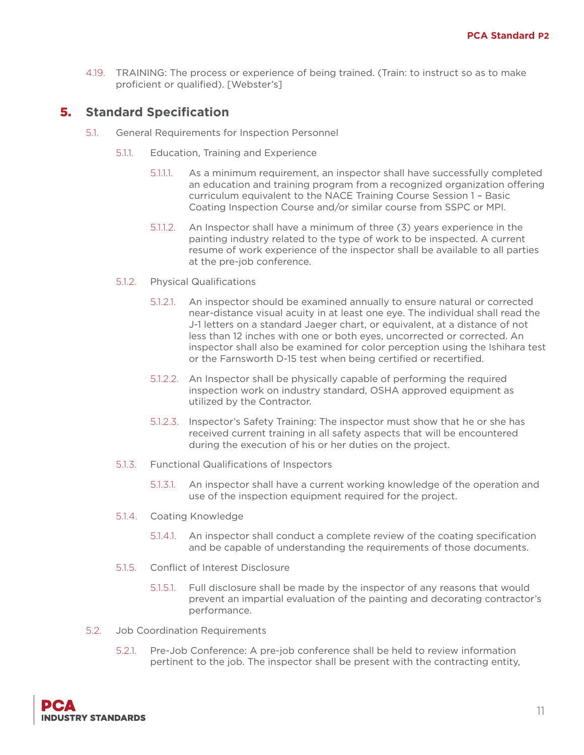4.19. TRAINING: The process or experience of being trained. (Train: to instruct so as to make proficient or qualified). [Webster's]

# 5. Standard Specification

5.1. General Requirements for Inspection Personnel

5.1.1. Education, Training and Experience

5.1.1.1. As a minimum requirement, an inspector shall have successfully completed an education and training program from a recognized organization offering curriculum equivalent to the NACE Training Course Session 1 – Basic Coating Inspection Course and/or similar course from SSPC or MPI.

5.1.1.2. An Inspector shall have a minimum of three (3) years experience in the painting industry related to the type of work to be inspected. A current resume of work experience of the inspector shall be available to all parties at the pre-job conference.

5.1.2. Physical Qualifications

5.1.2.1. An inspector should be examined annually to ensure natural or corrected near-distance visual acuity in at least one eye. The individual shall read the J-1 letters on a standard Jaeger chart, or equivalent, at a distance of not less than 12 inches with one or both eyes, uncorrected or corrected. An inspector shall also be examined for color perception using the Ishihara test or the Farnsworth D-15 test when being certified or recertified.

5.1.2.2. An Inspector shall be physically capable of performing the required inspection work on industry standard, OSHA approved equipment as utilized by the Contractor.

5.1.2.3. Inspector's Safety Training: The inspector must show that he or she has received current training in all safety aspects that will be encountered during the execution of his or her duties on the project.

5.1.3. Functional Qualifications of Inspectors

5.1.3.1. An inspector shall have a current working knowledge of the operation and use of the inspection equipment required for the project.

5.1.4. Coating Knowledge

5.1.4.1. An inspector shall conduct a complete review of the coating specification and be capable of understanding the requirements of those documents.

5.1.5. Conflict of Interest Disclosure

5.1.5.1. Full disclosure shall be made by the inspector of any reasons that would prevent an impartial evaluation of the painting and decorating contractor's performance.

5.2. Job Coordination Requirements

5.2.1. Pre-Job Conference: A pre-job conference shall be held to review information pertinent to the job. The inspector shall be present with the contracting entity,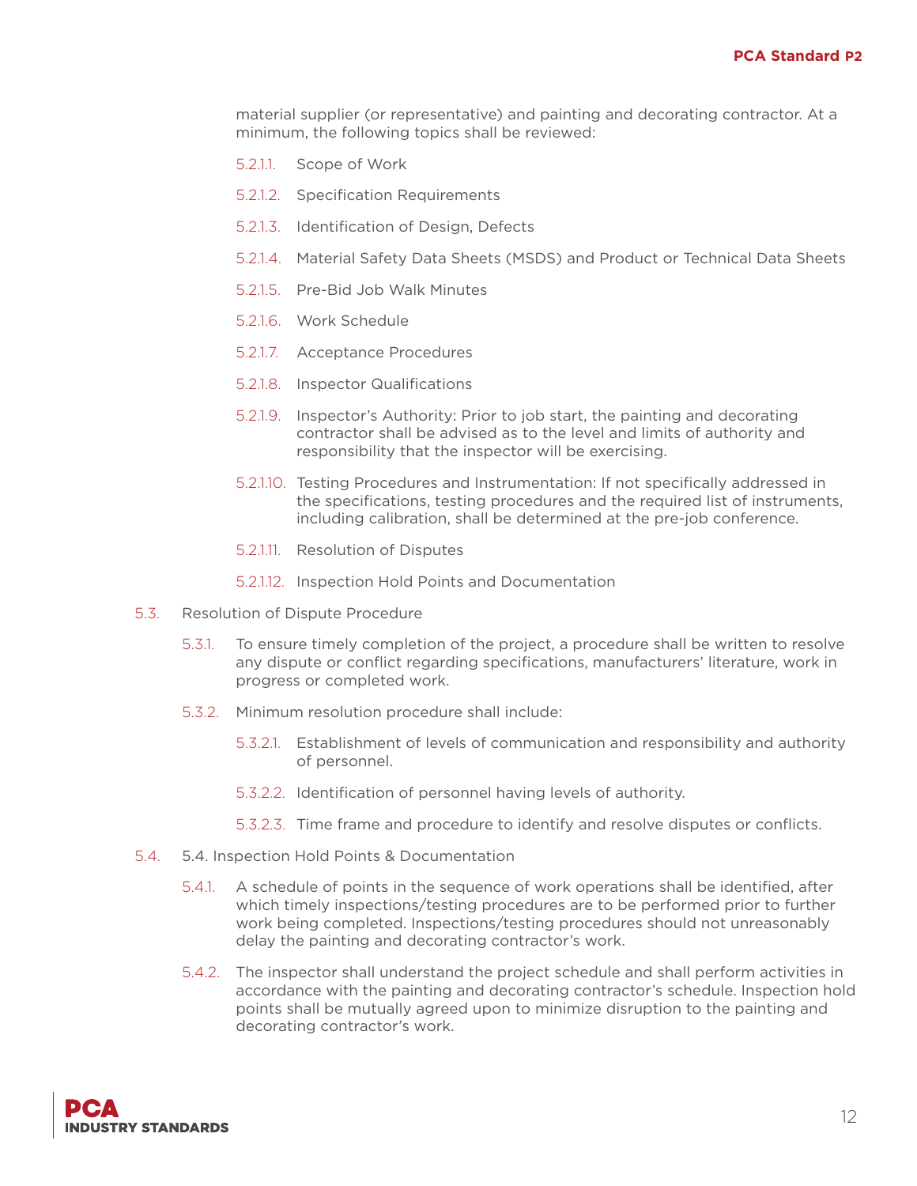material supplier (or representative) and painting and decorating contractor. At a minimum, the following topics shall be reviewed:

- 5.2.1.1. Scope of Work
- 5.2.1.2. Specification Requirements
- 5.2.1.3. Identification of Design, Defects
- 5.2.1.4. Material Safety Data Sheets (MSDS) and Product or Technical Data Sheets
- 5.2.1.5. Pre-Bid Job Walk Minutes
- 5.2.1.6. Work Schedule
- 5.2.1.7. Acceptance Procedures
- 5.2.1.8. Inspector Qualifications
- 5.2.1.9. Inspector's Authority: Prior to job start, the painting and decorating contractor shall be advised as to the level and limits of authority and responsibility that the inspector will be exercising.
- 5.2.1.10. Testing Procedures and Instrumentation: If not specifically addressed in the specifications, testing procedures and the required list of instruments, including calibration, shall be determined at the pre-job conference.
- 5.2.1.11. Resolution of Disputes
- 5.2.1.12. Inspection Hold Points and Documentation

5.3. Resolution of Dispute Procedure

5.3.1. To ensure timely completion of the project, a procedure shall be written to resolve any dispute or conflict regarding specifications, manufacturers' literature, work in progress or completed work.

5.3.2. Minimum resolution procedure shall include:

- 5.3.2.1. Establishment of levels of communication and responsibility and authority of personnel.
- 5.3.2.2. Identification of personnel having levels of authority.
- 5.3.2.3. Time frame and procedure to identify and resolve disputes or conflicts.

5.4. 5.4. Inspection Hold Points & Documentation

5.4.1. A schedule of points in the sequence of work operations shall be identified, after which timely inspections/testing procedures are to be performed prior to further work being completed. Inspections/testing procedures should not unreasonably delay the painting and decorating contractor's work.

5.4.2. The inspector shall understand the project schedule and shall perform activities in accordance with the painting and decorating contractor's schedule. Inspection hold points shall be mutually agreed upon to minimize disruption to the painting and decorating contractor's work.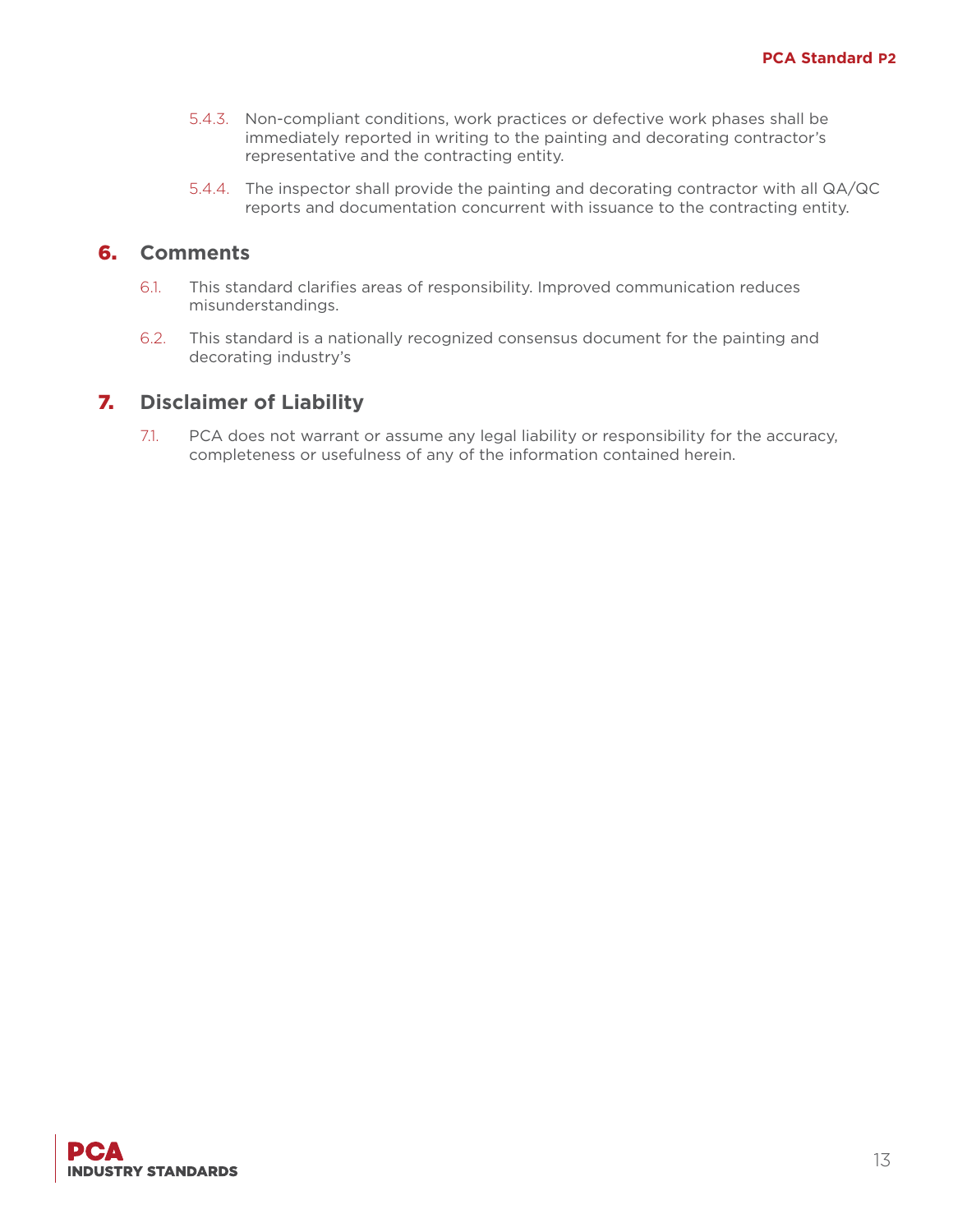5.4.3. Non-compliant conditions, work practices or defective work phases shall be immediately reported in writing to the painting and decorating contractor's representative and the contracting entity.

5.4.4. The inspector shall provide the painting and decorating contractor with all QA/QC reports and documentation concurrent with issuance to the contracting entity.

## 6. Comments

6.1. This standard clarifies areas of responsibility. Improved communication reduces misunderstandings.

6.2. This standard is a nationally recognized consensus document for the painting and decorating industry's

## 7. Disclaimer of Liability

7.1. PCA does not warrant or assume any legal liability or responsibility for the accuracy, completeness or usefulness of any of the information contained herein.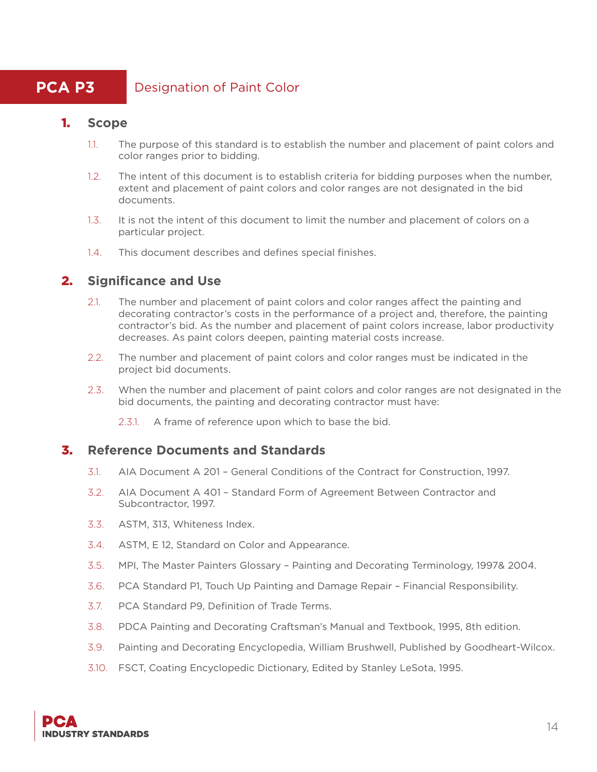# PCA P3 Designation of Paint Color

## 1. Scope

1.1. The purpose of this standard is to establish the number and placement of paint colors and color ranges prior to bidding.

1.2. The intent of this document is to establish criteria for bidding purposes when the number, extent and placement of paint colors and color ranges are not designated in the bid documents.

1.3. It is not the intent of this document to limit the number and placement of colors on a particular project.

1.4. This document describes and defines special finishes.

## 2. Significance and Use

2.1. The number and placement of paint colors and color ranges affect the painting and decorating contractor's costs in the performance of a project and, therefore, the painting contractor's bid. As the number and placement of paint colors increase, labor productivity decreases. As paint colors deepen, painting material costs increase.

2.2. The number and placement of paint colors and color ranges must be indicated in the project bid documents.

2.3. When the number and placement of paint colors and color ranges are not designated in the bid documents, the painting and decorating contractor must have:

2.3.1. A frame of reference upon which to base the bid.

## 3. Reference Documents and Standards

3.1. AIA Document A 201 – General Conditions of the Contract for Construction, 1997.

3.2. AIA Document A 401 – Standard Form of Agreement Between Contractor and Subcontractor, 1997.

3.3. ASTM, 313, Whiteness Index.

3.4. ASTM, E 12, Standard on Color and Appearance.

3.5. MPI, The Master Painters Glossary – Painting and Decorating Terminology, 1997& 2004.

3.6. PCA Standard P1, Touch Up Painting and Damage Repair – Financial Responsibility.

3.7. PCA Standard P9, Definition of Trade Terms.

3.8. PDCA Painting and Decorating Craftsman's Manual and Textbook, 1995, 8th edition.

3.9. Painting and Decorating Encyclopedia, William Brushwell, Published by Goodheart-Wilcox.

3.10. FSCT, Coating Encyclopedic Dictionary, Edited by Stanley LeSota, 1995.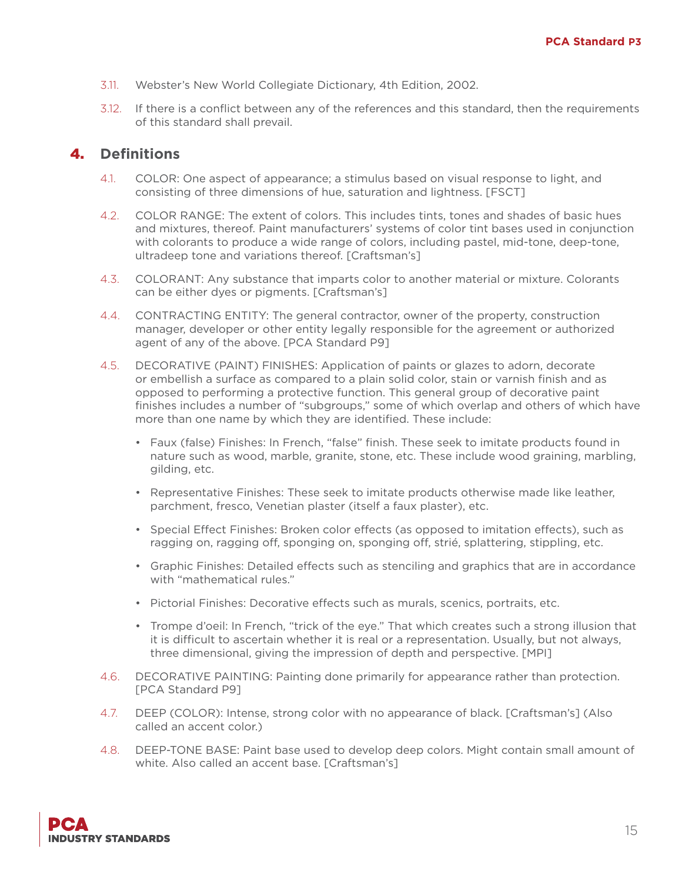3.11. Webster's New World Collegiate Dictionary, 4th Edition, 2002.

3.12. If there is a conflict between any of the references and this standard, then the requirements of this standard shall prevail.

## 4. Definitions

4.1. COLOR: One aspect of appearance; a stimulus based on visual response to light, and consisting of three dimensions of hue, saturation and lightness. [FSCT]

4.2. COLOR RANGE: The extent of colors. This includes tints, tones and shades of basic hues and mixtures, thereof. Paint manufacturers' systems of color tint bases used in conjunction with colorants to produce a wide range of colors, including pastel, mid-tone, deep-tone, ultradeep tone and variations thereof. [Craftsman's]

4.3. COLORANT: Any substance that imparts color to another material or mixture. Colorants can be either dyes or pigments. [Craftsman's]

4.4. CONTRACTING ENTITY: The general contractor, owner of the property, construction manager, developer or other entity legally responsible for the agreement or authorized agent of any of the above. [PCA Standard P9]

4.5. DECORATIVE (PAINT) FINISHES: Application of paints or glazes to adorn, decorate or embellish a surface as compared to a plain solid color, stain or varnish finish and as opposed to performing a protective function. This general group of decorative paint finishes includes a number of "subgroups," some of which overlap and others of which have more than one name by which they are identified. These include:

- Faux (false) Finishes: In French, "false" finish. These seek to imitate products found in nature such as wood, marble, granite, stone, etc. These include wood graining, marbling, gilding, etc.
- Representative Finishes: These seek to imitate products otherwise made like leather, parchment, fresco, Venetian plaster (itself a faux plaster), etc.
- Special Effect Finishes: Broken color effects (as opposed to imitation effects), such as ragging on, ragging off, sponging on, sponging off, strié, splattering, stippling, etc.
- Graphic Finishes: Detailed effects such as stenciling and graphics that are in accordance with "mathematical rules."
- Pictorial Finishes: Decorative effects such as murals, scenics, portraits, etc.
- Trompe d'oeil: In French, "trick of the eye." That which creates such a strong illusion that it is difficult to ascertain whether it is real or a representation. Usually, but not always, three dimensional, giving the impression of depth and perspective. [MPI]

4.6. DECORATIVE PAINTING: Painting done primarily for appearance rather than protection. [PCA Standard P9]

4.7. DEEP (COLOR): Intense, strong color with no appearance of black. [Craftsman's] (Also called an accent color.)

4.8. DEEP-TONE BASE: Paint base used to develop deep colors. Might contain small amount of white. Also called an accent base. [Craftsman's]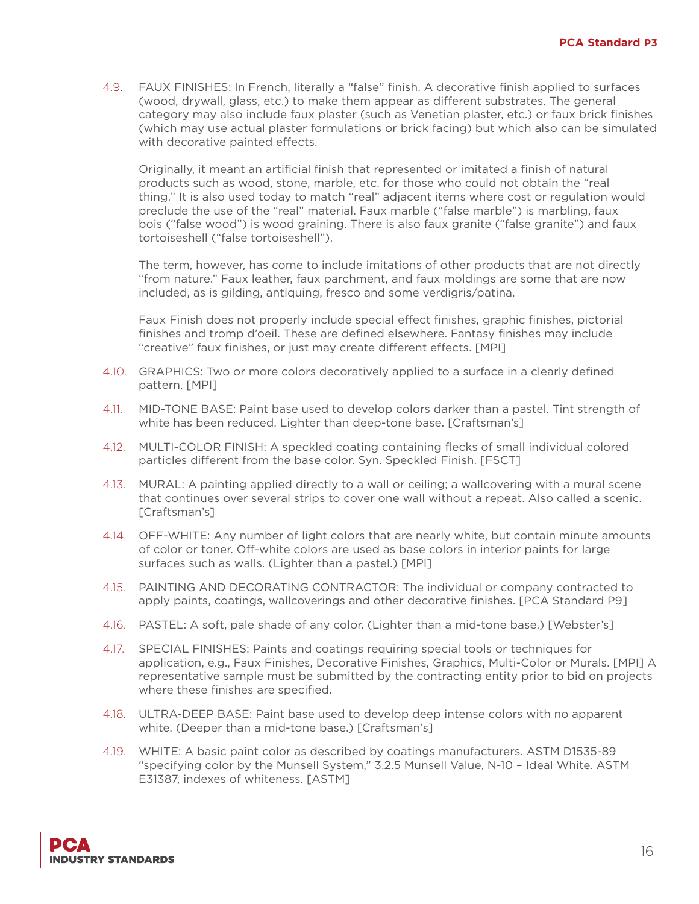4.9. FAUX FINISHES: In French, literally a "false" finish. A decorative finish applied to surfaces (wood, drywall, glass, etc.) to make them appear as different substrates. The general category may also include faux plaster (such as Venetian plaster, etc.) or faux brick finishes (which may use actual plaster formulations or brick facing) but which also can be simulated with decorative painted effects.

Originally, it meant an artificial finish that represented or imitated a finish of natural products such as wood, stone, marble, etc. for those who could not obtain the "real thing." It is also used today to match "real" adjacent items where cost or regulation would preclude the use of the "real" material. Faux marble ("false marble") is marbling, faux bois ("false wood") is wood graining. There is also faux granite ("false granite") and faux tortoiseshell ("false tortoiseshell").

The term, however, has come to include imitations of other products that are not directly "from nature." Faux leather, faux parchment, and faux moldings are some that are now included, as is gilding, antiquing, fresco and some verdigris/patina.

Faux Finish does not properly include special effect finishes, graphic finishes, pictorial finishes and tromp d'oeil. These are defined elsewhere. Fantasy finishes may include "creative" faux finishes, or just may create different effects. [MPI]

4.10. GRAPHICS: Two or more colors decoratively applied to a surface in a clearly defined pattern. [MPI]

4.11. MID-TONE BASE: Paint base used to develop colors darker than a pastel. Tint strength of white has been reduced. Lighter than deep-tone base. [Craftsman's]

4.12. MULTI-COLOR FINISH: A speckled coating containing flecks of small individual colored particles different from the base color. Syn. Speckled Finish. [FSCT]

4.13. MURAL: A painting applied directly to a wall or ceiling; a wallcovering with a mural scene that continues over several strips to cover one wall without a repeat. Also called a scenic. [Craftsman's]

4.14. OFF-WHITE: Any number of light colors that are nearly white, but contain minute amounts of color or toner. Off-white colors are used as base colors in interior paints for large surfaces such as walls. (Lighter than a pastel.) [MPI]

4.15. PAINTING AND DECORATING CONTRACTOR: The individual or company contracted to apply paints, coatings, wallcoverings and other decorative finishes. [PCA Standard P9]

4.16. PASTEL: A soft, pale shade of any color. (Lighter than a mid-tone base.) [Webster's]

4.17. SPECIAL FINISHES: Paints and coatings requiring special tools or techniques for application, e.g., Faux Finishes, Decorative Finishes, Graphics, Multi-Color or Murals. [MPI] A representative sample must be submitted by the contracting entity prior to bid on projects where these finishes are specified.

4.18. ULTRA-DEEP BASE: Paint base used to develop deep intense colors with no apparent white. (Deeper than a mid-tone base.) [Craftsman's]

4.19. WHITE: A basic paint color as described by coatings manufacturers. ASTM D1535-89 "specifying color by the Munsell System," 3.2.5 Munsell Value, N-10 – Ideal White. ASTM E31387, indexes of whiteness. [ASTM]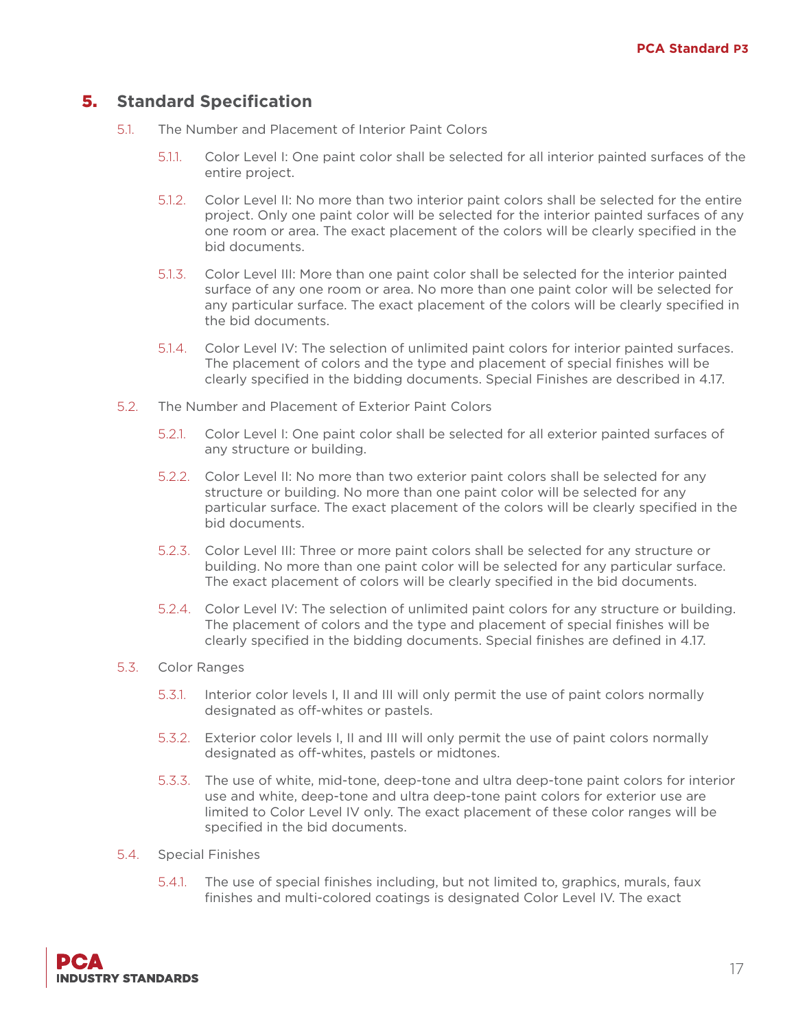## 5. Standard Specification

5.1. The Number and Placement of Interior Paint Colors

5.1.1. Color Level I: One paint color shall be selected for all interior painted surfaces of the entire project.

5.1.2. Color Level II: No more than two interior paint colors shall be selected for the entire project. Only one paint color will be selected for the interior painted surfaces of any one room or area. The exact placement of the colors will be clearly specified in the bid documents.

5.1.3. Color Level III: More than one paint color shall be selected for the interior painted surface of any one room or area. No more than one paint color will be selected for any particular surface. The exact placement of the colors will be clearly specified in the bid documents.

5.1.4. Color Level IV: The selection of unlimited paint colors for interior painted surfaces. The placement of colors and the type and placement of special finishes will be clearly specified in the bidding documents. Special Finishes are described in 4.17.

5.2. The Number and Placement of Exterior Paint Colors

5.2.1. Color Level I: One paint color shall be selected for all exterior painted surfaces of any structure or building.

5.2.2. Color Level II: No more than two exterior paint colors shall be selected for any structure or building. No more than one paint color will be selected for any particular surface. The exact placement of the colors will be clearly specified in the bid documents.

5.2.3. Color Level III: Three or more paint colors shall be selected for any structure or building. No more than one paint color will be selected for any particular surface. The exact placement of colors will be clearly specified in the bid documents.

5.2.4. Color Level IV: The selection of unlimited paint colors for any structure or building. The placement of colors and the type and placement of special finishes will be clearly specified in the bidding documents. Special finishes are defined in 4.17.

5.3. Color Ranges

5.3.1. Interior color levels I, II and III will only permit the use of paint colors normally designated as off-whites or pastels.

5.3.2. Exterior color levels I, II and III will only permit the use of paint colors normally designated as off-whites, pastels or midtones.

5.3.3. The use of white, mid-tone, deep-tone and ultra deep-tone paint colors for interior use and white, deep-tone and ultra deep-tone paint colors for exterior use are limited to Color Level IV only. The exact placement of these color ranges will be specified in the bid documents.

5.4. Special Finishes

5.4.1. The use of special finishes including, but not limited to, graphics, murals, faux finishes and multi-colored coatings is designated Color Level IV. The exact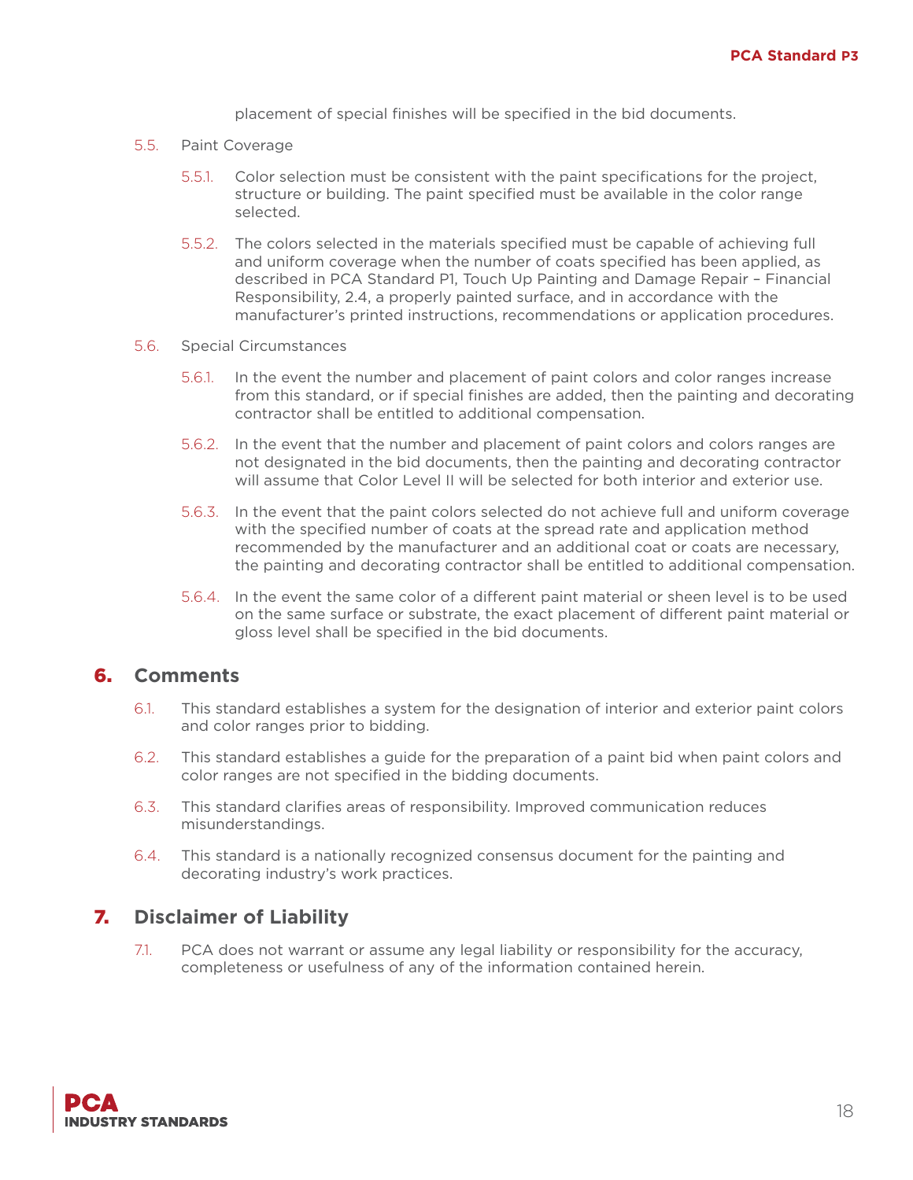placement of special finishes will be specified in the bid documents.

5.5. Paint Coverage

5.5.1. Color selection must be consistent with the paint specifications for the project, structure or building. The paint specified must be available in the color range selected.

5.5.2. The colors selected in the materials specified must be capable of achieving full and uniform coverage when the number of coats specified has been applied, as described in PCA Standard P1, Touch Up Painting and Damage Repair – Financial Responsibility, 2.4, a properly painted surface, and in accordance with the manufacturer's printed instructions, recommendations or application procedures.

5.6. Special Circumstances

5.6.1. In the event the number and placement of paint colors and color ranges increase from this standard, or if special finishes are added, then the painting and decorating contractor shall be entitled to additional compensation.

5.6.2. In the event that the number and placement of paint colors and colors ranges are not designated in the bid documents, then the painting and decorating contractor will assume that Color Level II will be selected for both interior and exterior use.

5.6.3. In the event that the paint colors selected do not achieve full and uniform coverage with the specified number of coats at the spread rate and application method recommended by the manufacturer and an additional coat or coats are necessary, the painting and decorating contractor shall be entitled to additional compensation.

5.6.4. In the event the same color of a different paint material or sheen level is to be used on the same surface or substrate, the exact placement of different paint material or gloss level shall be specified in the bid documents.

## 6. Comments

6.1. This standard establishes a system for the designation of interior and exterior paint colors and color ranges prior to bidding.

6.2. This standard establishes a guide for the preparation of a paint bid when paint colors and color ranges are not specified in the bidding documents.

6.3. This standard clarifies areas of responsibility. Improved communication reduces misunderstandings.

6.4. This standard is a nationally recognized consensus document for the painting and decorating industry's work practices.

## 7. Disclaimer of Liability

7.1. PCA does not warrant or assume any legal liability or responsibility for the accuracy, completeness or usefulness of any of the information contained herein.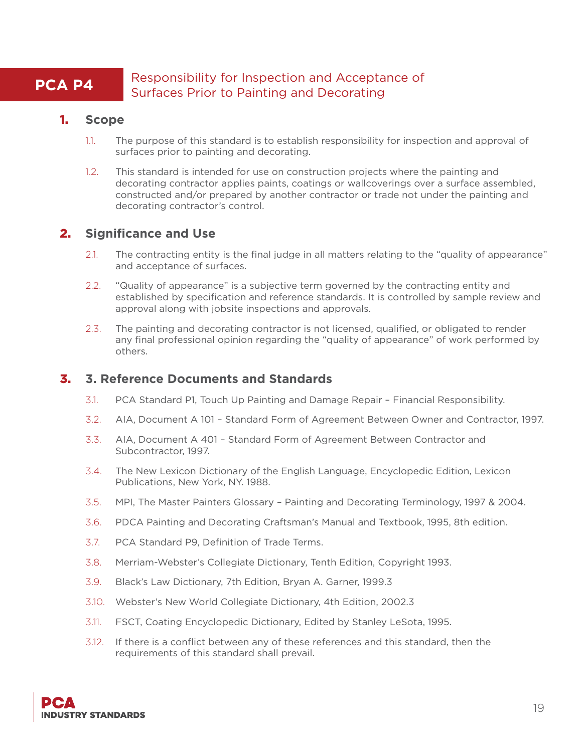# PCA P4 Responsibility for Inspection and Acceptance of Surfaces Prior to Painting and Decorating

## 1. Scope

1.1. The purpose of this standard is to establish responsibility for inspection and approval of surfaces prior to painting and decorating.

1.2. This standard is intended for use on construction projects where the painting and decorating contractor applies paints, coatings or wallcoverings over a surface assembled, constructed and/or prepared by another contractor or trade not under the painting and decorating contractor's control.

## 2. Significance and Use

2.1. The contracting entity is the final judge in all matters relating to the "quality of appearance" and acceptance of surfaces.

2.2. "Quality of appearance" is a subjective term governed by the contracting entity and established by specification and reference standards. It is controlled by sample review and approval along with jobsite inspections and approvals.

2.3. The painting and decorating contractor is not licensed, qualified, or obligated to render any final professional opinion regarding the "quality of appearance" of work performed by others.

## 3. 3. Reference Documents and Standards

3.1. PCA Standard P1, Touch Up Painting and Damage Repair – Financial Responsibility.

3.2. AIA, Document A 101 – Standard Form of Agreement Between Owner and Contractor, 1997.

3.3. AIA, Document A 401 – Standard Form of Agreement Between Contractor and Subcontractor, 1997.

3.4. The New Lexicon Dictionary of the English Language, Encyclopedic Edition, Lexicon Publications, New York, NY. 1988.

3.5. MPI, The Master Painters Glossary – Painting and Decorating Terminology, 1997 & 2004.

3.6. PDCA Painting and Decorating Craftsman's Manual and Textbook, 1995, 8th edition.

3.7. PCA Standard P9, Definition of Trade Terms.

3.8. Merriam-Webster's Collegiate Dictionary, Tenth Edition, Copyright 1993.

3.9. Black's Law Dictionary, 7th Edition, Bryan A. Garner, 1999.3

3.10. Webster's New World Collegiate Dictionary, 4th Edition, 2002.3

3.11. FSCT, Coating Encyclopedic Dictionary, Edited by Stanley LeSota, 1995.

3.12. If there is a conflict between any of these references and this standard, then the requirements of this standard shall prevail.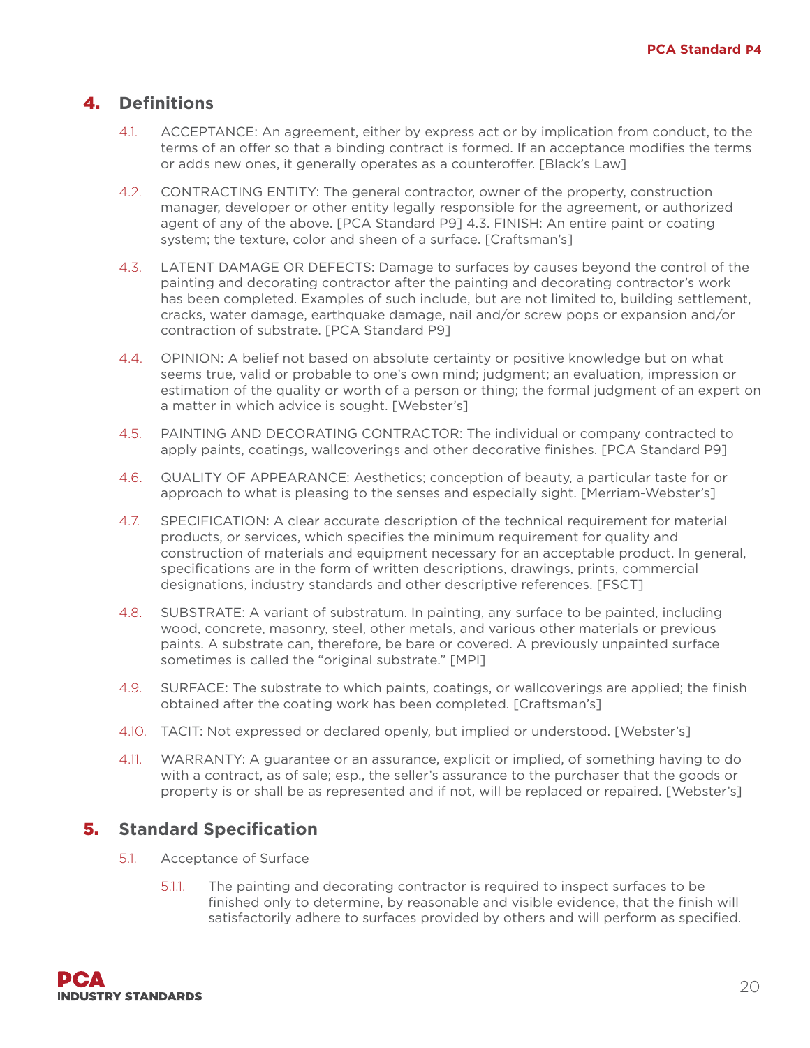## 4. Definitions

4.1. ACCEPTANCE: An agreement, either by express act or by implication from conduct, to the terms of an offer so that a binding contract is formed. If an acceptance modifies the terms or adds new ones, it generally operates as a counteroffer. [Black's Law]

4.2. CONTRACTING ENTITY: The general contractor, owner of the property, construction manager, developer or other entity legally responsible for the agreement, or authorized agent of any of the above. [PCA Standard P9] 4.3. FINISH: An entire paint or coating system; the texture, color and sheen of a surface. [Craftsman's]

4.3. LATENT DAMAGE OR DEFECTS: Damage to surfaces by causes beyond the control of the painting and decorating contractor after the painting and decorating contractor's work has been completed. Examples of such include, but are not limited to, building settlement, cracks, water damage, earthquake damage, nail and/or screw pops or expansion and/or contraction of substrate. [PCA Standard P9]

4.4. OPINION: A belief not based on absolute certainty or positive knowledge but on what seems true, valid or probable to one's own mind; judgment; an evaluation, impression or estimation of the quality or worth of a person or thing; the formal judgment of an expert on a matter in which advice is sought. [Webster's]

4.5. PAINTING AND DECORATING CONTRACTOR: The individual or company contracted to apply paints, coatings, wallcoverings and other decorative finishes. [PCA Standard P9]

4.6. QUALITY OF APPEARANCE: Aesthetics; conception of beauty, a particular taste for or approach to what is pleasing to the senses and especially sight. [Merriam-Webster's]

4.7. SPECIFICATION: A clear accurate description of the technical requirement for material products, or services, which specifies the minimum requirement for quality and construction of materials and equipment necessary for an acceptable product. In general, specifications are in the form of written descriptions, drawings, prints, commercial designations, industry standards and other descriptive references. [FSCT]

4.8. SUBSTRATE: A variant of substratum. In painting, any surface to be painted, including wood, concrete, masonry, steel, other metals, and various other materials or previous paints. A substrate can, therefore, be bare or covered. A previously unpainted surface sometimes is called the "original substrate." [MPI]

4.9. SURFACE: The substrate to which paints, coatings, or wallcoverings are applied; the finish obtained after the coating work has been completed. [Craftsman's]

4.10. TACIT: Not expressed or declared openly, but implied or understood. [Webster's]

4.11. WARRANTY: A guarantee or an assurance, explicit or implied, of something having to do with a contract, as of sale; esp., the seller's assurance to the purchaser that the goods or property is or shall be as represented and if not, will be replaced or repaired. [Webster's]

## 5. Standard Specification

5.1. Acceptance of Surface

5.1.1. The painting and decorating contractor is required to inspect surfaces to be finished only to determine, by reasonable and visible evidence, that the finish will satisfactorily adhere to surfaces provided by others and will perform as specified.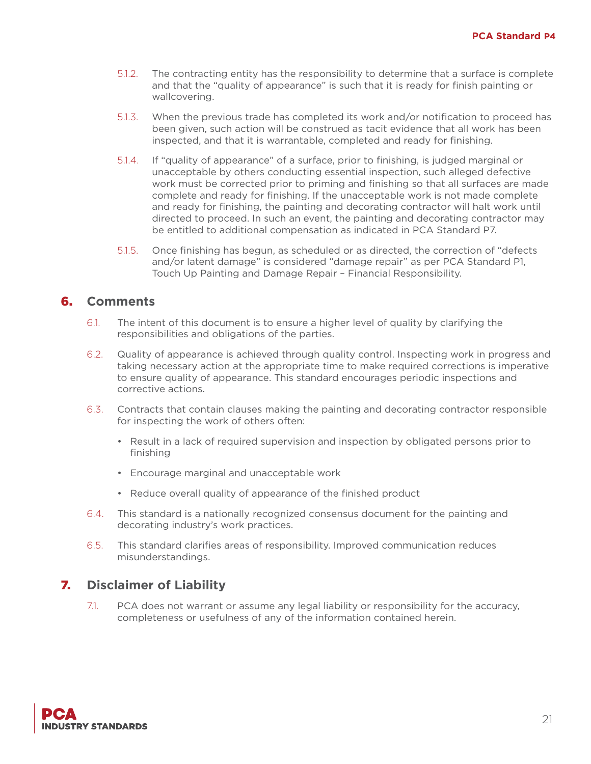5.1.2. The contracting entity has the responsibility to determine that a surface is complete and that the "quality of appearance" is such that it is ready for finish painting or wallcovering.

5.1.3. When the previous trade has completed its work and/or notification to proceed has been given, such action will be construed as tacit evidence that all work has been inspected, and that it is warrantable, completed and ready for finishing.

5.1.4. If "quality of appearance" of a surface, prior to finishing, is judged marginal or unacceptable by others conducting essential inspection, such alleged defective work must be corrected prior to priming and finishing so that all surfaces are made complete and ready for finishing. If the unacceptable work is not made complete and ready for finishing, the painting and decorating contractor will halt work until directed to proceed. In such an event, the painting and decorating contractor may be entitled to additional compensation as indicated in PCA Standard P7.

5.1.5. Once finishing has begun, as scheduled or as directed, the correction of "defects and/or latent damage" is considered "damage repair" as per PCA Standard P1, Touch Up Painting and Damage Repair – Financial Responsibility.

## 6. Comments

6.1. The intent of this document is to ensure a higher level of quality by clarifying the responsibilities and obligations of the parties.

6.2. Quality of appearance is achieved through quality control. Inspecting work in progress and taking necessary action at the appropriate time to make required corrections is imperative to ensure quality of appearance. This standard encourages periodic inspections and corrective actions.

6.3. Contracts that contain clauses making the painting and decorating contractor responsible for inspecting the work of others often:

- Result in a lack of required supervision and inspection by obligated persons prior to finishing
- Encourage marginal and unacceptable work
- Reduce overall quality of appearance of the finished product

6.4. This standard is a nationally recognized consensus document for the painting and decorating industry's work practices.

6.5. This standard clarifies areas of responsibility. Improved communication reduces misunderstandings.

## 7. Disclaimer of Liability

7.1. PCA does not warrant or assume any legal liability or responsibility for the accuracy, completeness or usefulness of any of the information contained herein.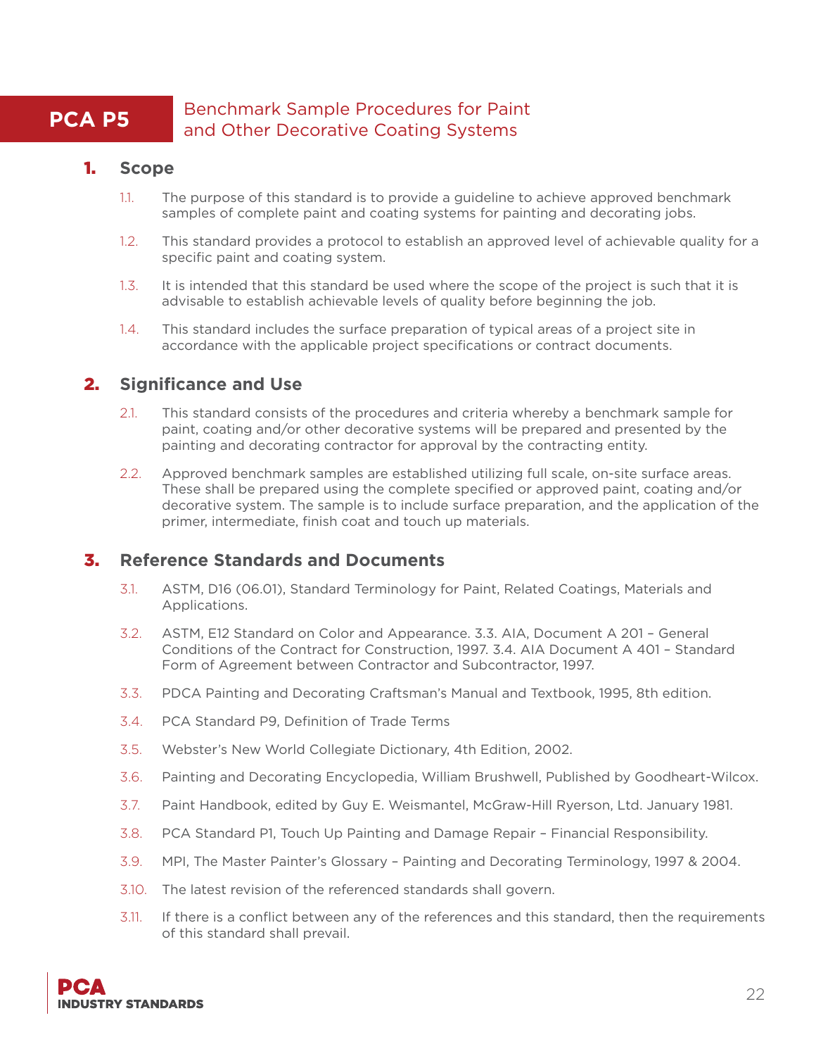# PCA P5 Benchmark Sample Procedures for Paint and Other Decorative Coating Systems

## 1. Scope

1.1. The purpose of this standard is to provide a guideline to achieve approved benchmark samples of complete paint and coating systems for painting and decorating jobs.

1.2. This standard provides a protocol to establish an approved level of achievable quality for a specific paint and coating system.

1.3. It is intended that this standard be used where the scope of the project is such that it is advisable to establish achievable levels of quality before beginning the job.

1.4. This standard includes the surface preparation of typical areas of a project site in accordance with the applicable project specifications or contract documents.

## 2. Significance and Use

2.1. This standard consists of the procedures and criteria whereby a benchmark sample for paint, coating and/or other decorative systems will be prepared and presented by the painting and decorating contractor for approval by the contracting entity.

2.2. Approved benchmark samples are established utilizing full scale, on-site surface areas. These shall be prepared using the complete specified or approved paint, coating and/or decorative system. The sample is to include surface preparation, and the application of the primer, intermediate, finish coat and touch up materials.

## 3. Reference Standards and Documents

3.1. ASTM, D16 (06.01), Standard Terminology for Paint, Related Coatings, Materials and Applications.

3.2. ASTM, E12 Standard on Color and Appearance. 3.3. AIA, Document A 201 – General Conditions of the Contract for Construction, 1997. 3.4. AIA Document A 401 – Standard Form of Agreement between Contractor and Subcontractor, 1997.

3.3. PDCA Painting and Decorating Craftsman's Manual and Textbook, 1995, 8th edition.

3.4. PCA Standard P9, Definition of Trade Terms

3.5. Webster's New World Collegiate Dictionary, 4th Edition, 2002.

3.6. Painting and Decorating Encyclopedia, William Brushwell, Published by Goodheart-Wilcox.

3.7. Paint Handbook, edited by Guy E. Weismantel, McGraw-Hill Ryerson, Ltd. January 1981.

3.8. PCA Standard P1, Touch Up Painting and Damage Repair – Financial Responsibility.

3.9. MPI, The Master Painter's Glossary – Painting and Decorating Terminology, 1997 & 2004.

3.10. The latest revision of the referenced standards shall govern.

3.11. If there is a conflict between any of the references and this standard, then the requirements of this standard shall prevail.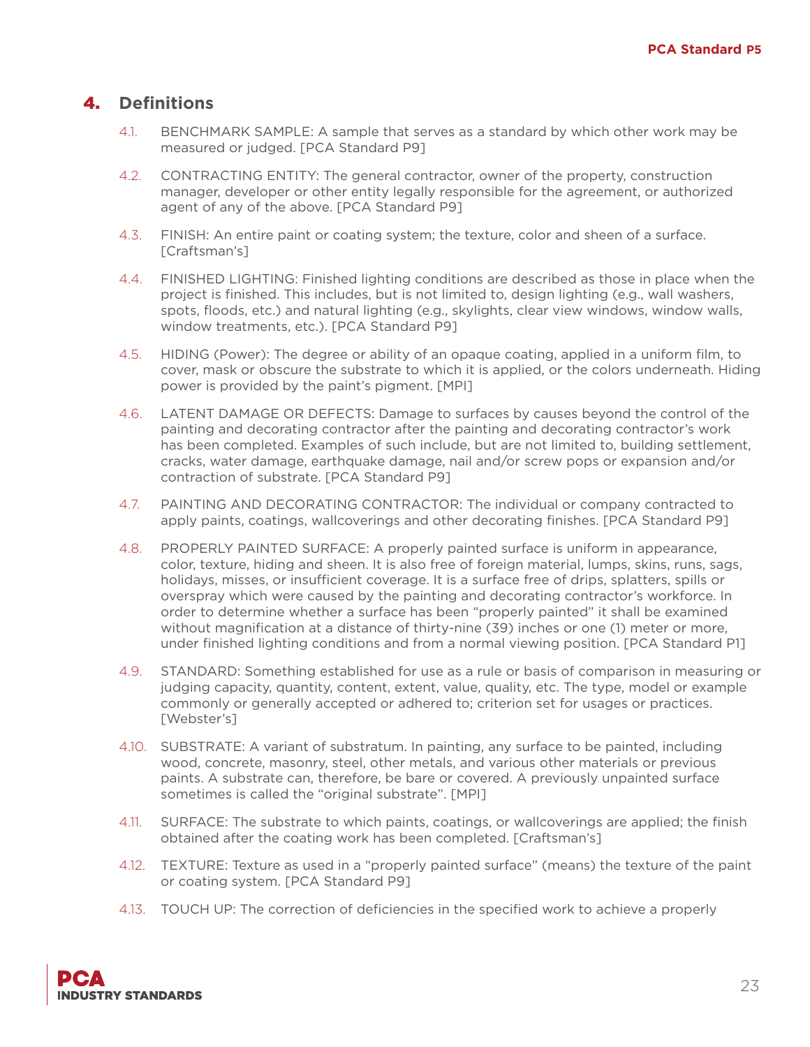## 4. Definitions

4.1. BENCHMARK SAMPLE: A sample that serves as a standard by which other work may be measured or judged. [PCA Standard P9]

4.2. CONTRACTING ENTITY: The general contractor, owner of the property, construction manager, developer or other entity legally responsible for the agreement, or authorized agent of any of the above. [PCA Standard P9]

4.3. FINISH: An entire paint or coating system; the texture, color and sheen of a surface. [Craftsman's]

4.4. FINISHED LIGHTING: Finished lighting conditions are described as those in place when the project is finished. This includes, but is not limited to, design lighting (e.g., wall washers, spots, floods, etc.) and natural lighting (e.g., skylights, clear view windows, window walls, window treatments, etc.). [PCA Standard P9]

4.5. HIDING (Power): The degree or ability of an opaque coating, applied in a uniform film, to cover, mask or obscure the substrate to which it is applied, or the colors underneath. Hiding power is provided by the paint's pigment. [MPI]

4.6. LATENT DAMAGE OR DEFECTS: Damage to surfaces by causes beyond the control of the painting and decorating contractor after the painting and decorating contractor's work has been completed. Examples of such include, but are not limited to, building settlement, cracks, water damage, earthquake damage, nail and/or screw pops or expansion and/or contraction of substrate. [PCA Standard P9]

4.7. PAINTING AND DECORATING CONTRACTOR: The individual or company contracted to apply paints, coatings, wallcoverings and other decorating finishes. [PCA Standard P9]

4.8. PROPERLY PAINTED SURFACE: A properly painted surface is uniform in appearance, color, texture, hiding and sheen. It is also free of foreign material, lumps, skins, runs, sags, holidays, misses, or insufficient coverage. It is a surface free of drips, splatters, spills or overspray which were caused by the painting and decorating contractor's workforce. In order to determine whether a surface has been "properly painted" it shall be examined without magnification at a distance of thirty-nine (39) inches or one (1) meter or more, under finished lighting conditions and from a normal viewing position. [PCA Standard P1]

4.9. STANDARD: Something established for use as a rule or basis of comparison in measuring or judging capacity, quantity, content, extent, value, quality, etc. The type, model or example commonly or generally accepted or adhered to; criterion set for usages or practices. [Webster's]

4.10. SUBSTRATE: A variant of substratum. In painting, any surface to be painted, including wood, concrete, masonry, steel, other metals, and various other materials or previous paints. A substrate can, therefore, be bare or covered. A previously unpainted surface sometimes is called the "original substrate". [MPI]

4.11. SURFACE: The substrate to which paints, coatings, or wallcoverings are applied; the finish obtained after the coating work has been completed. [Craftsman's]

4.12. TEXTURE: Texture as used in a "properly painted surface" (means) the texture of the paint or coating system. [PCA Standard P9]

4.13. TOUCH UP: The correction of deficiencies in the specified work to achieve a properly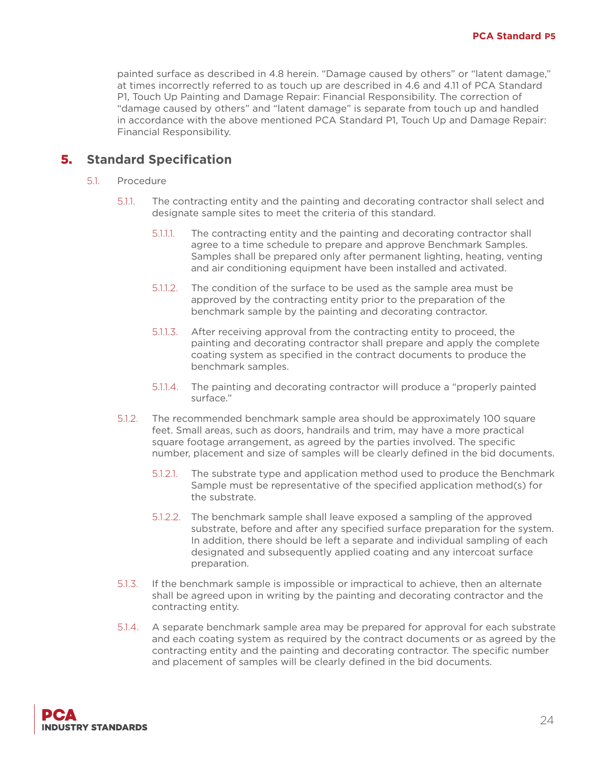painted surface as described in 4.8 herein. "Damage caused by others" or "latent damage," at times incorrectly referred to as touch up are described in 4.6 and 4.11 of PCA Standard P1, Touch Up Painting and Damage Repair: Financial Responsibility. The correction of "damage caused by others" and "latent damage" is separate from touch up and handled in accordance with the above mentioned PCA Standard P1, Touch Up and Damage Repair: Financial Responsibility.

## 5. Standard Specification

5.1. Procedure

5.1.1. The contracting entity and the painting and decorating contractor shall select and designate sample sites to meet the criteria of this standard.

5.1.1.1. The contracting entity and the painting and decorating contractor shall agree to a time schedule to prepare and approve Benchmark Samples. Samples shall be prepared only after permanent lighting, heating, venting and air conditioning equipment have been installed and activated.

5.1.1.2. The condition of the surface to be used as the sample area must be approved by the contracting entity prior to the preparation of the benchmark sample by the painting and decorating contractor.

5.1.1.3. After receiving approval from the contracting entity to proceed, the painting and decorating contractor shall prepare and apply the complete coating system as specified in the contract documents to produce the benchmark samples.

5.1.1.4. The painting and decorating contractor will produce a "properly painted surface."

5.1.2. The recommended benchmark sample area should be approximately 100 square feet. Small areas, such as doors, handrails and trim, may have a more practical square footage arrangement, as agreed by the parties involved. The specific number, placement and size of samples will be clearly defined in the bid documents.

5.1.2.1. The substrate type and application method used to produce the Benchmark Sample must be representative of the specified application method(s) for the substrate.

5.1.2.2. The benchmark sample shall leave exposed a sampling of the approved substrate, before and after any specified surface preparation for the system. In addition, there should be left a separate and individual sampling of each designated and subsequently applied coating and any intercoat surface preparation.

5.1.3. If the benchmark sample is impossible or impractical to achieve, then an alternate shall be agreed upon in writing by the painting and decorating contractor and the contracting entity.

5.1.4. A separate benchmark sample area may be prepared for approval for each substrate and each coating system as required by the contract documents or as agreed by the contracting entity and the painting and decorating contractor. The specific number and placement of samples will be clearly defined in the bid documents.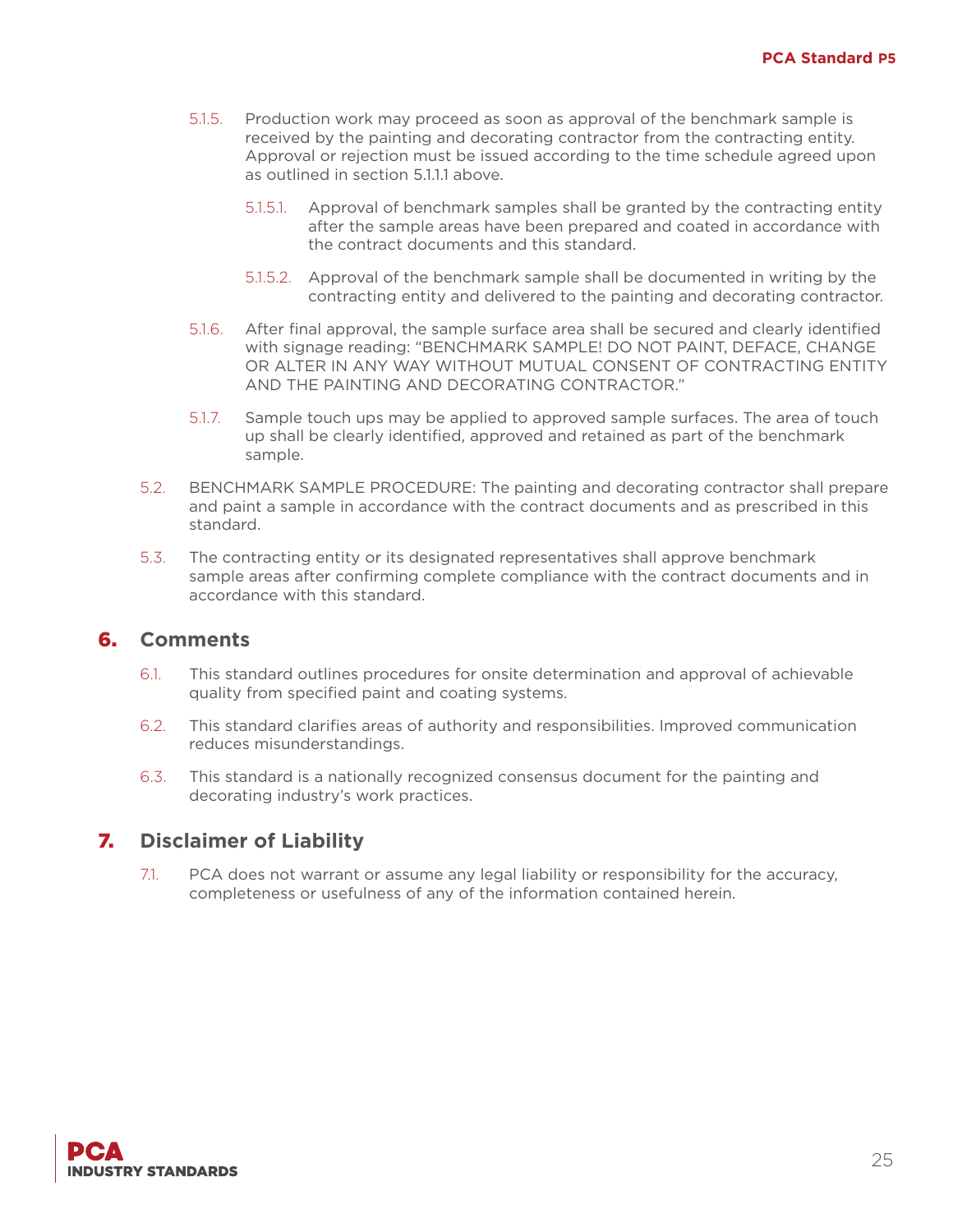5.1.5. Production work may proceed as soon as approval of the benchmark sample is received by the painting and decorating contractor from the contracting entity. Approval or rejection must be issued according to the time schedule agreed upon as outlined in section 5.1.1.1 above.

5.1.5.1. Approval of benchmark samples shall be granted by the contracting entity after the sample areas have been prepared and coated in accordance with the contract documents and this standard.

5.1.5.2. Approval of the benchmark sample shall be documented in writing by the contracting entity and delivered to the painting and decorating contractor.

5.1.6. After final approval, the sample surface area shall be secured and clearly identified with signage reading: "BENCHMARK SAMPLE! DO NOT PAINT, DEFACE, CHANGE OR ALTER IN ANY WAY WITHOUT MUTUAL CONSENT OF CONTRACTING ENTITY AND THE PAINTING AND DECORATING CONTRACTOR."

5.1.7. Sample touch ups may be applied to approved sample surfaces. The area of touch up shall be clearly identified, approved and retained as part of the benchmark sample.

5.2. BENCHMARK SAMPLE PROCEDURE: The painting and decorating contractor shall prepare and paint a sample in accordance with the contract documents and as prescribed in this standard.

5.3. The contracting entity or its designated representatives shall approve benchmark sample areas after confirming complete compliance with the contract documents and in accordance with this standard.

## 6. Comments

6.1. This standard outlines procedures for onsite determination and approval of achievable quality from specified paint and coating systems.

6.2. This standard clarifies areas of authority and responsibilities. Improved communication reduces misunderstandings.

6.3. This standard is a nationally recognized consensus document for the painting and decorating industry's work practices.

## 7. Disclaimer of Liability

7.1. PCA does not warrant or assume any legal liability or responsibility for the accuracy, completeness or usefulness of any of the information contained herein.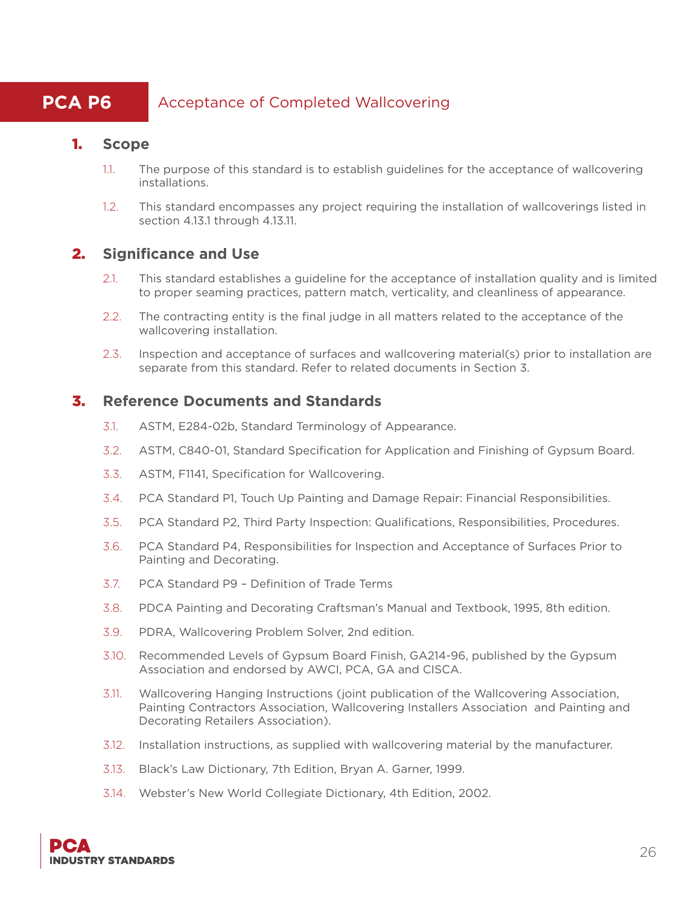# PCA P6 Acceptance of Completed Wallcovering

## 1. Scope

1.1. The purpose of this standard is to establish guidelines for the acceptance of wallcovering installations.

1.2. This standard encompasses any project requiring the installation of wallcoverings listed in section 4.13.1 through 4.13.11.

## 2. Significance and Use

2.1. This standard establishes a guideline for the acceptance of installation quality and is limited to proper seaming practices, pattern match, verticality, and cleanliness of appearance.

2.2. The contracting entity is the final judge in all matters related to the acceptance of the wallcovering installation.

2.3. Inspection and acceptance of surfaces and wallcovering material(s) prior to installation are separate from this standard. Refer to related documents in Section 3.

## 3. Reference Documents and Standards

3.1. ASTM, E284-02b, Standard Terminology of Appearance.

3.2. ASTM, C840-01, Standard Specification for Application and Finishing of Gypsum Board.

3.3. ASTM, F1141, Specification for Wallcovering.

3.4. PCA Standard P1, Touch Up Painting and Damage Repair: Financial Responsibilities.

3.5. PCA Standard P2, Third Party Inspection: Qualifications, Responsibilities, Procedures.

3.6. PCA Standard P4, Responsibilities for Inspection and Acceptance of Surfaces Prior to Painting and Decorating.

3.7. PCA Standard P9 – Definition of Trade Terms

3.8. PDCA Painting and Decorating Craftsman's Manual and Textbook, 1995, 8th edition.

3.9. PDRA, Wallcovering Problem Solver, 2nd edition.

3.10. Recommended Levels of Gypsum Board Finish, GA214-96, published by the Gypsum Association and endorsed by AWCI, PCA, GA and CISCA.

3.11. Wallcovering Hanging Instructions (joint publication of the Wallcovering Association, Painting Contractors Association, Wallcovering Installers Association and Painting and Decorating Retailers Association).

3.12. Installation instructions, as supplied with wallcovering material by the manufacturer.

3.13. Black's Law Dictionary, 7th Edition, Bryan A. Garner, 1999.

3.14. Webster's New World Collegiate Dictionary, 4th Edition, 2002.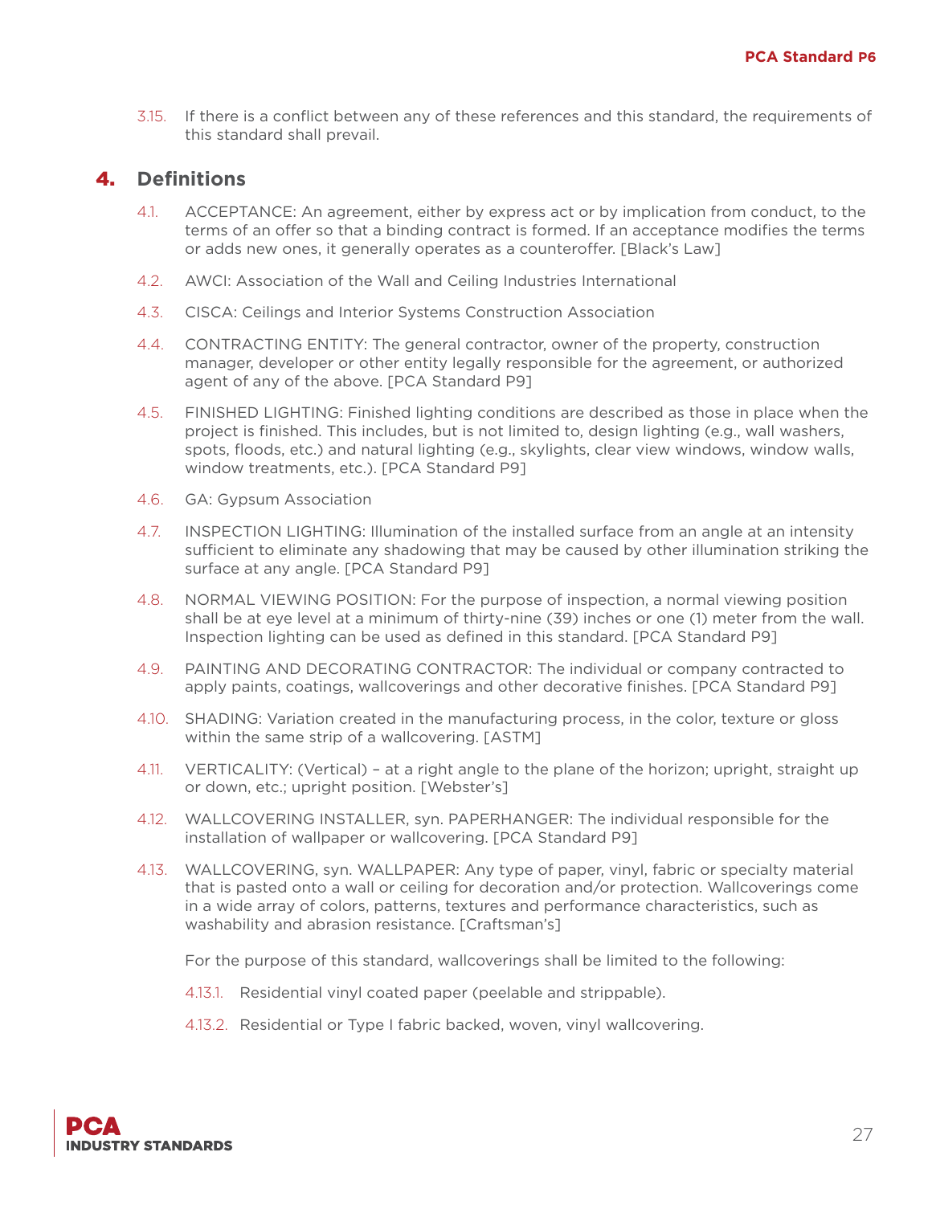3.15. If there is a conflict between any of these references and this standard, the requirements of this standard shall prevail.

## 4. Definitions

4.1. ACCEPTANCE: An agreement, either by express act or by implication from conduct, to the terms of an offer so that a binding contract is formed. If an acceptance modifies the terms or adds new ones, it generally operates as a counteroffer. [Black's Law]

4.2. AWCI: Association of the Wall and Ceiling Industries International

4.3. CISCA: Ceilings and Interior Systems Construction Association

4.4. CONTRACTING ENTITY: The general contractor, owner of the property, construction manager, developer or other entity legally responsible for the agreement, or authorized agent of any of the above. [PCA Standard P9]

4.5. FINISHED LIGHTING: Finished lighting conditions are described as those in place when the project is finished. This includes, but is not limited to, design lighting (e.g., wall washers, spots, floods, etc.) and natural lighting (e.g., skylights, clear view windows, window walls, window treatments, etc.). [PCA Standard P9]

4.6. GA: Gypsum Association

4.7. INSPECTION LIGHTING: Illumination of the installed surface from an angle at an intensity sufficient to eliminate any shadowing that may be caused by other illumination striking the surface at any angle. [PCA Standard P9]

4.8. NORMAL VIEWING POSITION: For the purpose of inspection, a normal viewing position shall be at eye level at a minimum of thirty-nine (39) inches or one (1) meter from the wall. Inspection lighting can be used as defined in this standard. [PCA Standard P9]

4.9. PAINTING AND DECORATING CONTRACTOR: The individual or company contracted to apply paints, coatings, wallcoverings and other decorative finishes. [PCA Standard P9]

4.10. SHADING: Variation created in the manufacturing process, in the color, texture or gloss within the same strip of a wallcovering. [ASTM]

4.11. VERTICALITY: (Vertical) – at a right angle to the plane of the horizon; upright, straight up or down, etc.; upright position. [Webster's]

4.12. WALLCOVERING INSTALLER, syn. PAPERHANGER: The individual responsible for the installation of wallpaper or wallcovering. [PCA Standard P9]

4.13. WALLCOVERING, syn. WALLPAPER: Any type of paper, vinyl, fabric or specialty material that is pasted onto a wall or ceiling for decoration and/or protection. Wallcoverings come in a wide array of colors, patterns, textures and performance characteristics, such as washability and abrasion resistance. [Craftsman's]

For the purpose of this standard, wallcoverings shall be limited to the following:

4.13.1. Residential vinyl coated paper (peelable and strippable).

4.13.2. Residential or Type I fabric backed, woven, vinyl wallcovering.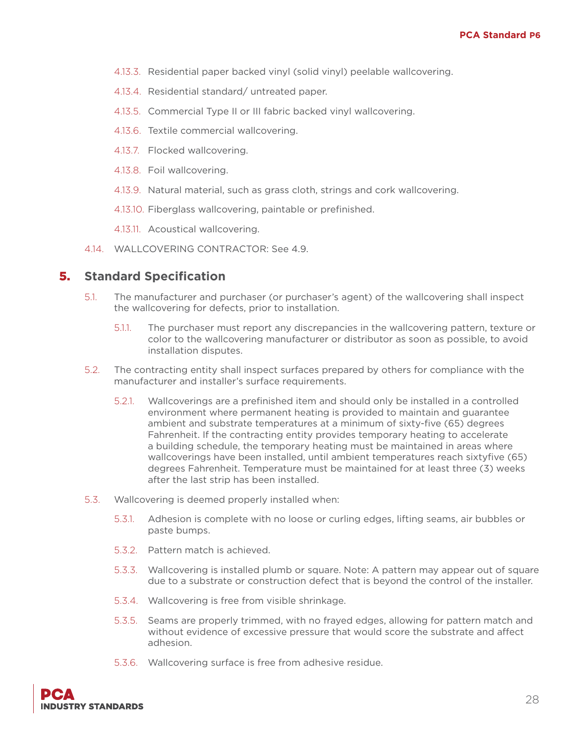4.13.3. Residential paper backed vinyl (solid vinyl) peelable wallcovering.

4.13.4. Residential standard/ untreated paper.

4.13.5. Commercial Type II or III fabric backed vinyl wallcovering.

4.13.6. Textile commercial wallcovering.

4.13.7. Flocked wallcovering.

4.13.8. Foil wallcovering.

4.13.9. Natural material, such as grass cloth, strings and cork wallcovering.

4.13.10. Fiberglass wallcovering, paintable or prefinished.

4.13.11. Acoustical wallcovering.

4.14. WALLCOVERING CONTRACTOR: See 4.9.

## 5. Standard Specification

5.1. The manufacturer and purchaser (or purchaser's agent) of the wallcovering shall inspect the wallcovering for defects, prior to installation.

5.1.1. The purchaser must report any discrepancies in the wallcovering pattern, texture or color to the wallcovering manufacturer or distributor as soon as possible, to avoid installation disputes.

5.2. The contracting entity shall inspect surfaces prepared by others for compliance with the manufacturer and installer's surface requirements.

5.2.1. Wallcoverings are a prefinished item and should only be installed in a controlled environment where permanent heating is provided to maintain and guarantee ambient and substrate temperatures at a minimum of sixty-five (65) degrees Fahrenheit. If the contracting entity provides temporary heating to accelerate a building schedule, the temporary heating must be maintained in areas where wallcoverings have been installed, until ambient temperatures reach sixtyfive (65) degrees Fahrenheit. Temperature must be maintained for at least three (3) weeks after the last strip has been installed.

5.3. Wallcovering is deemed properly installed when:

5.3.1. Adhesion is complete with no loose or curling edges, lifting seams, air bubbles or paste bumps.

5.3.2. Pattern match is achieved.

5.3.3. Wallcovering is installed plumb or square. Note: A pattern may appear out of square due to a substrate or construction defect that is beyond the control of the installer.

5.3.4. Wallcovering is free from visible shrinkage.

5.3.5. Seams are properly trimmed, with no frayed edges, allowing for pattern match and without evidence of excessive pressure that would score the substrate and affect adhesion.

5.3.6. Wallcovering surface is free from adhesive residue.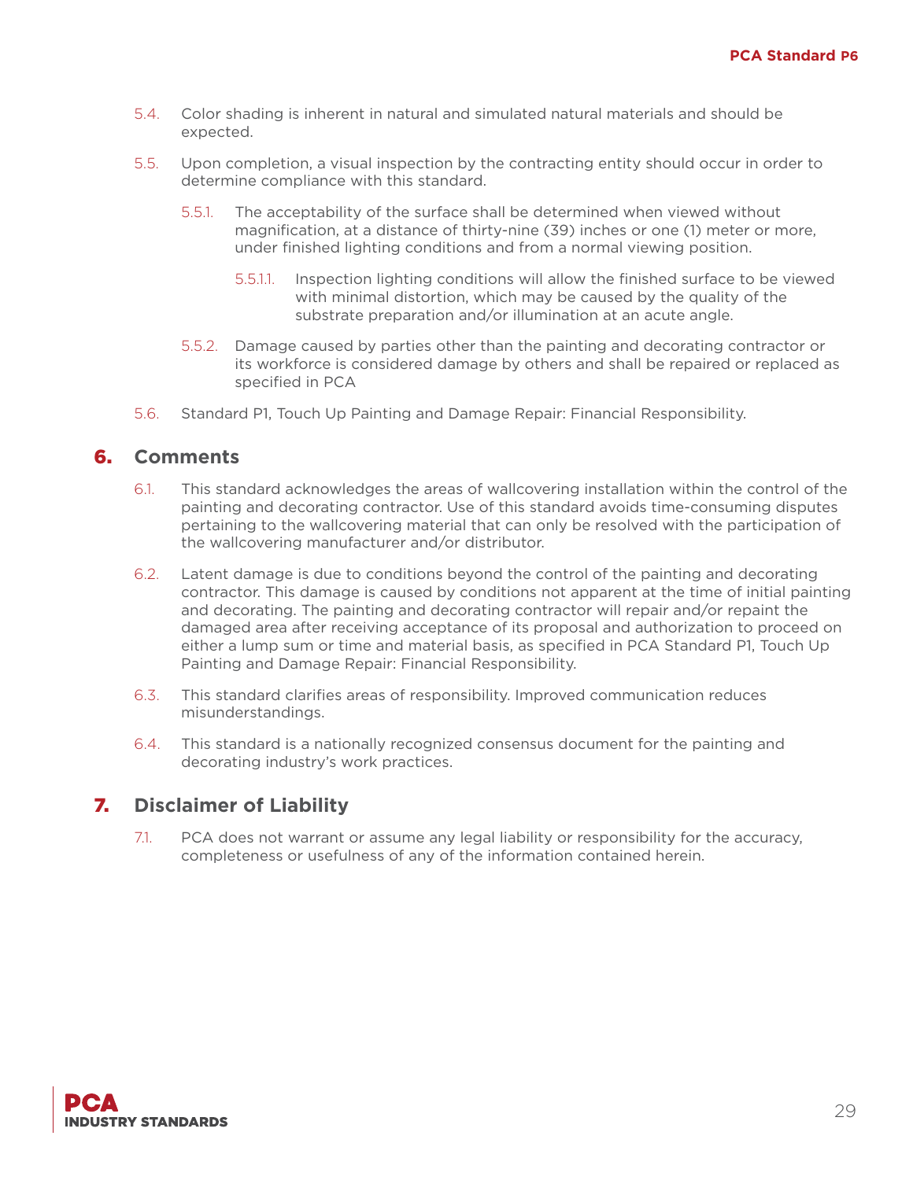5.4. Color shading is inherent in natural and simulated natural materials and should be expected.

5.5. Upon completion, a visual inspection by the contracting entity should occur in order to determine compliance with this standard.

  5.5.1. The acceptability of the surface shall be determined when viewed without magnification, at a distance of thirty-nine (39) inches or one (1) meter or more, under finished lighting conditions and from a normal viewing position.

    5.5.1.1. Inspection lighting conditions will allow the finished surface to be viewed with minimal distortion, which may be caused by the quality of the substrate preparation and/or illumination at an acute angle.

  5.5.2. Damage caused by parties other than the painting and decorating contractor or its workforce is considered damage by others and shall be repaired or replaced as specified in PCA

5.6. Standard P1, Touch Up Painting and Damage Repair: Financial Responsibility.

## 6. Comments

6.1. This standard acknowledges the areas of wallcovering installation within the control of the painting and decorating contractor. Use of this standard avoids time-consuming disputes pertaining to the wallcovering material that can only be resolved with the participation of the wallcovering manufacturer and/or distributor.

6.2. Latent damage is due to conditions beyond the control of the painting and decorating contractor. This damage is caused by conditions not apparent at the time of initial painting and decorating. The painting and decorating contractor will repair and/or repaint the damaged area after receiving acceptance of its proposal and authorization to proceed on either a lump sum or time and material basis, as specified in PCA Standard P1, Touch Up Painting and Damage Repair: Financial Responsibility.

6.3. This standard clarifies areas of responsibility. Improved communication reduces misunderstandings.

6.4. This standard is a nationally recognized consensus document for the painting and decorating industry's work practices.

## 7. Disclaimer of Liability

7.1. PCA does not warrant or assume any legal liability or responsibility for the accuracy, completeness or usefulness of any of the information contained herein.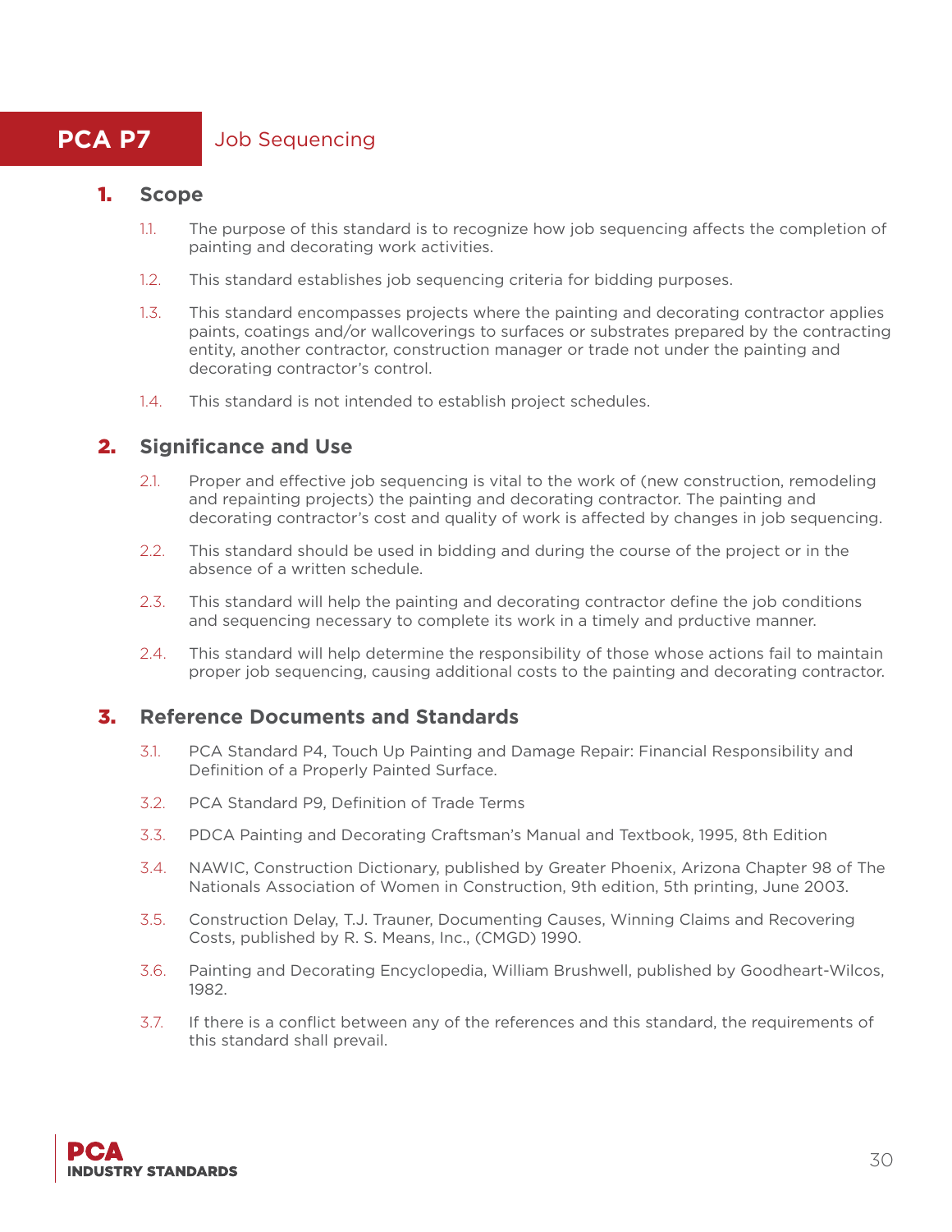# PCA P7 Job Sequencing

## 1. Scope

1.1. The purpose of this standard is to recognize how job sequencing affects the completion of painting and decorating work activities.

1.2. This standard establishes job sequencing criteria for bidding purposes.

1.3. This standard encompasses projects where the painting and decorating contractor applies paints, coatings and/or wallcoverings to surfaces or substrates prepared by the contracting entity, another contractor, construction manager or trade not under the painting and decorating contractor's control.

1.4. This standard is not intended to establish project schedules.

## 2. Significance and Use

2.1. Proper and effective job sequencing is vital to the work of (new construction, remodeling and repainting projects) the painting and decorating contractor. The painting and decorating contractor's cost and quality of work is affected by changes in job sequencing.

2.2. This standard should be used in bidding and during the course of the project or in the absence of a written schedule.

2.3. This standard will help the painting and decorating contractor define the job conditions and sequencing necessary to complete its work in a timely and prductive manner.

2.4. This standard will help determine the responsibility of those whose actions fail to maintain proper job sequencing, causing additional costs to the painting and decorating contractor.

## 3. Reference Documents and Standards

3.1. PCA Standard P4, Touch Up Painting and Damage Repair: Financial Responsibility and Definition of a Properly Painted Surface.

3.2. PCA Standard P9, Definition of Trade Terms

3.3. PDCA Painting and Decorating Craftsman's Manual and Textbook, 1995, 8th Edition

3.4. NAWIC, Construction Dictionary, published by Greater Phoenix, Arizona Chapter 98 of The Nationals Association of Women in Construction, 9th edition, 5th printing, June 2003.

3.5. Construction Delay, T.J. Trauner, Documenting Causes, Winning Claims and Recovering Costs, published by R. S. Means, Inc., (CMGD) 1990.

3.6. Painting and Decorating Encyclopedia, William Brushwell, published by Goodheart-Wilcos, 1982.

3.7. If there is a conflict between any of the references and this standard, the requirements of this standard shall prevail.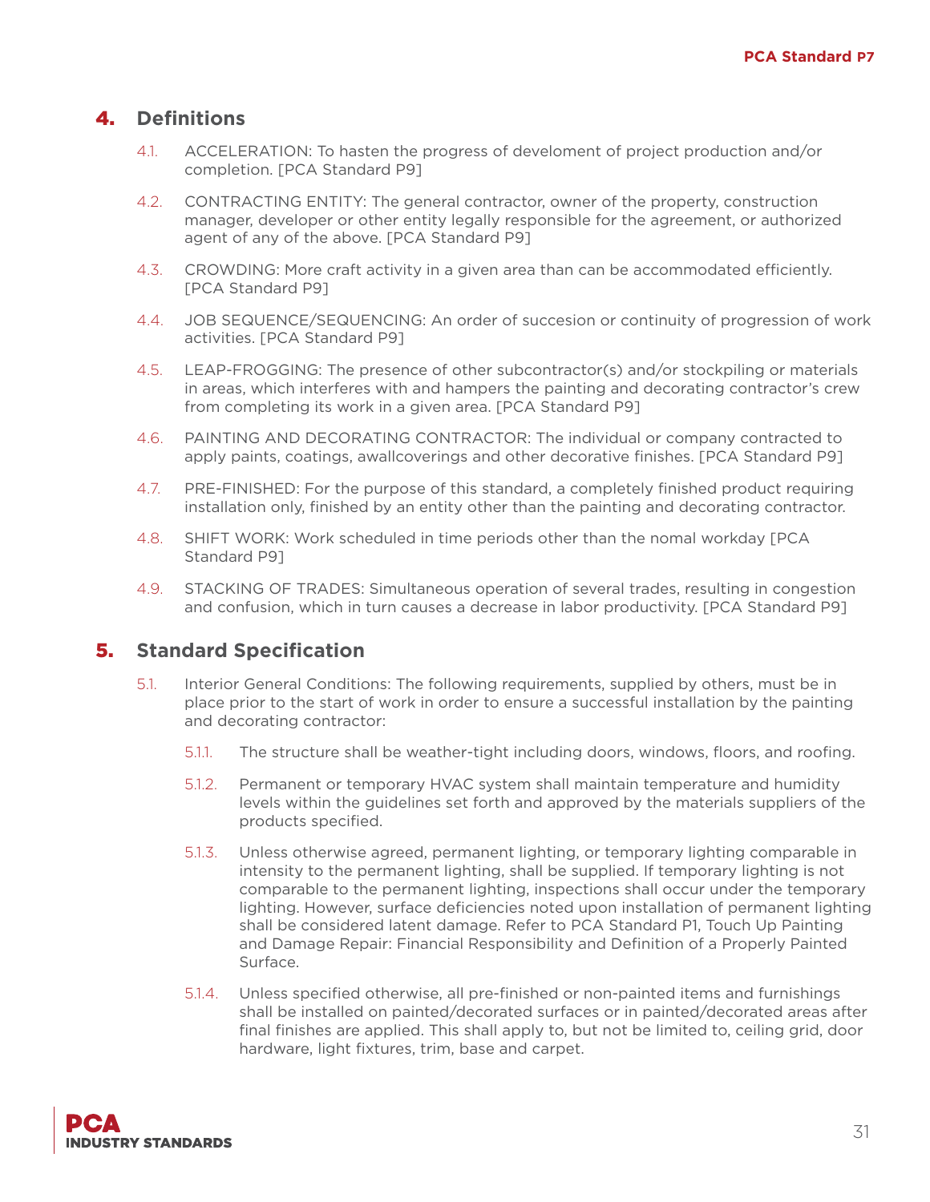## 4. Definitions

4.1. ACCELERATION: To hasten the progress of develoment of project production and/or completion. [PCA Standard P9]

4.2. CONTRACTING ENTITY: The general contractor, owner of the property, construction manager, developer or other entity legally responsible for the agreement, or authorized agent of any of the above. [PCA Standard P9]

4.3. CROWDING: More craft activity in a given area than can be accommodated efficiently. [PCA Standard P9]

4.4. JOB SEQUENCE/SEQUENCING: An order of succesion or continuity of progression of work activities. [PCA Standard P9]

4.5. LEAP-FROGGING: The presence of other subcontractor(s) and/or stockpiling or materials in areas, which interferes with and hampers the painting and decorating contractor's crew from completing its work in a given area. [PCA Standard P9]

4.6. PAINTING AND DECORATING CONTRACTOR: The individual or company contracted to apply paints, coatings, awallcoverings and other decorative finishes. [PCA Standard P9]

4.7. PRE-FINISHED: For the purpose of this standard, a completely finished product requiring installation only, finished by an entity other than the painting and decorating contractor.

4.8. SHIFT WORK: Work scheduled in time periods other than the nomal workday [PCA Standard P9]

4.9. STACKING OF TRADES: Simultaneous operation of several trades, resulting in congestion and confusion, which in turn causes a decrease in labor productivity. [PCA Standard P9]

## 5. Standard Specification

5.1. Interior General Conditions: The following requirements, supplied by others, must be in place prior to the start of work in order to ensure a successful installation by the painting and decorating contractor:

5.1.1. The structure shall be weather-tight including doors, windows, floors, and roofing.

5.1.2. Permanent or temporary HVAC system shall maintain temperature and humidity levels within the guidelines set forth and approved by the materials suppliers of the products specified.

5.1.3. Unless otherwise agreed, permanent lighting, or temporary lighting comparable in intensity to the permanent lighting, shall be supplied. If temporary lighting is not comparable to the permanent lighting, inspections shall occur under the temporary lighting. However, surface deficiencies noted upon installation of permanent lighting shall be considered latent damage. Refer to PCA Standard P1, Touch Up Painting and Damage Repair: Financial Responsibility and Definition of a Properly Painted Surface.

5.1.4. Unless specified otherwise, all pre-finished or non-painted items and furnishings shall be installed on painted/decorated surfaces or in painted/decorated areas after final finishes are applied. This shall apply to, but not be limited to, ceiling grid, door hardware, light fixtures, trim, base and carpet.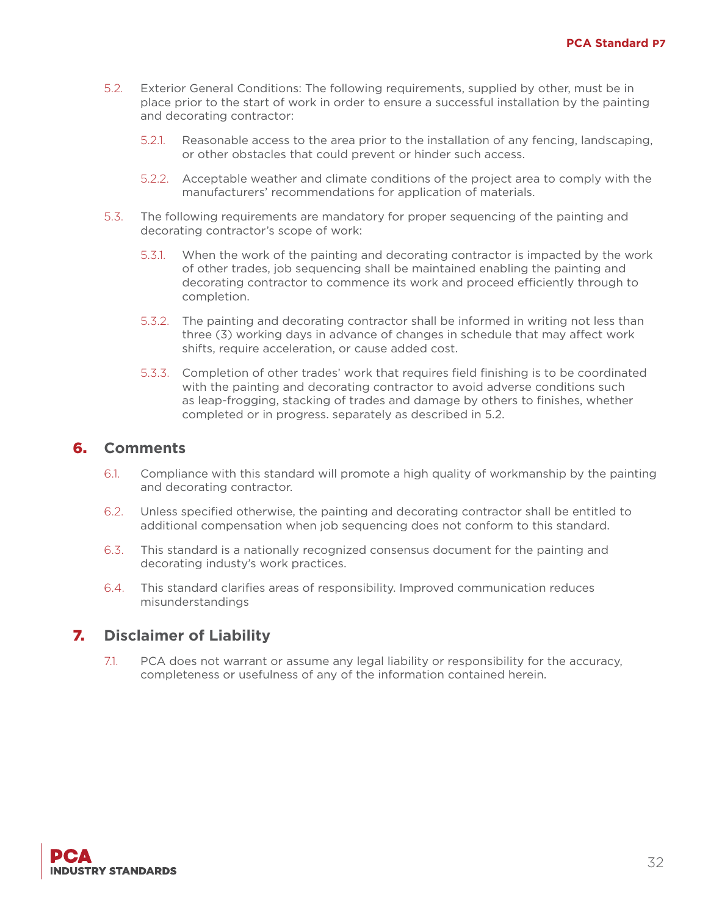5.2. Exterior General Conditions: The following requirements, supplied by other, must be in place prior to the start of work in order to ensure a successful installation by the painting and decorating contractor:

   5.2.1. Reasonable access to the area prior to the installation of any fencing, landscaping, or other obstacles that could prevent or hinder such access.

   5.2.2. Acceptable weather and climate conditions of the project area to comply with the manufacturers' recommendations for application of materials.

5.3. The following requirements are mandatory for proper sequencing of the painting and decorating contractor's scope of work:

   5.3.1. When the work of the painting and decorating contractor is impacted by the work of other trades, job sequencing shall be maintained enabling the painting and decorating contractor to commence its work and proceed efficiently through to completion.

   5.3.2. The painting and decorating contractor shall be informed in writing not less than three (3) working days in advance of changes in schedule that may affect work shifts, require acceleration, or cause added cost.

   5.3.3. Completion of other trades' work that requires field finishing is to be coordinated with the painting and decorating contractor to avoid adverse conditions such as leap-frogging, stacking of trades and damage by others to finishes, whether completed or in progress. separately as described in 5.2.

## 6. Comments

6.1. Compliance with this standard will promote a high quality of workmanship by the painting and decorating contractor.

6.2. Unless specified otherwise, the painting and decorating contractor shall be entitled to additional compensation when job sequencing does not conform to this standard.

6.3. This standard is a nationally recognized consensus document for the painting and decorating industy's work practices.

6.4. This standard clarifies areas of responsibility. Improved communication reduces misunderstandings

## 7. Disclaimer of Liability

7.1. PCA does not warrant or assume any legal liability or responsibility for the accuracy, completeness or usefulness of any of the information contained herein.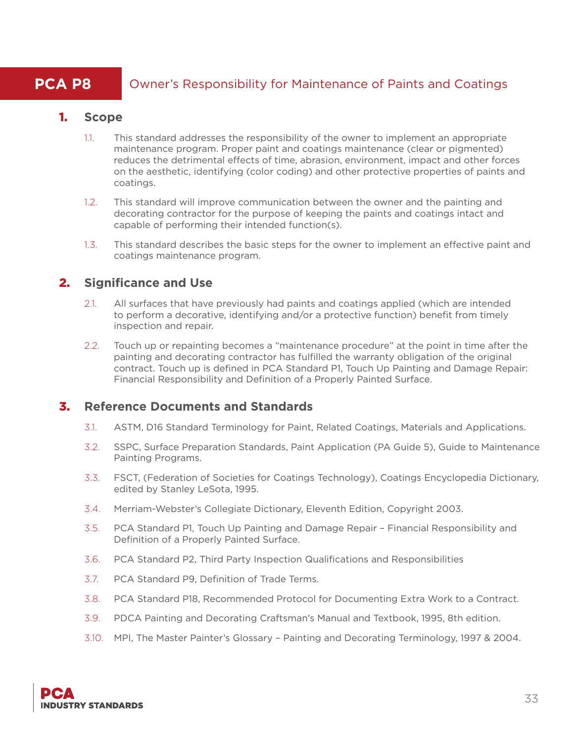# PCA P8 Owner's Responsibility for Maintenance of Paints and Coatings

## 1. Scope

1.1. This standard addresses the responsibility of the owner to implement an appropriate maintenance program. Proper paint and coatings maintenance (clear or pigmented) reduces the detrimental effects of time, abrasion, environment, impact and other forces on the aesthetic, identifying (color coding) and other protective properties of paints and coatings.

1.2. This standard will improve communication between the owner and the painting and decorating contractor for the purpose of keeping the paints and coatings intact and capable of performing their intended function(s).

1.3. This standard describes the basic steps for the owner to implement an effective paint and coatings maintenance program.

## 2. Significance and Use

2.1. All surfaces that have previously had paints and coatings applied (which are intended to perform a decorative, identifying and/or a protective function) benefit from timely inspection and repair.

2.2. Touch up or repainting becomes a "maintenance procedure" at the point in time after the painting and decorating contractor has fulfilled the warranty obligation of the original contract. Touch up is defined in PCA Standard P1, Touch Up Painting and Damage Repair: Financial Responsibility and Definition of a Properly Painted Surface.

## 3. Reference Documents and Standards

3.1. ASTM, D16 Standard Terminology for Paint, Related Coatings, Materials and Applications.

3.2. SSPC, Surface Preparation Standards, Paint Application (PA Guide 5), Guide to Maintenance Painting Programs.

3.3. FSCT, (Federation of Societies for Coatings Technology), Coatings Encyclopedia Dictionary, edited by Stanley LeSota, 1995.

3.4. Merriam-Webster's Collegiate Dictionary, Eleventh Edition, Copyright 2003.

3.5. PCA Standard P1, Touch Up Painting and Damage Repair – Financial Responsibility and Definition of a Properly Painted Surface.

3.6. PCA Standard P2, Third Party Inspection Qualifications and Responsibilities

3.7. PCA Standard P9, Definition of Trade Terms.

3.8. PCA Standard P18, Recommended Protocol for Documenting Extra Work to a Contract.

3.9. PDCA Painting and Decorating Craftsman's Manual and Textbook, 1995, 8th edition.

3.10. MPI, The Master Painter's Glossary – Painting and Decorating Terminology, 1997 & 2004.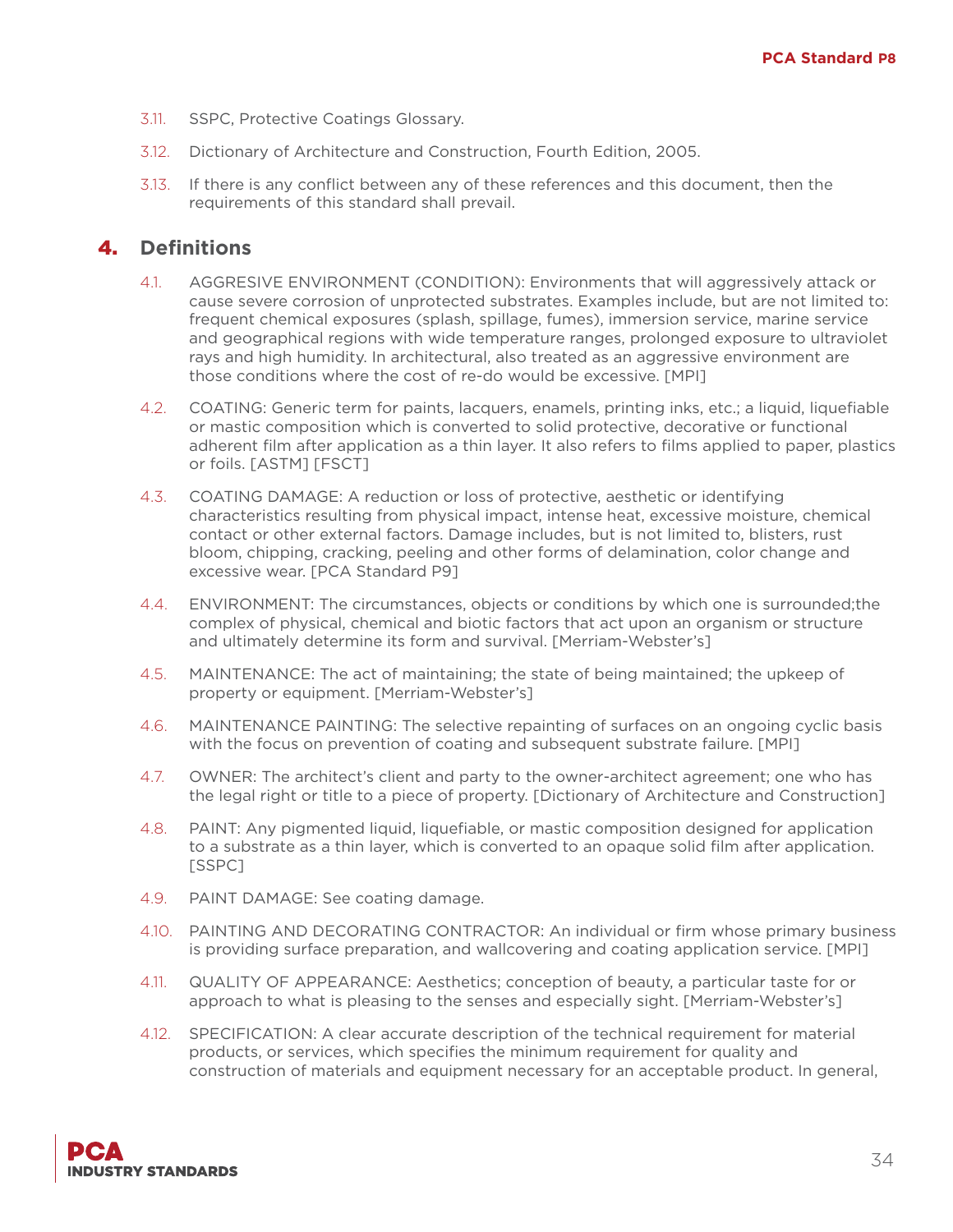3.11. SSPC, Protective Coatings Glossary.

3.12. Dictionary of Architecture and Construction, Fourth Edition, 2005.

3.13. If there is any conflict between any of these references and this document, then the requirements of this standard shall prevail.

## 4. Definitions

4.1. AGGRESIVE ENVIRONMENT (CONDITION): Environments that will aggressively attack or cause severe corrosion of unprotected substrates. Examples include, but are not limited to: frequent chemical exposures (splash, spillage, fumes), immersion service, marine service and geographical regions with wide temperature ranges, prolonged exposure to ultraviolet rays and high humidity. In architectural, also treated as an aggressive environment are those conditions where the cost of re-do would be excessive. [MPI]

4.2. COATING: Generic term for paints, lacquers, enamels, printing inks, etc.; a liquid, liquefiable or mastic composition which is converted to solid protective, decorative or functional adherent film after application as a thin layer. It also refers to films applied to paper, plastics or foils. [ASTM] [FSCT]

4.3. COATING DAMAGE: A reduction or loss of protective, aesthetic or identifying characteristics resulting from physical impact, intense heat, excessive moisture, chemical contact or other external factors. Damage includes, but is not limited to, blisters, rust bloom, chipping, cracking, peeling and other forms of delamination, color change and excessive wear. [PCA Standard P9]

4.4. ENVIRONMENT: The circumstances, objects or conditions by which one is surrounded;the complex of physical, chemical and biotic factors that act upon an organism or structure and ultimately determine its form and survival. [Merriam-Webster's]

4.5. MAINTENANCE: The act of maintaining; the state of being maintained; the upkeep of property or equipment. [Merriam-Webster's]

4.6. MAINTENANCE PAINTING: The selective repainting of surfaces on an ongoing cyclic basis with the focus on prevention of coating and subsequent substrate failure. [MPI]

4.7. OWNER: The architect's client and party to the owner-architect agreement; one who has the legal right or title to a piece of property. [Dictionary of Architecture and Construction]

4.8. PAINT: Any pigmented liquid, liquefiable, or mastic composition designed for application to a substrate as a thin layer, which is converted to an opaque solid film after application. [SSPC]

4.9. PAINT DAMAGE: See coating damage.

4.10. PAINTING AND DECORATING CONTRACTOR: An individual or firm whose primary business is providing surface preparation, and wallcovering and coating application service. [MPI]

4.11. QUALITY OF APPEARANCE: Aesthetics; conception of beauty, a particular taste for or approach to what is pleasing to the senses and especially sight. [Merriam-Webster's]

4.12. SPECIFICATION: A clear accurate description of the technical requirement for material products, or services, which specifies the minimum requirement for quality and construction of materials and equipment necessary for an acceptable product. In general,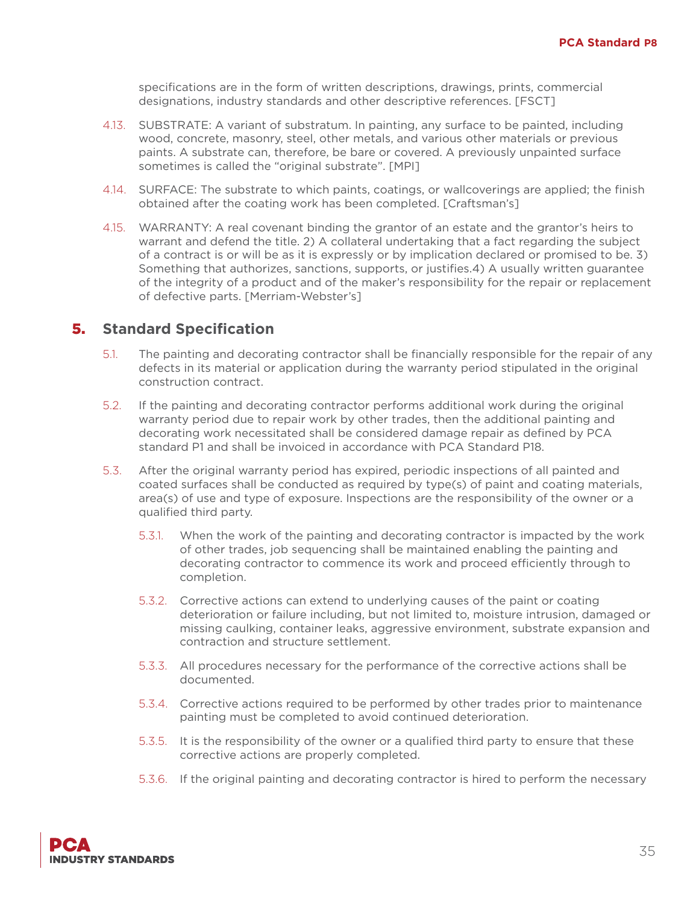specifications are in the form of written descriptions, drawings, prints, commercial designations, industry standards and other descriptive references. [FSCT]

4.13. SUBSTRATE: A variant of substratum. In painting, any surface to be painted, including wood, concrete, masonry, steel, other metals, and various other materials or previous paints. A substrate can, therefore, be bare or covered. A previously unpainted surface sometimes is called the “original substrate”. [MPI]

4.14. SURFACE: The substrate to which paints, coatings, or wallcoverings are applied; the finish obtained after the coating work has been completed. [Craftsman’s]

4.15. WARRANTY: A real covenant binding the grantor of an estate and the grantor’s heirs to warrant and defend the title. 2) A collateral undertaking that a fact regarding the subject of a contract is or will be as it is expressly or by implication declared or promised to be. 3) Something that authorizes, sanctions, supports, or justifies.4) A usually written guarantee of the integrity of a product and of the maker’s responsibility for the repair or replacement of defective parts. [Merriam-Webster’s]

## 5. Standard Specification

5.1. The painting and decorating contractor shall be financially responsible for the repair of any defects in its material or application during the warranty period stipulated in the original construction contract.

5.2. If the painting and decorating contractor performs additional work during the original warranty period due to repair work by other trades, then the additional painting and decorating work necessitated shall be considered damage repair as defined by PCA standard P1 and shall be invoiced in accordance with PCA Standard P18.

5.3. After the original warranty period has expired, periodic inspections of all painted and coated surfaces shall be conducted as required by type(s) of paint and coating materials, area(s) of use and type of exposure. Inspections are the responsibility of the owner or a qualified third party.

5.3.1. When the work of the painting and decorating contractor is impacted by the work of other trades, job sequencing shall be maintained enabling the painting and decorating contractor to commence its work and proceed efficiently through to completion.

5.3.2. Corrective actions can extend to underlying causes of the paint or coating deterioration or failure including, but not limited to, moisture intrusion, damaged or missing caulking, container leaks, aggressive environment, substrate expansion and contraction and structure settlement.

5.3.3. All procedures necessary for the performance of the corrective actions shall be documented.

5.3.4. Corrective actions required to be performed by other trades prior to maintenance painting must be completed to avoid continued deterioration.

5.3.5. It is the responsibility of the owner or a qualified third party to ensure that these corrective actions are properly completed.

5.3.6. If the original painting and decorating contractor is hired to perform the necessary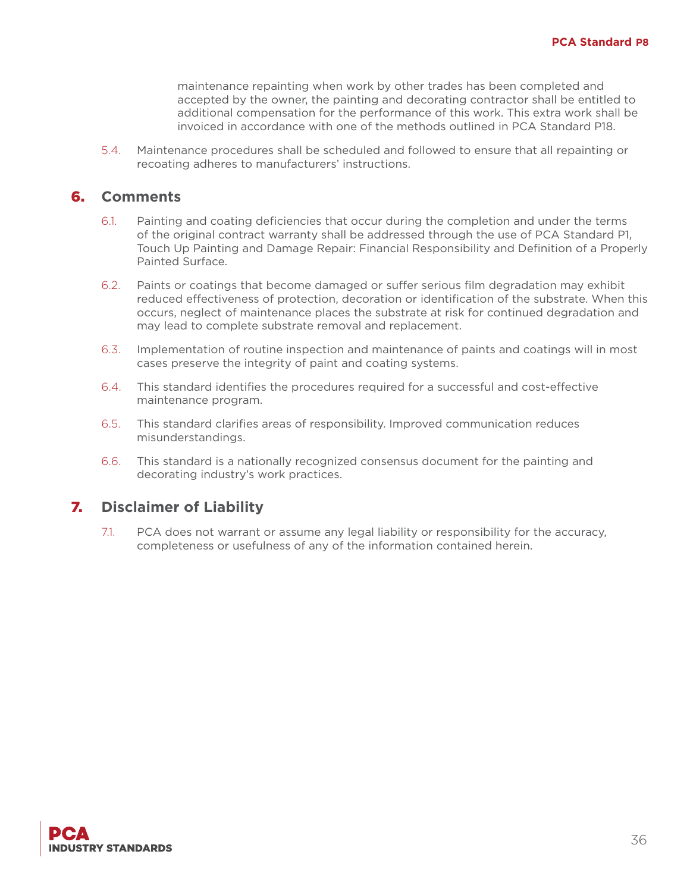maintenance repainting when work by other trades has been completed and accepted by the owner, the painting and decorating contractor shall be entitled to additional compensation for the performance of this work. This extra work shall be invoiced in accordance with one of the methods outlined in PCA Standard P18.

5.4. Maintenance procedures shall be scheduled and followed to ensure that all repainting or recoating adheres to manufacturers' instructions.

## 6. Comments

6.1. Painting and coating deficiencies that occur during the completion and under the terms of the original contract warranty shall be addressed through the use of PCA Standard P1, Touch Up Painting and Damage Repair: Financial Responsibility and Definition of a Properly Painted Surface.

6.2. Paints or coatings that become damaged or suffer serious film degradation may exhibit reduced effectiveness of protection, decoration or identification of the substrate. When this occurs, neglect of maintenance places the substrate at risk for continued degradation and may lead to complete substrate removal and replacement.

6.3. Implementation of routine inspection and maintenance of paints and coatings will in most cases preserve the integrity of paint and coating systems.

6.4. This standard identifies the procedures required for a successful and cost-effective maintenance program.

6.5. This standard clarifies areas of responsibility. Improved communication reduces misunderstandings.

6.6. This standard is a nationally recognized consensus document for the painting and decorating industry's work practices.

## 7. Disclaimer of Liability

7.1. PCA does not warrant or assume any legal liability or responsibility for the accuracy, completeness or usefulness of any of the information contained herein.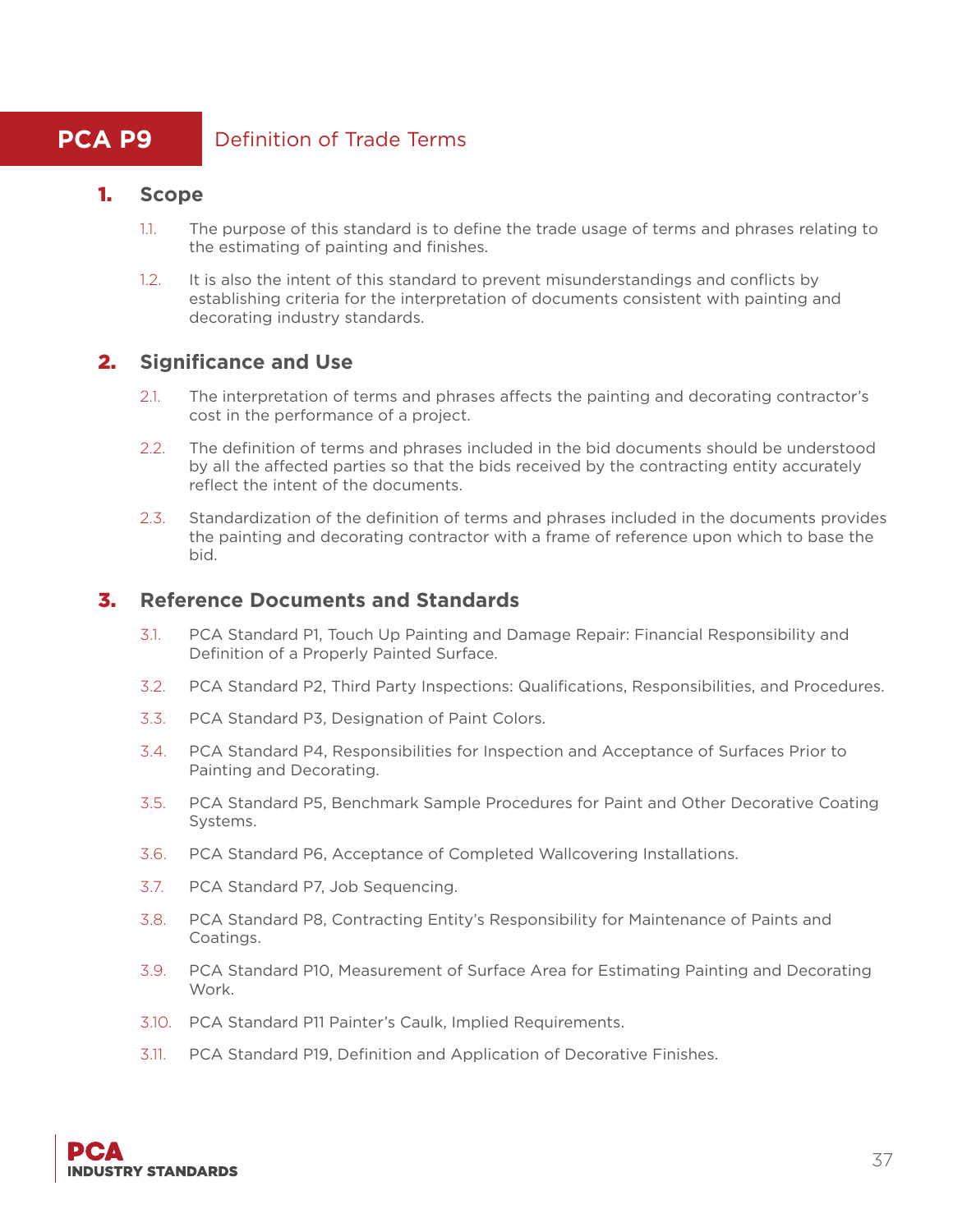# PCA P9 Definition of Trade Terms

## 1. Scope

1.1. The purpose of this standard is to define the trade usage of terms and phrases relating to the estimating of painting and finishes.

1.2. It is also the intent of this standard to prevent misunderstandings and conflicts by establishing criteria for the interpretation of documents consistent with painting and decorating industry standards.

## 2. Significance and Use

2.1. The interpretation of terms and phrases affects the painting and decorating contractor's cost in the performance of a project.

2.2. The definition of terms and phrases included in the bid documents should be understood by all the affected parties so that the bids received by the contracting entity accurately reflect the intent of the documents.

2.3. Standardization of the definition of terms and phrases included in the documents provides the painting and decorating contractor with a frame of reference upon which to base the bid.

## 3. Reference Documents and Standards

3.1. PCA Standard P1, Touch Up Painting and Damage Repair: Financial Responsibility and Definition of a Properly Painted Surface.

3.2. PCA Standard P2, Third Party Inspections: Qualifications, Responsibilities, and Procedures.

3.3. PCA Standard P3, Designation of Paint Colors.

3.4. PCA Standard P4, Responsibilities for Inspection and Acceptance of Surfaces Prior to Painting and Decorating.

3.5. PCA Standard P5, Benchmark Sample Procedures for Paint and Other Decorative Coating Systems.

3.6. PCA Standard P6, Acceptance of Completed Wallcovering Installations.

3.7. PCA Standard P7, Job Sequencing.

3.8. PCA Standard P8, Contracting Entity's Responsibility for Maintenance of Paints and Coatings.

3.9. PCA Standard P10, Measurement of Surface Area for Estimating Painting and Decorating Work.

3.10. PCA Standard P11 Painter's Caulk, Implied Requirements.

3.11. PCA Standard P19, Definition and Application of Decorative Finishes.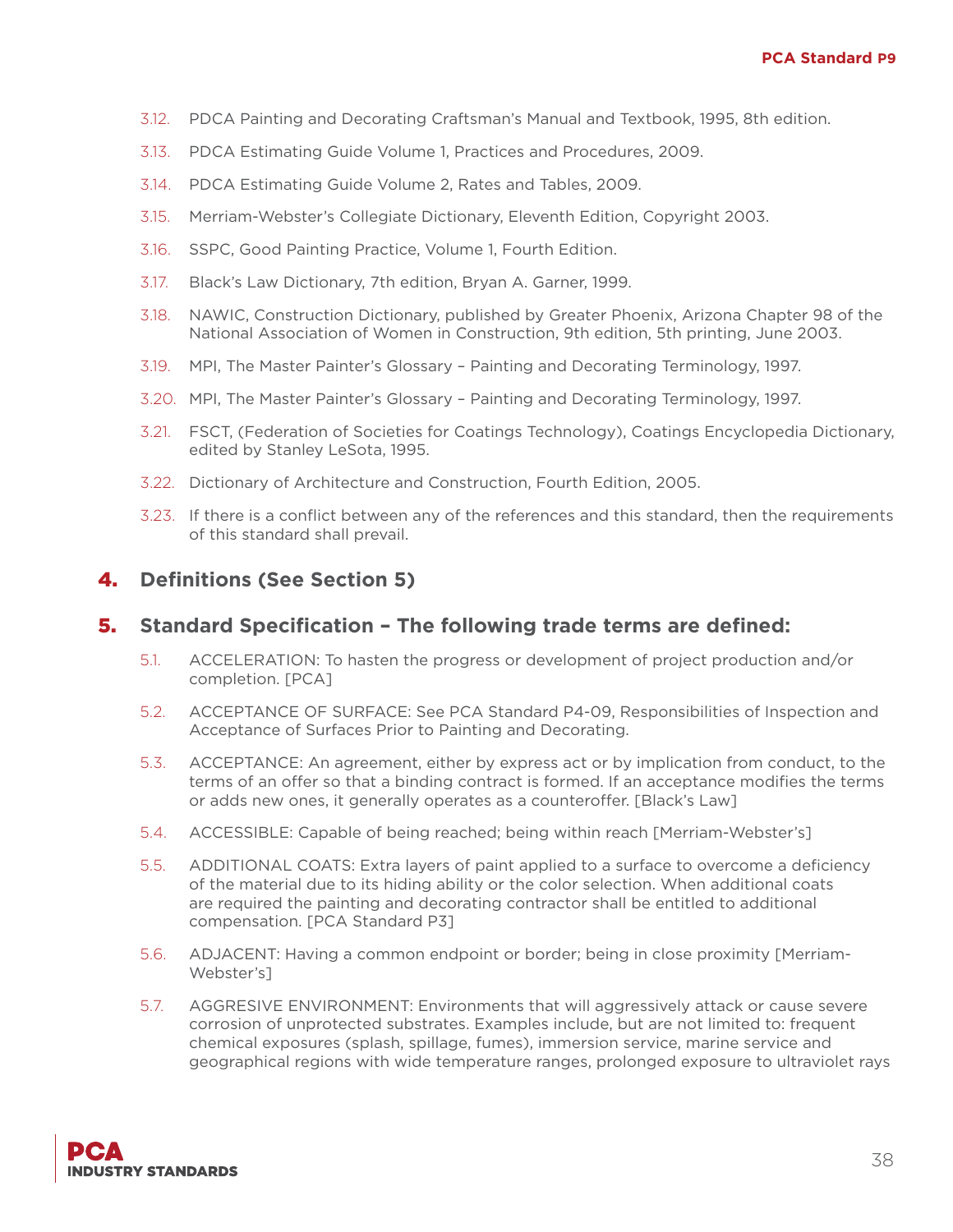3.12. PDCA Painting and Decorating Craftsman's Manual and Textbook, 1995, 8th edition.

3.13. PDCA Estimating Guide Volume 1, Practices and Procedures, 2009.

3.14. PDCA Estimating Guide Volume 2, Rates and Tables, 2009.

3.15. Merriam-Webster's Collegiate Dictionary, Eleventh Edition, Copyright 2003.

3.16. SSPC, Good Painting Practice, Volume 1, Fourth Edition.

3.17. Black's Law Dictionary, 7th edition, Bryan A. Garner, 1999.

3.18. NAWIC, Construction Dictionary, published by Greater Phoenix, Arizona Chapter 98 of the National Association of Women in Construction, 9th edition, 5th printing, June 2003.

3.19. MPI, The Master Painter's Glossary – Painting and Decorating Terminology, 1997.

3.20. MPI, The Master Painter's Glossary – Painting and Decorating Terminology, 1997.

3.21. FSCT, (Federation of Societies for Coatings Technology), Coatings Encyclopedia Dictionary, edited by Stanley LeSota, 1995.

3.22. Dictionary of Architecture and Construction, Fourth Edition, 2005.

3.23. If there is a conflict between any of the references and this standard, then the requirements of this standard shall prevail.

## 4. Definitions (See Section 5)

## 5. Standard Specification – The following trade terms are defined:

5.1. ACCELERATION: To hasten the progress or development of project production and/or completion. [PCA]

5.2. ACCEPTANCE OF SURFACE: See PCA Standard P4-09, Responsibilities of Inspection and Acceptance of Surfaces Prior to Painting and Decorating.

5.3. ACCEPTANCE: An agreement, either by express act or by implication from conduct, to the terms of an offer so that a binding contract is formed. If an acceptance modifies the terms or adds new ones, it generally operates as a counteroffer. [Black's Law]

5.4. ACCESSIBLE: Capable of being reached; being within reach [Merriam-Webster's]

5.5. ADDITIONAL COATS: Extra layers of paint applied to a surface to overcome a deficiency of the material due to its hiding ability or the color selection. When additional coats are required the painting and decorating contractor shall be entitled to additional compensation. [PCA Standard P3]

5.6. ADJACENT: Having a common endpoint or border; being in close proximity [Merriam-Webster's]

5.7. AGGRESIVE ENVIRONMENT: Environments that will aggressively attack or cause severe corrosion of unprotected substrates. Examples include, but are not limited to: frequent chemical exposures (splash, spillage, fumes), immersion service, marine service and geographical regions with wide temperature ranges, prolonged exposure to ultraviolet rays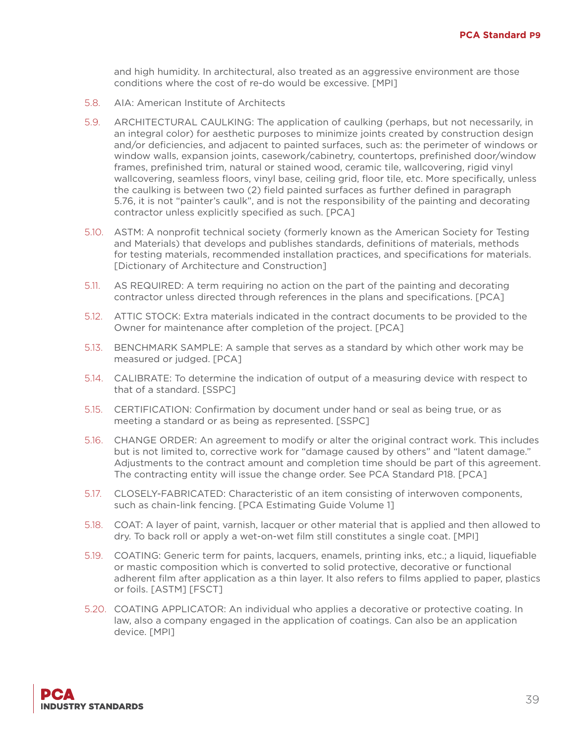and high humidity. In architectural, also treated as an aggressive environment are those conditions where the cost of re-do would be excessive. [MPI]

5.8. AIA: American Institute of Architects

5.9. ARCHITECTURAL CAULKING: The application of caulking (perhaps, but not necessarily, in an integral color) for aesthetic purposes to minimize joints created by construction design and/or deficiencies, and adjacent to painted surfaces, such as: the perimeter of windows or window walls, expansion joints, casework/cabinetry, countertops, prefinished door/window frames, prefinished trim, natural or stained wood, ceramic tile, wallcovering, rigid vinyl wallcovering, seamless floors, vinyl base, ceiling grid, floor tile, etc. More specifically, unless the caulking is between two (2) field painted surfaces as further defined in paragraph 5.76, it is not "painter's caulk", and is not the responsibility of the painting and decorating contractor unless explicitly specified as such. [PCA]

5.10. ASTM: A nonprofit technical society (formerly known as the American Society for Testing and Materials) that develops and publishes standards, definitions of materials, methods for testing materials, recommended installation practices, and specifications for materials. [Dictionary of Architecture and Construction]

5.11. AS REQUIRED: A term requiring no action on the part of the painting and decorating contractor unless directed through references in the plans and specifications. [PCA]

5.12. ATTIC STOCK: Extra materials indicated in the contract documents to be provided to the Owner for maintenance after completion of the project. [PCA]

5.13. BENCHMARK SAMPLE: A sample that serves as a standard by which other work may be measured or judged. [PCA]

5.14. CALIBRATE: To determine the indication of output of a measuring device with respect to that of a standard. [SSPC]

5.15. CERTIFICATION: Confirmation by document under hand or seal as being true, or as meeting a standard or as being as represented. [SSPC]

5.16. CHANGE ORDER: An agreement to modify or alter the original contract work. This includes but is not limited to, corrective work for "damage caused by others" and "latent damage." Adjustments to the contract amount and completion time should be part of this agreement. The contracting entity will issue the change order. See PCA Standard P18. [PCA]

5.17. CLOSELY-FABRICATED: Characteristic of an item consisting of interwoven components, such as chain-link fencing. [PCA Estimating Guide Volume 1]

5.18. COAT: A layer of paint, varnish, lacquer or other material that is applied and then allowed to dry. To back roll or apply a wet-on-wet film still constitutes a single coat. [MPI]

5.19. COATING: Generic term for paints, lacquers, enamels, printing inks, etc.; a liquid, liquefiable or mastic composition which is converted to solid protective, decorative or functional adherent film after application as a thin layer. It also refers to films applied to paper, plastics or foils. [ASTM] [FSCT]

5.20. COATING APPLICATOR: An individual who applies a decorative or protective coating. In law, also a company engaged in the application of coatings. Can also be an application device. [MPI]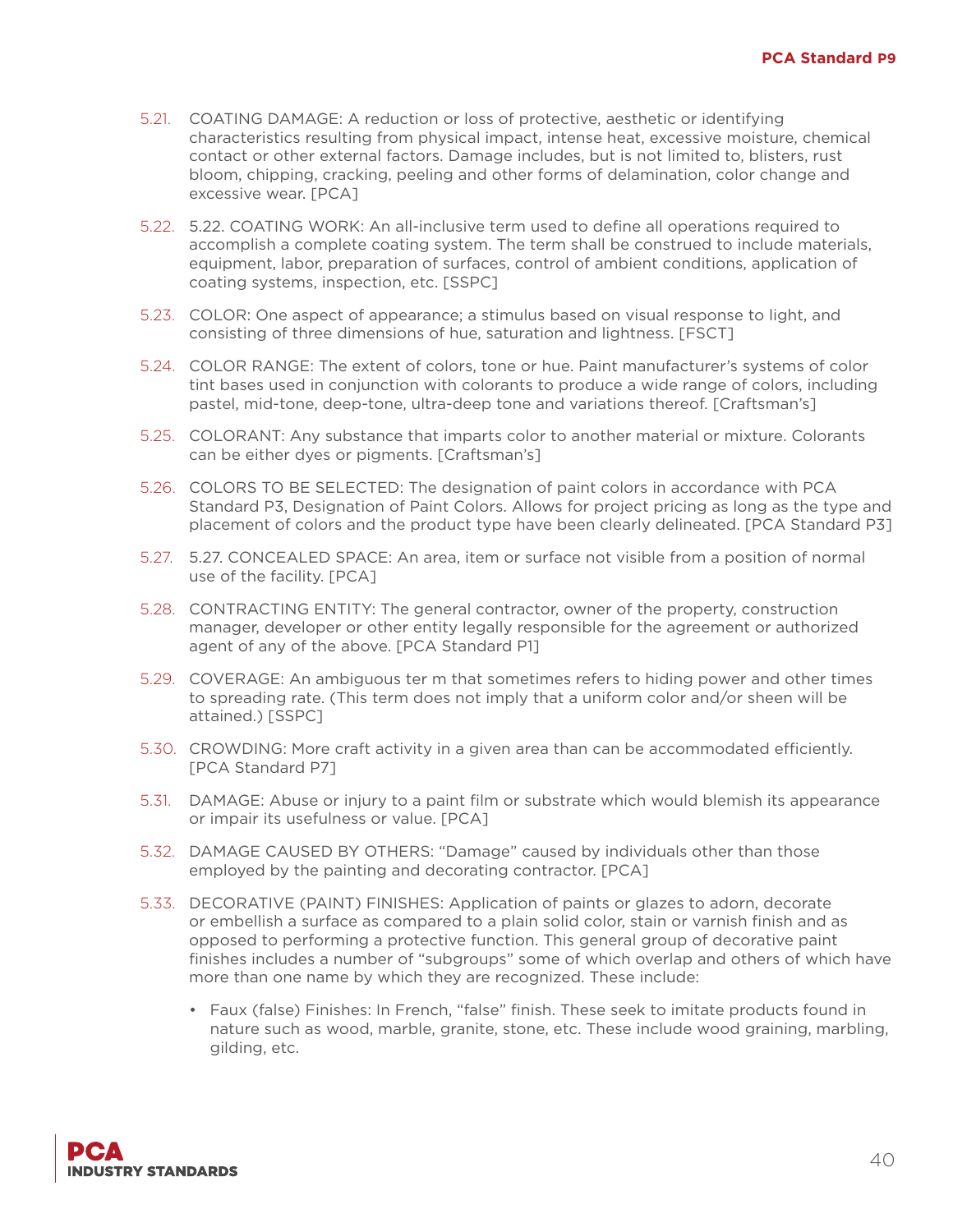5.21. COATING DAMAGE: A reduction or loss of protective, aesthetic or identifying characteristics resulting from physical impact, intense heat, excessive moisture, chemical contact or other external factors. Damage includes, but is not limited to, blisters, rust bloom, chipping, cracking, peeling and other forms of delamination, color change and excessive wear. [PCA]

5.22. 5.22. COATING WORK: An all-inclusive term used to define all operations required to accomplish a complete coating system. The term shall be construed to include materials, equipment, labor, preparation of surfaces, control of ambient conditions, application of coating systems, inspection, etc. [SSPC]

5.23. COLOR: One aspect of appearance; a stimulus based on visual response to light, and consisting of three dimensions of hue, saturation and lightness. [FSCT]

5.24. COLOR RANGE: The extent of colors, tone or hue. Paint manufacturer's systems of color tint bases used in conjunction with colorants to produce a wide range of colors, including pastel, mid-tone, deep-tone, ultra-deep tone and variations thereof. [Craftsman's]

5.25. COLORANT: Any substance that imparts color to another material or mixture. Colorants can be either dyes or pigments. [Craftsman's]

5.26. COLORS TO BE SELECTED: The designation of paint colors in accordance with PCA Standard P3, Designation of Paint Colors. Allows for project pricing as long as the type and placement of colors and the product type have been clearly delineated. [PCA Standard P3]

5.27. 5.27. CONCEALED SPACE: An area, item or surface not visible from a position of normal use of the facility. [PCA]

5.28. CONTRACTING ENTITY: The general contractor, owner of the property, construction manager, developer or other entity legally responsible for the agreement or authorized agent of any of the above. [PCA Standard P1]

5.29. COVERAGE: An ambiguous ter m that sometimes refers to hiding power and other times to spreading rate. (This term does not imply that a uniform color and/or sheen will be attained.) [SSPC]

5.30. CROWDING: More craft activity in a given area than can be accommodated efficiently. [PCA Standard P7]

5.31. DAMAGE: Abuse or injury to a paint film or substrate which would blemish its appearance or impair its usefulness or value. [PCA]

5.32. DAMAGE CAUSED BY OTHERS: "Damage" caused by individuals other than those employed by the painting and decorating contractor. [PCA]

5.33. DECORATIVE (PAINT) FINISHES: Application of paints or glazes to adorn, decorate or embellish a surface as compared to a plain solid color, stain or varnish finish and as opposed to performing a protective function. This general group of decorative paint finishes includes a number of "subgroups" some of which overlap and others of which have more than one name by which they are recognized. These include:

- Faux (false) Finishes: In French, "false" finish. These seek to imitate products found in nature such as wood, marble, granite, stone, etc. These include wood graining, marbling, gilding, etc.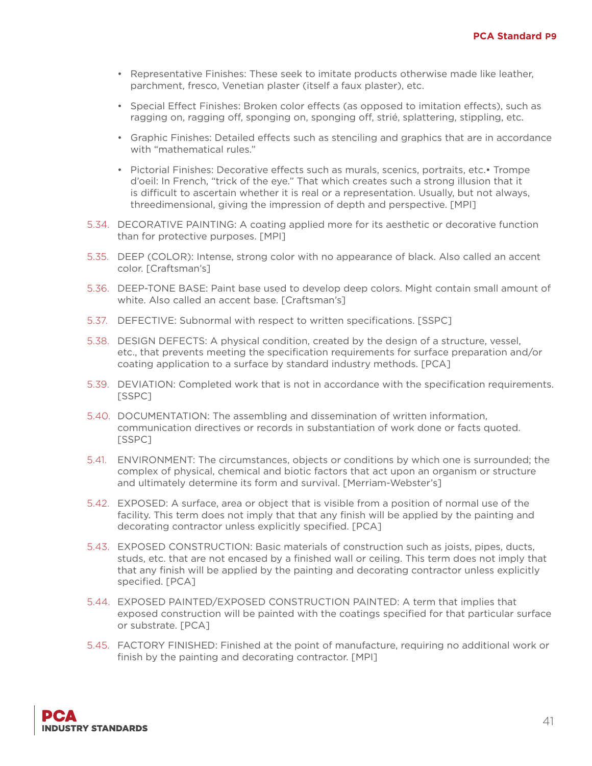- Representative Finishes: These seek to imitate products otherwise made like leather, parchment, fresco, Venetian plaster (itself a faux plaster), etc.

- Special Effect Finishes: Broken color effects (as opposed to imitation effects), such as ragging on, ragging off, sponging on, sponging off, strié, splattering, stippling, etc.

- Graphic Finishes: Detailed effects such as stenciling and graphics that are in accordance with "mathematical rules."

- Pictorial Finishes: Decorative effects such as murals, scenics, portraits, etc.• Trompe d'oeil: In French, "trick of the eye." That which creates such a strong illusion that it is difficult to ascertain whether it is real or a representation. Usually, but not always, threedimensional, giving the impression of depth and perspective. [MPI]

5.34. DECORATIVE PAINTING: A coating applied more for its aesthetic or decorative function than for protective purposes. [MPI]

5.35. DEEP (COLOR): Intense, strong color with no appearance of black. Also called an accent color. [Craftsman's]

5.36. DEEP-TONE BASE: Paint base used to develop deep colors. Might contain small amount of white. Also called an accent base. [Craftsman's]

5.37. DEFECTIVE: Subnormal with respect to written specifications. [SSPC]

5.38. DESIGN DEFECTS: A physical condition, created by the design of a structure, vessel, etc., that prevents meeting the specification requirements for surface preparation and/or coating application to a surface by standard industry methods. [PCA]

5.39. DEVIATION: Completed work that is not in accordance with the specification requirements. [SSPC]

5.40. DOCUMENTATION: The assembling and dissemination of written information, communication directives or records in substantiation of work done or facts quoted. [SSPC]

5.41. ENVIRONMENT: The circumstances, objects or conditions by which one is surrounded; the complex of physical, chemical and biotic factors that act upon an organism or structure and ultimately determine its form and survival. [Merriam-Webster's]

5.42. EXPOSED: A surface, area or object that is visible from a position of normal use of the facility. This term does not imply that that any finish will be applied by the painting and decorating contractor unless explicitly specified. [PCA]

5.43. EXPOSED CONSTRUCTION: Basic materials of construction such as joists, pipes, ducts, studs, etc. that are not encased by a finished wall or ceiling. This term does not imply that that any finish will be applied by the painting and decorating contractor unless explicitly specified. [PCA]

5.44. EXPOSED PAINTED/EXPOSED CONSTRUCTION PAINTED: A term that implies that exposed construction will be painted with the coatings specified for that particular surface or substrate. [PCA]

5.45. FACTORY FINISHED: Finished at the point of manufacture, requiring no additional work or finish by the painting and decorating contractor. [MPI]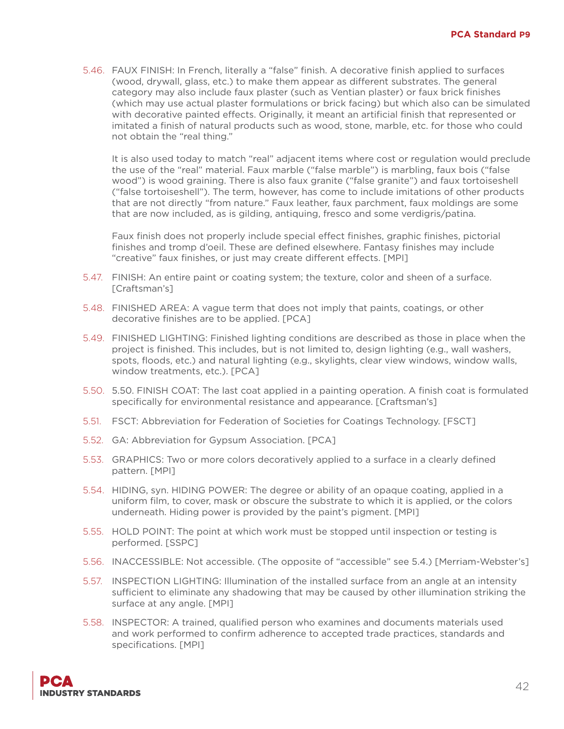5.46. FAUX FINISH: In French, literally a "false" finish. A decorative finish applied to surfaces (wood, drywall, glass, etc.) to make them appear as different substrates. The general category may also include faux plaster (such as Ventian plaster) or faux brick finishes (which may use actual plaster formulations or brick facing) but which also can be simulated with decorative painted effects. Originally, it meant an artificial finish that represented or imitated a finish of natural products such as wood, stone, marble, etc. for those who could not obtain the "real thing."

It is also used today to match "real" adjacent items where cost or regulation would preclude the use of the "real" material. Faux marble ("false marble") is marbling, faux bois ("false wood") is wood graining. There is also faux granite ("false granite") and faux tortoiseshell ("false tortoiseshell"). The term, however, has come to include imitations of other products that are not directly "from nature." Faux leather, faux parchment, faux moldings are some that are now included, as is gilding, antiquing, fresco and some verdigris/patina.

Faux finish does not properly include special effect finishes, graphic finishes, pictorial finishes and tromp d'oeil. These are defined elsewhere. Fantasy finishes may include "creative" faux finishes, or just may create different effects. [MPI]

5.47. FINISH: An entire paint or coating system; the texture, color and sheen of a surface. [Craftsman's]

5.48. FINISHED AREA: A vague term that does not imply that paints, coatings, or other decorative finishes are to be applied. [PCA]

5.49. FINISHED LIGHTING: Finished lighting conditions are described as those in place when the project is finished. This includes, but is not limited to, design lighting (e.g., wall washers, spots, floods, etc.) and natural lighting (e.g., skylights, clear view windows, window walls, window treatments, etc.). [PCA]

5.50. 5.50. FINISH COAT: The last coat applied in a painting operation. A finish coat is formulated specifically for environmental resistance and appearance. [Craftsman's]

5.51. FSCT: Abbreviation for Federation of Societies for Coatings Technology. [FSCT]

5.52. GA: Abbreviation for Gypsum Association. [PCA]

5.53. GRAPHICS: Two or more colors decoratively applied to a surface in a clearly defined pattern. [MPI]

5.54. HIDING, syn. HIDING POWER: The degree or ability of an opaque coating, applied in a uniform film, to cover, mask or obscure the substrate to which it is applied, or the colors underneath. Hiding power is provided by the paint's pigment. [MPI]

5.55. HOLD POINT: The point at which work must be stopped until inspection or testing is performed. [SSPC]

5.56. INACCESSIBLE: Not accessible. (The opposite of "accessible" see 5.4.) [Merriam-Webster's]

5.57. INSPECTION LIGHTING: Illumination of the installed surface from an angle at an intensity sufficient to eliminate any shadowing that may be caused by other illumination striking the surface at any angle. [MPI]

5.58. INSPECTOR: A trained, qualified person who examines and documents materials used and work performed to confirm adherence to accepted trade practices, standards and specifications. [MPI]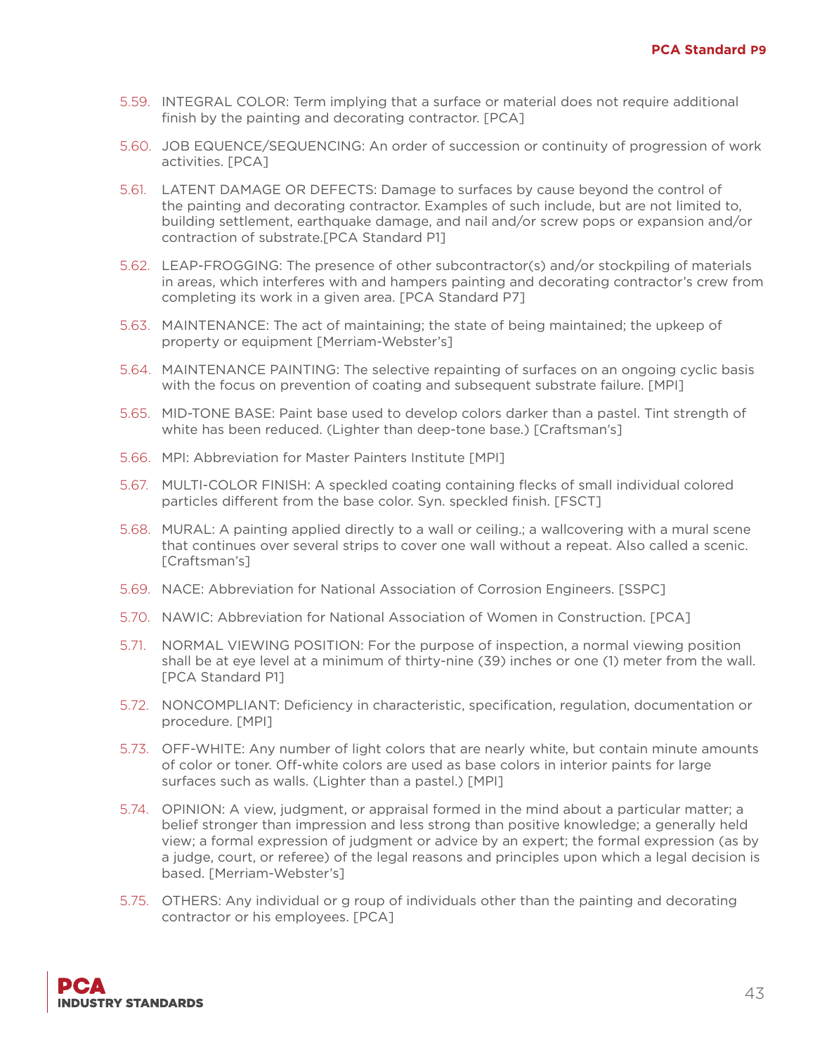5.59. INTEGRAL COLOR: Term implying that a surface or material does not require additional finish by the painting and decorating contractor. [PCA]

5.60. JOB EQUENCE/SEQUENCING: An order of succession or continuity of progression of work activities. [PCA]

5.61. LATENT DAMAGE OR DEFECTS: Damage to surfaces by cause beyond the control of the painting and decorating contractor. Examples of such include, but are not limited to, building settlement, earthquake damage, and nail and/or screw pops or expansion and/or contraction of substrate.[PCA Standard P1]

5.62. LEAP-FROGGING: The presence of other subcontractor(s) and/or stockpiling of materials in areas, which interferes with and hampers painting and decorating contractor's crew from completing its work in a given area. [PCA Standard P7]

5.63. MAINTENANCE: The act of maintaining; the state of being maintained; the upkeep of property or equipment [Merriam-Webster's]

5.64. MAINTENANCE PAINTING: The selective repainting of surfaces on an ongoing cyclic basis with the focus on prevention of coating and subsequent substrate failure. [MPI]

5.65. MID-TONE BASE: Paint base used to develop colors darker than a pastel. Tint strength of white has been reduced. (Lighter than deep-tone base.) [Craftsman's]

5.66. MPI: Abbreviation for Master Painters Institute [MPI]

5.67. MULTI-COLOR FINISH: A speckled coating containing flecks of small individual colored particles different from the base color. Syn. speckled finish. [FSCT]

5.68. MURAL: A painting applied directly to a wall or ceiling.; a wallcovering with a mural scene that continues over several strips to cover one wall without a repeat. Also called a scenic. [Craftsman's]

5.69. NACE: Abbreviation for National Association of Corrosion Engineers. [SSPC]

5.70. NAWIC: Abbreviation for National Association of Women in Construction. [PCA]

5.71. NORMAL VIEWING POSITION: For the purpose of inspection, a normal viewing position shall be at eye level at a minimum of thirty-nine (39) inches or one (1) meter from the wall. [PCA Standard P1]

5.72. NONCOMPLIANT: Deficiency in characteristic, specification, regulation, documentation or procedure. [MPI]

5.73. OFF-WHITE: Any number of light colors that are nearly white, but contain minute amounts of color or toner. Off-white colors are used as base colors in interior paints for large surfaces such as walls. (Lighter than a pastel.) [MPI]

5.74. OPINION: A view, judgment, or appraisal formed in the mind about a particular matter; a belief stronger than impression and less strong than positive knowledge; a generally held view; a formal expression of judgment or advice by an expert; the formal expression (as by a judge, court, or referee) of the legal reasons and principles upon which a legal decision is based. [Merriam-Webster's]

5.75. OTHERS: Any individual or g roup of individuals other than the painting and decorating contractor or his employees. [PCA]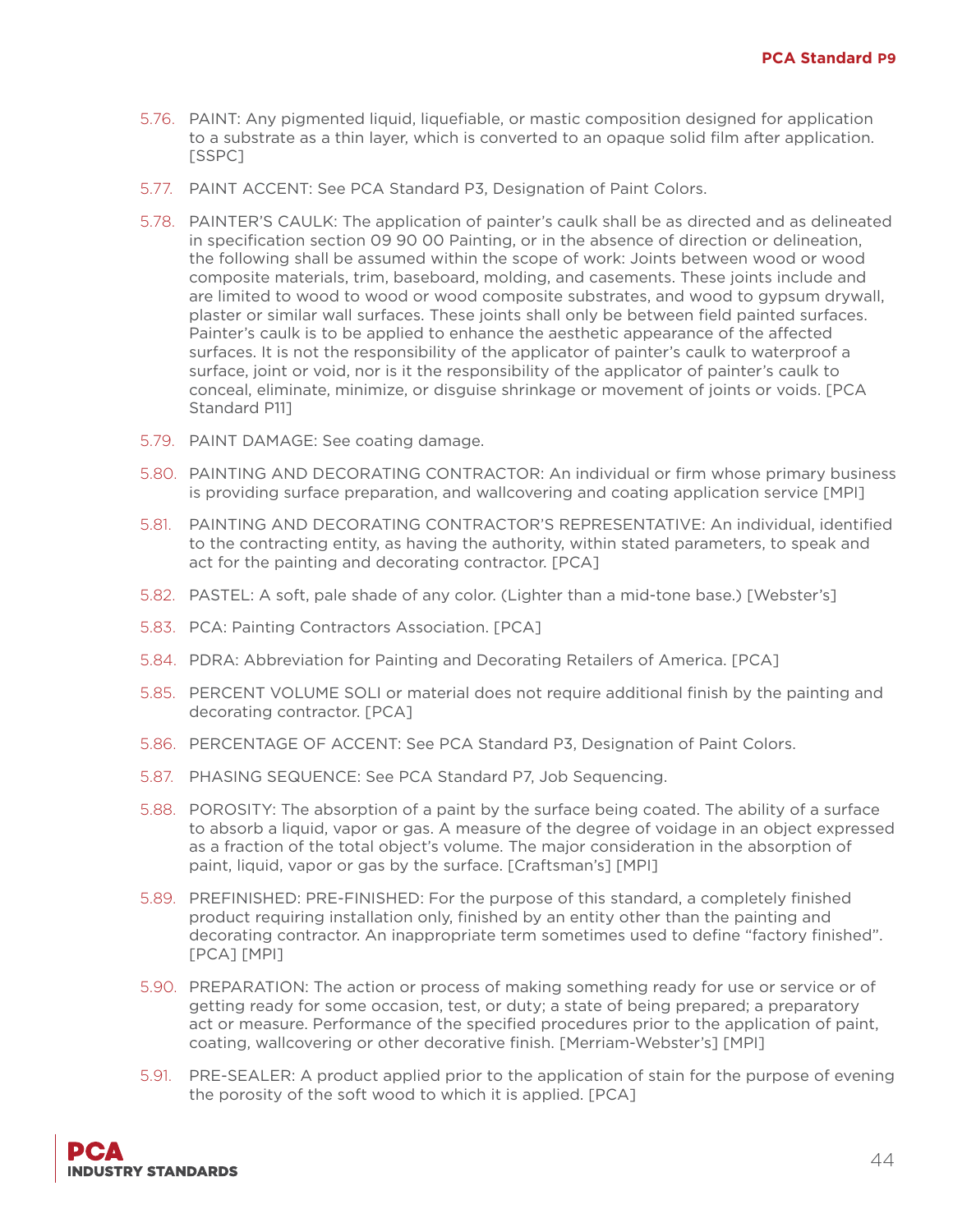5.76. PAINT: Any pigmented liquid, liquefiable, or mastic composition designed for application to a substrate as a thin layer, which is converted to an opaque solid film after application. [SSPC]

5.77. PAINT ACCENT: See PCA Standard P3, Designation of Paint Colors.

5.78. PAINTER'S CAULK: The application of painter's caulk shall be as directed and as delineated in specification section 09 90 00 Painting, or in the absence of direction or delineation, the following shall be assumed within the scope of work: Joints between wood or wood composite materials, trim, baseboard, molding, and casements. These joints include and are limited to wood to wood or wood composite substrates, and wood to gypsum drywall, plaster or similar wall surfaces. These joints shall only be between field painted surfaces. Painter's caulk is to be applied to enhance the aesthetic appearance of the affected surfaces. It is not the responsibility of the applicator of painter's caulk to waterproof a surface, joint or void, nor is it the responsibility of the applicator of painter's caulk to conceal, eliminate, minimize, or disguise shrinkage or movement of joints or voids. [PCA Standard P11]

5.79. PAINT DAMAGE: See coating damage.

5.80. PAINTING AND DECORATING CONTRACTOR: An individual or firm whose primary business is providing surface preparation, and wallcovering and coating application service [MPI]

5.81. PAINTING AND DECORATING CONTRACTOR'S REPRESENTATIVE: An individual, identified to the contracting entity, as having the authority, within stated parameters, to speak and act for the painting and decorating contractor. [PCA]

5.82. PASTEL: A soft, pale shade of any color. (Lighter than a mid-tone base.) [Webster's]

5.83. PCA: Painting Contractors Association. [PCA]

5.84. PDRA: Abbreviation for Painting and Decorating Retailers of America. [PCA]

5.85. PERCENT VOLUME SOLI or material does not require additional finish by the painting and decorating contractor. [PCA]

5.86. PERCENTAGE OF ACCENT: See PCA Standard P3, Designation of Paint Colors.

5.87. PHASING SEQUENCE: See PCA Standard P7, Job Sequencing.

5.88. POROSITY: The absorption of a paint by the surface being coated. The ability of a surface to absorb a liquid, vapor or gas. A measure of the degree of voidage in an object expressed as a fraction of the total object's volume. The major consideration in the absorption of paint, liquid, vapor or gas by the surface. [Craftsman's] [MPI]

5.89. PREFINISHED: PRE-FINISHED: For the purpose of this standard, a completely finished product requiring installation only, finished by an entity other than the painting and decorating contractor. An inappropriate term sometimes used to define "factory finished". [PCA] [MPI]

5.90. PREPARATION: The action or process of making something ready for use or service or of getting ready for some occasion, test, or duty; a state of being prepared; a preparatory act or measure. Performance of the specified procedures prior to the application of paint, coating, wallcovering or other decorative finish. [Merriam-Webster's] [MPI]

5.91. PRE-SEALER: A product applied prior to the application of stain for the purpose of evening the porosity of the soft wood to which it is applied. [PCA]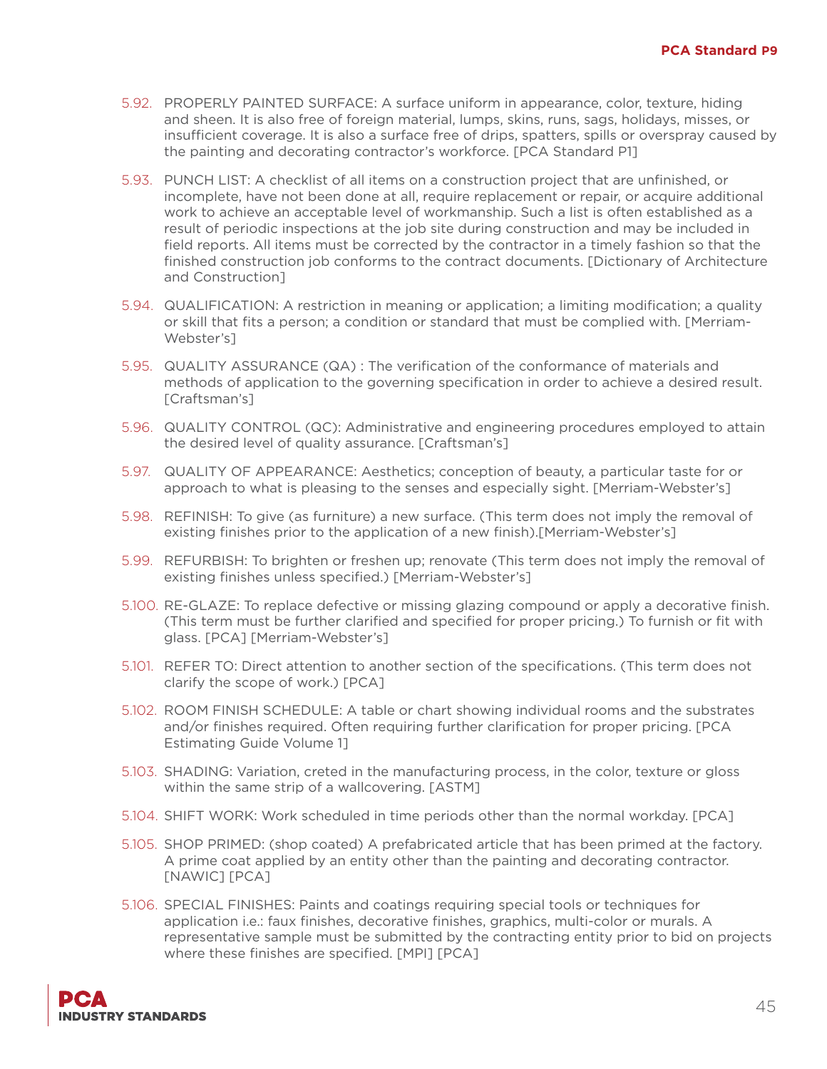5.92. PROPERLY PAINTED SURFACE: A surface uniform in appearance, color, texture, hiding and sheen. It is also free of foreign material, lumps, skins, runs, sags, holidays, misses, or insufficient coverage. It is also a surface free of drips, spatters, spills or overspray caused by the painting and decorating contractor's workforce. [PCA Standard P1]

5.93. PUNCH LIST: A checklist of all items on a construction project that are unfinished, or incomplete, have not been done at all, require replacement or repair, or acquire additional work to achieve an acceptable level of workmanship. Such a list is often established as a result of periodic inspections at the job site during construction and may be included in field reports. All items must be corrected by the contractor in a timely fashion so that the finished construction job conforms to the contract documents. [Dictionary of Architecture and Construction]

5.94. QUALIFICATION: A restriction in meaning or application; a limiting modification; a quality or skill that fits a person; a condition or standard that must be complied with. [Merriam-Webster's]

5.95. QUALITY ASSURANCE (QA) : The verification of the conformance of materials and methods of application to the governing specification in order to achieve a desired result. [Craftsman's]

5.96. QUALITY CONTROL (QC): Administrative and engineering procedures employed to attain the desired level of quality assurance. [Craftsman's]

5.97. QUALITY OF APPEARANCE: Aesthetics; conception of beauty, a particular taste for or approach to what is pleasing to the senses and especially sight. [Merriam-Webster's]

5.98. REFINISH: To give (as furniture) a new surface. (This term does not imply the removal of existing finishes prior to the application of a new finish).[Merriam-Webster's]

5.99. REFURBISH: To brighten or freshen up; renovate (This term does not imply the removal of existing finishes unless specified.) [Merriam-Webster's]

5.100. RE-GLAZE: To replace defective or missing glazing compound or apply a decorative finish. (This term must be further clarified and specified for proper pricing.) To furnish or fit with glass. [PCA] [Merriam-Webster's]

5.101. REFER TO: Direct attention to another section of the specifications. (This term does not clarify the scope of work.) [PCA]

5.102. ROOM FINISH SCHEDULE: A table or chart showing individual rooms and the substrates and/or finishes required. Often requiring further clarification for proper pricing. [PCA Estimating Guide Volume 1]

5.103. SHADING: Variation, creted in the manufacturing process, in the color, texture or gloss within the same strip of a wallcovering. [ASTM]

5.104. SHIFT WORK: Work scheduled in time periods other than the normal workday. [PCA]

5.105. SHOP PRIMED: (shop coated) A prefabricated article that has been primed at the factory. A prime coat applied by an entity other than the painting and decorating contractor. [NAWIC] [PCA]

5.106. SPECIAL FINISHES: Paints and coatings requiring special tools or techniques for application i.e.: faux finishes, decorative finishes, graphics, multi-color or murals. A representative sample must be submitted by the contracting entity prior to bid on projects where these finishes are specified. [MPI] [PCA]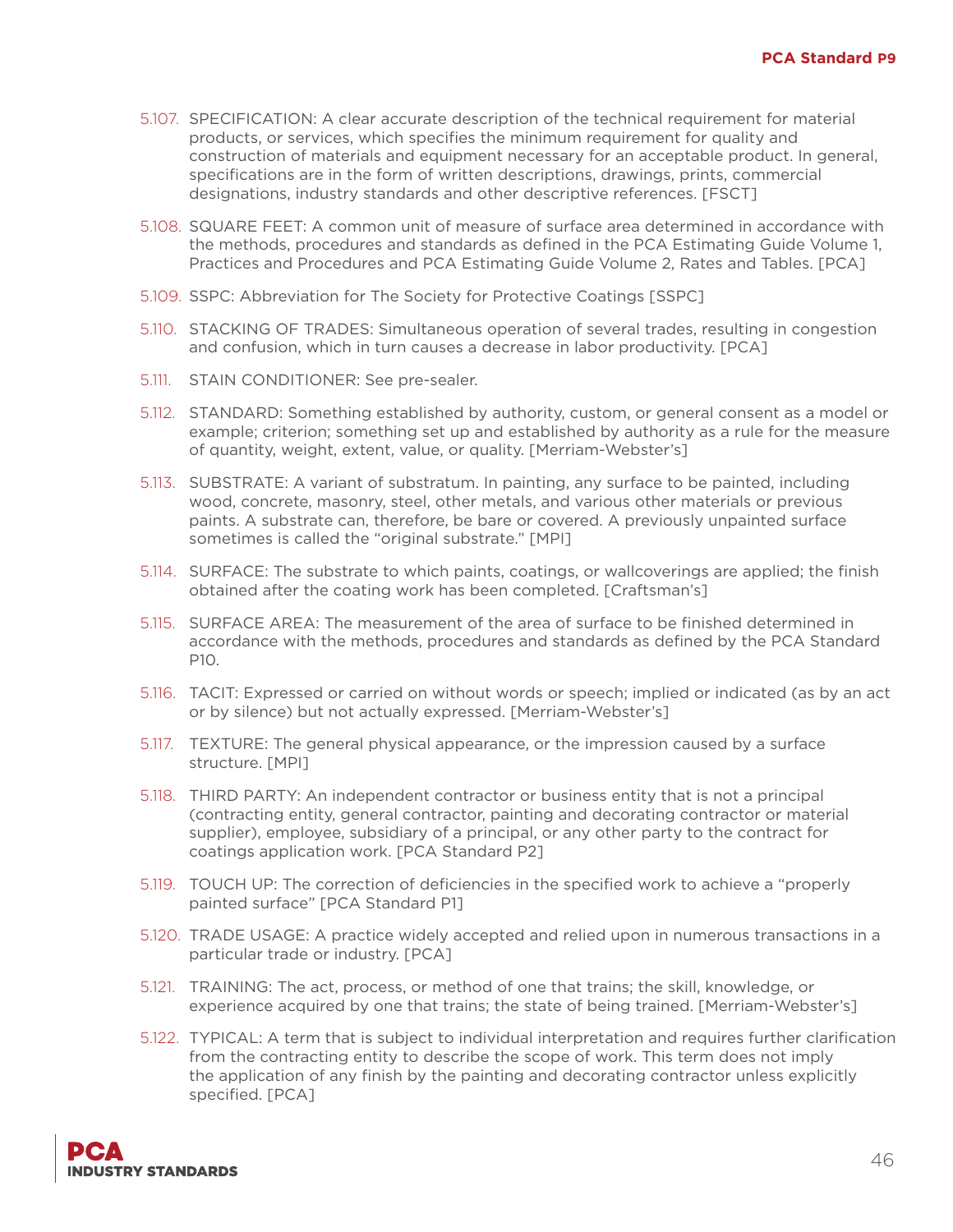5.107. SPECIFICATION: A clear accurate description of the technical requirement for material products, or services, which specifies the minimum requirement for quality and construction of materials and equipment necessary for an acceptable product. In general, specifications are in the form of written descriptions, drawings, prints, commercial designations, industry standards and other descriptive references. [FSCT]

5.108. SQUARE FEET: A common unit of measure of surface area determined in accordance with the methods, procedures and standards as defined in the PCA Estimating Guide Volume 1, Practices and Procedures and PCA Estimating Guide Volume 2, Rates and Tables. [PCA]

5.109. SSPC: Abbreviation for The Society for Protective Coatings [SSPC]

5.110. STACKING OF TRADES: Simultaneous operation of several trades, resulting in congestion and confusion, which in turn causes a decrease in labor productivity. [PCA]

5.111. STAIN CONDITIONER: See pre-sealer.

5.112. STANDARD: Something established by authority, custom, or general consent as a model or example; criterion; something set up and established by authority as a rule for the measure of quantity, weight, extent, value, or quality. [Merriam-Webster's]

5.113. SUBSTRATE: A variant of substratum. In painting, any surface to be painted, including wood, concrete, masonry, steel, other metals, and various other materials or previous paints. A substrate can, therefore, be bare or covered. A previously unpainted surface sometimes is called the "original substrate." [MPI]

5.114. SURFACE: The substrate to which paints, coatings, or wallcoverings are applied; the finish obtained after the coating work has been completed. [Craftsman's]

5.115. SURFACE AREA: The measurement of the area of surface to be finished determined in accordance with the methods, procedures and standards as defined by the PCA Standard P10.

5.116. TACIT: Expressed or carried on without words or speech; implied or indicated (as by an act or by silence) but not actually expressed. [Merriam-Webster's]

5.117. TEXTURE: The general physical appearance, or the impression caused by a surface structure. [MPI]

5.118. THIRD PARTY: An independent contractor or business entity that is not a principal (contracting entity, general contractor, painting and decorating contractor or material supplier), employee, subsidiary of a principal, or any other party to the contract for coatings application work. [PCA Standard P2]

5.119. TOUCH UP: The correction of deficiencies in the specified work to achieve a "properly painted surface" [PCA Standard P1]

5.120. TRADE USAGE: A practice widely accepted and relied upon in numerous transactions in a particular trade or industry. [PCA]

5.121. TRAINING: The act, process, or method of one that trains; the skill, knowledge, or experience acquired by one that trains; the state of being trained. [Merriam-Webster's]

5.122. TYPICAL: A term that is subject to individual interpretation and requires further clarification from the contracting entity to describe the scope of work. This term does not imply the application of any finish by the painting and decorating contractor unless explicitly specified. [PCA]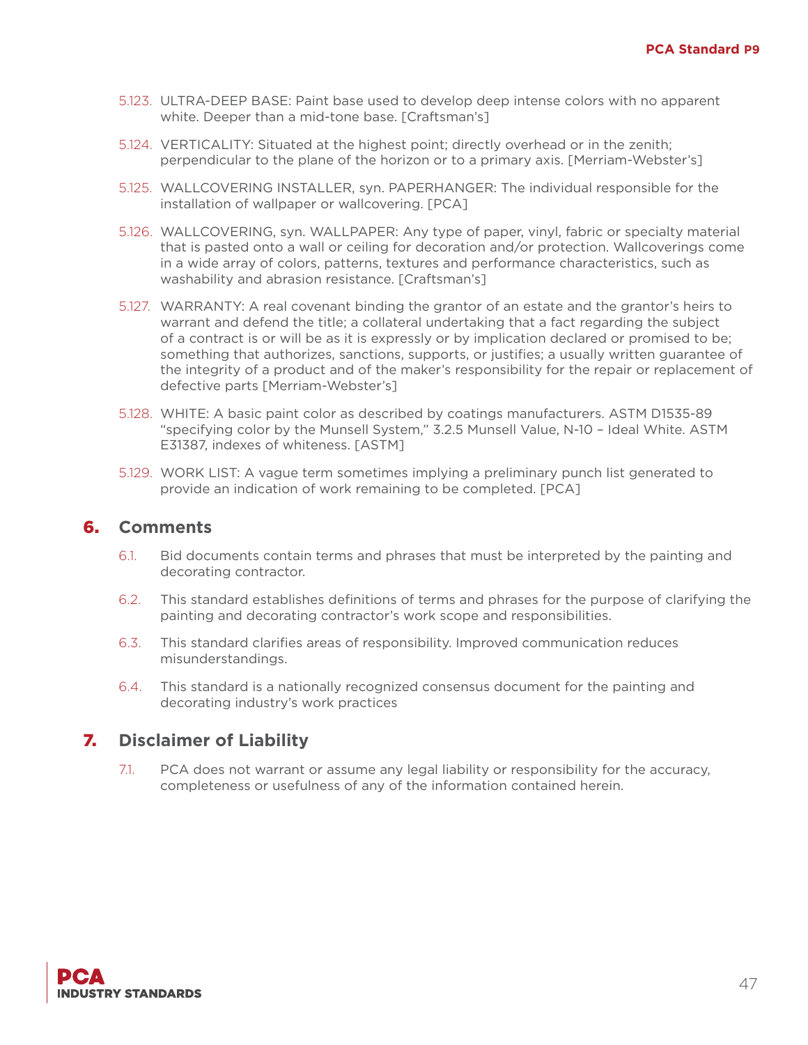5.123. ULTRA-DEEP BASE: Paint base used to develop deep intense colors with no apparent white. Deeper than a mid-tone base. [Craftsman's]

5.124. VERTICALITY: Situated at the highest point; directly overhead or in the zenith; perpendicular to the plane of the horizon or to a primary axis. [Merriam-Webster's]

5.125. WALLCOVERING INSTALLER, syn. PAPERHANGER: The individual responsible for the installation of wallpaper or wallcovering. [PCA]

5.126. WALLCOVERING, syn. WALLPAPER: Any type of paper, vinyl, fabric or specialty material that is pasted onto a wall or ceiling for decoration and/or protection. Wallcoverings come in a wide array of colors, patterns, textures and performance characteristics, such as washability and abrasion resistance. [Craftsman's]

5.127. WARRANTY: A real covenant binding the grantor of an estate and the grantor's heirs to warrant and defend the title; a collateral undertaking that a fact regarding the subject of a contract is or will be as it is expressly or by implication declared or promised to be; something that authorizes, sanctions, supports, or justifies; a usually written guarantee of the integrity of a product and of the maker's responsibility for the repair or replacement of defective parts [Merriam-Webster's]

5.128. WHITE: A basic paint color as described by coatings manufacturers. ASTM D1535-89 "specifying color by the Munsell System," 3.2.5 Munsell Value, N-10 – Ideal White. ASTM E31387, indexes of whiteness. [ASTM]

5.129. WORK LIST: A vague term sometimes implying a preliminary punch list generated to provide an indication of work remaining to be completed. [PCA]

## 6. Comments

6.1. Bid documents contain terms and phrases that must be interpreted by the painting and decorating contractor.

6.2. This standard establishes definitions of terms and phrases for the purpose of clarifying the painting and decorating contractor's work scope and responsibilities.

6.3. This standard clarifies areas of responsibility. Improved communication reduces misunderstandings.

6.4. This standard is a nationally recognized consensus document for the painting and decorating industry's work practices

## 7. Disclaimer of Liability

7.1. PCA does not warrant or assume any legal liability or responsibility for the accuracy, completeness or usefulness of any of the information contained herein.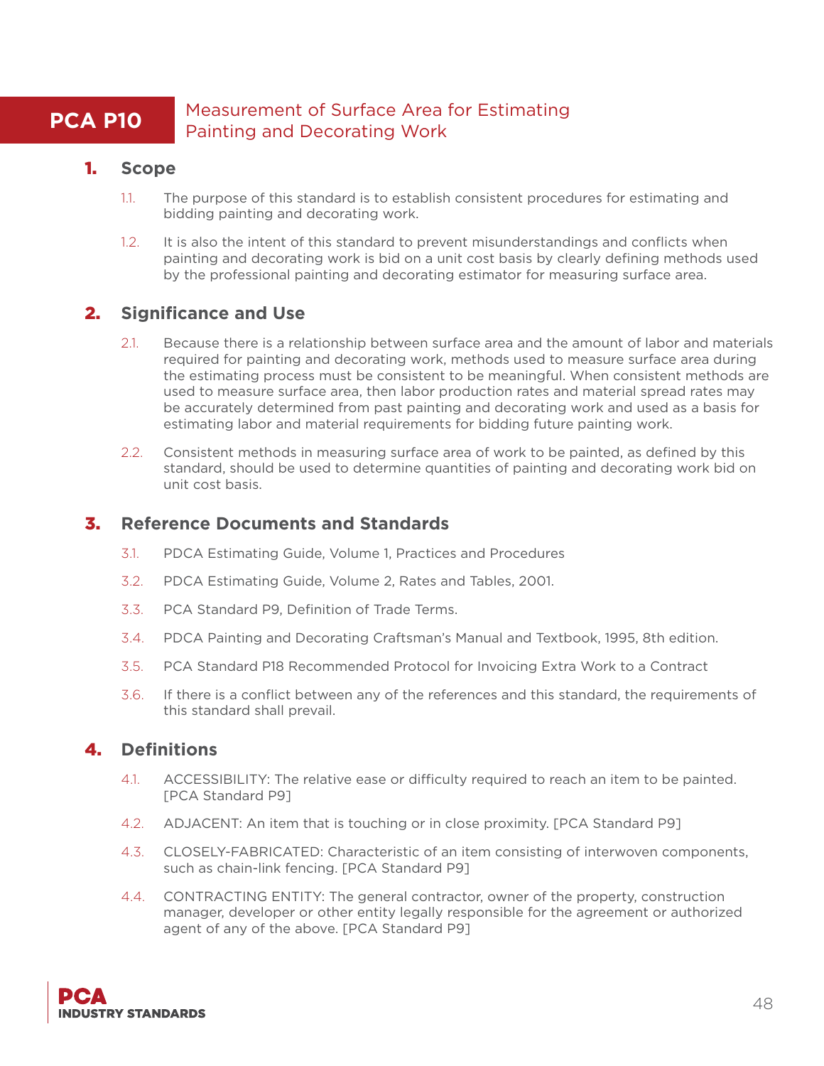# PCA P10 Measurement of Surface Area for Estimating Painting and Decorating Work

## 1. Scope

1.1. The purpose of this standard is to establish consistent procedures for estimating and bidding painting and decorating work.

1.2. It is also the intent of this standard to prevent misunderstandings and conflicts when painting and decorating work is bid on a unit cost basis by clearly defining methods used by the professional painting and decorating estimator for measuring surface area.

## 2. Significance and Use

2.1. Because there is a relationship between surface area and the amount of labor and materials required for painting and decorating work, methods used to measure surface area during the estimating process must be consistent to be meaningful. When consistent methods are used to measure surface area, then labor production rates and material spread rates may be accurately determined from past painting and decorating work and used as a basis for estimating labor and material requirements for bidding future painting work.

2.2. Consistent methods in measuring surface area of work to be painted, as defined by this standard, should be used to determine quantities of painting and decorating work bid on unit cost basis.

## 3. Reference Documents and Standards

3.1. PDCA Estimating Guide, Volume 1, Practices and Procedures

3.2. PDCA Estimating Guide, Volume 2, Rates and Tables, 2001.

3.3. PCA Standard P9, Definition of Trade Terms.

3.4. PDCA Painting and Decorating Craftsman's Manual and Textbook, 1995, 8th edition.

3.5. PCA Standard P18 Recommended Protocol for Invoicing Extra Work to a Contract

3.6. If there is a conflict between any of the references and this standard, the requirements of this standard shall prevail.

## 4. Definitions

4.1. ACCESSIBILITY: The relative ease or difficulty required to reach an item to be painted. [PCA Standard P9]

4.2. ADJACENT: An item that is touching or in close proximity. [PCA Standard P9]

4.3. CLOSELY-FABRICATED: Characteristic of an item consisting of interwoven components, such as chain-link fencing. [PCA Standard P9]

4.4. CONTRACTING ENTITY: The general contractor, owner of the property, construction manager, developer or other entity legally responsible for the agreement or authorized agent of any of the above. [PCA Standard P9]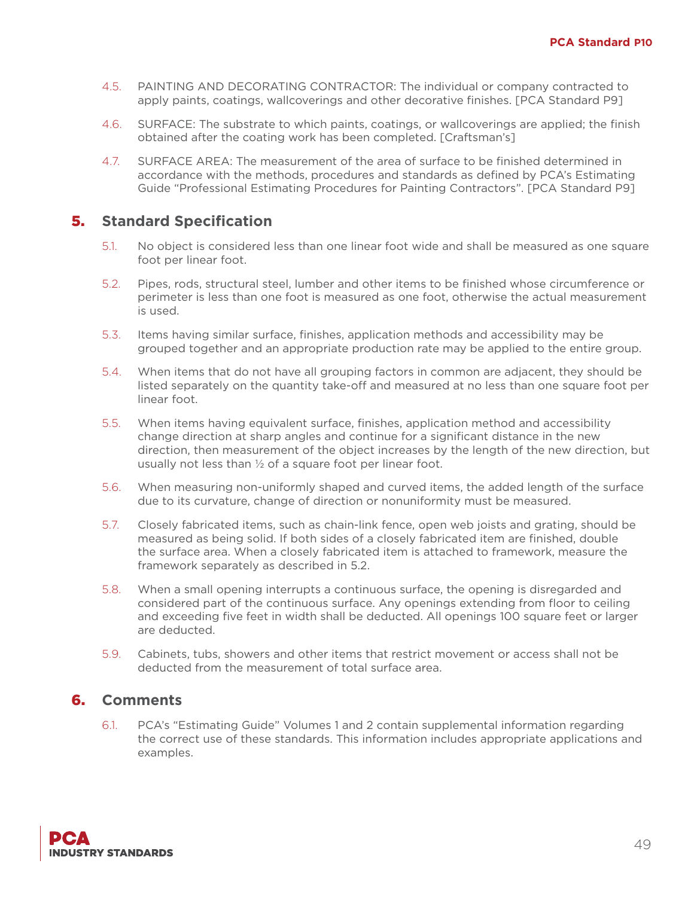4.5. PAINTING AND DECORATING CONTRACTOR: The individual or company contracted to apply paints, coatings, wallcoverings and other decorative finishes. [PCA Standard P9]

4.6. SURFACE: The substrate to which paints, coatings, or wallcoverings are applied; the finish obtained after the coating work has been completed. [Craftsman's]

4.7. SURFACE AREA: The measurement of the area of surface to be finished determined in accordance with the methods, procedures and standards as defined by PCA's Estimating Guide "Professional Estimating Procedures for Painting Contractors". [PCA Standard P9]

## 5. Standard Specification

5.1. No object is considered less than one linear foot wide and shall be measured as one square foot per linear foot.

5.2. Pipes, rods, structural steel, lumber and other items to be finished whose circumference or perimeter is less than one foot is measured as one foot, otherwise the actual measurement is used.

5.3. Items having similar surface, finishes, application methods and accessibility may be grouped together and an appropriate production rate may be applied to the entire group.

5.4. When items that do not have all grouping factors in common are adjacent, they should be listed separately on the quantity take-off and measured at no less than one square foot per linear foot.

5.5. When items having equivalent surface, finishes, application method and accessibility change direction at sharp angles and continue for a significant distance in the new direction, then measurement of the object increases by the length of the new direction, but usually not less than ½ of a square foot per linear foot.

5.6. When measuring non-uniformly shaped and curved items, the added length of the surface due to its curvature, change of direction or nonuniformity must be measured.

5.7. Closely fabricated items, such as chain-link fence, open web joists and grating, should be measured as being solid. If both sides of a closely fabricated item are finished, double the surface area. When a closely fabricated item is attached to framework, measure the framework separately as described in 5.2.

5.8. When a small opening interrupts a continuous surface, the opening is disregarded and considered part of the continuous surface. Any openings extending from floor to ceiling and exceeding five feet in width shall be deducted. All openings 100 square feet or larger are deducted.

5.9. Cabinets, tubs, showers and other items that restrict movement or access shall not be deducted from the measurement of total surface area.

## 6. Comments

6.1. PCA's "Estimating Guide" Volumes 1 and 2 contain supplemental information regarding the correct use of these standards. This information includes appropriate applications and examples.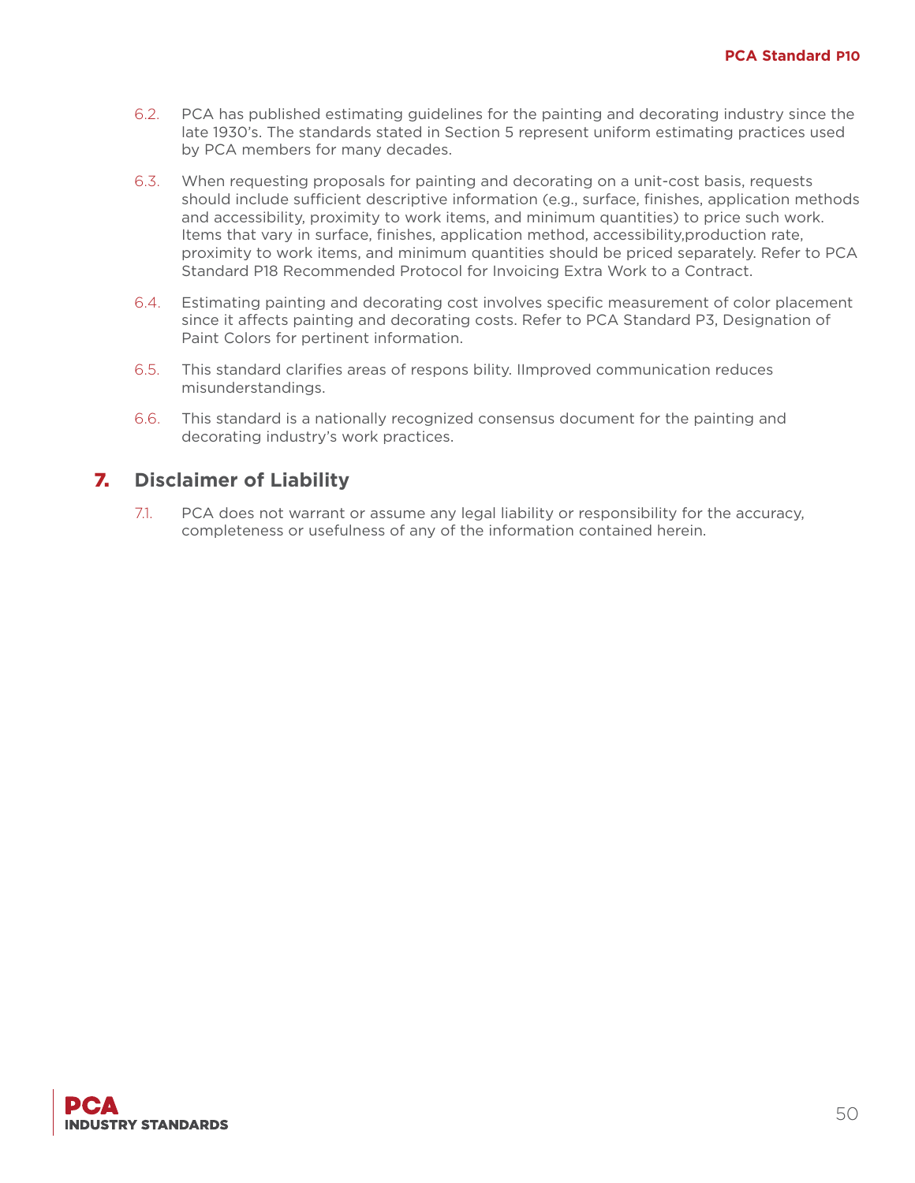6.2. PCA has published estimating guidelines for the painting and decorating industry since the late 1930's. The standards stated in Section 5 represent uniform estimating practices used by PCA members for many decades.

6.3. When requesting proposals for painting and decorating on a unit-cost basis, requests should include sufficient descriptive information (e.g., surface, finishes, application methods and accessibility, proximity to work items, and minimum quantities) to price such work. Items that vary in surface, finishes, application method, accessibility,production rate, proximity to work items, and minimum quantities should be priced separately. Refer to PCA Standard P18 Recommended Protocol for Invoicing Extra Work to a Contract.

6.4. Estimating painting and decorating cost involves specific measurement of color placement since it affects painting and decorating costs. Refer to PCA Standard P3, Designation of Paint Colors for pertinent information.

6.5. This standard clarifies areas of respons bility. IImproved communication reduces misunderstandings.

6.6. This standard is a nationally recognized consensus document for the painting and decorating industry's work practices.

## 7. Disclaimer of Liability

7.1. PCA does not warrant or assume any legal liability or responsibility for the accuracy, completeness or usefulness of any of the information contained herein.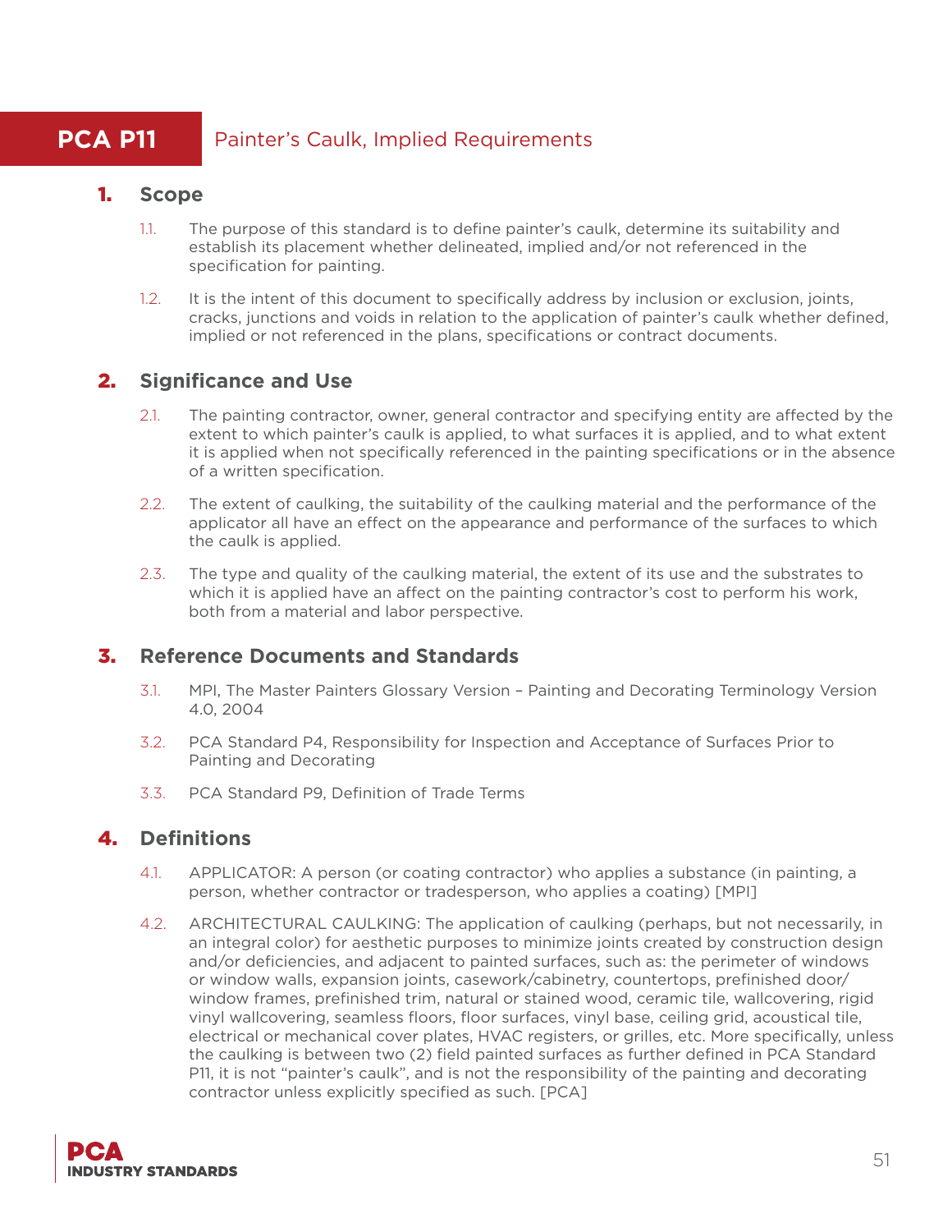# PCA P11 Painter's Caulk, Implied Requirements

## 1. Scope

1.1. The purpose of this standard is to define painter's caulk, determine its suitability and establish its placement whether delineated, implied and/or not referenced in the specification for painting.

1.2. It is the intent of this document to specifically address by inclusion or exclusion, joints, cracks, junctions and voids in relation to the application of painter's caulk whether defined, implied or not referenced in the plans, specifications or contract documents.

## 2. Significance and Use

2.1. The painting contractor, owner, general contractor and specifying entity are affected by the extent to which painter's caulk is applied, to what surfaces it is applied, and to what extent it is applied when not specifically referenced in the painting specifications or in the absence of a written specification.

2.2. The extent of caulking, the suitability of the caulking material and the performance of the applicator all have an effect on the appearance and performance of the surfaces to which the caulk is applied.

2.3. The type and quality of the caulking material, the extent of its use and the substrates to which it is applied have an affect on the painting contractor's cost to perform his work, both from a material and labor perspective.

## 3. Reference Documents and Standards

3.1. MPI, The Master Painters Glossary Version – Painting and Decorating Terminology Version 4.0, 2004

3.2. PCA Standard P4, Responsibility for Inspection and Acceptance of Surfaces Prior to Painting and Decorating

3.3. PCA Standard P9, Definition of Trade Terms

## 4. Definitions

4.1. APPLICATOR: A person (or coating contractor) who applies a substance (in painting, a person, whether contractor or tradesperson, who applies a coating) [MPI]

4.2. ARCHITECTURAL CAULKING: The application of caulking (perhaps, but not necessarily, in an integral color) for aesthetic purposes to minimize joints created by construction design and/or deficiencies, and adjacent to painted surfaces, such as: the perimeter of windows or window walls, expansion joints, casework/cabinetry, countertops, prefinished door/window frames, prefinished trim, natural or stained wood, ceramic tile, wallcovering, rigid vinyl wallcovering, seamless floors, floor surfaces, vinyl base, ceiling grid, acoustical tile, electrical or mechanical cover plates, HVAC registers, or grilles, etc. More specifically, unless the caulking is between two (2) field painted surfaces as further defined in PCA Standard P11, it is not "painter's caulk", and is not the responsibility of the painting and decorating contractor unless explicitly specified as such. [PCA]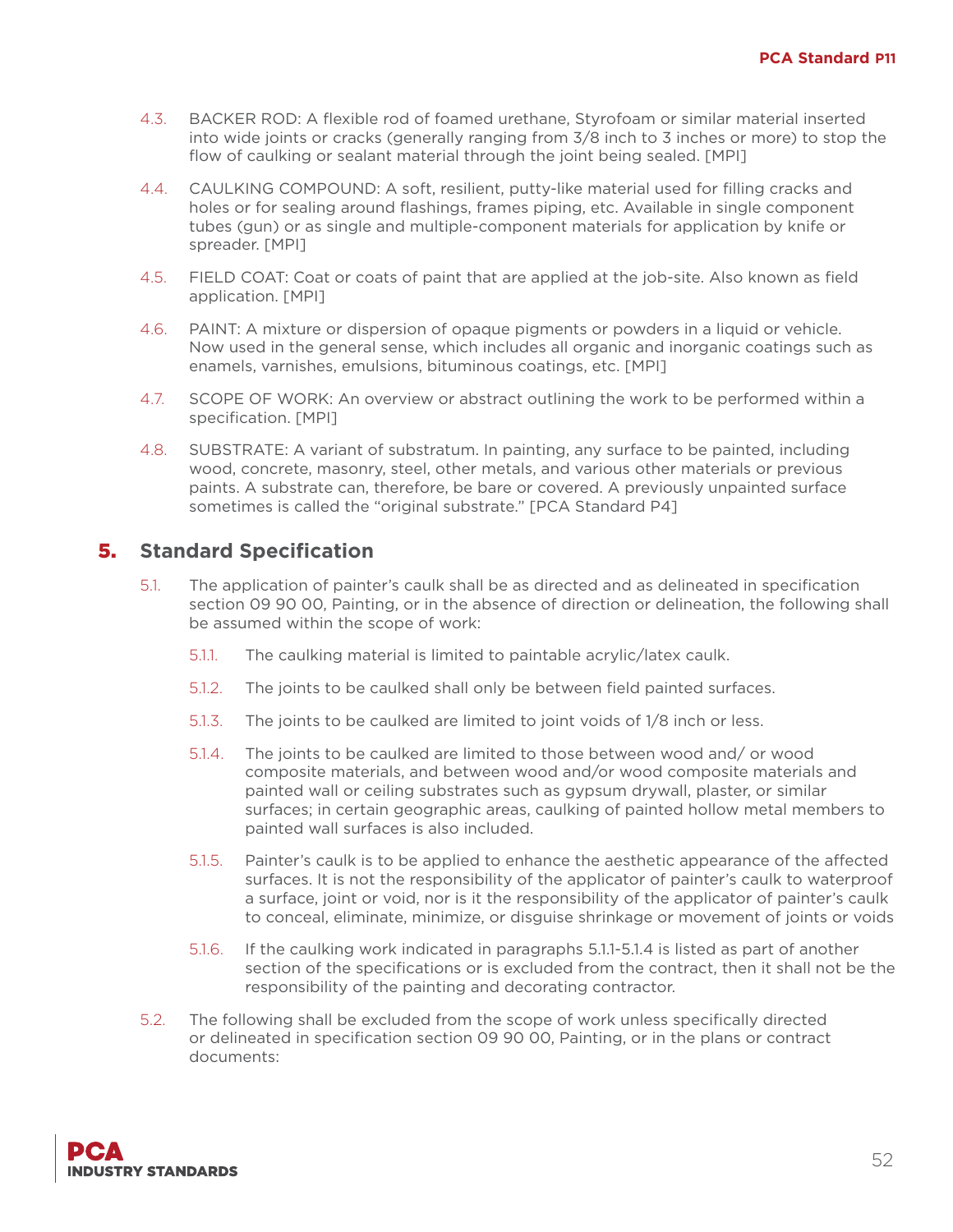4.3. BACKER ROD: A flexible rod of foamed urethane, Styrofoam or similar material inserted into wide joints or cracks (generally ranging from 3/8 inch to 3 inches or more) to stop the flow of caulking or sealant material through the joint being sealed. [MPI]

4.4. CAULKING COMPOUND: A soft, resilient, putty-like material used for filling cracks and holes or for sealing around flashings, frames piping, etc. Available in single component tubes (gun) or as single and multiple-component materials for application by knife or spreader. [MPI]

4.5. FIELD COAT: Coat or coats of paint that are applied at the job-site. Also known as field application. [MPI]

4.6. PAINT: A mixture or dispersion of opaque pigments or powders in a liquid or vehicle. Now used in the general sense, which includes all organic and inorganic coatings such as enamels, varnishes, emulsions, bituminous coatings, etc. [MPI]

4.7. SCOPE OF WORK: An overview or abstract outlining the work to be performed within a specification. [MPI]

4.8. SUBSTRATE: A variant of substratum. In painting, any surface to be painted, including wood, concrete, masonry, steel, other metals, and various other materials or previous paints. A substrate can, therefore, be bare or covered. A previously unpainted surface sometimes is called the "original substrate." [PCA Standard P4]

## 5. Standard Specification

5.1. The application of painter's caulk shall be as directed and as delineated in specification section 09 90 00, Painting, or in the absence of direction or delineation, the following shall be assumed within the scope of work:

5.1.1. The caulking material is limited to paintable acrylic/latex caulk.

5.1.2. The joints to be caulked shall only be between field painted surfaces.

5.1.3. The joints to be caulked are limited to joint voids of 1/8 inch or less.

5.1.4. The joints to be caulked are limited to those between wood and/ or wood composite materials, and between wood and/or wood composite materials and painted wall or ceiling substrates such as gypsum drywall, plaster, or similar surfaces; in certain geographic areas, caulking of painted hollow metal members to painted wall surfaces is also included.

5.1.5. Painter's caulk is to be applied to enhance the aesthetic appearance of the affected surfaces. It is not the responsibility of the applicator of painter's caulk to waterproof a surface, joint or void, nor is it the responsibility of the applicator of painter's caulk to conceal, eliminate, minimize, or disguise shrinkage or movement of joints or voids

5.1.6. If the caulking work indicated in paragraphs 5.1.1-5.1.4 is listed as part of another section of the specifications or is excluded from the contract, then it shall not be the responsibility of the painting and decorating contractor.

5.2. The following shall be excluded from the scope of work unless specifically directed or delineated in specification section 09 90 00, Painting, or in the plans or contract documents: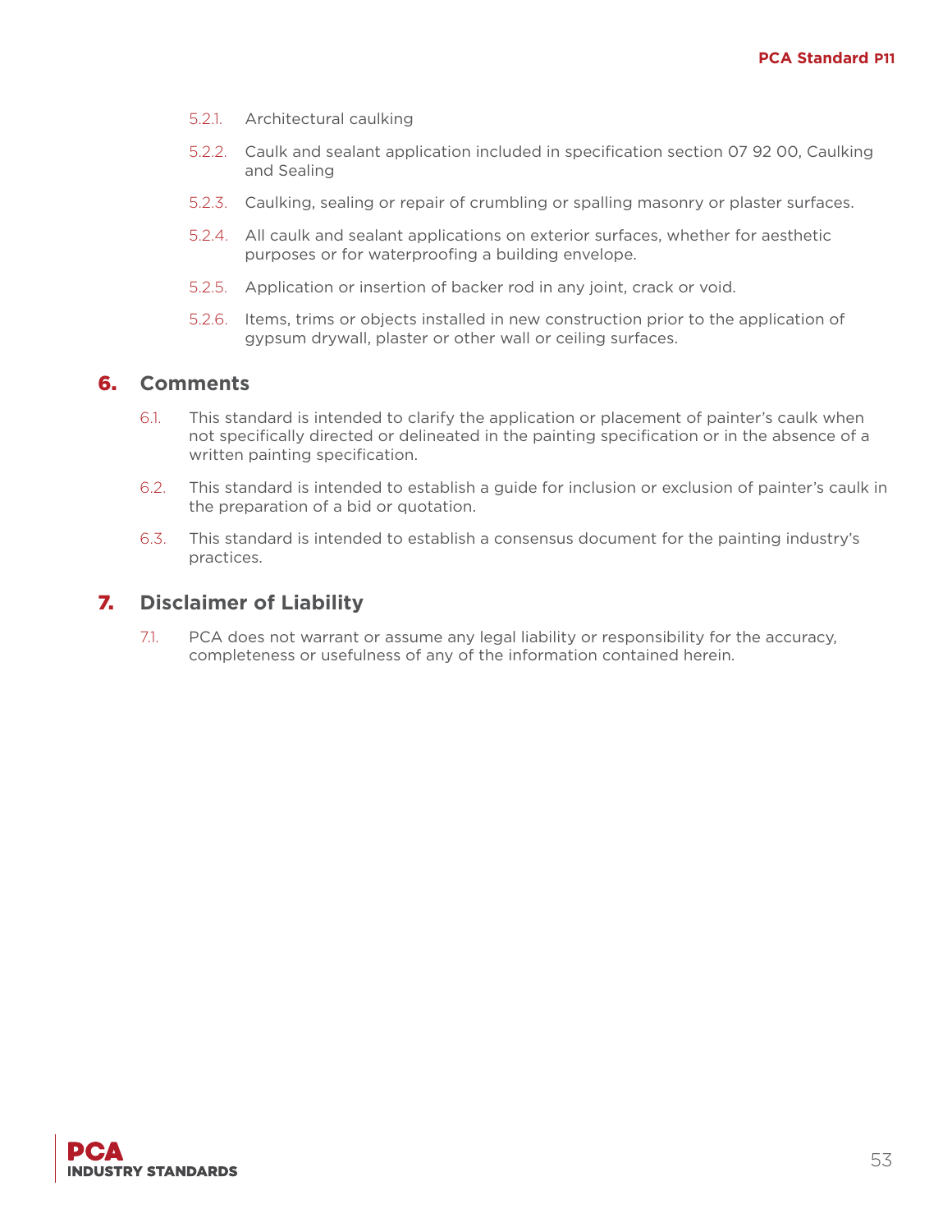5.2.1. Architectural caulking

5.2.2. Caulk and sealant application included in specification section 07 92 00, Caulking and Sealing

5.2.3. Caulking, sealing or repair of crumbling or spalling masonry or plaster surfaces.

5.2.4. All caulk and sealant applications on exterior surfaces, whether for aesthetic purposes or for waterproofing a building envelope.

5.2.5. Application or insertion of backer rod in any joint, crack or void.

5.2.6. Items, trims or objects installed in new construction prior to the application of gypsum drywall, plaster or other wall or ceiling surfaces.

## 6. Comments

6.1. This standard is intended to clarify the application or placement of painter's caulk when not specifically directed or delineated in the painting specification or in the absence of a written painting specification.

6.2. This standard is intended to establish a guide for inclusion or exclusion of painter's caulk in the preparation of a bid or quotation.

6.3. This standard is intended to establish a consensus document for the painting industry's practices.

## 7. Disclaimer of Liability

7.1. PCA does not warrant or assume any legal liability or responsibility for the accuracy, completeness or usefulness of any of the information contained herein.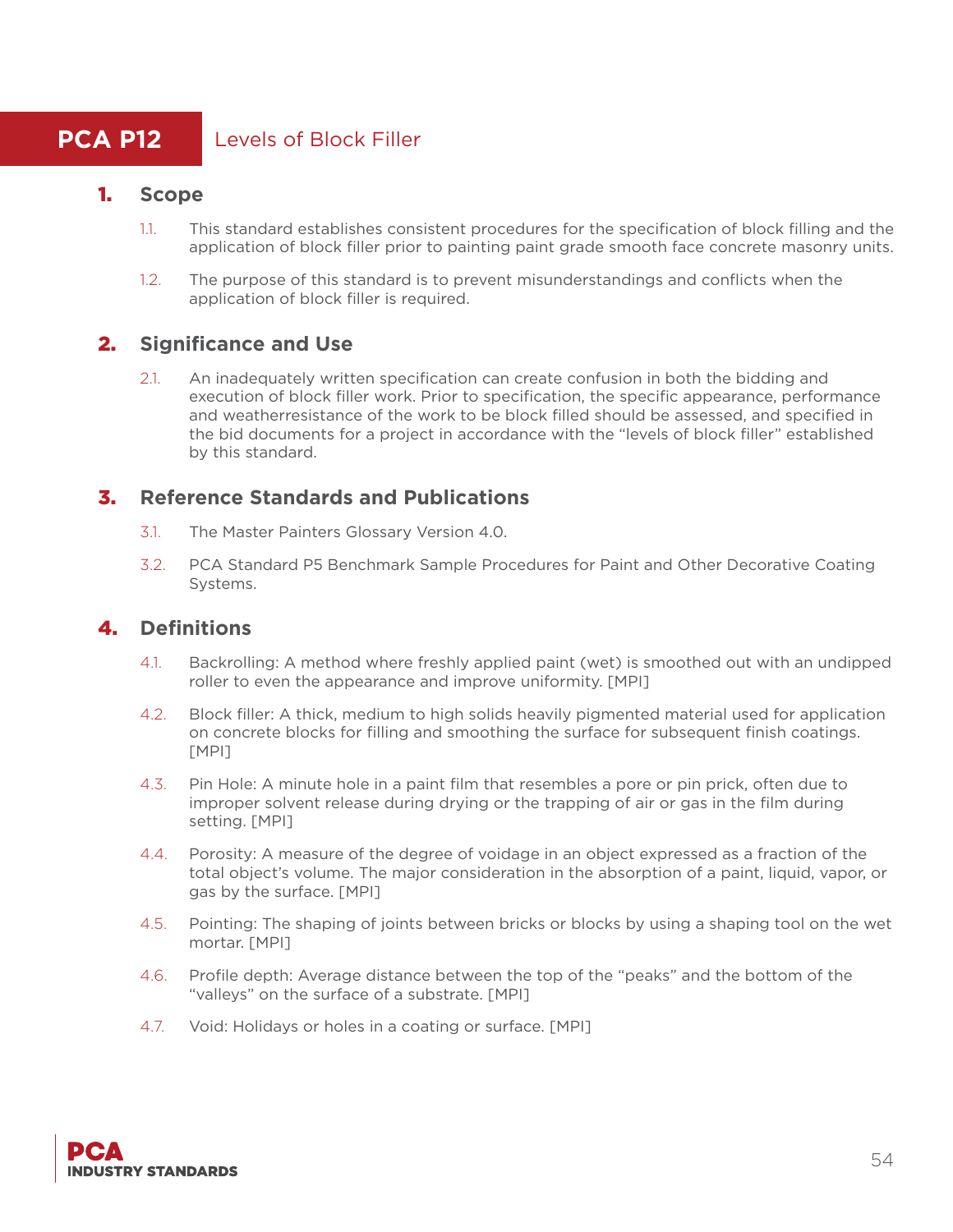# PCA P12 Levels of Block Filler

## 1. Scope

1.1. This standard establishes consistent procedures for the specification of block filling and the application of block filler prior to painting paint grade smooth face concrete masonry units.

1.2. The purpose of this standard is to prevent misunderstandings and conflicts when the application of block filler is required.

## 2. Significance and Use

2.1. An inadequately written specification can create confusion in both the bidding and execution of block filler work. Prior to specification, the specific appearance, performance and weatherresistance of the work to be block filled should be assessed, and specified in the bid documents for a project in accordance with the "levels of block filler" established by this standard.

## 3. Reference Standards and Publications

3.1. The Master Painters Glossary Version 4.0.

3.2. PCA Standard P5 Benchmark Sample Procedures for Paint and Other Decorative Coating Systems.

## 4. Definitions

4.1. Backrolling: A method where freshly applied paint (wet) is smoothed out with an undipped roller to even the appearance and improve uniformity. [MPI]

4.2. Block filler: A thick, medium to high solids heavily pigmented material used for application on concrete blocks for filling and smoothing the surface for subsequent finish coatings. [MPI]

4.3. Pin Hole: A minute hole in a paint film that resembles a pore or pin prick, often due to improper solvent release during drying or the trapping of air or gas in the film during setting. [MPI]

4.4. Porosity: A measure of the degree of voidage in an object expressed as a fraction of the total object's volume. The major consideration in the absorption of a paint, liquid, vapor, or gas by the surface. [MPI]

4.5. Pointing: The shaping of joints between bricks or blocks by using a shaping tool on the wet mortar. [MPI]

4.6. Profile depth: Average distance between the top of the "peaks" and the bottom of the "valleys" on the surface of a substrate. [MPI]

4.7. Void: Holidays or holes in a coating or surface. [MPI]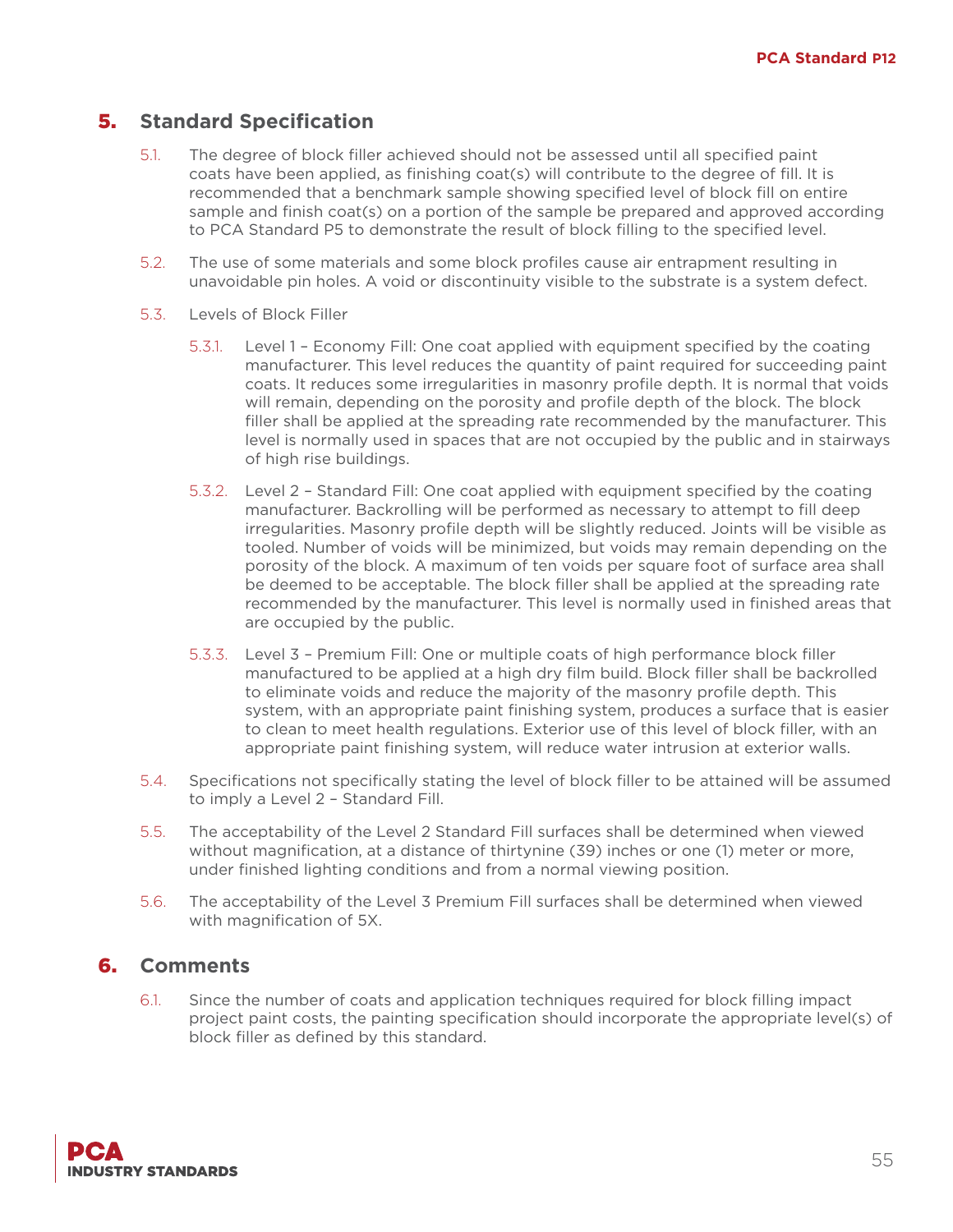## 5. Standard Specification

5.1. The degree of block filler achieved should not be assessed until all specified paint coats have been applied, as finishing coat(s) will contribute to the degree of fill. It is recommended that a benchmark sample showing specified level of block fill on entire sample and finish coat(s) on a portion of the sample be prepared and approved according to PCA Standard P5 to demonstrate the result of block filling to the specified level.

5.2. The use of some materials and some block profiles cause air entrapment resulting in unavoidable pin holes. A void or discontinuity visible to the substrate is a system defect.

5.3. Levels of Block Filler

5.3.1. Level 1 – Economy Fill: One coat applied with equipment specified by the coating manufacturer. This level reduces the quantity of paint required for succeeding paint coats. It reduces some irregularities in masonry profile depth. It is normal that voids will remain, depending on the porosity and profile depth of the block. The block filler shall be applied at the spreading rate recommended by the manufacturer. This level is normally used in spaces that are not occupied by the public and in stairways of high rise buildings.

5.3.2. Level 2 – Standard Fill: One coat applied with equipment specified by the coating manufacturer. Backrolling will be performed as necessary to attempt to fill deep irregularities. Masonry profile depth will be slightly reduced. Joints will be visible as tooled. Number of voids will be minimized, but voids may remain depending on the porosity of the block. A maximum of ten voids per square foot of surface area shall be deemed to be acceptable. The block filler shall be applied at the spreading rate recommended by the manufacturer. This level is normally used in finished areas that are occupied by the public.

5.3.3. Level 3 – Premium Fill: One or multiple coats of high performance block filler manufactured to be applied at a high dry film build. Block filler shall be backrolled to eliminate voids and reduce the majority of the masonry profile depth. This system, with an appropriate paint finishing system, produces a surface that is easier to clean to meet health regulations. Exterior use of this level of block filler, with an appropriate paint finishing system, will reduce water intrusion at exterior walls.

5.4. Specifications not specifically stating the level of block filler to be attained will be assumed to imply a Level 2 – Standard Fill.

5.5. The acceptability of the Level 2 Standard Fill surfaces shall be determined when viewed without magnification, at a distance of thirtynine (39) inches or one (1) meter or more, under finished lighting conditions and from a normal viewing position.

5.6. The acceptability of the Level 3 Premium Fill surfaces shall be determined when viewed with magnification of 5X.

## 6. Comments

6.1. Since the number of coats and application techniques required for block filling impact project paint costs, the painting specification should incorporate the appropriate level(s) of block filler as defined by this standard.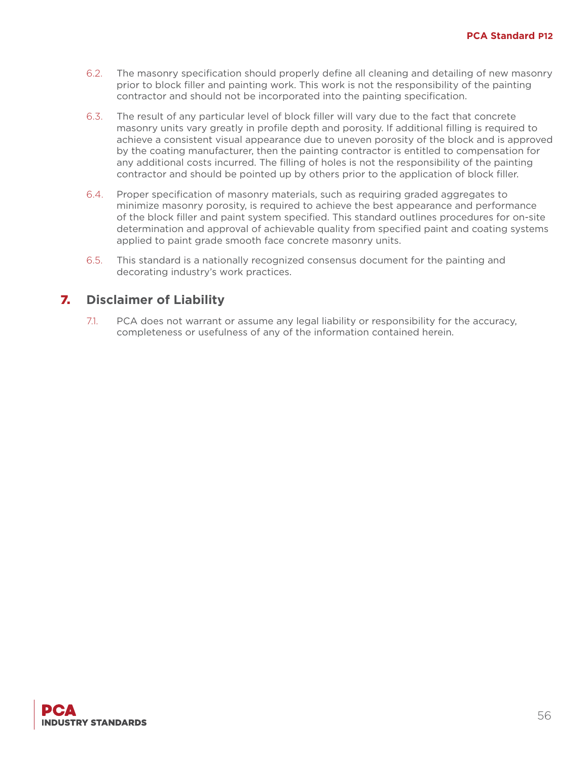6.2. The masonry specification should properly define all cleaning and detailing of new masonry prior to block filler and painting work. This work is not the responsibility of the painting contractor and should not be incorporated into the painting specification.

6.3. The result of any particular level of block filler will vary due to the fact that concrete masonry units vary greatly in profile depth and porosity. If additional filling is required to achieve a consistent visual appearance due to uneven porosity of the block and is approved by the coating manufacturer, then the painting contractor is entitled to compensation for any additional costs incurred. The filling of holes is not the responsibility of the painting contractor and should be pointed up by others prior to the application of block filler.

6.4. Proper specification of masonry materials, such as requiring graded aggregates to minimize masonry porosity, is required to achieve the best appearance and performance of the block filler and paint system specified. This standard outlines procedures for on-site determination and approval of achievable quality from specified paint and coating systems applied to paint grade smooth face concrete masonry units.

6.5. This standard is a nationally recognized consensus document for the painting and decorating industry's work practices.

## 7. Disclaimer of Liability

7.1. PCA does not warrant or assume any legal liability or responsibility for the accuracy, completeness or usefulness of any of the information contained herein.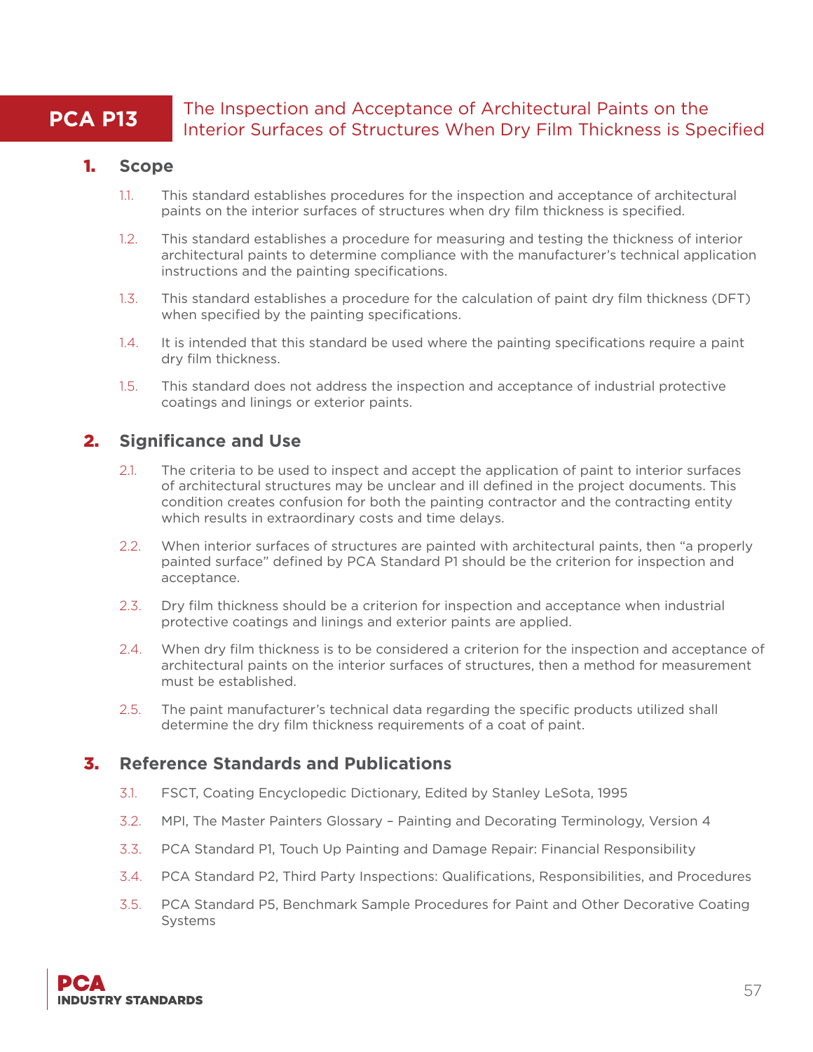# PCA P13 The Inspection and Acceptance of Architectural Paints on the Interior Surfaces of Structures When Dry Film Thickness is Specified

## 1. Scope

1.1. This standard establishes procedures for the inspection and acceptance of architectural paints on the interior surfaces of structures when dry film thickness is specified.

1.2. This standard establishes a procedure for measuring and testing the thickness of interior architectural paints to determine compliance with the manufacturer's technical application instructions and the painting specifications.

1.3. This standard establishes a procedure for the calculation of paint dry film thickness (DFT) when specified by the painting specifications.

1.4. It is intended that this standard be used where the painting specifications require a paint dry film thickness.

1.5. This standard does not address the inspection and acceptance of industrial protective coatings and linings or exterior paints.

## 2. Significance and Use

2.1. The criteria to be used to inspect and accept the application of paint to interior surfaces of architectural structures may be unclear and ill defined in the project documents. This condition creates confusion for both the painting contractor and the contracting entity which results in extraordinary costs and time delays.

2.2. When interior surfaces of structures are painted with architectural paints, then "a properly painted surface" defined by PCA Standard P1 should be the criterion for inspection and acceptance.

2.3. Dry film thickness should be a criterion for inspection and acceptance when industrial protective coatings and linings and exterior paints are applied.

2.4. When dry film thickness is to be considered a criterion for the inspection and acceptance of architectural paints on the interior surfaces of structures, then a method for measurement must be established.

2.5. The paint manufacturer's technical data regarding the specific products utilized shall determine the dry film thickness requirements of a coat of paint.

## 3. Reference Standards and Publications

3.1. FSCT, Coating Encyclopedic Dictionary, Edited by Stanley LeSota, 1995

3.2. MPI, The Master Painters Glossary – Painting and Decorating Terminology, Version 4

3.3. PCA Standard P1, Touch Up Painting and Damage Repair: Financial Responsibility

3.4. PCA Standard P2, Third Party Inspections: Qualifications, Responsibilities, and Procedures

3.5. PCA Standard P5, Benchmark Sample Procedures for Paint and Other Decorative Coating Systems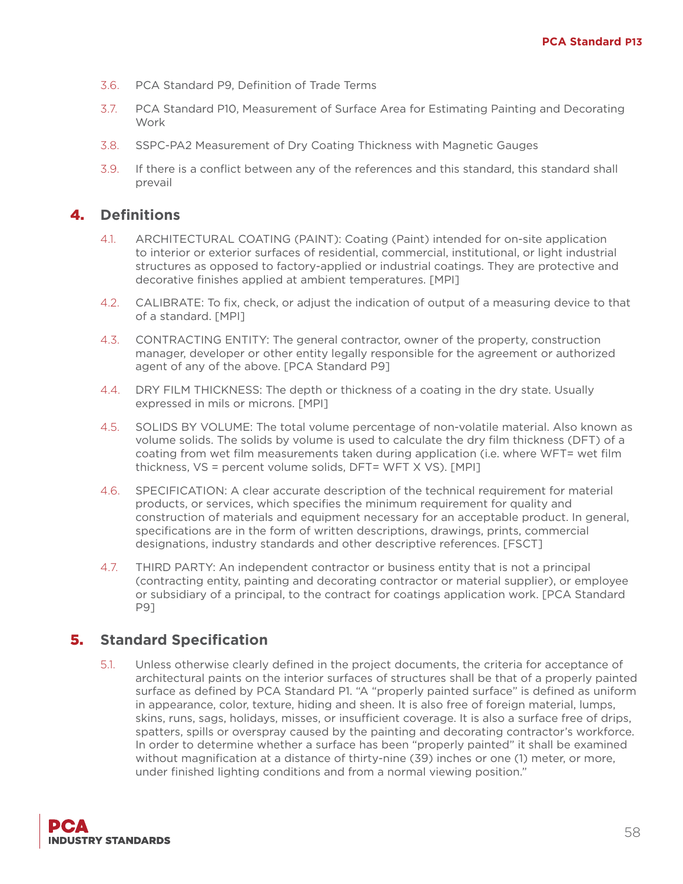3.6. PCA Standard P9, Definition of Trade Terms

3.7. PCA Standard P10, Measurement of Surface Area for Estimating Painting and Decorating Work

3.8. SSPC-PA2 Measurement of Dry Coating Thickness with Magnetic Gauges

3.9. If there is a conflict between any of the references and this standard, this standard shall prevail

## 4. Definitions

4.1. ARCHITECTURAL COATING (PAINT): Coating (Paint) intended for on-site application to interior or exterior surfaces of residential, commercial, institutional, or light industrial structures as opposed to factory-applied or industrial coatings. They are protective and decorative finishes applied at ambient temperatures. [MPI]

4.2. CALIBRATE: To fix, check, or adjust the indication of output of a measuring device to that of a standard. [MPI]

4.3. CONTRACTING ENTITY: The general contractor, owner of the property, construction manager, developer or other entity legally responsible for the agreement or authorized agent of any of the above. [PCA Standard P9]

4.4. DRY FILM THICKNESS: The depth or thickness of a coating in the dry state. Usually expressed in mils or microns. [MPI]

4.5. SOLIDS BY VOLUME: The total volume percentage of non-volatile material. Also known as volume solids. The solids by volume is used to calculate the dry film thickness (DFT) of a coating from wet film measurements taken during application (i.e. where WFT= wet film thickness, VS = percent volume solids, DFT= WFT X VS). [MPI]

4.6. SPECIFICATION: A clear accurate description of the technical requirement for material products, or services, which specifies the minimum requirement for quality and construction of materials and equipment necessary for an acceptable product. In general, specifications are in the form of written descriptions, drawings, prints, commercial designations, industry standards and other descriptive references. [FSCT]

4.7. THIRD PARTY: An independent contractor or business entity that is not a principal (contracting entity, painting and decorating contractor or material supplier), or employee or subsidiary of a principal, to the contract for coatings application work. [PCA Standard P9]

## 5. Standard Specification

5.1. Unless otherwise clearly defined in the project documents, the criteria for acceptance of architectural paints on the interior surfaces of structures shall be that of a properly painted surface as defined by PCA Standard P1. "A "properly painted surface" is defined as uniform in appearance, color, texture, hiding and sheen. It is also free of foreign material, lumps, skins, runs, sags, holidays, misses, or insufficient coverage. It is also a surface free of drips, spatters, spills or overspray caused by the painting and decorating contractor's workforce. In order to determine whether a surface has been "properly painted" it shall be examined without magnification at a distance of thirty-nine (39) inches or one (1) meter, or more, under finished lighting conditions and from a normal viewing position."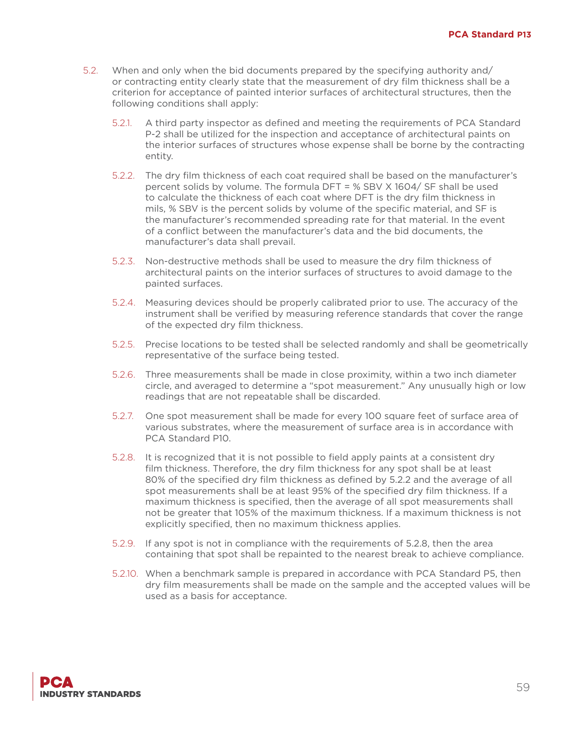5.2. When and only when the bid documents prepared by the specifying authority and/or contracting entity clearly state that the measurement of dry film thickness shall be a criterion for acceptance of painted interior surfaces of architectural structures, then the following conditions shall apply:

- 5.2.1. A third party inspector as defined and meeting the requirements of PCA Standard P-2 shall be utilized for the inspection and acceptance of architectural paints on the interior surfaces of structures whose expense shall be borne by the contracting entity.

- 5.2.2. The dry film thickness of each coat required shall be based on the manufacturer's percent solids by volume. The formula DFT = % SBV X 1604/ SF shall be used to calculate the thickness of each coat where DFT is the dry film thickness in mils, % SBV is the percent solids by volume of the specific material, and SF is the manufacturer's recommended spreading rate for that material. In the event of a conflict between the manufacturer's data and the bid documents, the manufacturer's data shall prevail.

- 5.2.3. Non-destructive methods shall be used to measure the dry film thickness of architectural paints on the interior surfaces of structures to avoid damage to the painted surfaces.

- 5.2.4. Measuring devices should be properly calibrated prior to use. The accuracy of the instrument shall be verified by measuring reference standards that cover the range of the expected dry film thickness.

- 5.2.5. Precise locations to be tested shall be selected randomly and shall be geometrically representative of the surface being tested.

- 5.2.6. Three measurements shall be made in close proximity, within a two inch diameter circle, and averaged to determine a "spot measurement." Any unusually high or low readings that are not repeatable shall be discarded.

- 5.2.7. One spot measurement shall be made for every 100 square feet of surface area of various substrates, where the measurement of surface area is in accordance with PCA Standard P10.

- 5.2.8. It is recognized that it is not possible to field apply paints at a consistent dry film thickness. Therefore, the dry film thickness for any spot shall be at least 80% of the specified dry film thickness as defined by 5.2.2 and the average of all spot measurements shall be at least 95% of the specified dry film thickness. If a maximum thickness is specified, then the average of all spot measurements shall not be greater that 105% of the maximum thickness. If a maximum thickness is not explicitly specified, then no maximum thickness applies.

- 5.2.9. If any spot is not in compliance with the requirements of 5.2.8, then the area containing that spot shall be repainted to the nearest break to achieve compliance.

- 5.2.10. When a benchmark sample is prepared in accordance with PCA Standard P5, then dry film measurements shall be made on the sample and the accepted values will be used as a basis for acceptance.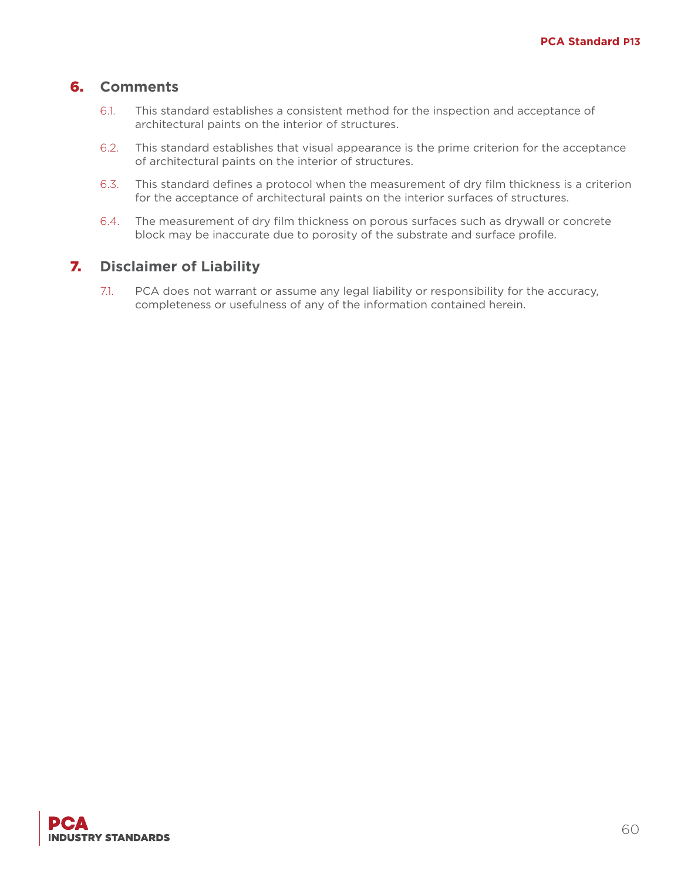## 6. Comments

6.1. This standard establishes a consistent method for the inspection and acceptance of architectural paints on the interior of structures.

6.2. This standard establishes that visual appearance is the prime criterion for the acceptance of architectural paints on the interior of structures.

6.3. This standard defines a protocol when the measurement of dry film thickness is a criterion for the acceptance of architectural paints on the interior surfaces of structures.

6.4. The measurement of dry film thickness on porous surfaces such as drywall or concrete block may be inaccurate due to porosity of the substrate and surface profile.

## 7. Disclaimer of Liability

7.1. PCA does not warrant or assume any legal liability or responsibility for the accuracy, completeness or usefulness of any of the information contained herein.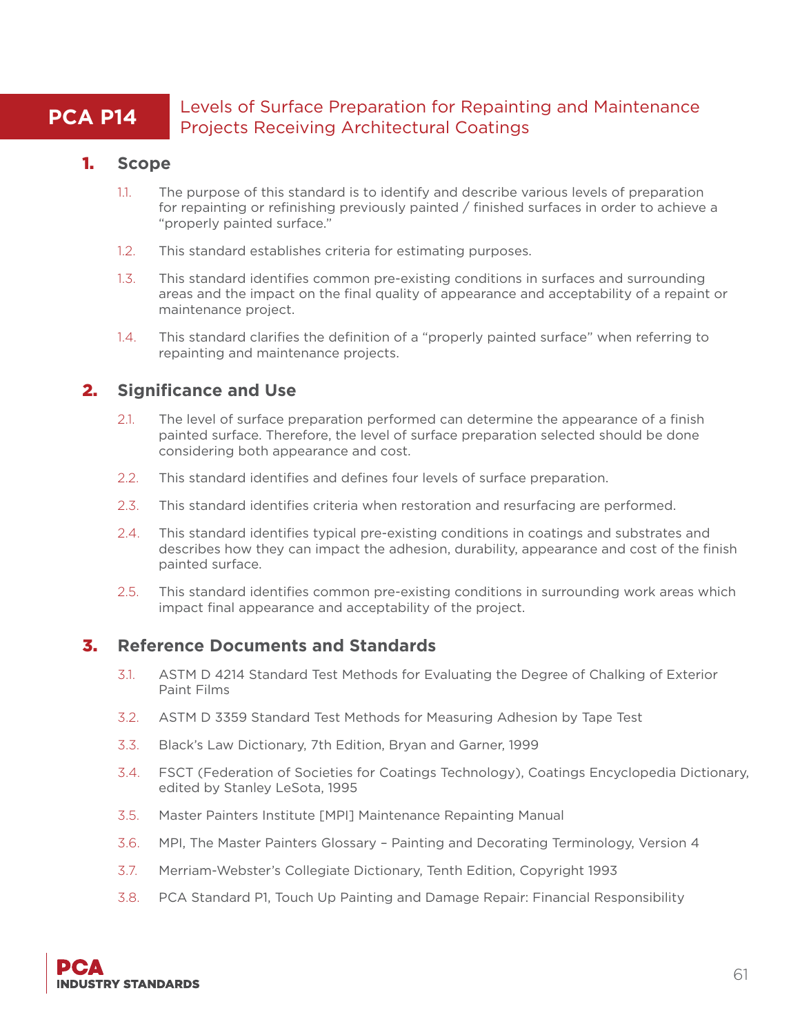# PCA P14 Levels of Surface Preparation for Repainting and Maintenance Projects Receiving Architectural Coatings

## 1. Scope

1.1. The purpose of this standard is to identify and describe various levels of preparation for repainting or refinishing previously painted / finished surfaces in order to achieve a "properly painted surface."

1.2. This standard establishes criteria for estimating purposes.

1.3. This standard identifies common pre-existing conditions in surfaces and surrounding areas and the impact on the final quality of appearance and acceptability of a repaint or maintenance project.

1.4. This standard clarifies the definition of a "properly painted surface" when referring to repainting and maintenance projects.

## 2. Significance and Use

2.1. The level of surface preparation performed can determine the appearance of a finish painted surface. Therefore, the level of surface preparation selected should be done considering both appearance and cost.

2.2. This standard identifies and defines four levels of surface preparation.

2.3. This standard identifies criteria when restoration and resurfacing are performed.

2.4. This standard identifies typical pre-existing conditions in coatings and substrates and describes how they can impact the adhesion, durability, appearance and cost of the finish painted surface.

2.5. This standard identifies common pre-existing conditions in surrounding work areas which impact final appearance and acceptability of the project.

## 3. Reference Documents and Standards

3.1. ASTM D 4214 Standard Test Methods for Evaluating the Degree of Chalking of Exterior Paint Films

3.2. ASTM D 3359 Standard Test Methods for Measuring Adhesion by Tape Test

3.3. Black's Law Dictionary, 7th Edition, Bryan and Garner, 1999

3.4. FSCT (Federation of Societies for Coatings Technology), Coatings Encyclopedia Dictionary, edited by Stanley LeSota, 1995

3.5. Master Painters Institute [MPI] Maintenance Repainting Manual

3.6. MPI, The Master Painters Glossary – Painting and Decorating Terminology, Version 4

3.7. Merriam-Webster's Collegiate Dictionary, Tenth Edition, Copyright 1993

3.8. PCA Standard P1, Touch Up Painting and Damage Repair: Financial Responsibility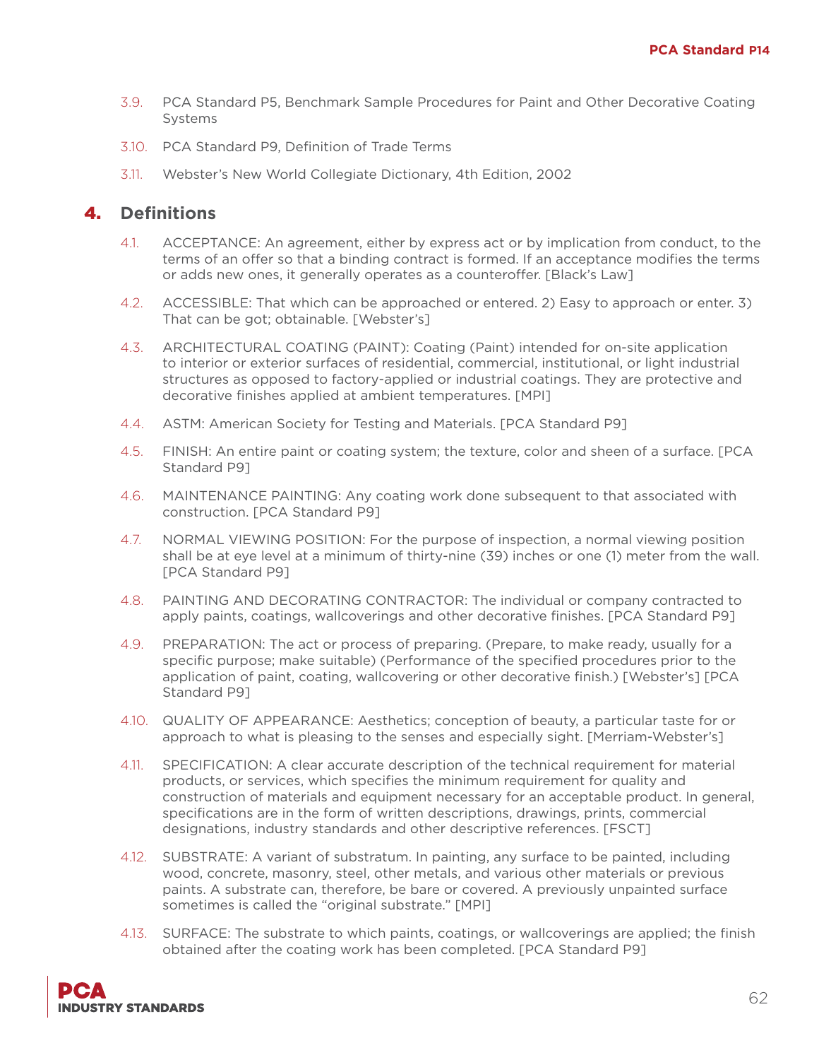3.9. PCA Standard P5, Benchmark Sample Procedures for Paint and Other Decorative Coating Systems

3.10. PCA Standard P9, Definition of Trade Terms

3.11. Webster's New World Collegiate Dictionary, 4th Edition, 2002

## 4. Definitions

4.1. ACCEPTANCE: An agreement, either by express act or by implication from conduct, to the terms of an offer so that a binding contract is formed. If an acceptance modifies the terms or adds new ones, it generally operates as a counteroffer. [Black's Law]

4.2. ACCESSIBLE: That which can be approached or entered. 2) Easy to approach or enter. 3) That can be got; obtainable. [Webster's]

4.3. ARCHITECTURAL COATING (PAINT): Coating (Paint) intended for on-site application to interior or exterior surfaces of residential, commercial, institutional, or light industrial structures as opposed to factory-applied or industrial coatings. They are protective and decorative finishes applied at ambient temperatures. [MPI]

4.4. ASTM: American Society for Testing and Materials. [PCA Standard P9]

4.5. FINISH: An entire paint or coating system; the texture, color and sheen of a surface. [PCA Standard P9]

4.6. MAINTENANCE PAINTING: Any coating work done subsequent to that associated with construction. [PCA Standard P9]

4.7. NORMAL VIEWING POSITION: For the purpose of inspection, a normal viewing position shall be at eye level at a minimum of thirty-nine (39) inches or one (1) meter from the wall. [PCA Standard P9]

4.8. PAINTING AND DECORATING CONTRACTOR: The individual or company contracted to apply paints, coatings, wallcoverings and other decorative finishes. [PCA Standard P9]

4.9. PREPARATION: The act or process of preparing. (Prepare, to make ready, usually for a specific purpose; make suitable) (Performance of the specified procedures prior to the application of paint, coating, wallcovering or other decorative finish.) [Webster's] [PCA Standard P9]

4.10. QUALITY OF APPEARANCE: Aesthetics; conception of beauty, a particular taste for or approach to what is pleasing to the senses and especially sight. [Merriam-Webster's]

4.11. SPECIFICATION: A clear accurate description of the technical requirement for material products, or services, which specifies the minimum requirement for quality and construction of materials and equipment necessary for an acceptable product. In general, specifications are in the form of written descriptions, drawings, prints, commercial designations, industry standards and other descriptive references. [FSCT]

4.12. SUBSTRATE: A variant of substratum. In painting, any surface to be painted, including wood, concrete, masonry, steel, other metals, and various other materials or previous paints. A substrate can, therefore, be bare or covered. A previously unpainted surface sometimes is called the "original substrate." [MPI]

4.13. SURFACE: The substrate to which paints, coatings, or wallcoverings are applied; the finish obtained after the coating work has been completed. [PCA Standard P9]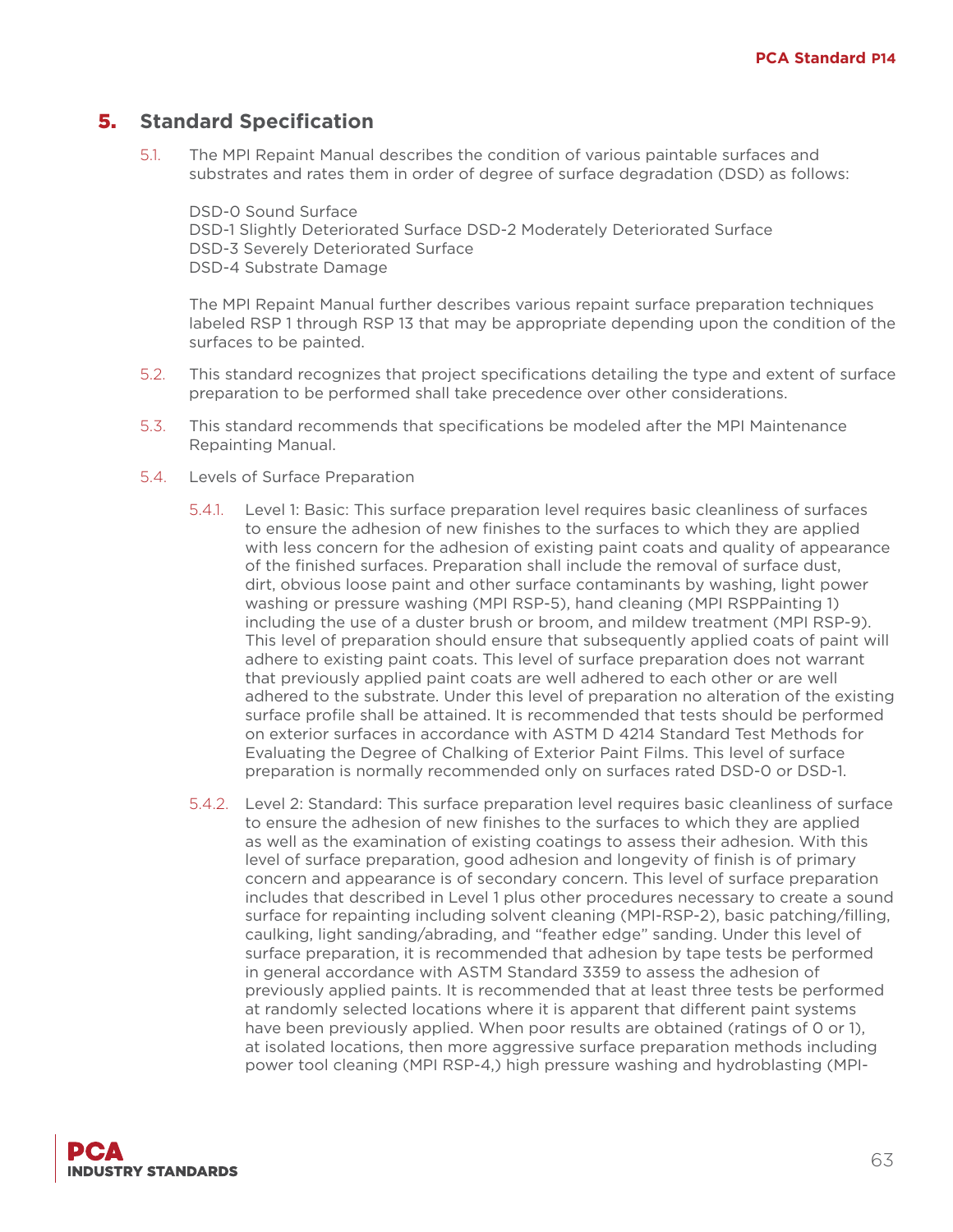## 5. Standard Specification

5.1. The MPI Repaint Manual describes the condition of various paintable surfaces and substrates and rates them in order of degree of surface degradation (DSD) as follows:

DSD-0 Sound Surface
DSD-1 Slightly Deteriorated Surface DSD-2 Moderately Deteriorated Surface
DSD-3 Severely Deteriorated Surface
DSD-4 Substrate Damage

The MPI Repaint Manual further describes various repaint surface preparation techniques labeled RSP 1 through RSP 13 that may be appropriate depending upon the condition of the surfaces to be painted.

5.2. This standard recognizes that project specifications detailing the type and extent of surface preparation to be performed shall take precedence over other considerations.

5.3. This standard recommends that specifications be modeled after the MPI Maintenance Repainting Manual.

5.4. Levels of Surface Preparation

5.4.1. Level 1: Basic: This surface preparation level requires basic cleanliness of surfaces to ensure the adhesion of new finishes to the surfaces to which they are applied with less concern for the adhesion of existing paint coats and quality of appearance of the finished surfaces. Preparation shall include the removal of surface dust, dirt, obvious loose paint and other surface contaminants by washing, light power washing or pressure washing (MPI RSP-5), hand cleaning (MPI RSPPainting 1) including the use of a duster brush or broom, and mildew treatment (MPI RSP-9). This level of preparation should ensure that subsequently applied coats of paint will adhere to existing paint coats. This level of surface preparation does not warrant that previously applied paint coats are well adhered to each other or are well adhered to the substrate. Under this level of preparation no alteration of the existing surface profile shall be attained. It is recommended that tests should be performed on exterior surfaces in accordance with ASTM D 4214 Standard Test Methods for Evaluating the Degree of Chalking of Exterior Paint Films. This level of surface preparation is normally recommended only on surfaces rated DSD-0 or DSD-1.

5.4.2. Level 2: Standard: This surface preparation level requires basic cleanliness of surface to ensure the adhesion of new finishes to the surfaces to which they are applied as well as the examination of existing coatings to assess their adhesion. With this level of surface preparation, good adhesion and longevity of finish is of primary concern and appearance is of secondary concern. This level of surface preparation includes that described in Level 1 plus other procedures necessary to create a sound surface for repainting including solvent cleaning (MPI-RSP-2), basic patching/filling, caulking, light sanding/abrading, and "feather edge" sanding. Under this level of surface preparation, it is recommended that adhesion by tape tests be performed in general accordance with ASTM Standard 3359 to assess the adhesion of previously applied paints. It is recommended that at least three tests be performed at randomly selected locations where it is apparent that different paint systems have been previously applied. When poor results are obtained (ratings of 0 or 1), at isolated locations, then more aggressive surface preparation methods including power tool cleaning (MPI RSP-4,) high pressure washing and hydroblasting (MPI-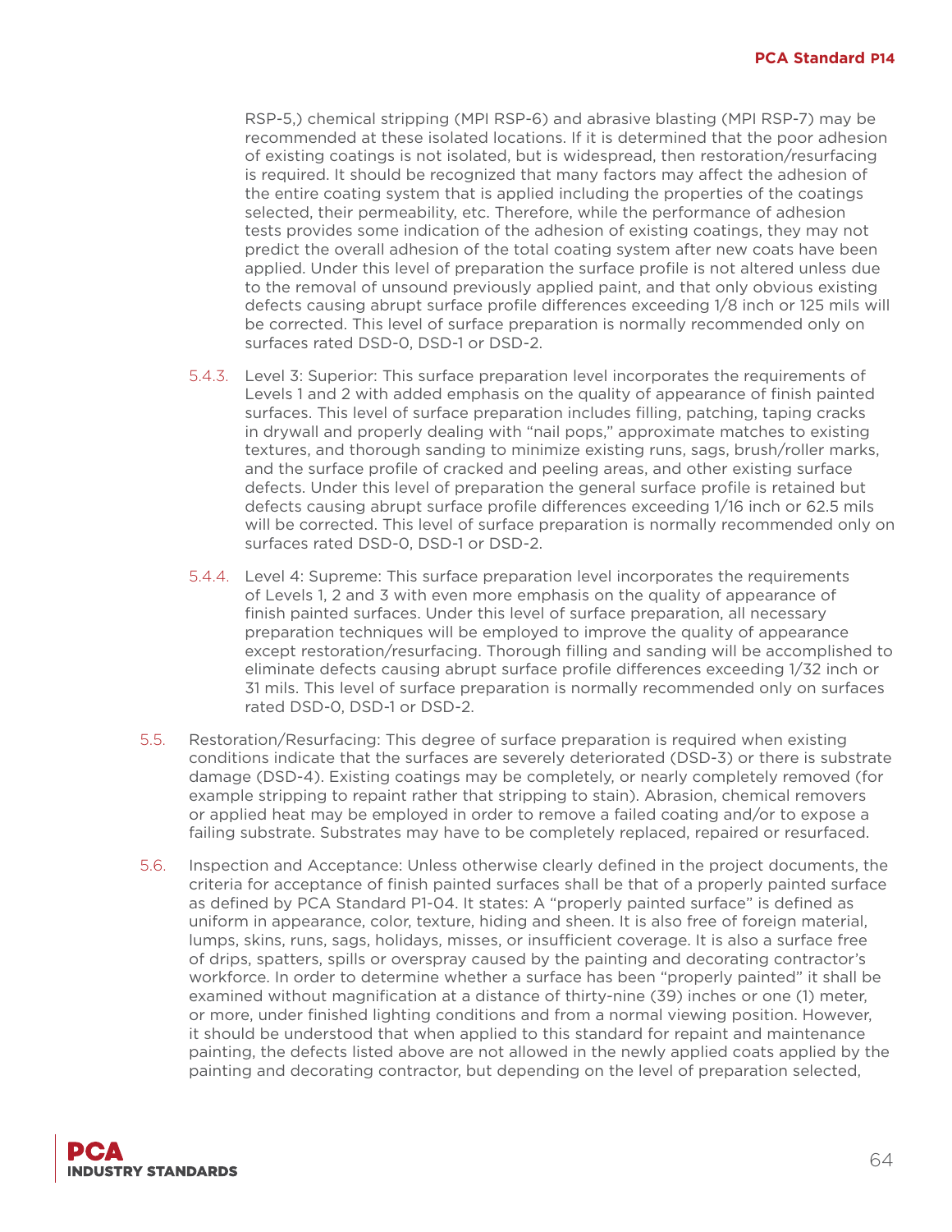RSP-5,) chemical stripping (MPI RSP-6) and abrasive blasting (MPI RSP-7) may be recommended at these isolated locations. If it is determined that the poor adhesion of existing coatings is not isolated, but is widespread, then restoration/resurfacing is required. It should be recognized that many factors may affect the adhesion of the entire coating system that is applied including the properties of the coatings selected, their permeability, etc. Therefore, while the performance of adhesion tests provides some indication of the adhesion of existing coatings, they may not predict the overall adhesion of the total coating system after new coats have been applied. Under this level of preparation the surface profile is not altered unless due to the removal of unsound previously applied paint, and that only obvious existing defects causing abrupt surface profile differences exceeding 1/8 inch or 125 mils will be corrected. This level of surface preparation is normally recommended only on surfaces rated DSD-0, DSD-1 or DSD-2.

5.4.3. Level 3: Superior: This surface preparation level incorporates the requirements of Levels 1 and 2 with added emphasis on the quality of appearance of finish painted surfaces. This level of surface preparation includes filling, patching, taping cracks in drywall and properly dealing with "nail pops," approximate matches to existing textures, and thorough sanding to minimize existing runs, sags, brush/roller marks, and the surface profile of cracked and peeling areas, and other existing surface defects. Under this level of preparation the general surface profile is retained but defects causing abrupt surface profile differences exceeding 1/16 inch or 62.5 mils will be corrected. This level of surface preparation is normally recommended only on surfaces rated DSD-0, DSD-1 or DSD-2.

5.4.4. Level 4: Supreme: This surface preparation level incorporates the requirements of Levels 1, 2 and 3 with even more emphasis on the quality of appearance of finish painted surfaces. Under this level of surface preparation, all necessary preparation techniques will be employed to improve the quality of appearance except restoration/resurfacing. Thorough filling and sanding will be accomplished to eliminate defects causing abrupt surface profile differences exceeding 1/32 inch or 31 mils. This level of surface preparation is normally recommended only on surfaces rated DSD-0, DSD-1 or DSD-2.

5.5. Restoration/Resurfacing: This degree of surface preparation is required when existing conditions indicate that the surfaces are severely deteriorated (DSD-3) or there is substrate damage (DSD-4). Existing coatings may be completely, or nearly completely removed (for example stripping to repaint rather that stripping to stain). Abrasion, chemical removers or applied heat may be employed in order to remove a failed coating and/or to expose a failing substrate. Substrates may have to be completely replaced, repaired or resurfaced.

5.6. Inspection and Acceptance: Unless otherwise clearly defined in the project documents, the criteria for acceptance of finish painted surfaces shall be that of a properly painted surface as defined by PCA Standard P1-04. It states: A "properly painted surface" is defined as uniform in appearance, color, texture, hiding and sheen. It is also free of foreign material, lumps, skins, runs, sags, holidays, misses, or insufficient coverage. It is also a surface free of drips, spatters, spills or overspray caused by the painting and decorating contractor's workforce. In order to determine whether a surface has been "properly painted" it shall be examined without magnification at a distance of thirty-nine (39) inches or one (1) meter, or more, under finished lighting conditions and from a normal viewing position. However, it should be understood that when applied to this standard for repaint and maintenance painting, the defects listed above are not allowed in the newly applied coats applied by the painting and decorating contractor, but depending on the level of preparation selected,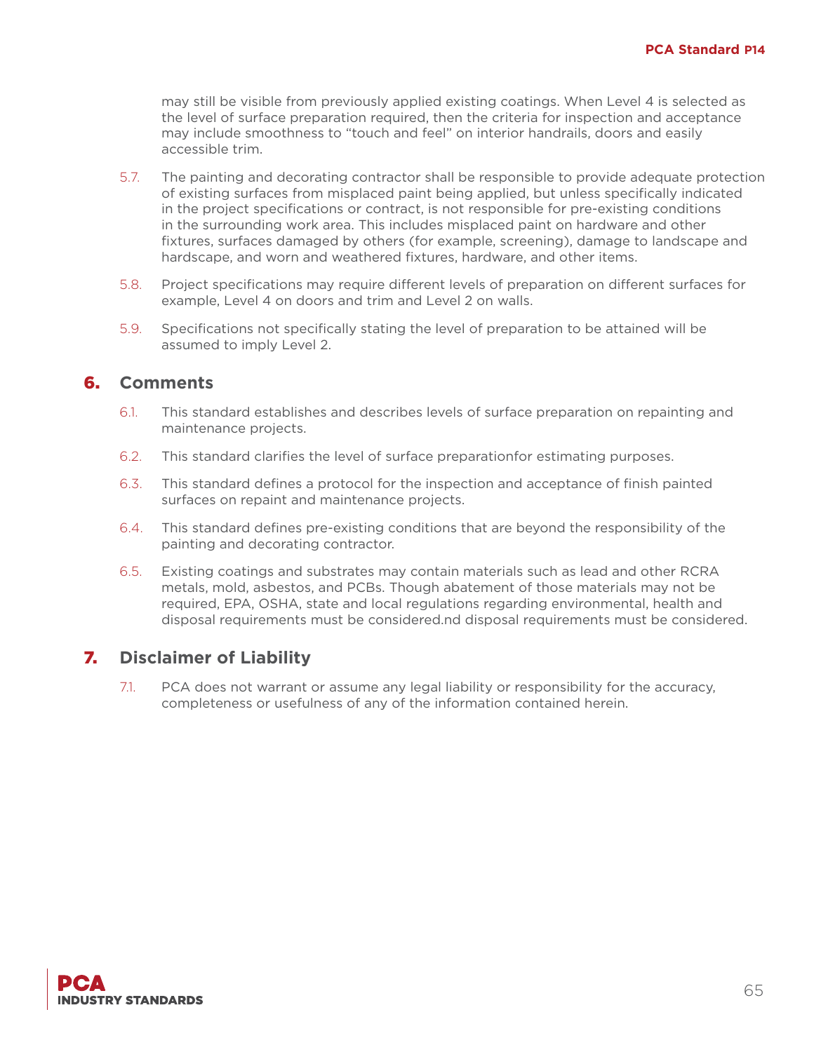may still be visible from previously applied existing coatings. When Level 4 is selected as the level of surface preparation required, then the criteria for inspection and acceptance may include smoothness to "touch and feel" on interior handrails, doors and easily accessible trim.

5.7. The painting and decorating contractor shall be responsible to provide adequate protection of existing surfaces from misplaced paint being applied, but unless specifically indicated in the project specifications or contract, is not responsible for pre-existing conditions in the surrounding work area. This includes misplaced paint on hardware and other fixtures, surfaces damaged by others (for example, screening), damage to landscape and hardscape, and worn and weathered fixtures, hardware, and other items.

5.8. Project specifications may require different levels of preparation on different surfaces for example, Level 4 on doors and trim and Level 2 on walls.

5.9. Specifications not specifically stating the level of preparation to be attained will be assumed to imply Level 2.

## 6. Comments

6.1. This standard establishes and describes levels of surface preparation on repainting and maintenance projects.

6.2. This standard clarifies the level of surface preparationfor estimating purposes.

6.3. This standard defines a protocol for the inspection and acceptance of finish painted surfaces on repaint and maintenance projects.

6.4. This standard defines pre-existing conditions that are beyond the responsibility of the painting and decorating contractor.

6.5. Existing coatings and substrates may contain materials such as lead and other RCRA metals, mold, asbestos, and PCBs. Though abatement of those materials may not be required, EPA, OSHA, state and local regulations regarding environmental, health and disposal requirements must be considered.nd disposal requirements must be considered.

## 7. Disclaimer of Liability

7.1. PCA does not warrant or assume any legal liability or responsibility for the accuracy, completeness or usefulness of any of the information contained herein.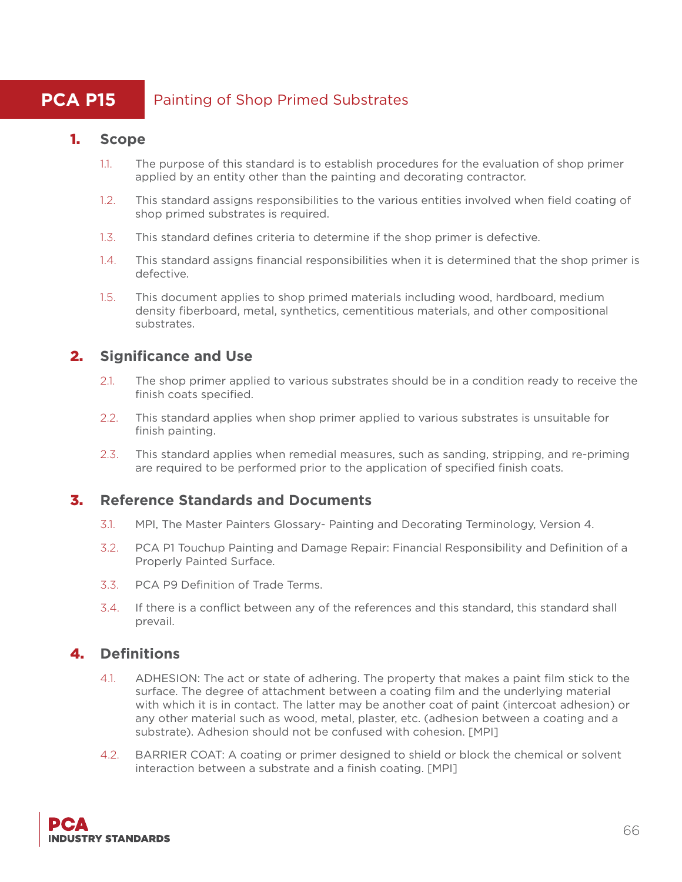# PCA P15 Painting of Shop Primed Substrates

## 1. Scope

1.1. The purpose of this standard is to establish procedures for the evaluation of shop primer applied by an entity other than the painting and decorating contractor.

1.2. This standard assigns responsibilities to the various entities involved when field coating of shop primed substrates is required.

1.3. This standard defines criteria to determine if the shop primer is defective.

1.4. This standard assigns financial responsibilities when it is determined that the shop primer is defective.

1.5. This document applies to shop primed materials including wood, hardboard, medium density fiberboard, metal, synthetics, cementitious materials, and other compositional substrates.

## 2. Significance and Use

2.1. The shop primer applied to various substrates should be in a condition ready to receive the finish coats specified.

2.2. This standard applies when shop primer applied to various substrates is unsuitable for finish painting.

2.3. This standard applies when remedial measures, such as sanding, stripping, and re-priming are required to be performed prior to the application of specified finish coats.

## 3. Reference Standards and Documents

3.1. MPI, The Master Painters Glossary- Painting and Decorating Terminology, Version 4.

3.2. PCA P1 Touchup Painting and Damage Repair: Financial Responsibility and Definition of a Properly Painted Surface.

3.3. PCA P9 Definition of Trade Terms.

3.4. If there is a conflict between any of the references and this standard, this standard shall prevail.

## 4. Definitions

4.1. ADHESION: The act or state of adhering. The property that makes a paint film stick to the surface. The degree of attachment between a coating film and the underlying material with which it is in contact. The latter may be another coat of paint (intercoat adhesion) or any other material such as wood, metal, plaster, etc. (adhesion between a coating and a substrate). Adhesion should not be confused with cohesion. [MPI]

4.2. BARRIER COAT: A coating or primer designed to shield or block the chemical or solvent interaction between a substrate and a finish coating. [MPI]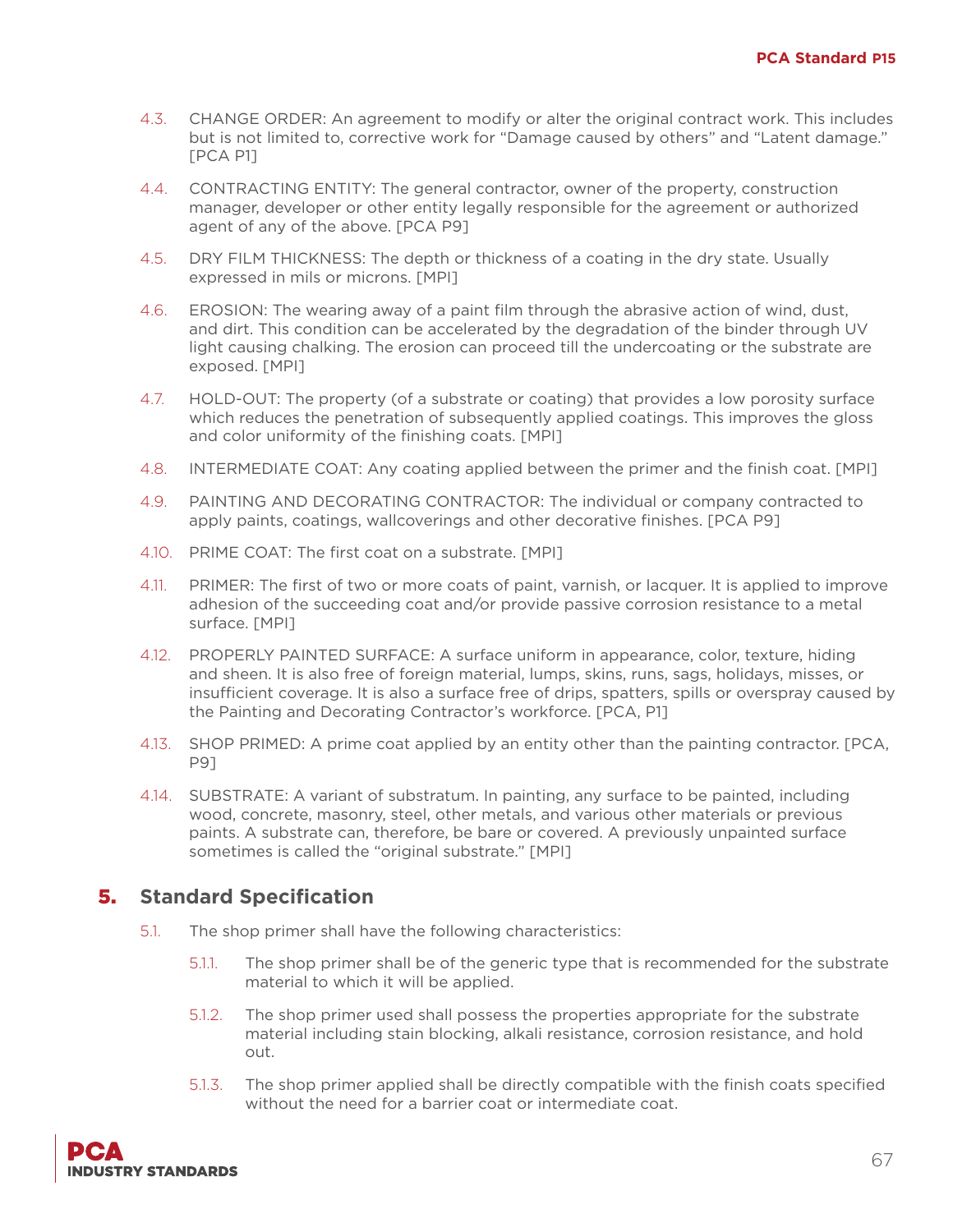4.3. CHANGE ORDER: An agreement to modify or alter the original contract work. This includes but is not limited to, corrective work for "Damage caused by others" and "Latent damage." [PCA P1]

4.4. CONTRACTING ENTITY: The general contractor, owner of the property, construction manager, developer or other entity legally responsible for the agreement or authorized agent of any of the above. [PCA P9]

4.5. DRY FILM THICKNESS: The depth or thickness of a coating in the dry state. Usually expressed in mils or microns. [MPI]

4.6. EROSION: The wearing away of a paint film through the abrasive action of wind, dust, and dirt. This condition can be accelerated by the degradation of the binder through UV light causing chalking. The erosion can proceed till the undercoating or the substrate are exposed. [MPI]

4.7. HOLD-OUT: The property (of a substrate or coating) that provides a low porosity surface which reduces the penetration of subsequently applied coatings. This improves the gloss and color uniformity of the finishing coats. [MPI]

4.8. INTERMEDIATE COAT: Any coating applied between the primer and the finish coat. [MPI]

4.9. PAINTING AND DECORATING CONTRACTOR: The individual or company contracted to apply paints, coatings, wallcoverings and other decorative finishes. [PCA P9]

4.10. PRIME COAT: The first coat on a substrate. [MPI]

4.11. PRIMER: The first of two or more coats of paint, varnish, or lacquer. It is applied to improve adhesion of the succeeding coat and/or provide passive corrosion resistance to a metal surface. [MPI]

4.12. PROPERLY PAINTED SURFACE: A surface uniform in appearance, color, texture, hiding and sheen. It is also free of foreign material, lumps, skins, runs, sags, holidays, misses, or insufficient coverage. It is also a surface free of drips, spatters, spills or overspray caused by the Painting and Decorating Contractor's workforce. [PCA, P1]

4.13. SHOP PRIMED: A prime coat applied by an entity other than the painting contractor. [PCA, P9]

4.14. SUBSTRATE: A variant of substratum. In painting, any surface to be painted, including wood, concrete, masonry, steel, other metals, and various other materials or previous paints. A substrate can, therefore, be bare or covered. A previously unpainted surface sometimes is called the "original substrate." [MPI]

## 5. Standard Specification

5.1. The shop primer shall have the following characteristics:

5.1.1. The shop primer shall be of the generic type that is recommended for the substrate material to which it will be applied.

5.1.2. The shop primer used shall possess the properties appropriate for the substrate material including stain blocking, alkali resistance, corrosion resistance, and hold out.

5.1.3. The shop primer applied shall be directly compatible with the finish coats specified without the need for a barrier coat or intermediate coat.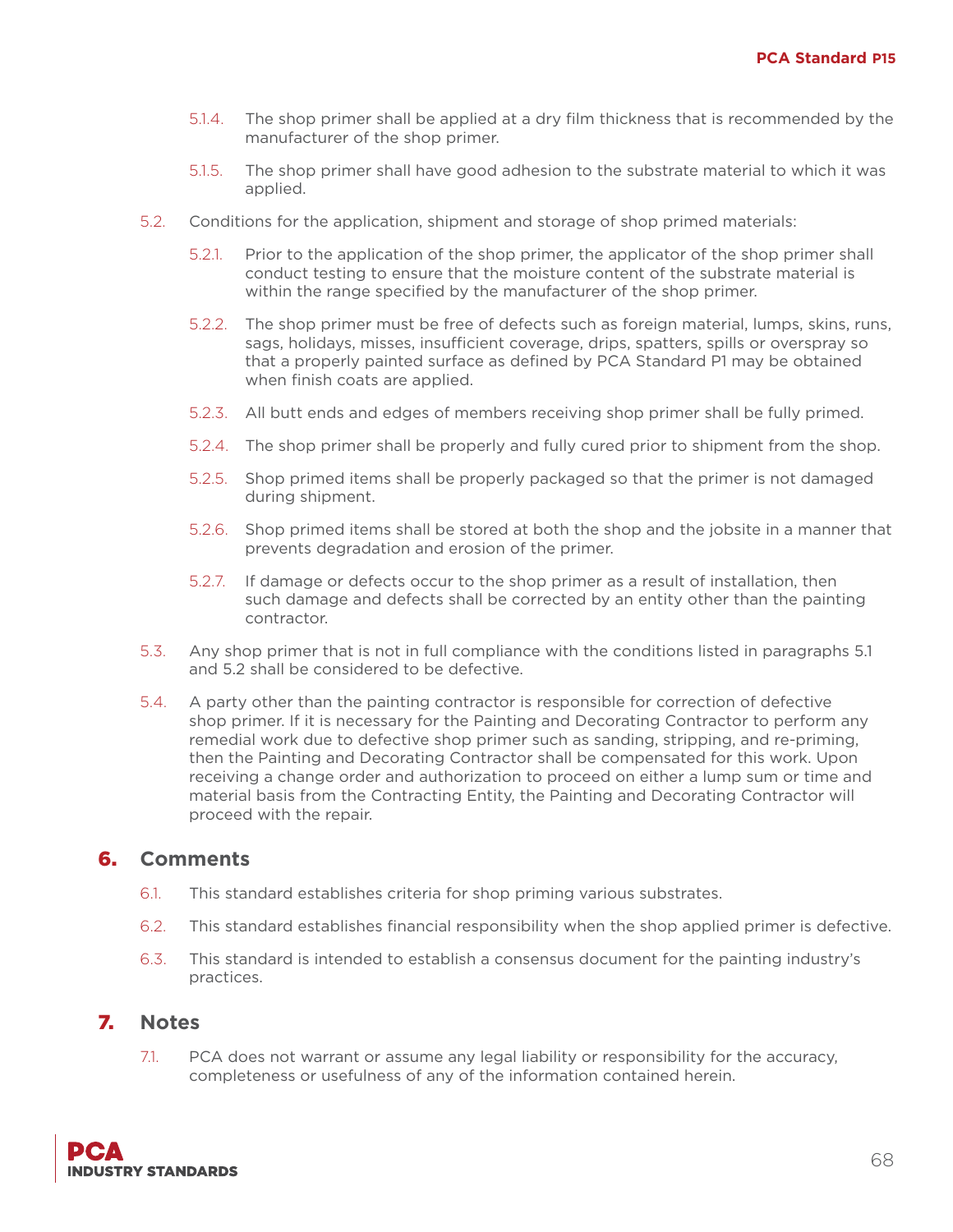5.1.4. The shop primer shall be applied at a dry film thickness that is recommended by the manufacturer of the shop primer.

5.1.5. The shop primer shall have good adhesion to the substrate material to which it was applied.

5.2. Conditions for the application, shipment and storage of shop primed materials:

5.2.1. Prior to the application of the shop primer, the applicator of the shop primer shall conduct testing to ensure that the moisture content of the substrate material is within the range specified by the manufacturer of the shop primer.

5.2.2. The shop primer must be free of defects such as foreign material, lumps, skins, runs, sags, holidays, misses, insufficient coverage, drips, spatters, spills or overspray so that a properly painted surface as defined by PCA Standard P1 may be obtained when finish coats are applied.

5.2.3. All butt ends and edges of members receiving shop primer shall be fully primed.

5.2.4. The shop primer shall be properly and fully cured prior to shipment from the shop.

5.2.5. Shop primed items shall be properly packaged so that the primer is not damaged during shipment.

5.2.6. Shop primed items shall be stored at both the shop and the jobsite in a manner that prevents degradation and erosion of the primer.

5.2.7. If damage or defects occur to the shop primer as a result of installation, then such damage and defects shall be corrected by an entity other than the painting contractor.

5.3. Any shop primer that is not in full compliance with the conditions listed in paragraphs 5.1 and 5.2 shall be considered to be defective.

5.4. A party other than the painting contractor is responsible for correction of defective shop primer. If it is necessary for the Painting and Decorating Contractor to perform any remedial work due to defective shop primer such as sanding, stripping, and re-priming, then the Painting and Decorating Contractor shall be compensated for this work. Upon receiving a change order and authorization to proceed on either a lump sum or time and material basis from the Contracting Entity, the Painting and Decorating Contractor will proceed with the repair.

## 6. Comments

6.1. This standard establishes criteria for shop priming various substrates.

6.2. This standard establishes financial responsibility when the shop applied primer is defective.

6.3. This standard is intended to establish a consensus document for the painting industry's practices.

## 7. Notes

7.1. PCA does not warrant or assume any legal liability or responsibility for the accuracy, completeness or usefulness of any of the information contained herein.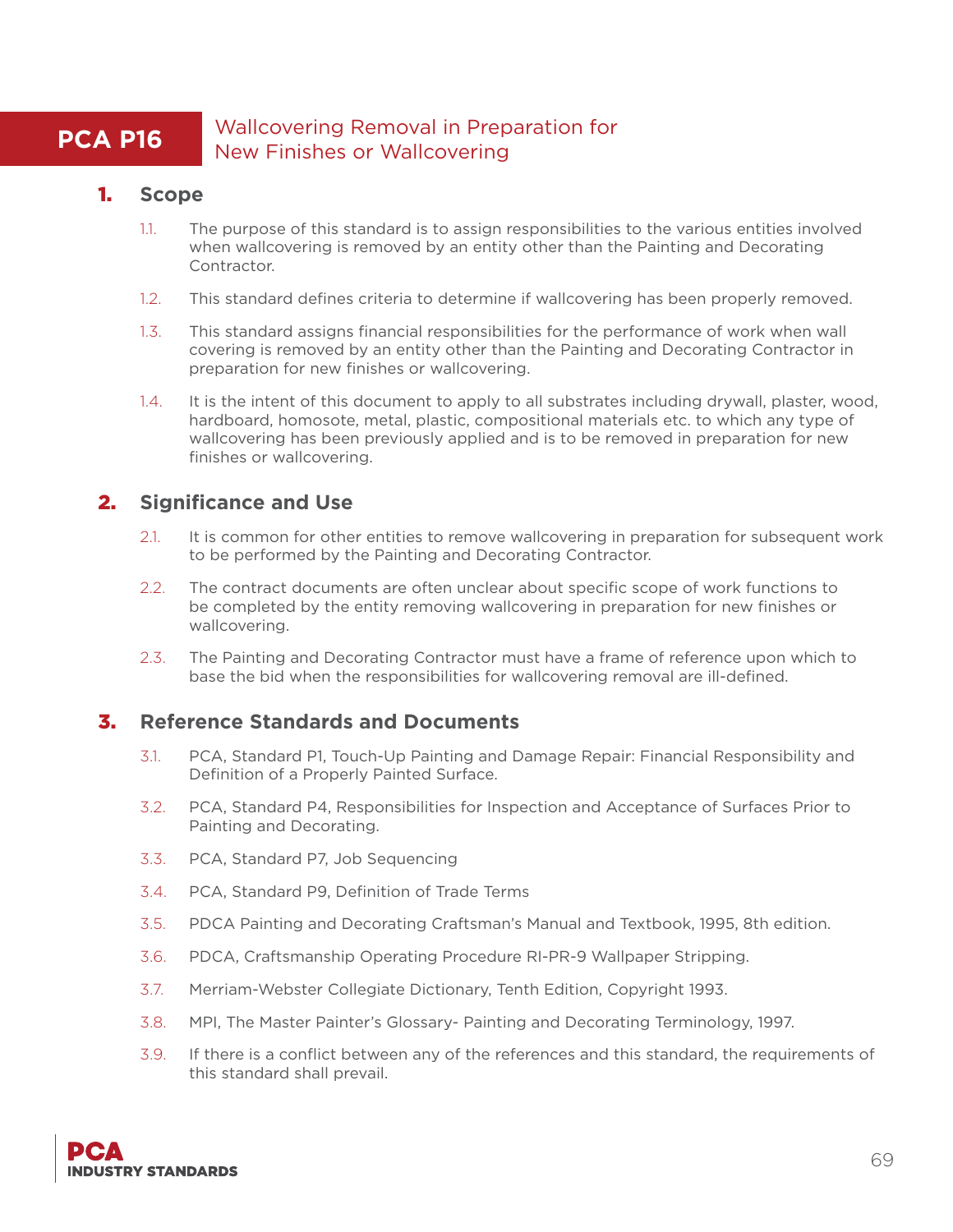# PCA P16 Wallcovering Removal in Preparation for New Finishes or Wallcovering

## 1. Scope

1.1. The purpose of this standard is to assign responsibilities to the various entities involved when wallcovering is removed by an entity other than the Painting and Decorating Contractor.

1.2. This standard defines criteria to determine if wallcovering has been properly removed.

1.3. This standard assigns financial responsibilities for the performance of work when wall covering is removed by an entity other than the Painting and Decorating Contractor in preparation for new finishes or wallcovering.

1.4. It is the intent of this document to apply to all substrates including drywall, plaster, wood, hardboard, homosote, metal, plastic, compositional materials etc. to which any type of wallcovering has been previously applied and is to be removed in preparation for new finishes or wallcovering.

## 2. Significance and Use

2.1. It is common for other entities to remove wallcovering in preparation for subsequent work to be performed by the Painting and Decorating Contractor.

2.2. The contract documents are often unclear about specific scope of work functions to be completed by the entity removing wallcovering in preparation for new finishes or wallcovering.

2.3. The Painting and Decorating Contractor must have a frame of reference upon which to base the bid when the responsibilities for wallcovering removal are ill-defined.

## 3. Reference Standards and Documents

3.1. PCA, Standard P1, Touch-Up Painting and Damage Repair: Financial Responsibility and Definition of a Properly Painted Surface.

3.2. PCA, Standard P4, Responsibilities for Inspection and Acceptance of Surfaces Prior to Painting and Decorating.

3.3. PCA, Standard P7, Job Sequencing

3.4. PCA, Standard P9, Definition of Trade Terms

3.5. PDCA Painting and Decorating Craftsman's Manual and Textbook, 1995, 8th edition.

3.6. PDCA, Craftsmanship Operating Procedure RI-PR-9 Wallpaper Stripping.

3.7. Merriam-Webster Collegiate Dictionary, Tenth Edition, Copyright 1993.

3.8. MPI, The Master Painter's Glossary- Painting and Decorating Terminology, 1997.

3.9. If there is a conflict between any of the references and this standard, the requirements of this standard shall prevail.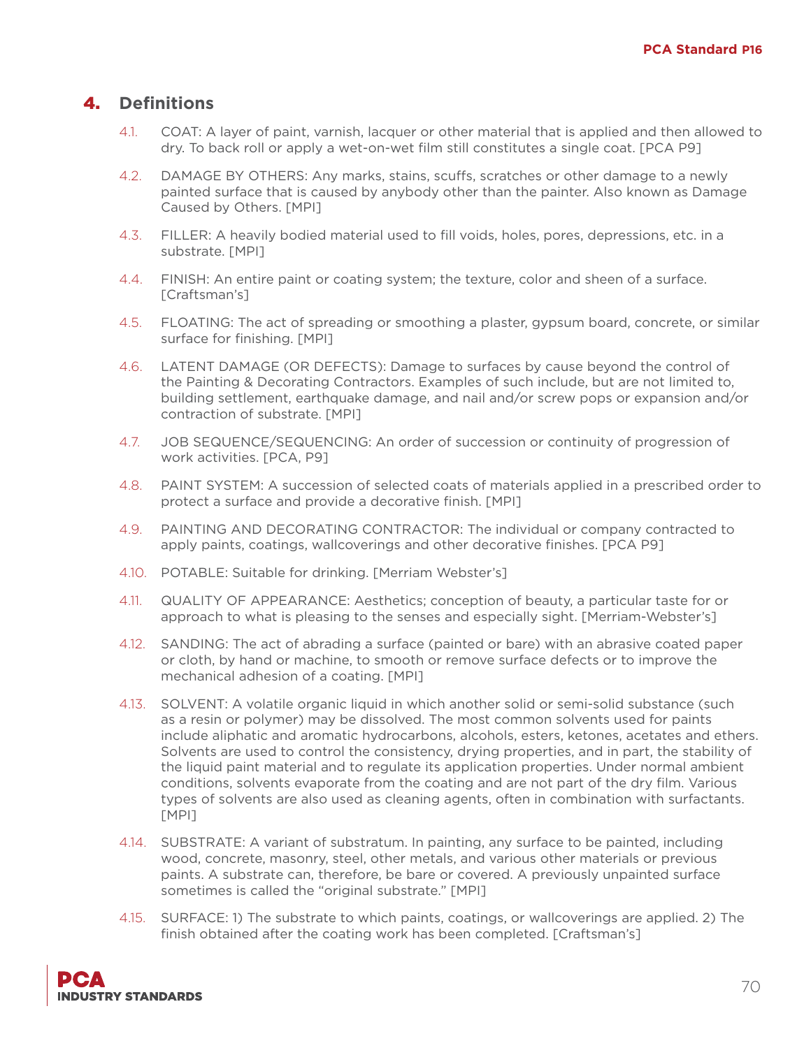## 4. Definitions

4.1. COAT: A layer of paint, varnish, lacquer or other material that is applied and then allowed to dry. To back roll or apply a wet-on-wet film still constitutes a single coat. [PCA P9]

4.2. DAMAGE BY OTHERS: Any marks, stains, scuffs, scratches or other damage to a newly painted surface that is caused by anybody other than the painter. Also known as Damage Caused by Others. [MPI]

4.3. FILLER: A heavily bodied material used to fill voids, holes, pores, depressions, etc. in a substrate. [MPI]

4.4. FINISH: An entire paint or coating system; the texture, color and sheen of a surface. [Craftsman's]

4.5. FLOATING: The act of spreading or smoothing a plaster, gypsum board, concrete, or similar surface for finishing. [MPI]

4.6. LATENT DAMAGE (OR DEFECTS): Damage to surfaces by cause beyond the control of the Painting & Decorating Contractors. Examples of such include, but are not limited to, building settlement, earthquake damage, and nail and/or screw pops or expansion and/or contraction of substrate. [MPI]

4.7. JOB SEQUENCE/SEQUENCING: An order of succession or continuity of progression of work activities. [PCA, P9]

4.8. PAINT SYSTEM: A succession of selected coats of materials applied in a prescribed order to protect a surface and provide a decorative finish. [MPI]

4.9. PAINTING AND DECORATING CONTRACTOR: The individual or company contracted to apply paints, coatings, wallcoverings and other decorative finishes. [PCA P9]

4.10. POTABLE: Suitable for drinking. [Merriam Webster's]

4.11. QUALITY OF APPEARANCE: Aesthetics; conception of beauty, a particular taste for or approach to what is pleasing to the senses and especially sight. [Merriam-Webster's]

4.12. SANDING: The act of abrading a surface (painted or bare) with an abrasive coated paper or cloth, by hand or machine, to smooth or remove surface defects or to improve the mechanical adhesion of a coating. [MPI]

4.13. SOLVENT: A volatile organic liquid in which another solid or semi-solid substance (such as a resin or polymer) may be dissolved. The most common solvents used for paints include aliphatic and aromatic hydrocarbons, alcohols, esters, ketones, acetates and ethers. Solvents are used to control the consistency, drying properties, and in part, the stability of the liquid paint material and to regulate its application properties. Under normal ambient conditions, solvents evaporate from the coating and are not part of the dry film. Various types of solvents are also used as cleaning agents, often in combination with surfactants. [MPI]

4.14. SUBSTRATE: A variant of substratum. In painting, any surface to be painted, including wood, concrete, masonry, steel, other metals, and various other materials or previous paints. A substrate can, therefore, be bare or covered. A previously unpainted surface sometimes is called the "original substrate." [MPI]

4.15. SURFACE: 1) The substrate to which paints, coatings, or wallcoverings are applied. 2) The finish obtained after the coating work has been completed. [Craftsman's]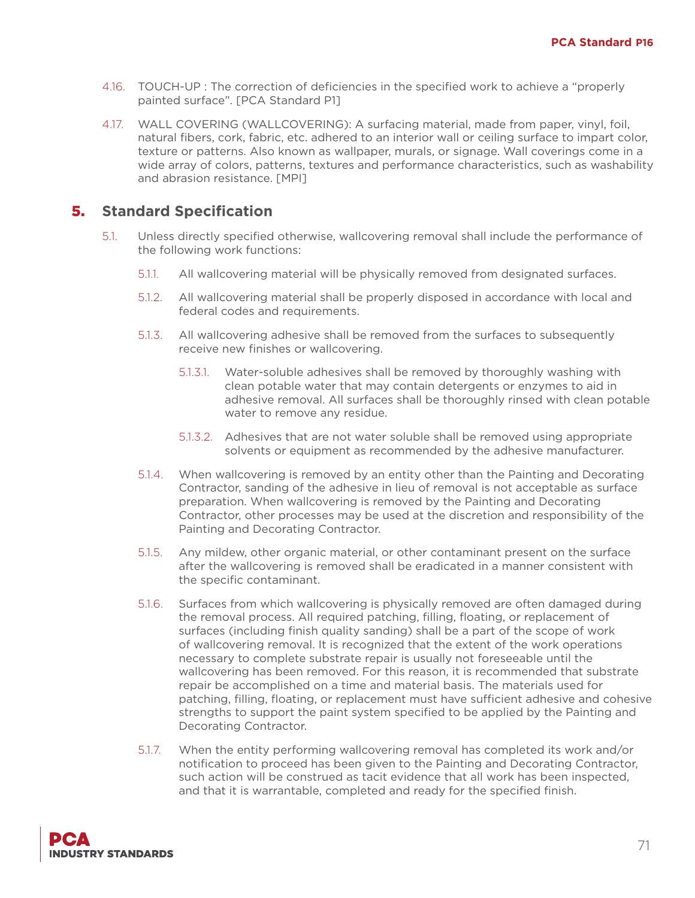4.16. TOUCH-UP : The correction of deficiencies in the specified work to achieve a "properly painted surface". [PCA Standard P1]

4.17. WALL COVERING (WALLCOVERING): A surfacing material, made from paper, vinyl, foil, natural fibers, cork, fabric, etc. adhered to an interior wall or ceiling surface to impart color, texture or patterns. Also known as wallpaper, murals, or signage. Wall coverings come in a wide array of colors, patterns, textures and performance characteristics, such as washability and abrasion resistance. [MPI]

## 5. Standard Specification

5.1. Unless directly specified otherwise, wallcovering removal shall include the performance of the following work functions:

5.1.1. All wallcovering material will be physically removed from designated surfaces.

5.1.2. All wallcovering material shall be properly disposed in accordance with local and federal codes and requirements.

5.1.3. All wallcovering adhesive shall be removed from the surfaces to subsequently receive new finishes or wallcovering.

5.1.3.1. Water-soluble adhesives shall be removed by thoroughly washing with clean potable water that may contain detergents or enzymes to aid in adhesive removal. All surfaces shall be thoroughly rinsed with clean potable water to remove any residue.

5.1.3.2. Adhesives that are not water soluble shall be removed using appropriate solvents or equipment as recommended by the adhesive manufacturer.

5.1.4. When wallcovering is removed by an entity other than the Painting and Decorating Contractor, sanding of the adhesive in lieu of removal is not acceptable as surface preparation. When wallcovering is removed by the Painting and Decorating Contractor, other processes may be used at the discretion and responsibility of the Painting and Decorating Contractor.

5.1.5. Any mildew, other organic material, or other contaminant present on the surface after the wallcovering is removed shall be eradicated in a manner consistent with the specific contaminant.

5.1.6. Surfaces from which wallcovering is physically removed are often damaged during the removal process. All required patching, filling, floating, or replacement of surfaces (including finish quality sanding) shall be a part of the scope of work of wallcovering removal. It is recognized that the extent of the work operations necessary to complete substrate repair is usually not foreseeable until the wallcovering has been removed. For this reason, it is recommended that substrate repair be accomplished on a time and material basis. The materials used for patching, filling, floating, or replacement must have sufficient adhesive and cohesive strengths to support the paint system specified to be applied by the Painting and Decorating Contractor.

5.1.7. When the entity performing wallcovering removal has completed its work and/or notification to proceed has been given to the Painting and Decorating Contractor, such action will be construed as tacit evidence that all work has been inspected, and that it is warrantable, completed and ready for the specified finish.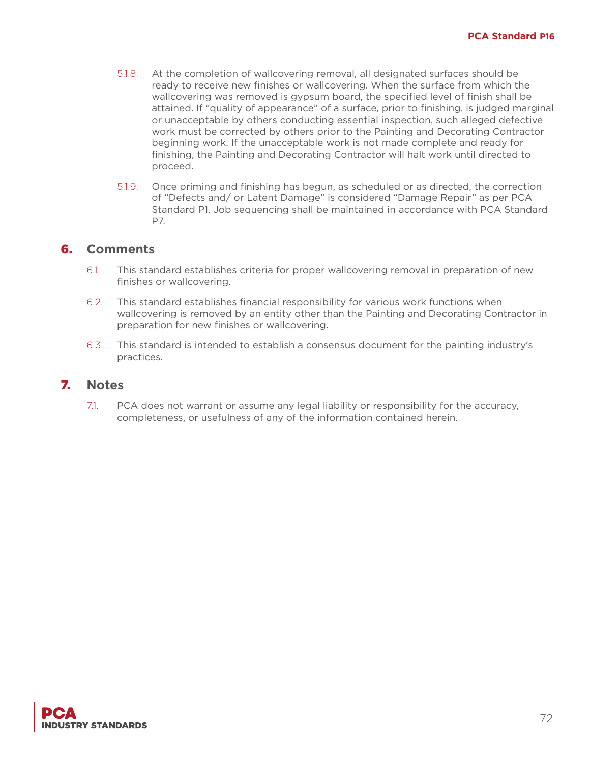5.1.8. At the completion of wallcovering removal, all designated surfaces should be ready to receive new finishes or wallcovering. When the surface from which the wallcovering was removed is gypsum board, the specified level of finish shall be attained. If "quality of appearance" of a surface, prior to finishing, is judged marginal or unacceptable by others conducting essential inspection, such alleged defective work must be corrected by others prior to the Painting and Decorating Contractor beginning work. If the unacceptable work is not made complete and ready for finishing, the Painting and Decorating Contractor will halt work until directed to proceed.

5.1.9. Once priming and finishing has begun, as scheduled or as directed, the correction of "Defects and/ or Latent Damage" is considered "Damage Repair" as per PCA Standard P1. Job sequencing shall be maintained in accordance with PCA Standard P7.

## 6. Comments

6.1. This standard establishes criteria for proper wallcovering removal in preparation of new finishes or wallcovering.

6.2. This standard establishes financial responsibility for various work functions when wallcovering is removed by an entity other than the Painting and Decorating Contractor in preparation for new finishes or wallcovering.

6.3. This standard is intended to establish a consensus document for the painting industry's practices.

## 7. Notes

7.1. PCA does not warrant or assume any legal liability or responsibility for the accuracy, completeness, or usefulness of any of the information contained herein.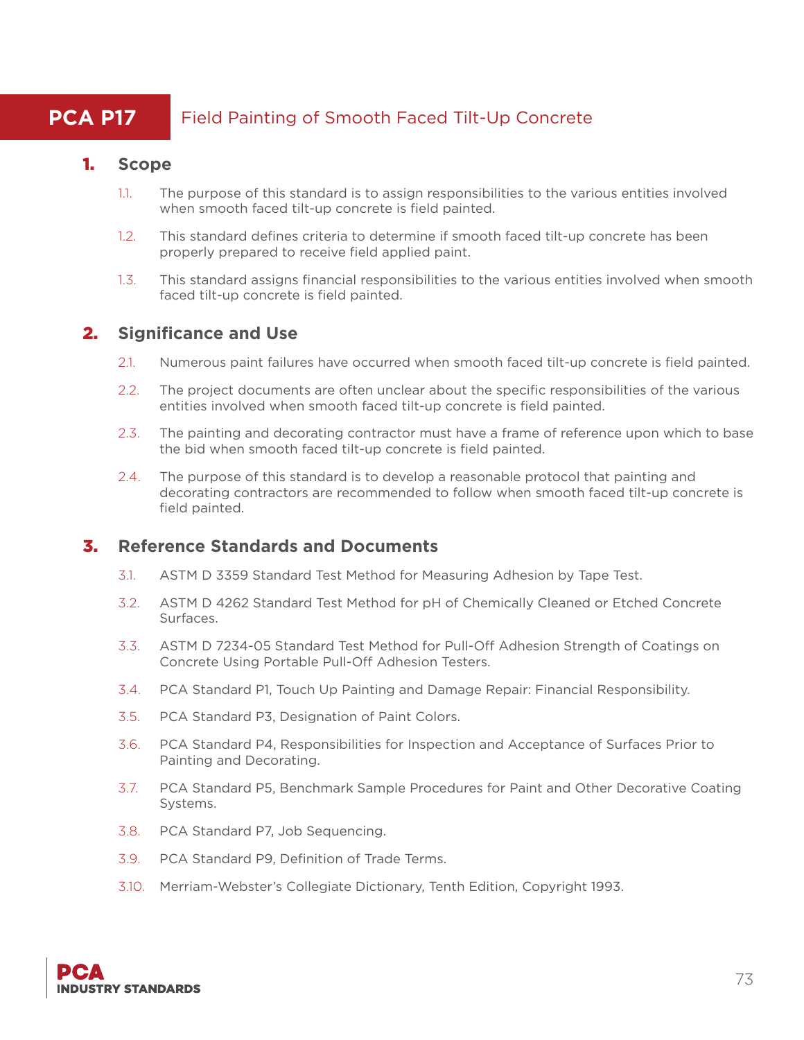# PCA P17 Field Painting of Smooth Faced Tilt-Up Concrete

## 1. Scope

1.1. The purpose of this standard is to assign responsibilities to the various entities involved when smooth faced tilt-up concrete is field painted.

1.2. This standard defines criteria to determine if smooth faced tilt-up concrete has been properly prepared to receive field applied paint.

1.3. This standard assigns financial responsibilities to the various entities involved when smooth faced tilt-up concrete is field painted.

## 2. Significance and Use

2.1. Numerous paint failures have occurred when smooth faced tilt-up concrete is field painted.

2.2. The project documents are often unclear about the specific responsibilities of the various entities involved when smooth faced tilt-up concrete is field painted.

2.3. The painting and decorating contractor must have a frame of reference upon which to base the bid when smooth faced tilt-up concrete is field painted.

2.4. The purpose of this standard is to develop a reasonable protocol that painting and decorating contractors are recommended to follow when smooth faced tilt-up concrete is field painted.

## 3. Reference Standards and Documents

3.1. ASTM D 3359 Standard Test Method for Measuring Adhesion by Tape Test.

3.2. ASTM D 4262 Standard Test Method for pH of Chemically Cleaned or Etched Concrete Surfaces.

3.3. ASTM D 7234-05 Standard Test Method for Pull-Off Adhesion Strength of Coatings on Concrete Using Portable Pull-Off Adhesion Testers.

3.4. PCA Standard P1, Touch Up Painting and Damage Repair: Financial Responsibility.

3.5. PCA Standard P3, Designation of Paint Colors.

3.6. PCA Standard P4, Responsibilities for Inspection and Acceptance of Surfaces Prior to Painting and Decorating.

3.7. PCA Standard P5, Benchmark Sample Procedures for Paint and Other Decorative Coating Systems.

3.8. PCA Standard P7, Job Sequencing.

3.9. PCA Standard P9, Definition of Trade Terms.

3.10. Merriam-Webster's Collegiate Dictionary, Tenth Edition, Copyright 1993.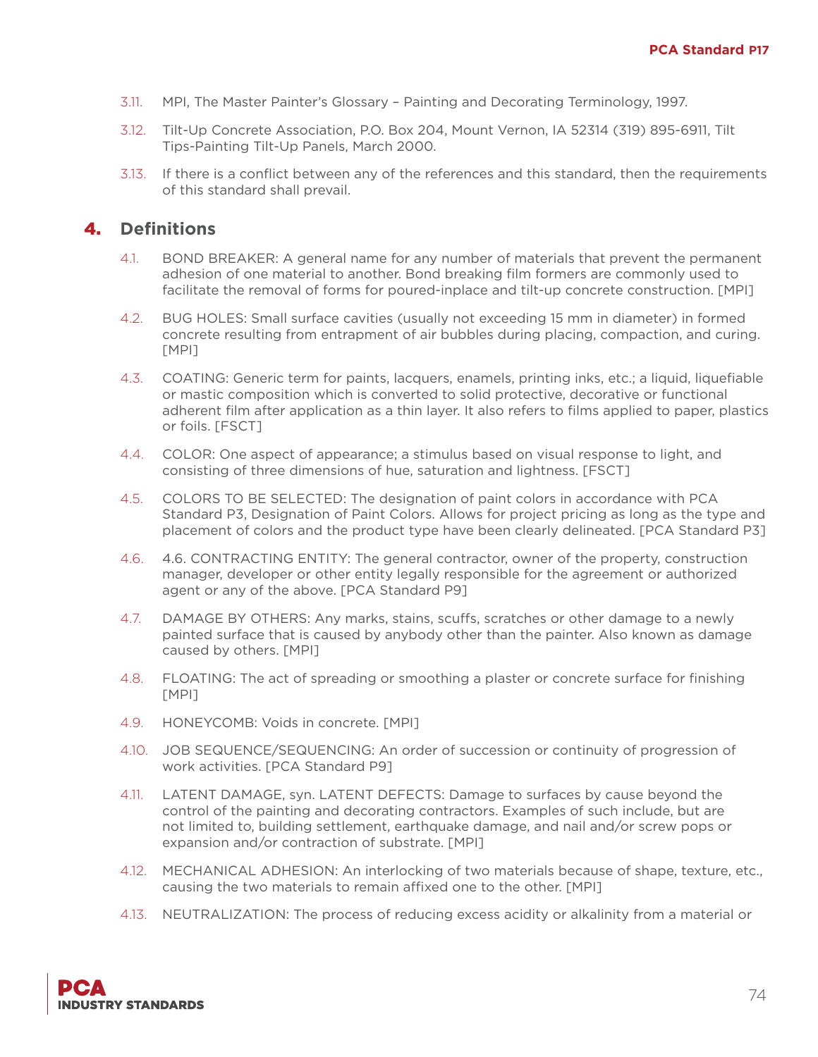3.11. MPI, The Master Painter's Glossary – Painting and Decorating Terminology, 1997.

3.12. Tilt-Up Concrete Association, P.O. Box 204, Mount Vernon, IA 52314 (319) 895-6911, Tilt Tips-Painting Tilt-Up Panels, March 2000.

3.13. If there is a conflict between any of the references and this standard, then the requirements of this standard shall prevail.

## 4. Definitions

4.1. BOND BREAKER: A general name for any number of materials that prevent the permanent adhesion of one material to another. Bond breaking film formers are commonly used to facilitate the removal of forms for poured-inplace and tilt-up concrete construction. [MPI]

4.2. BUG HOLES: Small surface cavities (usually not exceeding 15 mm in diameter) in formed concrete resulting from entrapment of air bubbles during placing, compaction, and curing. [MPI]

4.3. COATING: Generic term for paints, lacquers, enamels, printing inks, etc.; a liquid, liquefiable or mastic composition which is converted to solid protective, decorative or functional adherent film after application as a thin layer. It also refers to films applied to paper, plastics or foils. [FSCT]

4.4. COLOR: One aspect of appearance; a stimulus based on visual response to light, and consisting of three dimensions of hue, saturation and lightness. [FSCT]

4.5. COLORS TO BE SELECTED: The designation of paint colors in accordance with PCA Standard P3, Designation of Paint Colors. Allows for project pricing as long as the type and placement of colors and the product type have been clearly delineated. [PCA Standard P3]

4.6. 4.6. CONTRACTING ENTITY: The general contractor, owner of the property, construction manager, developer or other entity legally responsible for the agreement or authorized agent or any of the above. [PCA Standard P9]

4.7. DAMAGE BY OTHERS: Any marks, stains, scuffs, scratches or other damage to a newly painted surface that is caused by anybody other than the painter. Also known as damage caused by others. [MPI]

4.8. FLOATING: The act of spreading or smoothing a plaster or concrete surface for finishing [MPI]

4.9. HONEYCOMB: Voids in concrete. [MPI]

4.10. JOB SEQUENCE/SEQUENCING: An order of succession or continuity of progression of work activities. [PCA Standard P9]

4.11. LATENT DAMAGE, syn. LATENT DEFECTS: Damage to surfaces by cause beyond the control of the painting and decorating contractors. Examples of such include, but are not limited to, building settlement, earthquake damage, and nail and/or screw pops or expansion and/or contraction of substrate. [MPI]

4.12. MECHANICAL ADHESION: An interlocking of two materials because of shape, texture, etc., causing the two materials to remain affixed one to the other. [MPI]

4.13. NEUTRALIZATION: The process of reducing excess acidity or alkalinity from a material or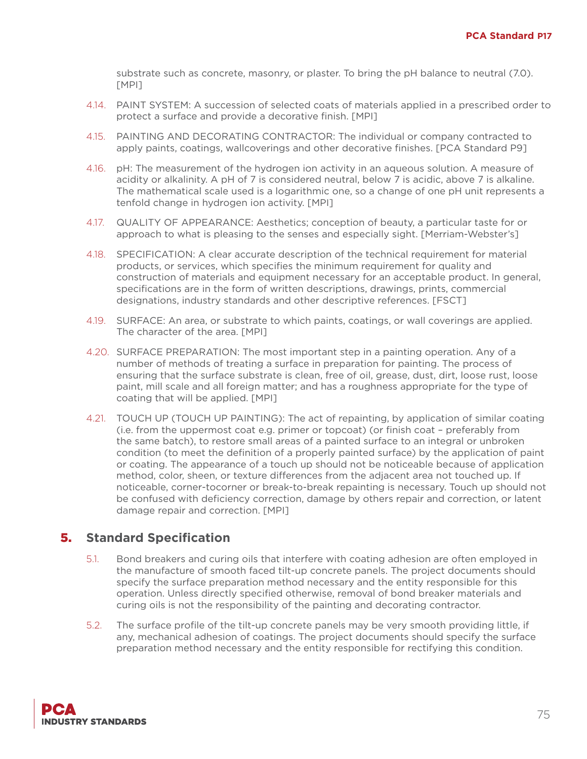substrate such as concrete, masonry, or plaster. To bring the pH balance to neutral (7.0). [MPI]

4.14. PAINT SYSTEM: A succession of selected coats of materials applied in a prescribed order to protect a surface and provide a decorative finish. [MPI]

4.15. PAINTING AND DECORATING CONTRACTOR: The individual or company contracted to apply paints, coatings, wallcoverings and other decorative finishes. [PCA Standard P9]

4.16. pH: The measurement of the hydrogen ion activity in an aqueous solution. A measure of acidity or alkalinity. A pH of 7 is considered neutral, below 7 is acidic, above 7 is alkaline. The mathematical scale used is a logarithmic one, so a change of one pH unit represents a tenfold change in hydrogen ion activity. [MPI]

4.17. QUALITY OF APPEARANCE: Aesthetics; conception of beauty, a particular taste for or approach to what is pleasing to the senses and especially sight. [Merriam-Webster's]

4.18. SPECIFICATION: A clear accurate description of the technical requirement for material products, or services, which specifies the minimum requirement for quality and construction of materials and equipment necessary for an acceptable product. In general, specifications are in the form of written descriptions, drawings, prints, commercial designations, industry standards and other descriptive references. [FSCT]

4.19. SURFACE: An area, or substrate to which paints, coatings, or wall coverings are applied. The character of the area. [MPI]

4.20. SURFACE PREPARATION: The most important step in a painting operation. Any of a number of methods of treating a surface in preparation for painting. The process of ensuring that the surface substrate is clean, free of oil, grease, dust, dirt, loose rust, loose paint, mill scale and all foreign matter; and has a roughness appropriate for the type of coating that will be applied. [MPI]

4.21. TOUCH UP (TOUCH UP PAINTING): The act of repainting, by application of similar coating (i.e. from the uppermost coat e.g. primer or topcoat) (or finish coat – preferably from the same batch), to restore small areas of a painted surface to an integral or unbroken condition (to meet the definition of a properly painted surface) by the application of paint or coating. The appearance of a touch up should not be noticeable because of application method, color, sheen, or texture differences from the adjacent area not touched up. If noticeable, corner-tocorner or break-to-break repainting is necessary. Touch up should not be confused with deficiency correction, damage by others repair and correction, or latent damage repair and correction. [MPI]

## 5. Standard Specification

5.1. Bond breakers and curing oils that interfere with coating adhesion are often employed in the manufacture of smooth faced tilt-up concrete panels. The project documents should specify the surface preparation method necessary and the entity responsible for this operation. Unless directly specified otherwise, removal of bond breaker materials and curing oils is not the responsibility of the painting and decorating contractor.

5.2. The surface profile of the tilt-up concrete panels may be very smooth providing little, if any, mechanical adhesion of coatings. The project documents should specify the surface preparation method necessary and the entity responsible for rectifying this condition.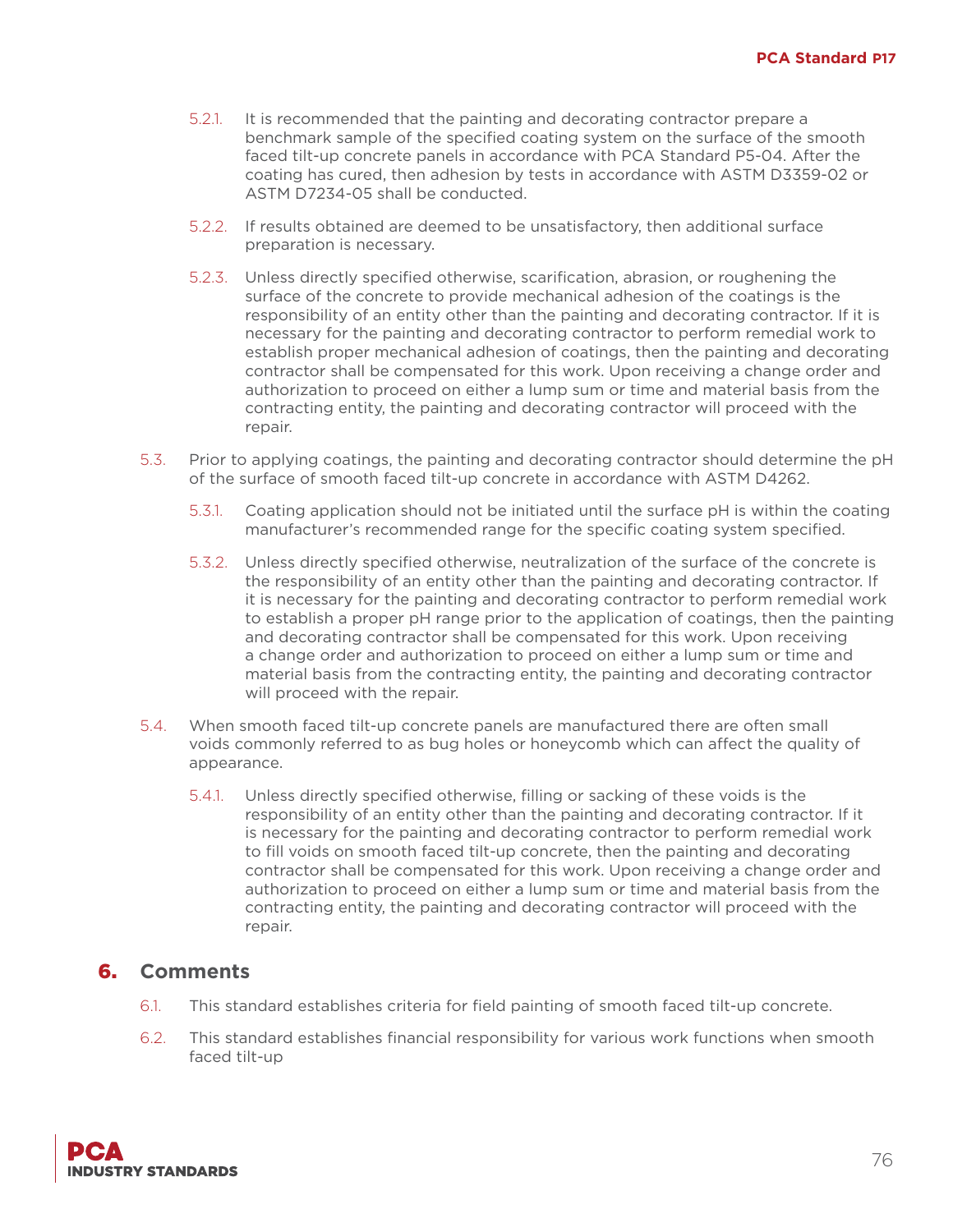5.2.1. It is recommended that the painting and decorating contractor prepare a benchmark sample of the specified coating system on the surface of the smooth faced tilt-up concrete panels in accordance with PCA Standard P5-04. After the coating has cured, then adhesion by tests in accordance with ASTM D3359-02 or ASTM D7234-05 shall be conducted.

5.2.2. If results obtained are deemed to be unsatisfactory, then additional surface preparation is necessary.

5.2.3. Unless directly specified otherwise, scarification, abrasion, or roughening the surface of the concrete to provide mechanical adhesion of the coatings is the responsibility of an entity other than the painting and decorating contractor. If it is necessary for the painting and decorating contractor to perform remedial work to establish proper mechanical adhesion of coatings, then the painting and decorating contractor shall be compensated for this work. Upon receiving a change order and authorization to proceed on either a lump sum or time and material basis from the contracting entity, the painting and decorating contractor will proceed with the repair.

5.3. Prior to applying coatings, the painting and decorating contractor should determine the pH of the surface of smooth faced tilt-up concrete in accordance with ASTM D4262.

5.3.1. Coating application should not be initiated until the surface pH is within the coating manufacturer's recommended range for the specific coating system specified.

5.3.2. Unless directly specified otherwise, neutralization of the surface of the concrete is the responsibility of an entity other than the painting and decorating contractor. If it is necessary for the painting and decorating contractor to perform remedial work to establish a proper pH range prior to the application of coatings, then the painting and decorating contractor shall be compensated for this work. Upon receiving a change order and authorization to proceed on either a lump sum or time and material basis from the contracting entity, the painting and decorating contractor will proceed with the repair.

5.4. When smooth faced tilt-up concrete panels are manufactured there are often small voids commonly referred to as bug holes or honeycomb which can affect the quality of appearance.

5.4.1. Unless directly specified otherwise, filling or sacking of these voids is the responsibility of an entity other than the painting and decorating contractor. If it is necessary for the painting and decorating contractor to perform remedial work to fill voids on smooth faced tilt-up concrete, then the painting and decorating contractor shall be compensated for this work. Upon receiving a change order and authorization to proceed on either a lump sum or time and material basis from the contracting entity, the painting and decorating contractor will proceed with the repair.

## 6. Comments

6.1. This standard establishes criteria for field painting of smooth faced tilt-up concrete.

6.2. This standard establishes financial responsibility for various work functions when smooth faced tilt-up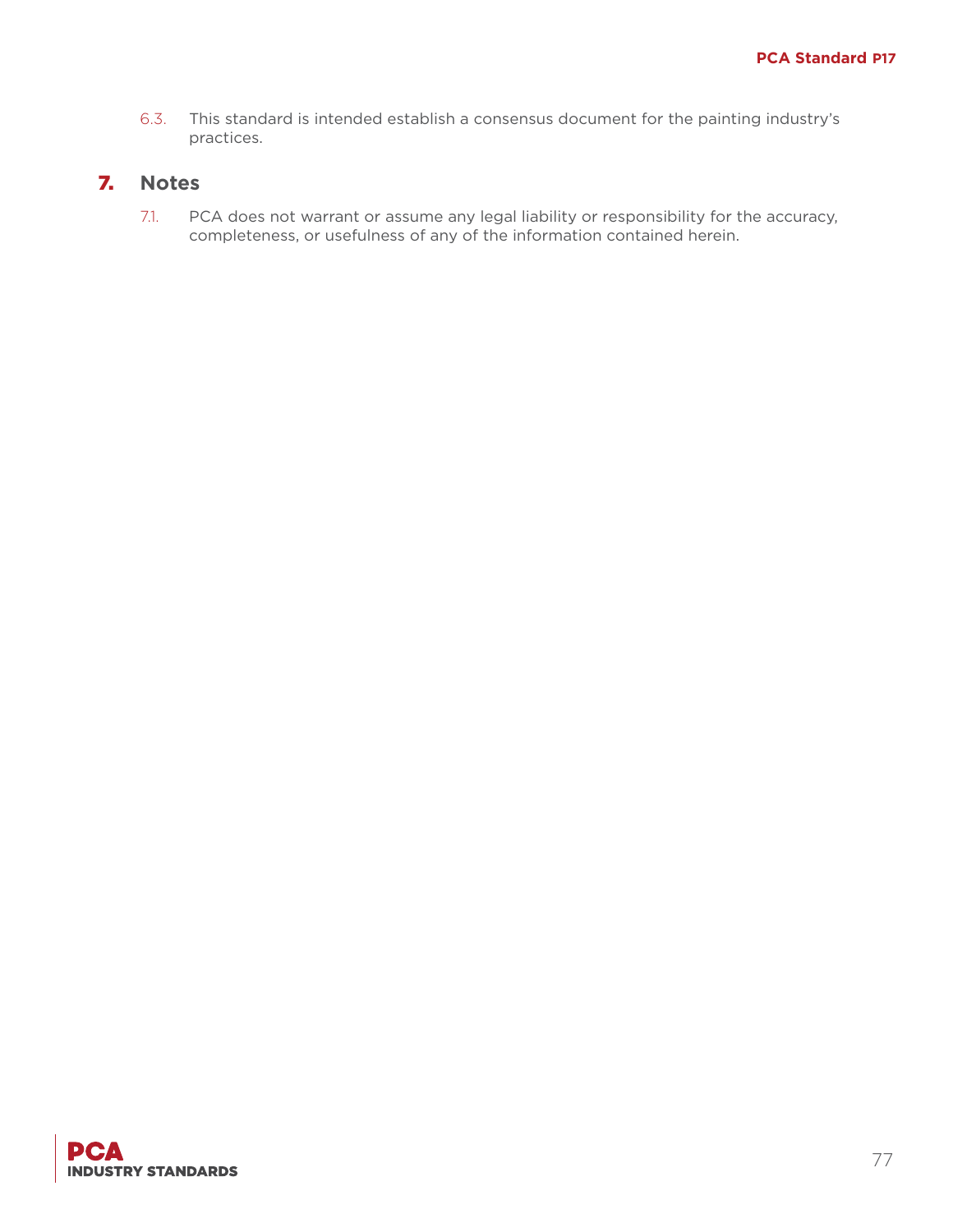6.3. This standard is intended establish a consensus document for the painting industry's practices.

## 7. Notes

7.1. PCA does not warrant or assume any legal liability or responsibility for the accuracy, completeness, or usefulness of any of the information contained herein.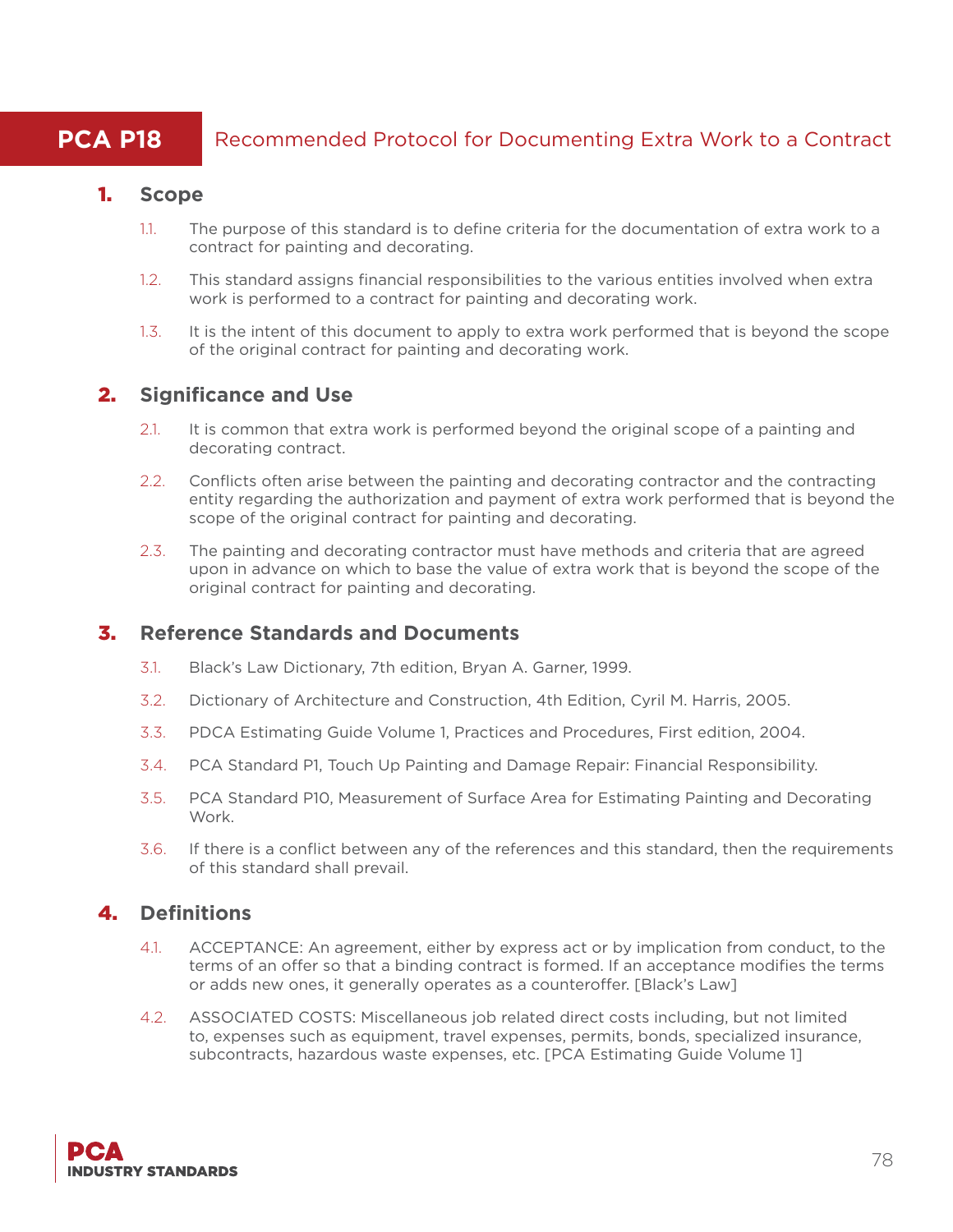# PCA P18 Recommended Protocol for Documenting Extra Work to a Contract

## 1. Scope

1.1. The purpose of this standard is to define criteria for the documentation of extra work to a contract for painting and decorating.

1.2. This standard assigns financial responsibilities to the various entities involved when extra work is performed to a contract for painting and decorating work.

1.3. It is the intent of this document to apply to extra work performed that is beyond the scope of the original contract for painting and decorating work.

## 2. Significance and Use

2.1. It is common that extra work is performed beyond the original scope of a painting and decorating contract.

2.2. Conflicts often arise between the painting and decorating contractor and the contracting entity regarding the authorization and payment of extra work performed that is beyond the scope of the original contract for painting and decorating.

2.3. The painting and decorating contractor must have methods and criteria that are agreed upon in advance on which to base the value of extra work that is beyond the scope of the original contract for painting and decorating.

## 3. Reference Standards and Documents

3.1. Black's Law Dictionary, 7th edition, Bryan A. Garner, 1999.

3.2. Dictionary of Architecture and Construction, 4th Edition, Cyril M. Harris, 2005.

3.3. PDCA Estimating Guide Volume 1, Practices and Procedures, First edition, 2004.

3.4. PCA Standard P1, Touch Up Painting and Damage Repair: Financial Responsibility.

3.5. PCA Standard P10, Measurement of Surface Area for Estimating Painting and Decorating Work.

3.6. If there is a conflict between any of the references and this standard, then the requirements of this standard shall prevail.

## 4. Definitions

4.1. ACCEPTANCE: An agreement, either by express act or by implication from conduct, to the terms of an offer so that a binding contract is formed. If an acceptance modifies the terms or adds new ones, it generally operates as a counteroffer. [Black's Law]

4.2. ASSOCIATED COSTS: Miscellaneous job related direct costs including, but not limited to, expenses such as equipment, travel expenses, permits, bonds, specialized insurance, subcontracts, hazardous waste expenses, etc. [PCA Estimating Guide Volume 1]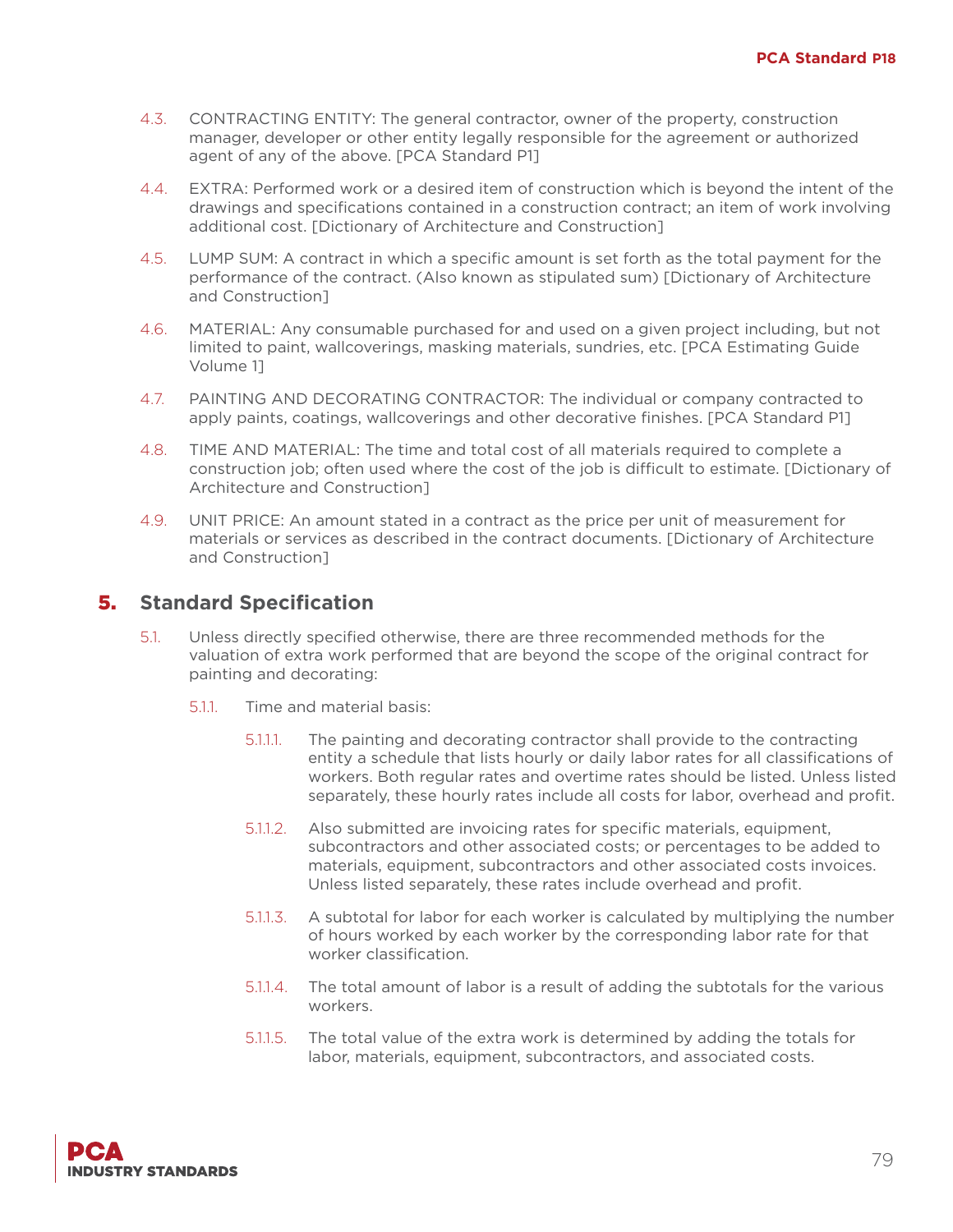4.3. CONTRACTING ENTITY: The general contractor, owner of the property, construction manager, developer or other entity legally responsible for the agreement or authorized agent of any of the above. [PCA Standard P1]

4.4. EXTRA: Performed work or a desired item of construction which is beyond the intent of the drawings and specifications contained in a construction contract; an item of work involving additional cost. [Dictionary of Architecture and Construction]

4.5. LUMP SUM: A contract in which a specific amount is set forth as the total payment for the performance of the contract. (Also known as stipulated sum) [Dictionary of Architecture and Construction]

4.6. MATERIAL: Any consumable purchased for and used on a given project including, but not limited to paint, wallcoverings, masking materials, sundries, etc. [PCA Estimating Guide Volume 1]

4.7. PAINTING AND DECORATING CONTRACTOR: The individual or company contracted to apply paints, coatings, wallcoverings and other decorative finishes. [PCA Standard P1]

4.8. TIME AND MATERIAL: The time and total cost of all materials required to complete a construction job; often used where the cost of the job is difficult to estimate. [Dictionary of Architecture and Construction]

4.9. UNIT PRICE: An amount stated in a contract as the price per unit of measurement for materials or services as described in the contract documents. [Dictionary of Architecture and Construction]

## 5. Standard Specification

5.1. Unless directly specified otherwise, there are three recommended methods for the valuation of extra work performed that are beyond the scope of the original contract for painting and decorating:

5.1.1. Time and material basis:

5.1.1.1. The painting and decorating contractor shall provide to the contracting entity a schedule that lists hourly or daily labor rates for all classifications of workers. Both regular rates and overtime rates should be listed. Unless listed separately, these hourly rates include all costs for labor, overhead and profit.

5.1.1.2. Also submitted are invoicing rates for specific materials, equipment, subcontractors and other associated costs; or percentages to be added to materials, equipment, subcontractors and other associated costs invoices. Unless listed separately, these rates include overhead and profit.

5.1.1.3. A subtotal for labor for each worker is calculated by multiplying the number of hours worked by each worker by the corresponding labor rate for that worker classification.

5.1.1.4. The total amount of labor is a result of adding the subtotals for the various workers.

5.1.1.5. The total value of the extra work is determined by adding the totals for labor, materials, equipment, subcontractors, and associated costs.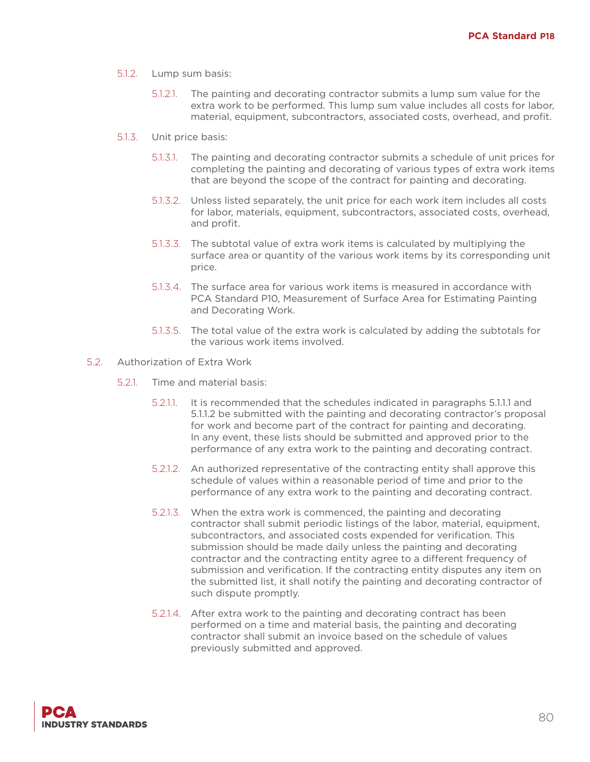5.1.2. Lump sum basis:

5.1.2.1. The painting and decorating contractor submits a lump sum value for the extra work to be performed. This lump sum value includes all costs for labor, material, equipment, subcontractors, associated costs, overhead, and profit.

5.1.3. Unit price basis:

5.1.3.1. The painting and decorating contractor submits a schedule of unit prices for completing the painting and decorating of various types of extra work items that are beyond the scope of the contract for painting and decorating.

5.1.3.2. Unless listed separately, the unit price for each work item includes all costs for labor, materials, equipment, subcontractors, associated costs, overhead, and profit.

5.1.3.3. The subtotal value of extra work items is calculated by multiplying the surface area or quantity of the various work items by its corresponding unit price.

5.1.3.4. The surface area for various work items is measured in accordance with PCA Standard P10, Measurement of Surface Area for Estimating Painting and Decorating Work.

5.1.3.5. The total value of the extra work is calculated by adding the subtotals for the various work items involved.

5.2. Authorization of Extra Work

5.2.1. Time and material basis:

5.2.1.1. It is recommended that the schedules indicated in paragraphs 5.1.1.1 and 5.1.1.2 be submitted with the painting and decorating contractor's proposal for work and become part of the contract for painting and decorating. In any event, these lists should be submitted and approved prior to the performance of any extra work to the painting and decorating contract.

5.2.1.2. An authorized representative of the contracting entity shall approve this schedule of values within a reasonable period of time and prior to the performance of any extra work to the painting and decorating contract.

5.2.1.3. When the extra work is commenced, the painting and decorating contractor shall submit periodic listings of the labor, material, equipment, subcontractors, and associated costs expended for verification. This submission should be made daily unless the painting and decorating contractor and the contracting entity agree to a different frequency of submission and verification. If the contracting entity disputes any item on the submitted list, it shall notify the painting and decorating contractor of such dispute promptly.

5.2.1.4. After extra work to the painting and decorating contract has been performed on a time and material basis, the painting and decorating contractor shall submit an invoice based on the schedule of values previously submitted and approved.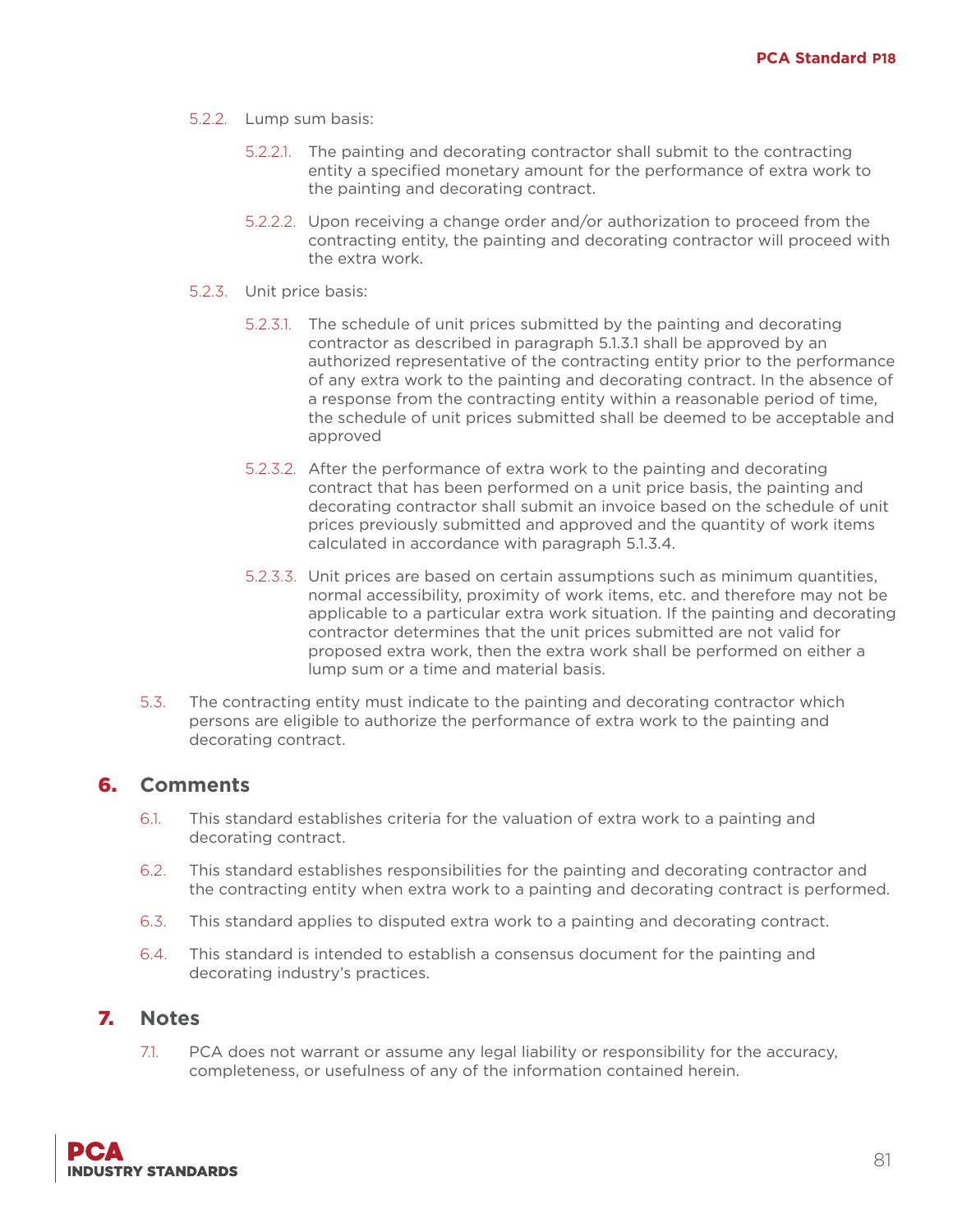5.2.2. Lump sum basis:

5.2.2.1. The painting and decorating contractor shall submit to the contracting entity a specified monetary amount for the performance of extra work to the painting and decorating contract.

5.2.2.2. Upon receiving a change order and/or authorization to proceed from the contracting entity, the painting and decorating contractor will proceed with the extra work.

5.2.3. Unit price basis:

5.2.3.1. The schedule of unit prices submitted by the painting and decorating contractor as described in paragraph 5.1.3.1 shall be approved by an authorized representative of the contracting entity prior to the performance of any extra work to the painting and decorating contract. In the absence of a response from the contracting entity within a reasonable period of time, the schedule of unit prices submitted shall be deemed to be acceptable and approved

5.2.3.2. After the performance of extra work to the painting and decorating contract that has been performed on a unit price basis, the painting and decorating contractor shall submit an invoice based on the schedule of unit prices previously submitted and approved and the quantity of work items calculated in accordance with paragraph 5.1.3.4.

5.2.3.3. Unit prices are based on certain assumptions such as minimum quantities, normal accessibility, proximity of work items, etc. and therefore may not be applicable to a particular extra work situation. If the painting and decorating contractor determines that the unit prices submitted are not valid for proposed extra work, then the extra work shall be performed on either a lump sum or a time and material basis.

5.3. The contracting entity must indicate to the painting and decorating contractor which persons are eligible to authorize the performance of extra work to the painting and decorating contract.

## 6. Comments

6.1. This standard establishes criteria for the valuation of extra work to a painting and decorating contract.

6.2. This standard establishes responsibilities for the painting and decorating contractor and the contracting entity when extra work to a painting and decorating contract is performed.

6.3. This standard applies to disputed extra work to a painting and decorating contract.

6.4. This standard is intended to establish a consensus document for the painting and decorating industry's practices.

## 7. Notes

7.1. PCA does not warrant or assume any legal liability or responsibility for the accuracy, completeness, or usefulness of any of the information contained herein.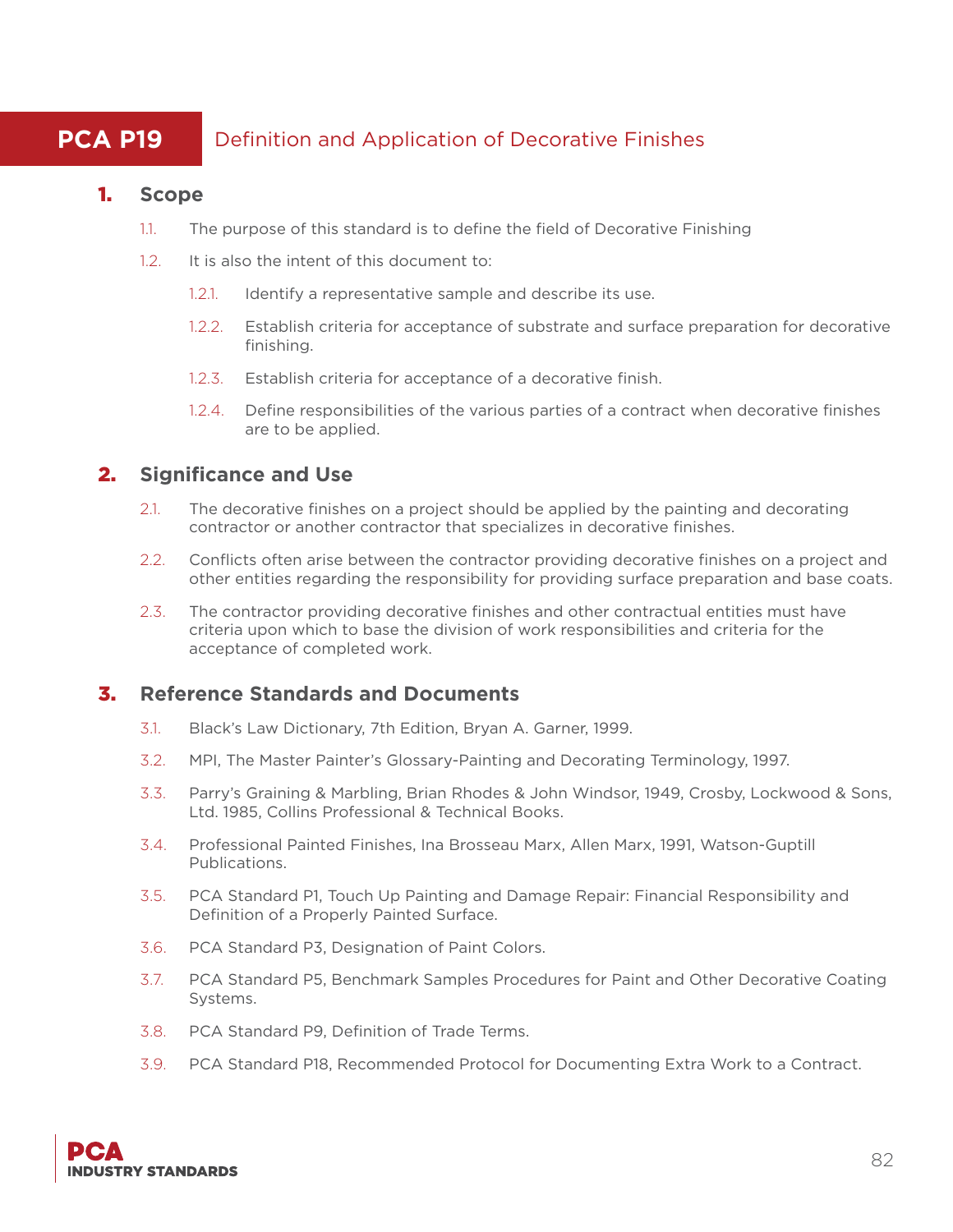# PCA P19 Definition and Application of Decorative Finishes

## 1. Scope

1.1. The purpose of this standard is to define the field of Decorative Finishing

1.2. It is also the intent of this document to:

1.2.1. Identify a representative sample and describe its use.

1.2.2. Establish criteria for acceptance of substrate and surface preparation for decorative finishing.

1.2.3. Establish criteria for acceptance of a decorative finish.

1.2.4. Define responsibilities of the various parties of a contract when decorative finishes are to be applied.

## 2. Significance and Use

2.1. The decorative finishes on a project should be applied by the painting and decorating contractor or another contractor that specializes in decorative finishes.

2.2. Conflicts often arise between the contractor providing decorative finishes on a project and other entities regarding the responsibility for providing surface preparation and base coats.

2.3. The contractor providing decorative finishes and other contractual entities must have criteria upon which to base the division of work responsibilities and criteria for the acceptance of completed work.

## 3. Reference Standards and Documents

3.1. Black's Law Dictionary, 7th Edition, Bryan A. Garner, 1999.

3.2. MPI, The Master Painter's Glossary-Painting and Decorating Terminology, 1997.

3.3. Parry's Graining & Marbling, Brian Rhodes & John Windsor, 1949, Crosby, Lockwood & Sons, Ltd. 1985, Collins Professional & Technical Books.

3.4. Professional Painted Finishes, Ina Brosseau Marx, Allen Marx, 1991, Watson-Guptill Publications.

3.5. PCA Standard P1, Touch Up Painting and Damage Repair: Financial Responsibility and Definition of a Properly Painted Surface.

3.6. PCA Standard P3, Designation of Paint Colors.

3.7. PCA Standard P5, Benchmark Samples Procedures for Paint and Other Decorative Coating Systems.

3.8. PCA Standard P9, Definition of Trade Terms.

3.9. PCA Standard P18, Recommended Protocol for Documenting Extra Work to a Contract.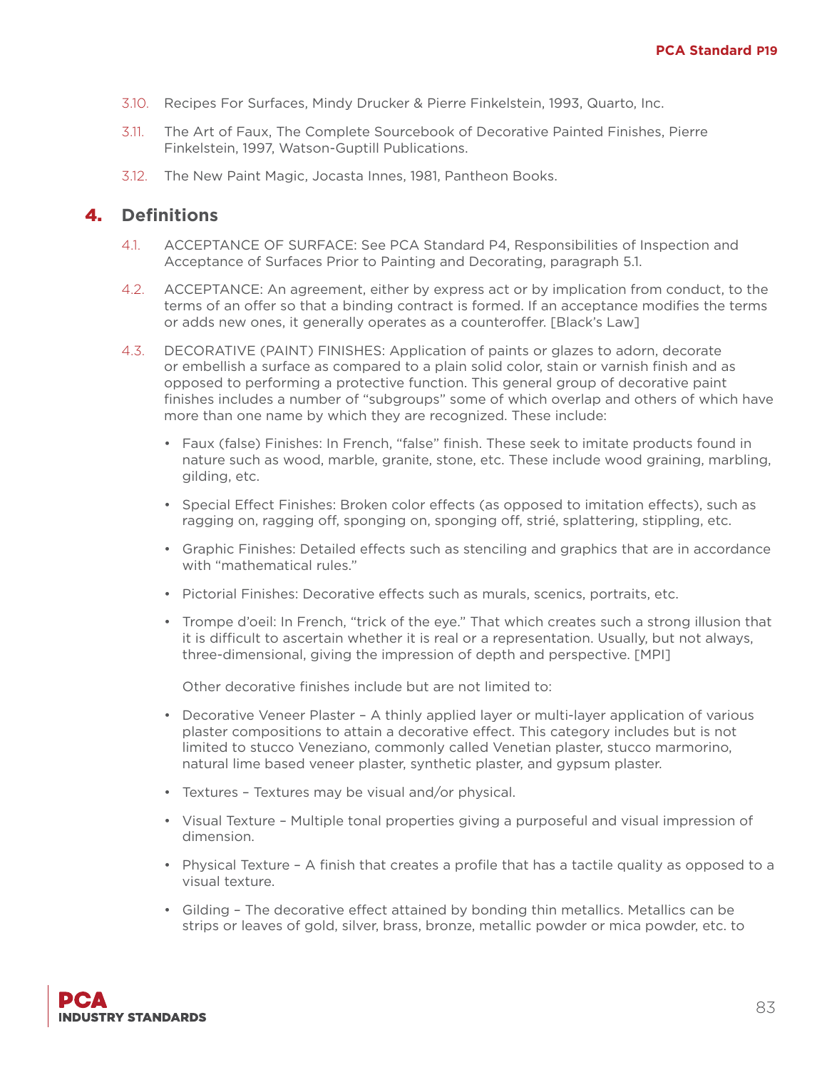3.10. Recipes For Surfaces, Mindy Drucker & Pierre Finkelstein, 1993, Quarto, Inc.

3.11. The Art of Faux, The Complete Sourcebook of Decorative Painted Finishes, Pierre Finkelstein, 1997, Watson-Guptill Publications.

3.12. The New Paint Magic, Jocasta Innes, 1981, Pantheon Books.

## 4. Definitions

4.1. ACCEPTANCE OF SURFACE: See PCA Standard P4, Responsibilities of Inspection and Acceptance of Surfaces Prior to Painting and Decorating, paragraph 5.1.

4.2. ACCEPTANCE: An agreement, either by express act or by implication from conduct, to the terms of an offer so that a binding contract is formed. If an acceptance modifies the terms or adds new ones, it generally operates as a counteroffer. [Black's Law]

4.3. DECORATIVE (PAINT) FINISHES: Application of paints or glazes to adorn, decorate or embellish a surface as compared to a plain solid color, stain or varnish finish and as opposed to performing a protective function. This general group of decorative paint finishes includes a number of "subgroups" some of which overlap and others of which have more than one name by which they are recognized. These include:

- Faux (false) Finishes: In French, "false" finish. These seek to imitate products found in nature such as wood, marble, granite, stone, etc. These include wood graining, marbling, gilding, etc.
- Special Effect Finishes: Broken color effects (as opposed to imitation effects), such as ragging on, ragging off, sponging on, sponging off, strié, splattering, stippling, etc.
- Graphic Finishes: Detailed effects such as stenciling and graphics that are in accordance with "mathematical rules."
- Pictorial Finishes: Decorative effects such as murals, scenics, portraits, etc.
- Trompe d'oeil: In French, "trick of the eye." That which creates such a strong illusion that it is difficult to ascertain whether it is real or a representation. Usually, but not always, three-dimensional, giving the impression of depth and perspective. [MPI]

  Other decorative finishes include but are not limited to:

- Decorative Veneer Plaster – A thinly applied layer or multi-layer application of various plaster compositions to attain a decorative effect. This category includes but is not limited to stucco Veneziano, commonly called Venetian plaster, stucco marmorino, natural lime based veneer plaster, synthetic plaster, and gypsum plaster.
- Textures – Textures may be visual and/or physical.
- Visual Texture – Multiple tonal properties giving a purposeful and visual impression of dimension.
- Physical Texture – A finish that creates a profile that has a tactile quality as opposed to a visual texture.
- Gilding – The decorative effect attained by bonding thin metallics. Metallics can be strips or leaves of gold, silver, brass, bronze, metallic powder or mica powder, etc. to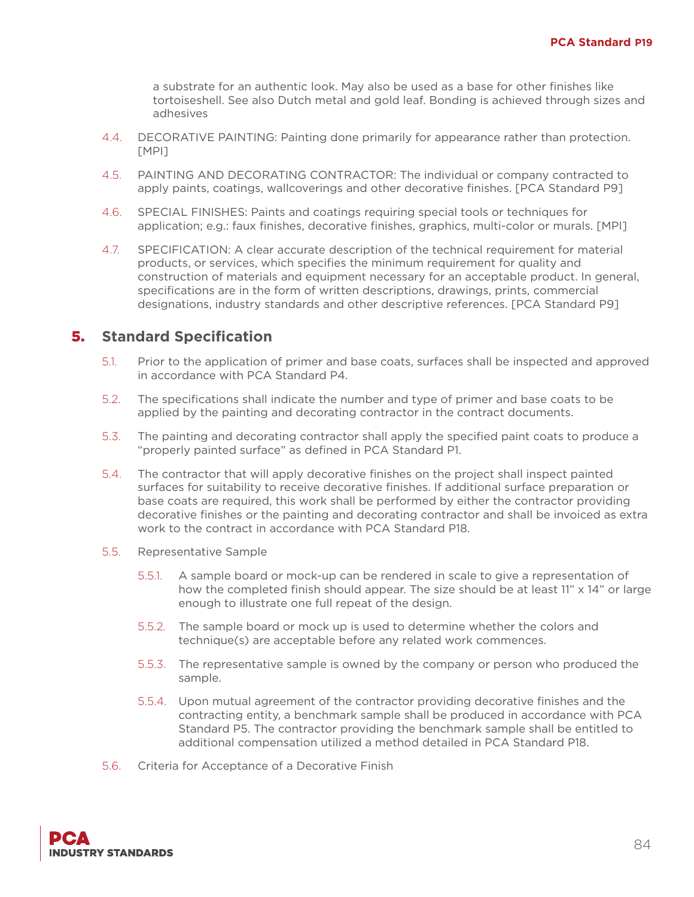a substrate for an authentic look. May also be used as a base for other finishes like tortoiseshell. See also Dutch metal and gold leaf. Bonding is achieved through sizes and adhesives

4.4. DECORATIVE PAINTING: Painting done primarily for appearance rather than protection. [MPI]

4.5. PAINTING AND DECORATING CONTRACTOR: The individual or company contracted to apply paints, coatings, wallcoverings and other decorative finishes. [PCA Standard P9]

4.6. SPECIAL FINISHES: Paints and coatings requiring special tools or techniques for application; e.g.: faux finishes, decorative finishes, graphics, multi-color or murals. [MPI]

4.7. SPECIFICATION: A clear accurate description of the technical requirement for material products, or services, which specifies the minimum requirement for quality and construction of materials and equipment necessary for an acceptable product. In general, specifications are in the form of written descriptions, drawings, prints, commercial designations, industry standards and other descriptive references. [PCA Standard P9]

## 5. Standard Specification

5.1. Prior to the application of primer and base coats, surfaces shall be inspected and approved in accordance with PCA Standard P4.

5.2. The specifications shall indicate the number and type of primer and base coats to be applied by the painting and decorating contractor in the contract documents.

5.3. The painting and decorating contractor shall apply the specified paint coats to produce a "properly painted surface" as defined in PCA Standard P1.

5.4. The contractor that will apply decorative finishes on the project shall inspect painted surfaces for suitability to receive decorative finishes. If additional surface preparation or base coats are required, this work shall be performed by either the contractor providing decorative finishes or the painting and decorating contractor and shall be invoiced as extra work to the contract in accordance with PCA Standard P18.

5.5. Representative Sample

5.5.1. A sample board or mock-up can be rendered in scale to give a representation of how the completed finish should appear. The size should be at least 11" x 14" or large enough to illustrate one full repeat of the design.

5.5.2. The sample board or mock up is used to determine whether the colors and technique(s) are acceptable before any related work commences.

5.5.3. The representative sample is owned by the company or person who produced the sample.

5.5.4. Upon mutual agreement of the contractor providing decorative finishes and the contracting entity, a benchmark sample shall be produced in accordance with PCA Standard P5. The contractor providing the benchmark sample shall be entitled to additional compensation utilized a method detailed in PCA Standard P18.

5.6. Criteria for Acceptance of a Decorative Finish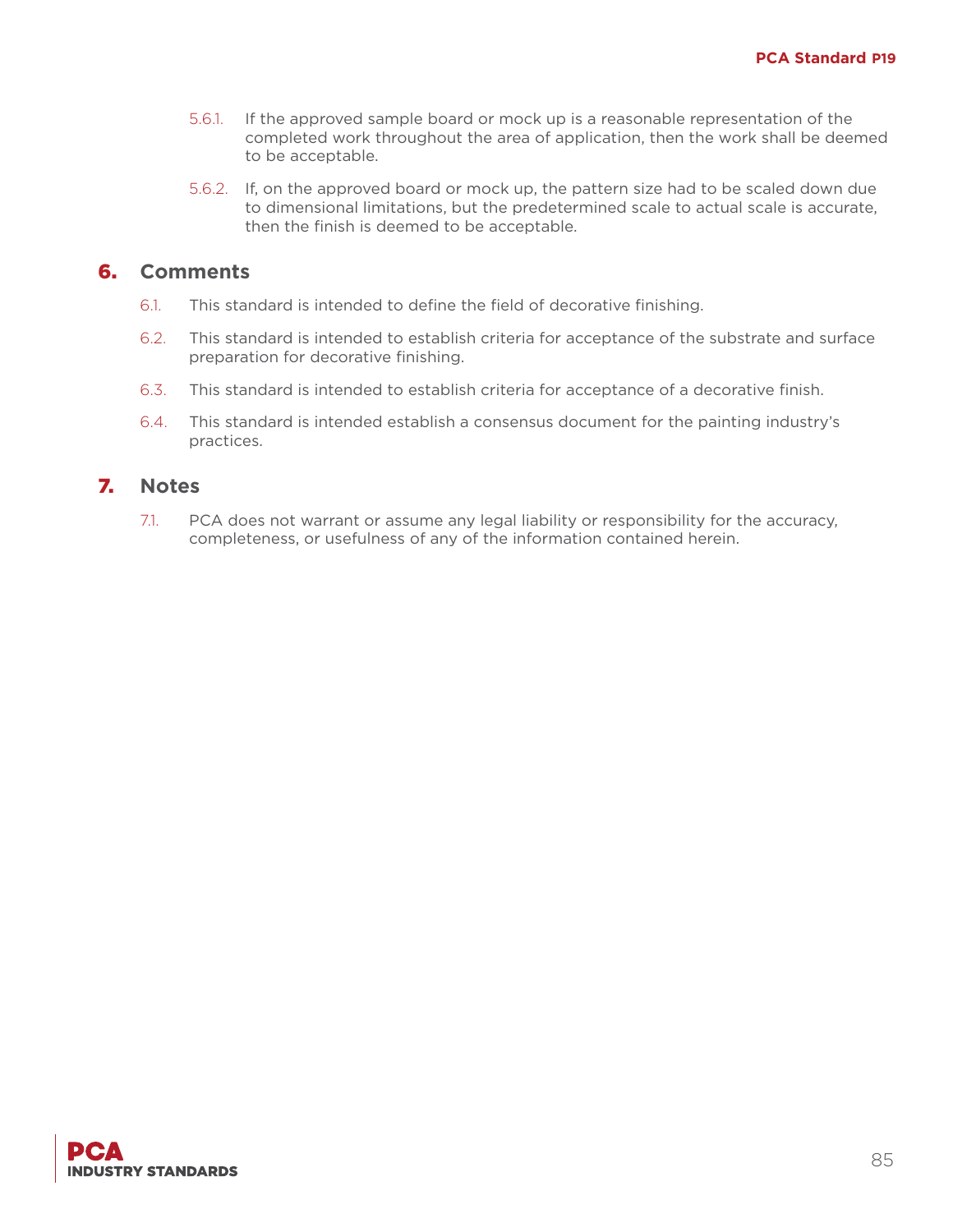5.6.1. If the approved sample board or mock up is a reasonable representation of the completed work throughout the area of application, then the work shall be deemed to be acceptable.

5.6.2. If, on the approved board or mock up, the pattern size had to be scaled down due to dimensional limitations, but the predetermined scale to actual scale is accurate, then the finish is deemed to be acceptable.

## 6. Comments

6.1. This standard is intended to define the field of decorative finishing.

6.2. This standard is intended to establish criteria for acceptance of the substrate and surface preparation for decorative finishing.

6.3. This standard is intended to establish criteria for acceptance of a decorative finish.

6.4. This standard is intended establish a consensus document for the painting industry's practices.

## 7. Notes

7.1. PCA does not warrant or assume any legal liability or responsibility for the accuracy, completeness, or usefulness of any of the information contained herein.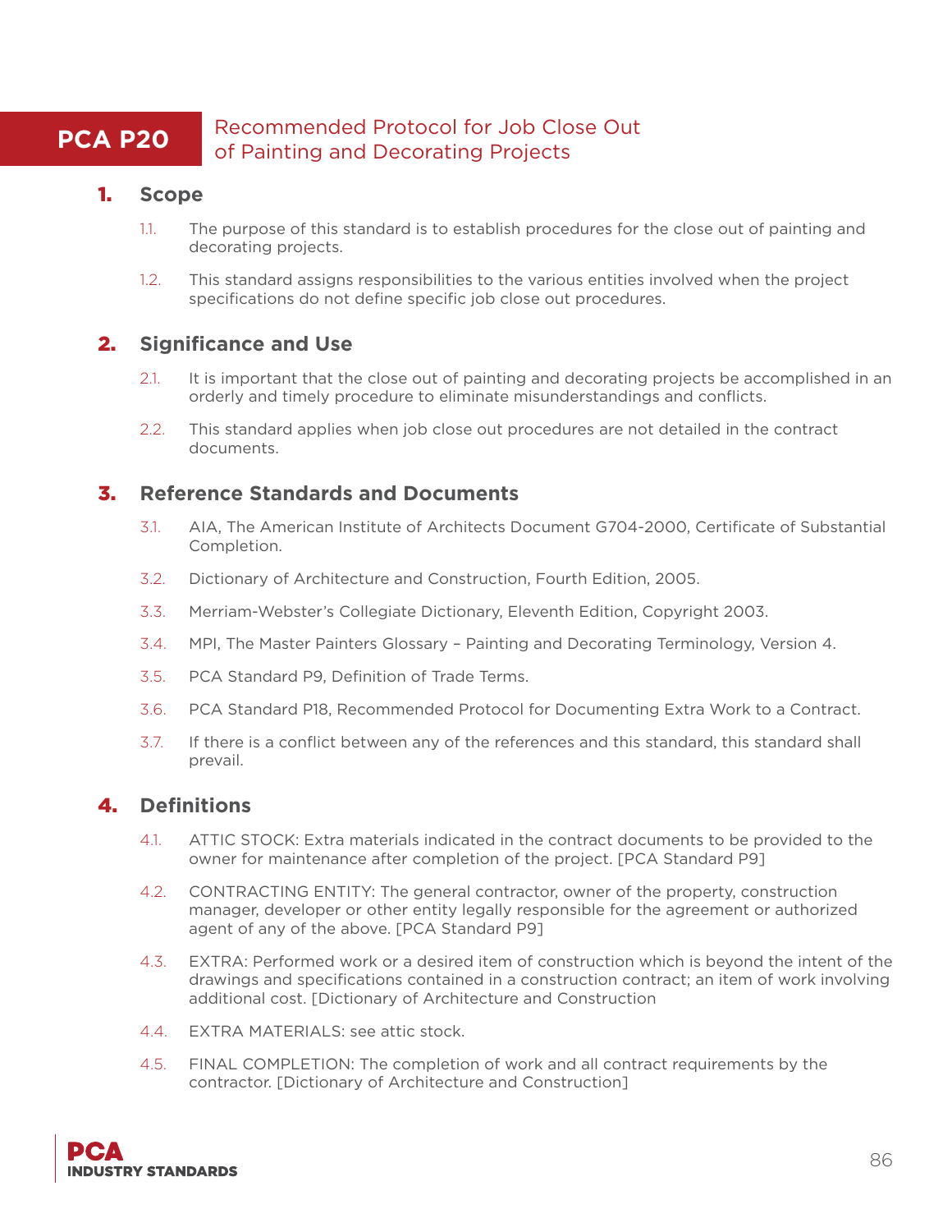# PCA P20 Recommended Protocol for Job Close Out of Painting and Decorating Projects

## 1. Scope

1.1. The purpose of this standard is to establish procedures for the close out of painting and decorating projects.

1.2. This standard assigns responsibilities to the various entities involved when the project specifications do not define specific job close out procedures.

## 2. Significance and Use

2.1. It is important that the close out of painting and decorating projects be accomplished in an orderly and timely procedure to eliminate misunderstandings and conflicts.

2.2. This standard applies when job close out procedures are not detailed in the contract documents.

## 3. Reference Standards and Documents

3.1. AIA, The American Institute of Architects Document G704-2000, Certificate of Substantial Completion.

3.2. Dictionary of Architecture and Construction, Fourth Edition, 2005.

3.3. Merriam-Webster's Collegiate Dictionary, Eleventh Edition, Copyright 2003.

3.4. MPI, The Master Painters Glossary – Painting and Decorating Terminology, Version 4.

3.5. PCA Standard P9, Definition of Trade Terms.

3.6. PCA Standard P18, Recommended Protocol for Documenting Extra Work to a Contract.

3.7. If there is a conflict between any of the references and this standard, this standard shall prevail.

## 4. Definitions

4.1. ATTIC STOCK: Extra materials indicated in the contract documents to be provided to the owner for maintenance after completion of the project. [PCA Standard P9]

4.2. CONTRACTING ENTITY: The general contractor, owner of the property, construction manager, developer or other entity legally responsible for the agreement or authorized agent of any of the above. [PCA Standard P9]

4.3. EXTRA: Performed work or a desired item of construction which is beyond the intent of the drawings and specifications contained in a construction contract; an item of work involving additional cost. [Dictionary of Architecture and Construction

4.4. EXTRA MATERIALS: see attic stock.

4.5. FINAL COMPLETION: The completion of work and all contract requirements by the contractor. [Dictionary of Architecture and Construction]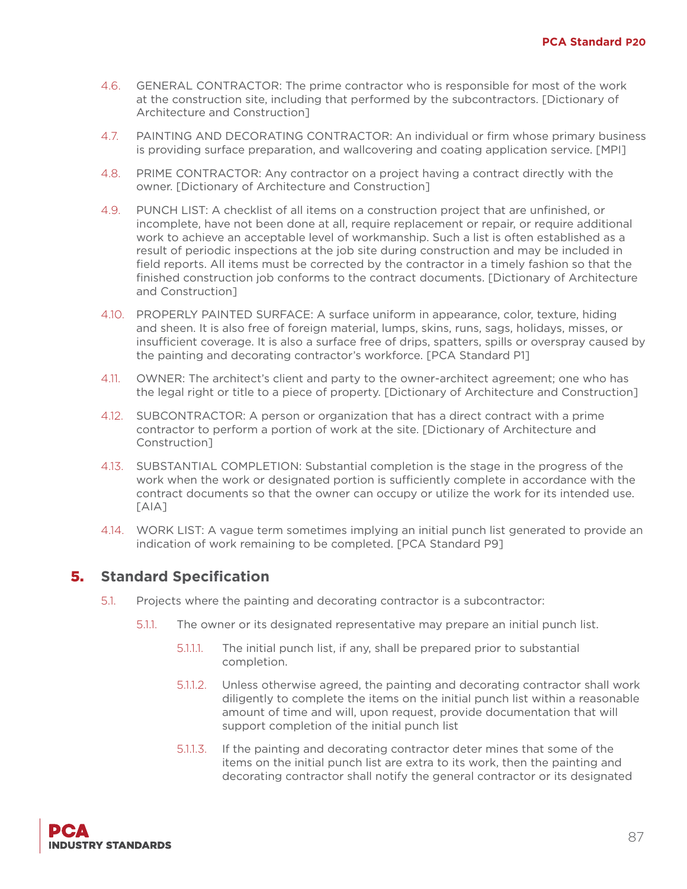4.6. GENERAL CONTRACTOR: The prime contractor who is responsible for most of the work at the construction site, including that performed by the subcontractors. [Dictionary of Architecture and Construction]

4.7. PAINTING AND DECORATING CONTRACTOR: An individual or firm whose primary business is providing surface preparation, and wallcovering and coating application service. [MPI]

4.8. PRIME CONTRACTOR: Any contractor on a project having a contract directly with the owner. [Dictionary of Architecture and Construction]

4.9. PUNCH LIST: A checklist of all items on a construction project that are unfinished, or incomplete, have not been done at all, require replacement or repair, or require additional work to achieve an acceptable level of workmanship. Such a list is often established as a result of periodic inspections at the job site during construction and may be included in field reports. All items must be corrected by the contractor in a timely fashion so that the finished construction job conforms to the contract documents. [Dictionary of Architecture and Construction]

4.10. PROPERLY PAINTED SURFACE: A surface uniform in appearance, color, texture, hiding and sheen. It is also free of foreign material, lumps, skins, runs, sags, holidays, misses, or insufficient coverage. It is also a surface free of drips, spatters, spills or overspray caused by the painting and decorating contractor's workforce. [PCA Standard P1]

4.11. OWNER: The architect's client and party to the owner-architect agreement; one who has the legal right or title to a piece of property. [Dictionary of Architecture and Construction]

4.12. SUBCONTRACTOR: A person or organization that has a direct contract with a prime contractor to perform a portion of work at the site. [Dictionary of Architecture and Construction]

4.13. SUBSTANTIAL COMPLETION: Substantial completion is the stage in the progress of the work when the work or designated portion is sufficiently complete in accordance with the contract documents so that the owner can occupy or utilize the work for its intended use. [AIA]

4.14. WORK LIST: A vague term sometimes implying an initial punch list generated to provide an indication of work remaining to be completed. [PCA Standard P9]

## 5. Standard Specification

5.1. Projects where the painting and decorating contractor is a subcontractor:

5.1.1. The owner or its designated representative may prepare an initial punch list.

5.1.1.1. The initial punch list, if any, shall be prepared prior to substantial completion.

5.1.1.2. Unless otherwise agreed, the painting and decorating contractor shall work diligently to complete the items on the initial punch list within a reasonable amount of time and will, upon request, provide documentation that will support completion of the initial punch list

5.1.1.3. If the painting and decorating contractor deter mines that some of the items on the initial punch list are extra to its work, then the painting and decorating contractor shall notify the general contractor or its designated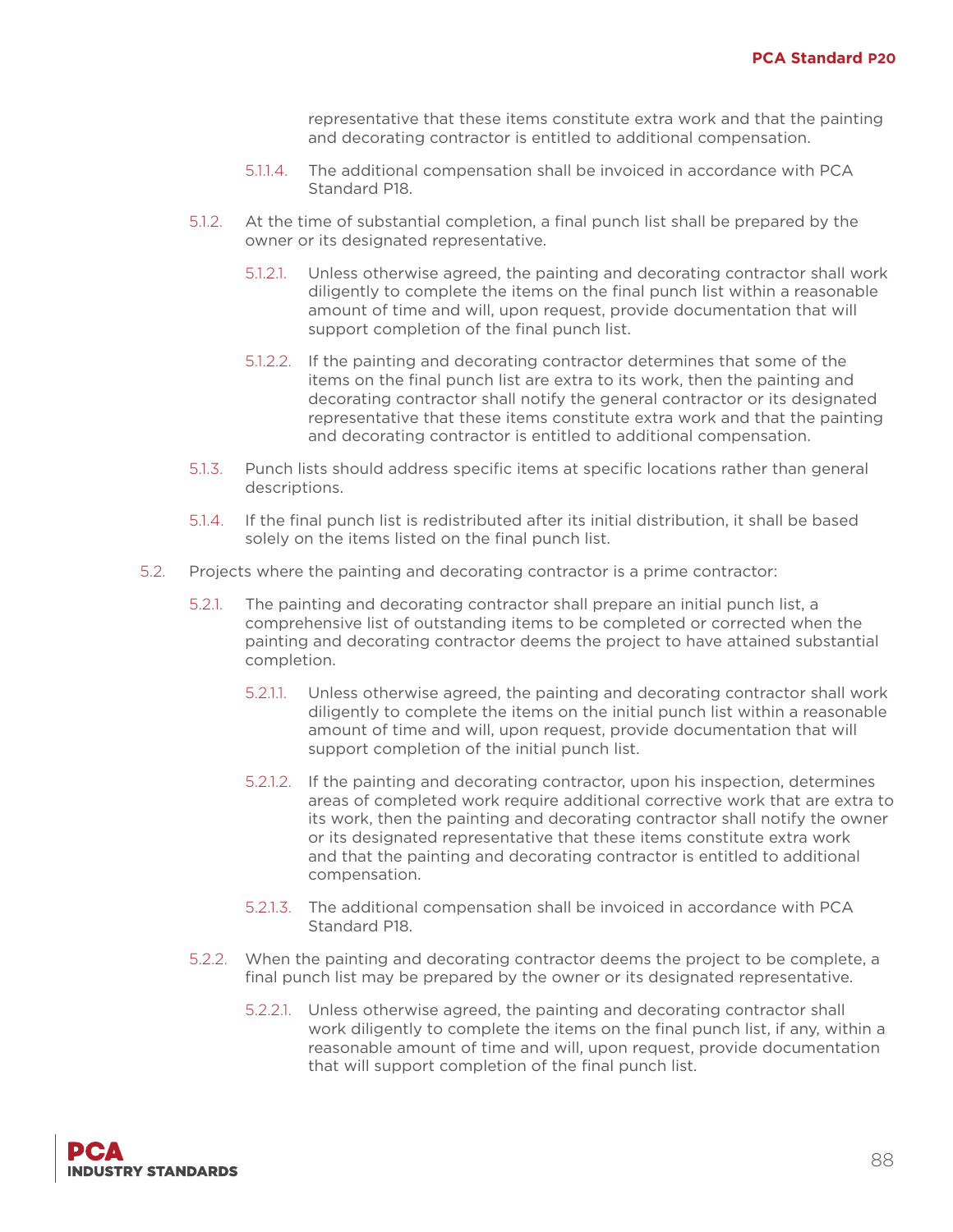representative that these items constitute extra work and that the painting and decorating contractor is entitled to additional compensation.

5.1.1.4. The additional compensation shall be invoiced in accordance with PCA Standard P18.

5.1.2. At the time of substantial completion, a final punch list shall be prepared by the owner or its designated representative.

5.1.2.1. Unless otherwise agreed, the painting and decorating contractor shall work diligently to complete the items on the final punch list within a reasonable amount of time and will, upon request, provide documentation that will support completion of the final punch list.

5.1.2.2. If the painting and decorating contractor determines that some of the items on the final punch list are extra to its work, then the painting and decorating contractor shall notify the general contractor or its designated representative that these items constitute extra work and that the painting and decorating contractor is entitled to additional compensation.

5.1.3. Punch lists should address specific items at specific locations rather than general descriptions.

5.1.4. If the final punch list is redistributed after its initial distribution, it shall be based solely on the items listed on the final punch list.

5.2. Projects where the painting and decorating contractor is a prime contractor:

5.2.1. The painting and decorating contractor shall prepare an initial punch list, a comprehensive list of outstanding items to be completed or corrected when the painting and decorating contractor deems the project to have attained substantial completion.

5.2.1.1. Unless otherwise agreed, the painting and decorating contractor shall work diligently to complete the items on the initial punch list within a reasonable amount of time and will, upon request, provide documentation that will support completion of the initial punch list.

5.2.1.2. If the painting and decorating contractor, upon his inspection, determines areas of completed work require additional corrective work that are extra to its work, then the painting and decorating contractor shall notify the owner or its designated representative that these items constitute extra work and that the painting and decorating contractor is entitled to additional compensation.

5.2.1.3. The additional compensation shall be invoiced in accordance with PCA Standard P18.

5.2.2. When the painting and decorating contractor deems the project to be complete, a final punch list may be prepared by the owner or its designated representative.

5.2.2.1. Unless otherwise agreed, the painting and decorating contractor shall work diligently to complete the items on the final punch list, if any, within a reasonable amount of time and will, upon request, provide documentation that will support completion of the final punch list.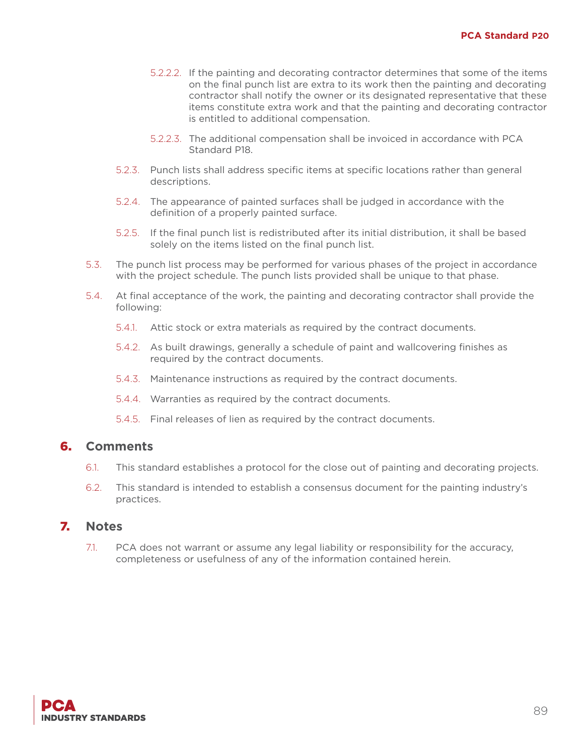5.2.2.2. If the painting and decorating contractor determines that some of the items on the final punch list are extra to its work then the painting and decorating contractor shall notify the owner or its designated representative that these items constitute extra work and that the painting and decorating contractor is entitled to additional compensation.

5.2.2.3. The additional compensation shall be invoiced in accordance with PCA Standard P18.

5.2.3. Punch lists shall address specific items at specific locations rather than general descriptions.

5.2.4. The appearance of painted surfaces shall be judged in accordance with the definition of a properly painted surface.

5.2.5. If the final punch list is redistributed after its initial distribution, it shall be based solely on the items listed on the final punch list.

5.3. The punch list process may be performed for various phases of the project in accordance with the project schedule. The punch lists provided shall be unique to that phase.

5.4. At final acceptance of the work, the painting and decorating contractor shall provide the following:

5.4.1. Attic stock or extra materials as required by the contract documents.

5.4.2. As built drawings, generally a schedule of paint and wallcovering finishes as required by the contract documents.

5.4.3. Maintenance instructions as required by the contract documents.

5.4.4. Warranties as required by the contract documents.

5.4.5. Final releases of lien as required by the contract documents.

## 6. Comments

6.1. This standard establishes a protocol for the close out of painting and decorating projects.

6.2. This standard is intended to establish a consensus document for the painting industry's practices.

## 7. Notes

7.1. PCA does not warrant or assume any legal liability or responsibility for the accuracy, completeness or usefulness of any of the information contained herein.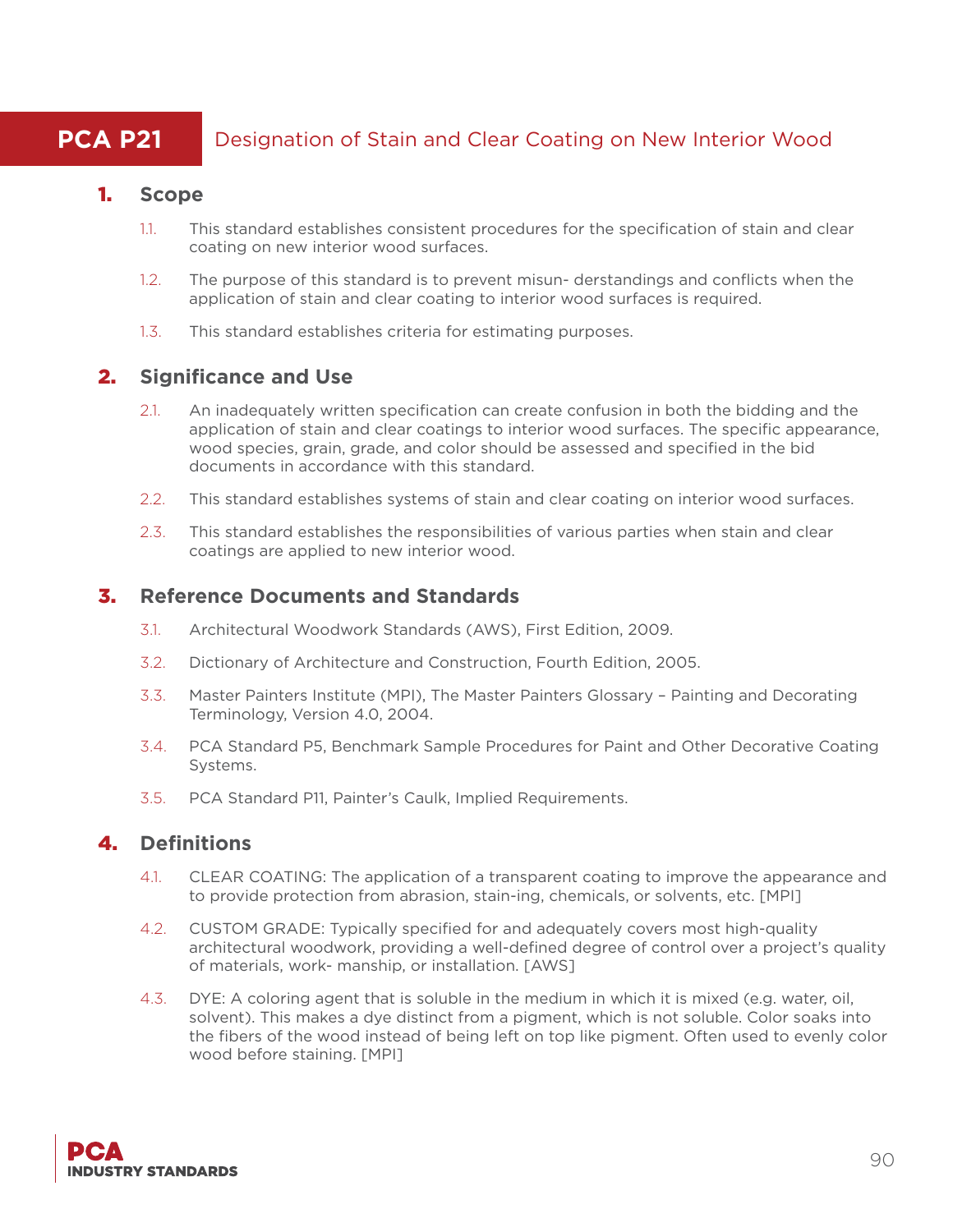# PCA P21 Designation of Stain and Clear Coating on New Interior Wood

## 1. Scope

1.1. This standard establishes consistent procedures for the specification of stain and clear coating on new interior wood surfaces.

1.2. The purpose of this standard is to prevent misun- derstandings and conflicts when the application of stain and clear coating to interior wood surfaces is required.

1.3. This standard establishes criteria for estimating purposes.

## 2. Significance and Use

2.1. An inadequately written specification can create confusion in both the bidding and the application of stain and clear coatings to interior wood surfaces. The specific appearance, wood species, grain, grade, and color should be assessed and specified in the bid documents in accordance with this standard.

2.2. This standard establishes systems of stain and clear coating on interior wood surfaces.

2.3. This standard establishes the responsibilities of various parties when stain and clear coatings are applied to new interior wood.

## 3. Reference Documents and Standards

3.1. Architectural Woodwork Standards (AWS), First Edition, 2009.

3.2. Dictionary of Architecture and Construction, Fourth Edition, 2005.

3.3. Master Painters Institute (MPI), The Master Painters Glossary – Painting and Decorating Terminology, Version 4.0, 2004.

3.4. PCA Standard P5, Benchmark Sample Procedures for Paint and Other Decorative Coating Systems.

3.5. PCA Standard P11, Painter's Caulk, Implied Requirements.

## 4. Definitions

4.1. CLEAR COATING: The application of a transparent coating to improve the appearance and to provide protection from abrasion, stain-ing, chemicals, or solvents, etc. [MPI]

4.2. CUSTOM GRADE: Typically specified for and adequately covers most high-quality architectural woodwork, providing a well-defined degree of control over a project's quality of materials, work- manship, or installation. [AWS]

4.3. DYE: A coloring agent that is soluble in the medium in which it is mixed (e.g. water, oil, solvent). This makes a dye distinct from a pigment, which is not soluble. Color soaks into the fibers of the wood instead of being left on top like pigment. Often used to evenly color wood before staining. [MPI]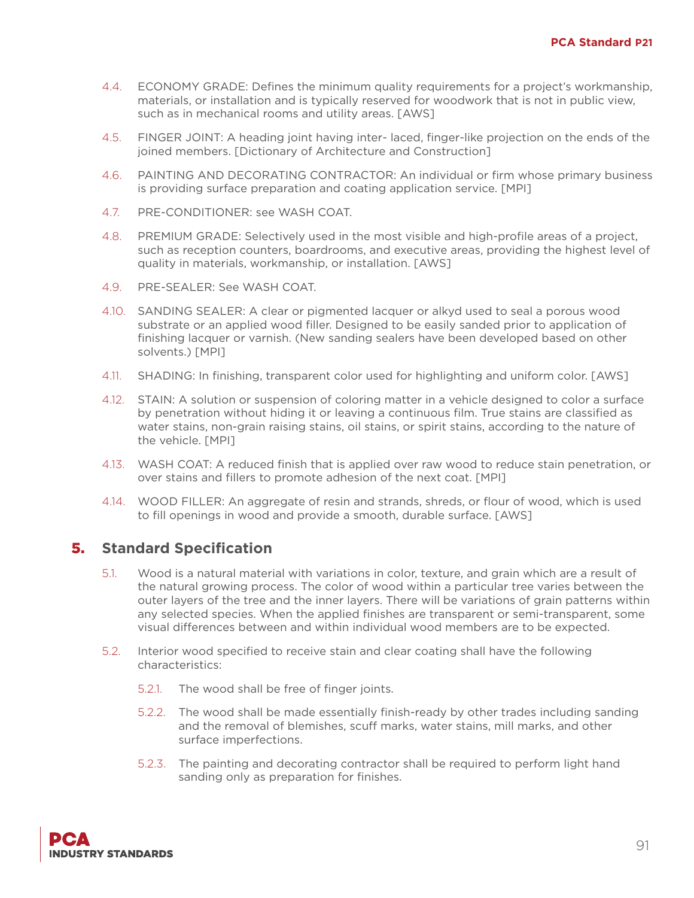4.4. ECONOMY GRADE: Defines the minimum quality requirements for a project's workmanship, materials, or installation and is typically reserved for woodwork that is not in public view, such as in mechanical rooms and utility areas. [AWS]

4.5. FINGER JOINT: A heading joint having inter- laced, finger-like projection on the ends of the joined members. [Dictionary of Architecture and Construction]

4.6. PAINTING AND DECORATING CONTRACTOR: An individual or firm whose primary business is providing surface preparation and coating application service. [MPI]

4.7. PRE-CONDITIONER: see WASH COAT.

4.8. PREMIUM GRADE: Selectively used in the most visible and high-profile areas of a project, such as reception counters, boardrooms, and executive areas, providing the highest level of quality in materials, workmanship, or installation. [AWS]

4.9. PRE-SEALER: See WASH COAT.

4.10. SANDING SEALER: A clear or pigmented lacquer or alkyd used to seal a porous wood substrate or an applied wood filler. Designed to be easily sanded prior to application of finishing lacquer or varnish. (New sanding sealers have been developed based on other solvents.) [MPI]

4.11. SHADING: In finishing, transparent color used for highlighting and uniform color. [AWS]

4.12. STAIN: A solution or suspension of coloring matter in a vehicle designed to color a surface by penetration without hiding it or leaving a continuous film. True stains are classified as water stains, non-grain raising stains, oil stains, or spirit stains, according to the nature of the vehicle. [MPI]

4.13. WASH COAT: A reduced finish that is applied over raw wood to reduce stain penetration, or over stains and fillers to promote adhesion of the next coat. [MPI]

4.14. WOOD FILLER: An aggregate of resin and strands, shreds, or flour of wood, which is used to fill openings in wood and provide a smooth, durable surface. [AWS]

## 5. Standard Specification

5.1. Wood is a natural material with variations in color, texture, and grain which are a result of the natural growing process. The color of wood within a particular tree varies between the outer layers of the tree and the inner layers. There will be variations of grain patterns within any selected species. When the applied finishes are transparent or semi-transparent, some visual differences between and within individual wood members are to be expected.

5.2. Interior wood specified to receive stain and clear coating shall have the following characteristics:

5.2.1. The wood shall be free of finger joints.

5.2.2. The wood shall be made essentially finish-ready by other trades including sanding and the removal of blemishes, scuff marks, water stains, mill marks, and other surface imperfections.

5.2.3. The painting and decorating contractor shall be required to perform light hand sanding only as preparation for finishes.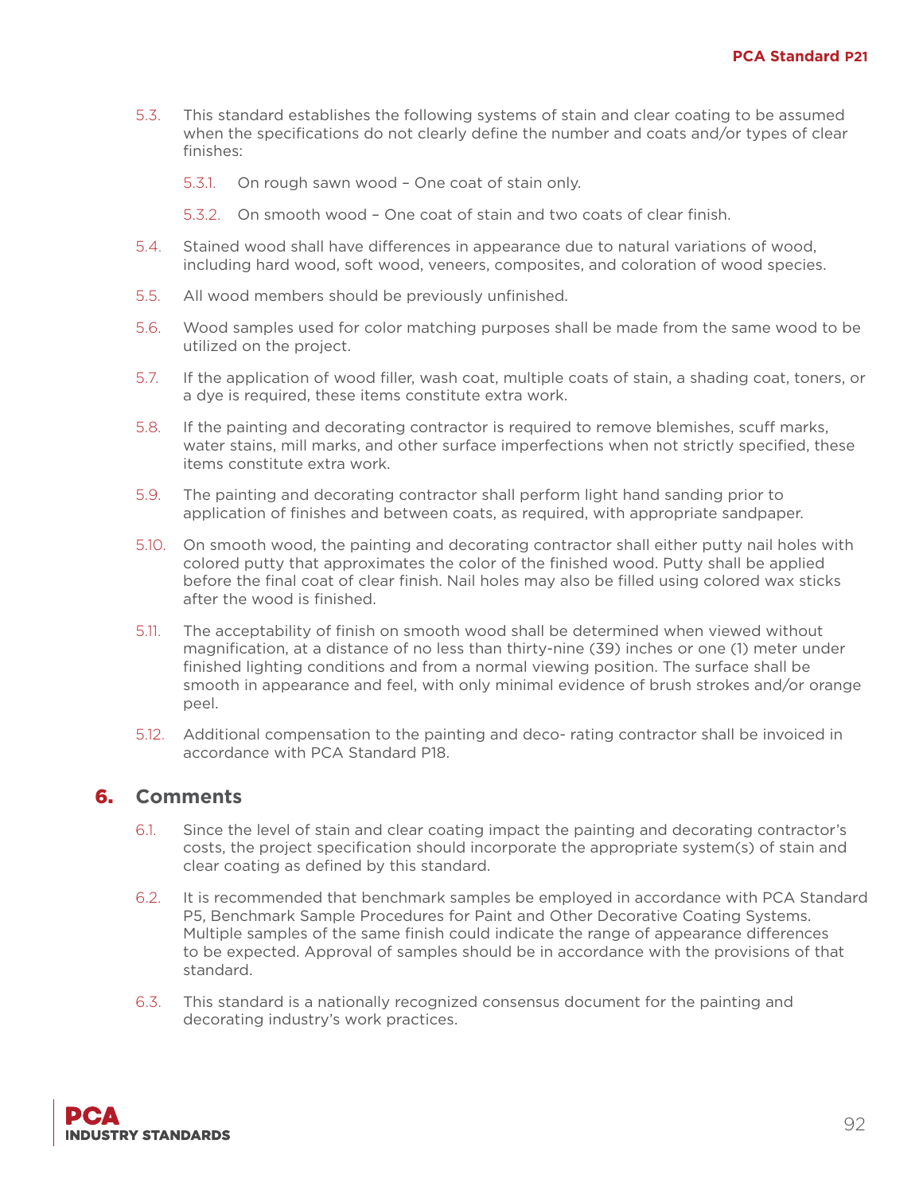5.3. This standard establishes the following systems of stain and clear coating to be assumed when the specifications do not clearly define the number and coats and/or types of clear finishes:

5.3.1. On rough sawn wood – One coat of stain only.

5.3.2. On smooth wood – One coat of stain and two coats of clear finish.

5.4. Stained wood shall have differences in appearance due to natural variations of wood, including hard wood, soft wood, veneers, composites, and coloration of wood species.

5.5. All wood members should be previously unfinished.

5.6. Wood samples used for color matching purposes shall be made from the same wood to be utilized on the project.

5.7. If the application of wood filler, wash coat, multiple coats of stain, a shading coat, toners, or a dye is required, these items constitute extra work.

5.8. If the painting and decorating contractor is required to remove blemishes, scuff marks, water stains, mill marks, and other surface imperfections when not strictly specified, these items constitute extra work.

5.9. The painting and decorating contractor shall perform light hand sanding prior to application of finishes and between coats, as required, with appropriate sandpaper.

5.10. On smooth wood, the painting and decorating contractor shall either putty nail holes with colored putty that approximates the color of the finished wood. Putty shall be applied before the final coat of clear finish. Nail holes may also be filled using colored wax sticks after the wood is finished.

5.11. The acceptability of finish on smooth wood shall be determined when viewed without magnification, at a distance of no less than thirty-nine (39) inches or one (1) meter under finished lighting conditions and from a normal viewing position. The surface shall be smooth in appearance and feel, with only minimal evidence of brush strokes and/or orange peel.

5.12. Additional compensation to the painting and deco- rating contractor shall be invoiced in accordance with PCA Standard P18.

## 6. Comments

6.1. Since the level of stain and clear coating impact the painting and decorating contractor's costs, the project specification should incorporate the appropriate system(s) of stain and clear coating as defined by this standard.

6.2. It is recommended that benchmark samples be employed in accordance with PCA Standard P5, Benchmark Sample Procedures for Paint and Other Decorative Coating Systems. Multiple samples of the same finish could indicate the range of appearance differences to be expected. Approval of samples should be in accordance with the provisions of that standard.

6.3. This standard is a nationally recognized consensus document for the painting and decorating industry's work practices.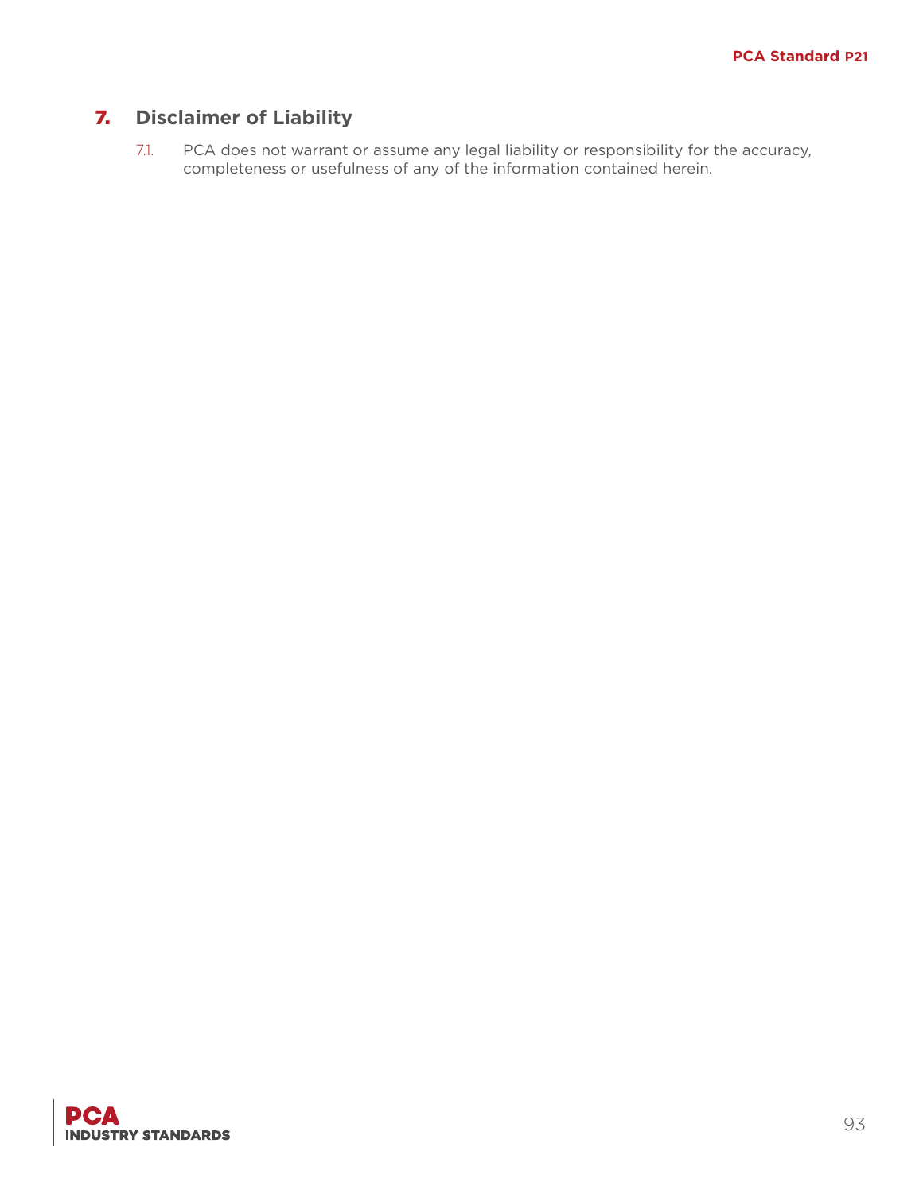## 7. Disclaimer of Liability

7.1. PCA does not warrant or assume any legal liability or responsibility for the accuracy, completeness or usefulness of any of the information contained herein.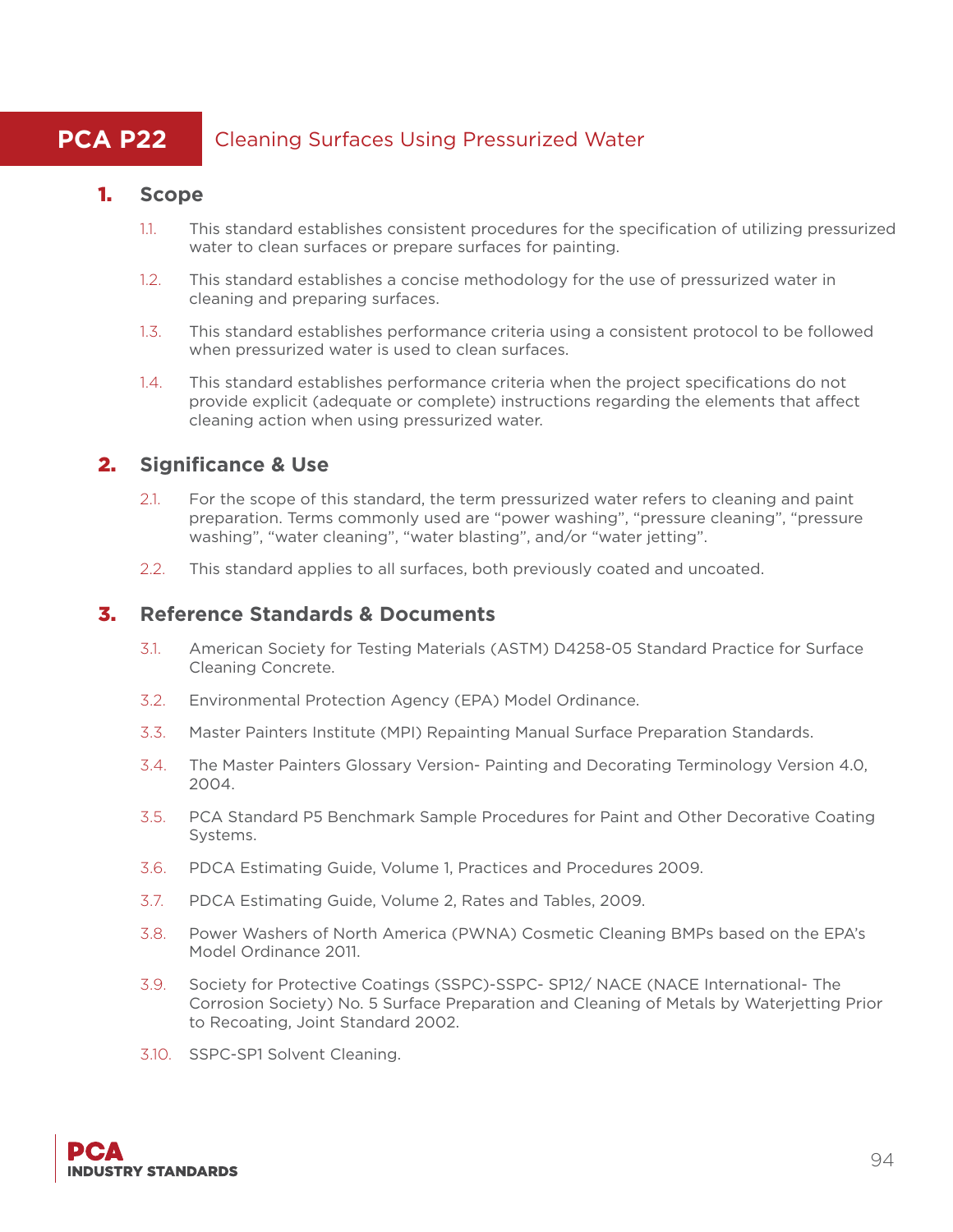# PCA P22 Cleaning Surfaces Using Pressurized Water

## 1. Scope

1.1. This standard establishes consistent procedures for the specification of utilizing pressurized water to clean surfaces or prepare surfaces for painting.

1.2. This standard establishes a concise methodology for the use of pressurized water in cleaning and preparing surfaces.

1.3. This standard establishes performance criteria using a consistent protocol to be followed when pressurized water is used to clean surfaces.

1.4. This standard establishes performance criteria when the project specifications do not provide explicit (adequate or complete) instructions regarding the elements that affect cleaning action when using pressurized water.

## 2. Significance & Use

2.1. For the scope of this standard, the term pressurized water refers to cleaning and paint preparation. Terms commonly used are "power washing", "pressure cleaning", "pressure washing", "water cleaning", "water blasting", and/or "water jetting".

2.2. This standard applies to all surfaces, both previously coated and uncoated.

## 3. Reference Standards & Documents

3.1. American Society for Testing Materials (ASTM) D4258-05 Standard Practice for Surface Cleaning Concrete.

3.2. Environmental Protection Agency (EPA) Model Ordinance.

3.3. Master Painters Institute (MPI) Repainting Manual Surface Preparation Standards.

3.4. The Master Painters Glossary Version- Painting and Decorating Terminology Version 4.0, 2004.

3.5. PCA Standard P5 Benchmark Sample Procedures for Paint and Other Decorative Coating Systems.

3.6. PDCA Estimating Guide, Volume 1, Practices and Procedures 2009.

3.7. PDCA Estimating Guide, Volume 2, Rates and Tables, 2009.

3.8. Power Washers of North America (PWNA) Cosmetic Cleaning BMPs based on the EPA's Model Ordinance 2011.

3.9. Society for Protective Coatings (SSPC)-SSPC- SP12/ NACE (NACE International- The Corrosion Society) No. 5 Surface Preparation and Cleaning of Metals by Waterjetting Prior to Recoating, Joint Standard 2002.

3.10. SSPC-SP1 Solvent Cleaning.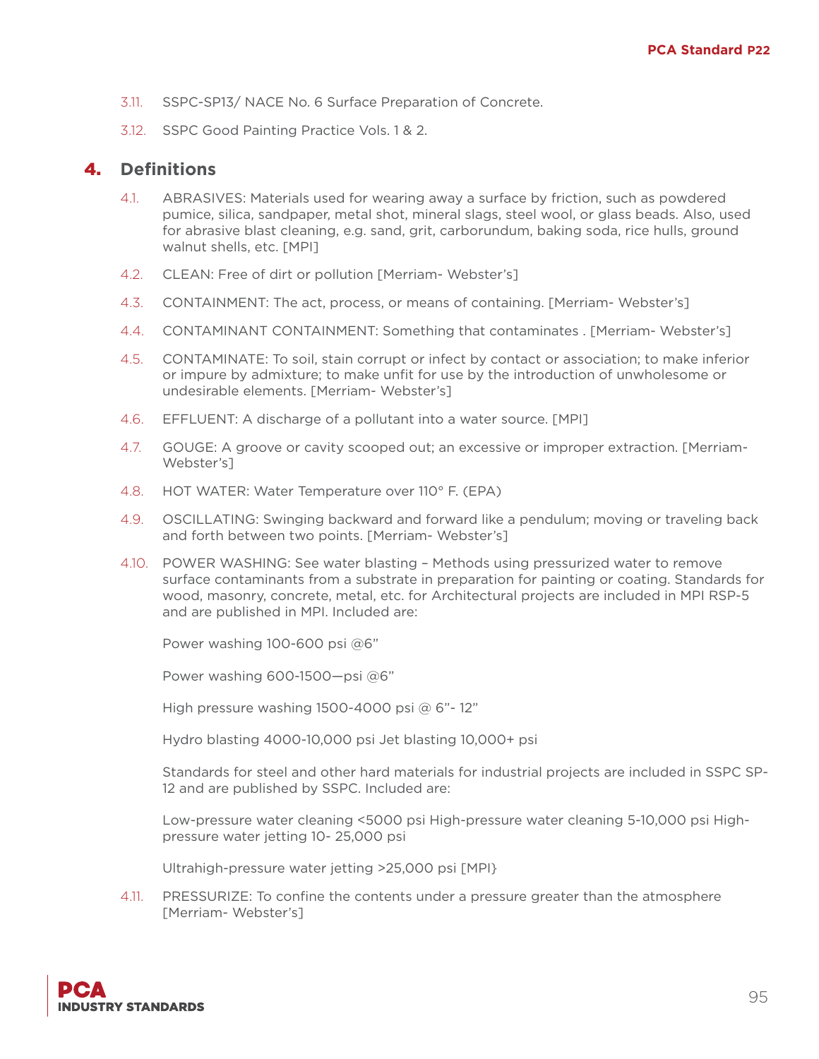3.11. SSPC-SP13/ NACE No. 6 Surface Preparation of Concrete.

3.12. SSPC Good Painting Practice Vols. 1 & 2.

## 4. Definitions

4.1. ABRASIVES: Materials used for wearing away a surface by friction, such as powdered pumice, silica, sandpaper, metal shot, mineral slags, steel wool, or glass beads. Also, used for abrasive blast cleaning, e.g. sand, grit, carborundum, baking soda, rice hulls, ground walnut shells, etc. [MPI]

4.2. CLEAN: Free of dirt or pollution [Merriam- Webster's]

4.3. CONTAINMENT: The act, process, or means of containing. [Merriam- Webster's]

4.4. CONTAMINANT CONTAINMENT: Something that contaminates . [Merriam- Webster's]

4.5. CONTAMINATE: To soil, stain corrupt or infect by contact or association; to make inferior or impure by admixture; to make unfit for use by the introduction of unwholesome or undesirable elements. [Merriam- Webster's]

4.6. EFFLUENT: A discharge of a pollutant into a water source. [MPI]

4.7. GOUGE: A groove or cavity scooped out; an excessive or improper extraction. [Merriam-Webster's]

4.8. HOT WATER: Water Temperature over 110° F. (EPA)

4.9. OSCILLATING: Swinging backward and forward like a pendulum; moving or traveling back and forth between two points. [Merriam- Webster's]

4.10. POWER WASHING: See water blasting – Methods using pressurized water to remove surface contaminants from a substrate in preparation for painting or coating. Standards for wood, masonry, concrete, metal, etc. for Architectural projects are included in MPI RSP-5 and are published in MPI. Included are:

Power washing 100-600 psi @6"

Power washing 600-1500—psi @6"

High pressure washing 1500-4000 psi @ 6"- 12"

Hydro blasting 4000-10,000 psi Jet blasting 10,000+ psi

Standards for steel and other hard materials for industrial projects are included in SSPC SP-12 and are published by SSPC. Included are:

Low-pressure water cleaning <5000 psi High-pressure water cleaning 5-10,000 psi High-pressure water jetting 10- 25,000 psi

Ultrahigh-pressure water jetting >25,000 psi [MPI}

4.11. PRESSURIZE: To confine the contents under a pressure greater than the atmosphere [Merriam- Webster's]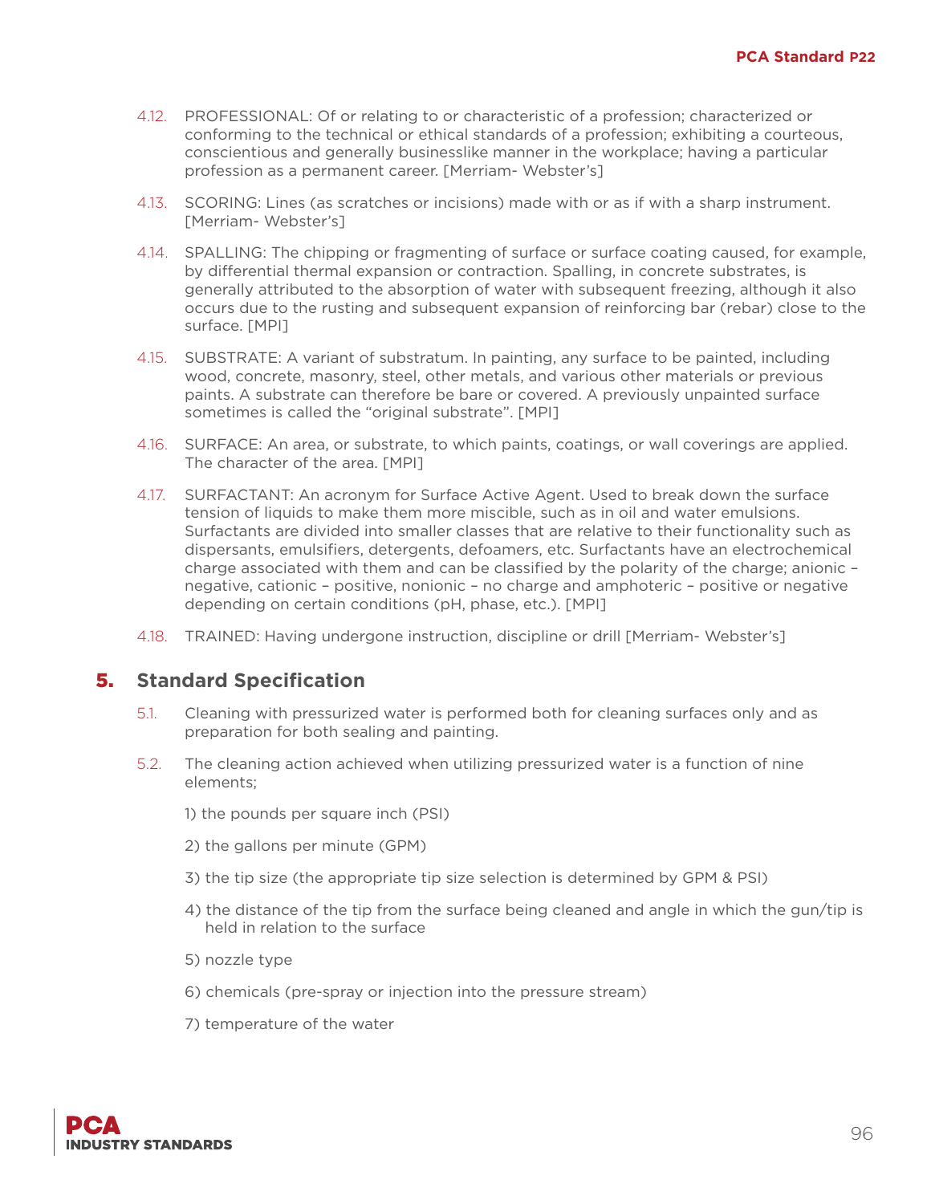4.12. PROFESSIONAL: Of or relating to or characteristic of a profession; characterized or conforming to the technical or ethical standards of a profession; exhibiting a courteous, conscientious and generally businesslike manner in the workplace; having a particular profession as a permanent career. [Merriam- Webster's]

4.13. SCORING: Lines (as scratches or incisions) made with or as if with a sharp instrument. [Merriam- Webster's]

4.14. SPALLING: The chipping or fragmenting of surface or surface coating caused, for example, by differential thermal expansion or contraction. Spalling, in concrete substrates, is generally attributed to the absorption of water with subsequent freezing, although it also occurs due to the rusting and subsequent expansion of reinforcing bar (rebar) close to the surface. [MPI]

4.15. SUBSTRATE: A variant of substratum. In painting, any surface to be painted, including wood, concrete, masonry, steel, other metals, and various other materials or previous paints. A substrate can therefore be bare or covered. A previously unpainted surface sometimes is called the "original substrate". [MPI]

4.16. SURFACE: An area, or substrate, to which paints, coatings, or wall coverings are applied. The character of the area. [MPI]

4.17. SURFACTANT: An acronym for Surface Active Agent. Used to break down the surface tension of liquids to make them more miscible, such as in oil and water emulsions. Surfactants are divided into smaller classes that are relative to their functionality such as dispersants, emulsifiers, detergents, defoamers, etc. Surfactants have an electrochemical charge associated with them and can be classified by the polarity of the charge; anionic – negative, cationic – positive, nonionic – no charge and amphoteric – positive or negative depending on certain conditions (pH, phase, etc.). [MPI]

4.18. TRAINED: Having undergone instruction, discipline or drill [Merriam- Webster's]

## 5. Standard Specification

5.1. Cleaning with pressurized water is performed both for cleaning surfaces only and as preparation for both sealing and painting.

5.2. The cleaning action achieved when utilizing pressurized water is a function of nine elements;

1) the pounds per square inch (PSI)

2) the gallons per minute (GPM)

3) the tip size (the appropriate tip size selection is determined by GPM & PSI)

4) the distance of the tip from the surface being cleaned and angle in which the gun/tip is held in relation to the surface

5) nozzle type

6) chemicals (pre-spray or injection into the pressure stream)

7) temperature of the water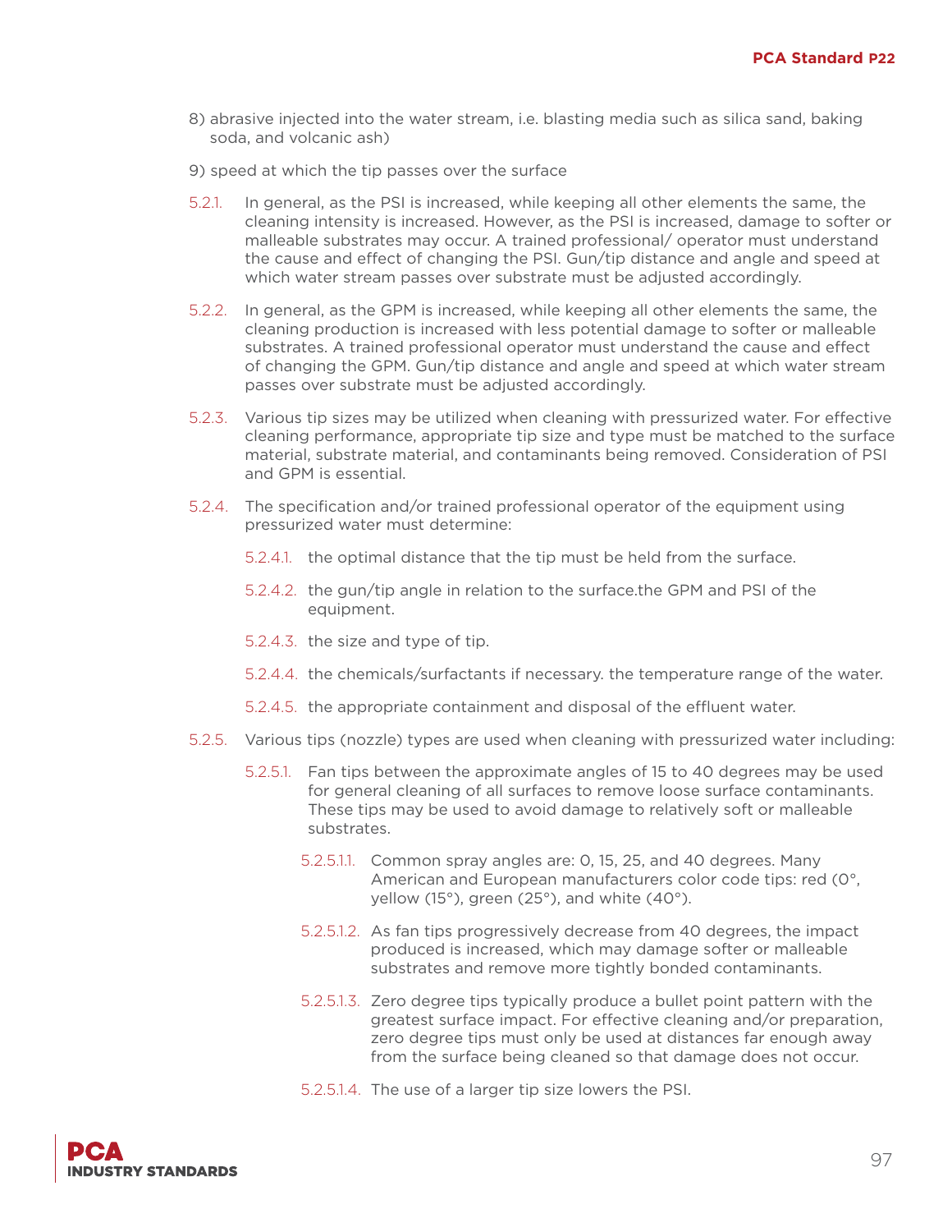8) abrasive injected into the water stream, i.e. blasting media such as silica sand, baking soda, and volcanic ash)

9) speed at which the tip passes over the surface

5.2.1. In general, as the PSI is increased, while keeping all other elements the same, the cleaning intensity is increased. However, as the PSI is increased, damage to softer or malleable substrates may occur. A trained professional/ operator must understand the cause and effect of changing the PSI. Gun/tip distance and angle and speed at which water stream passes over substrate must be adjusted accordingly.

5.2.2. In general, as the GPM is increased, while keeping all other elements the same, the cleaning production is increased with less potential damage to softer or malleable substrates. A trained professional operator must understand the cause and effect of changing the GPM. Gun/tip distance and angle and speed at which water stream passes over substrate must be adjusted accordingly.

5.2.3. Various tip sizes may be utilized when cleaning with pressurized water. For effective cleaning performance, appropriate tip size and type must be matched to the surface material, substrate material, and contaminants being removed. Consideration of PSI and GPM is essential.

5.2.4. The specification and/or trained professional operator of the equipment using pressurized water must determine:

5.2.4.1. the optimal distance that the tip must be held from the surface.

5.2.4.2. the gun/tip angle in relation to the surface.the GPM and PSI of the equipment.

5.2.4.3. the size and type of tip.

5.2.4.4. the chemicals/surfactants if necessary. the temperature range of the water.

5.2.4.5. the appropriate containment and disposal of the effluent water.

5.2.5. Various tips (nozzle) types are used when cleaning with pressurized water including:

5.2.5.1. Fan tips between the approximate angles of 15 to 40 degrees may be used for general cleaning of all surfaces to remove loose surface contaminants. These tips may be used to avoid damage to relatively soft or malleable substrates.

5.2.5.1.1. Common spray angles are: 0, 15, 25, and 40 degrees. Many American and European manufacturers color code tips: red (0°, yellow (15°), green (25°), and white (40°).

5.2.5.1.2. As fan tips progressively decrease from 40 degrees, the impact produced is increased, which may damage softer or malleable substrates and remove more tightly bonded contaminants.

5.2.5.1.3. Zero degree tips typically produce a bullet point pattern with the greatest surface impact. For effective cleaning and/or preparation, zero degree tips must only be used at distances far enough away from the surface being cleaned so that damage does not occur.

5.2.5.1.4. The use of a larger tip size lowers the PSI.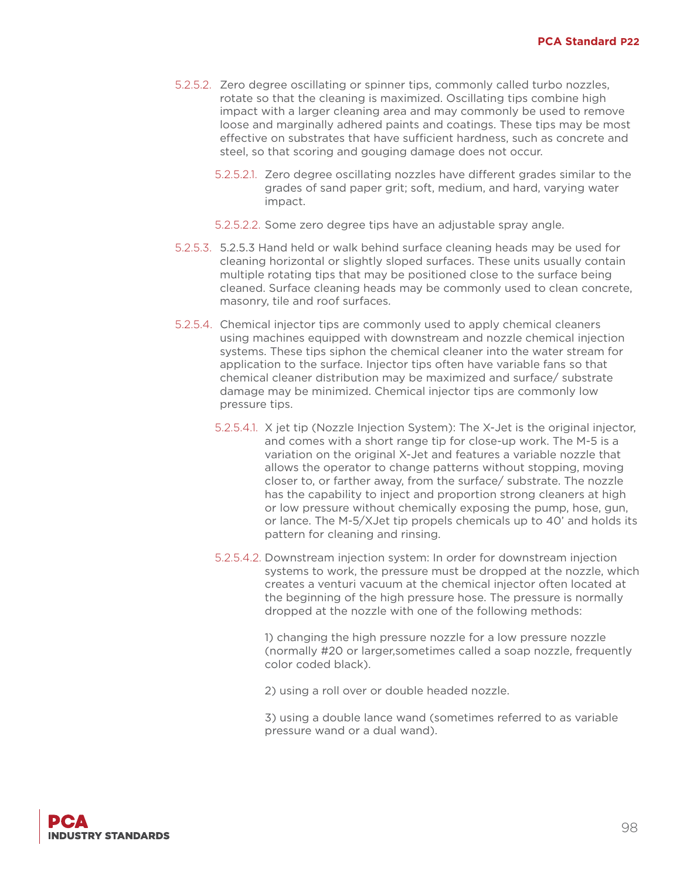5.2.5.2. Zero degree oscillating or spinner tips, commonly called turbo nozzles, rotate so that the cleaning is maximized. Oscillating tips combine high impact with a larger cleaning area and may commonly be used to remove loose and marginally adhered paints and coatings. These tips may be most effective on substrates that have sufficient hardness, such as concrete and steel, so that scoring and gouging damage does not occur.

5.2.5.2.1. Zero degree oscillating nozzles have different grades similar to the grades of sand paper grit; soft, medium, and hard, varying water impact.

5.2.5.2.2. Some zero degree tips have an adjustable spray angle.

5.2.5.3. 5.2.5.3 Hand held or walk behind surface cleaning heads may be used for cleaning horizontal or slightly sloped surfaces. These units usually contain multiple rotating tips that may be positioned close to the surface being cleaned. Surface cleaning heads may be commonly used to clean concrete, masonry, tile and roof surfaces.

5.2.5.4. Chemical injector tips are commonly used to apply chemical cleaners using machines equipped with downstream and nozzle chemical injection systems. These tips siphon the chemical cleaner into the water stream for application to the surface. Injector tips often have variable fans so that chemical cleaner distribution may be maximized and surface/ substrate damage may be minimized. Chemical injector tips are commonly low pressure tips.

5.2.5.4.1. X jet tip (Nozzle Injection System): The X-Jet is the original injector, and comes with a short range tip for close-up work. The M-5 is a variation on the original X-Jet and features a variable nozzle that allows the operator to change patterns without stopping, moving closer to, or farther away, from the surface/ substrate. The nozzle has the capability to inject and proportion strong cleaners at high or low pressure without chemically exposing the pump, hose, gun, or lance. The M-5/XJet tip propels chemicals up to 40' and holds its pattern for cleaning and rinsing.

5.2.5.4.2. Downstream injection system: In order for downstream injection systems to work, the pressure must be dropped at the nozzle, which creates a venturi vacuum at the chemical injector often located at the beginning of the high pressure hose. The pressure is normally dropped at the nozzle with one of the following methods:

1) changing the high pressure nozzle for a low pressure nozzle (normally #20 or larger,sometimes called a soap nozzle, frequently color coded black).

2) using a roll over or double headed nozzle.

3) using a double lance wand (sometimes referred to as variable pressure wand or a dual wand).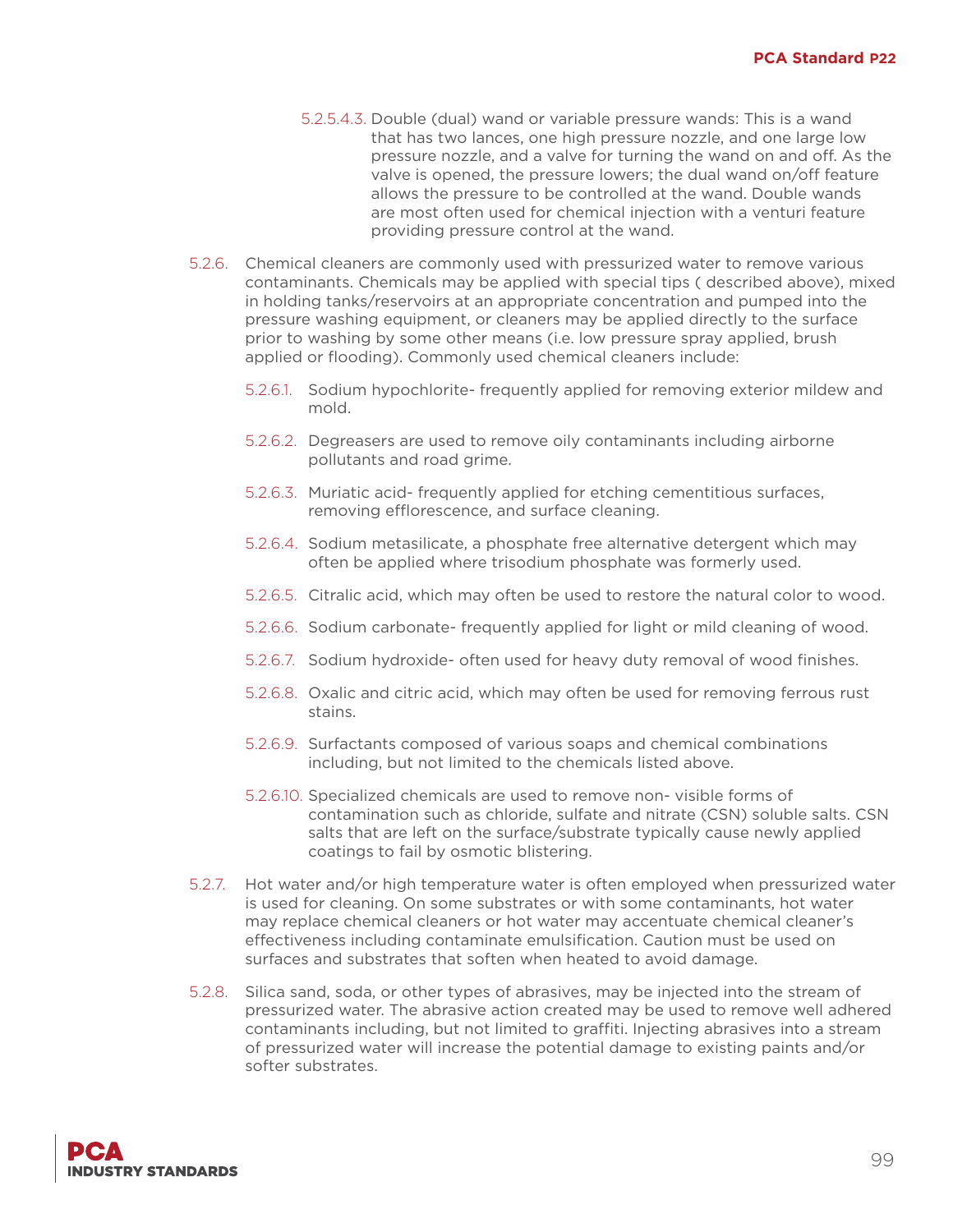5.2.5.4.3. Double (dual) wand or variable pressure wands: This is a wand that has two lances, one high pressure nozzle, and one large low pressure nozzle, and a valve for turning the wand on and off. As the valve is opened, the pressure lowers; the dual wand on/off feature allows the pressure to be controlled at the wand. Double wands are most often used for chemical injection with a venturi feature providing pressure control at the wand.

5.2.6. Chemical cleaners are commonly used with pressurized water to remove various contaminants. Chemicals may be applied with special tips ( described above), mixed in holding tanks/reservoirs at an appropriate concentration and pumped into the pressure washing equipment, or cleaners may be applied directly to the surface prior to washing by some other means (i.e. low pressure spray applied, brush applied or flooding). Commonly used chemical cleaners include:

5.2.6.1. Sodium hypochlorite- frequently applied for removing exterior mildew and mold.

5.2.6.2. Degreasers are used to remove oily contaminants including airborne pollutants and road grime.

5.2.6.3. Muriatic acid- frequently applied for etching cementitious surfaces, removing efflorescence, and surface cleaning.

5.2.6.4. Sodium metasilicate, a phosphate free alternative detergent which may often be applied where trisodium phosphate was formerly used.

5.2.6.5. Citralic acid, which may often be used to restore the natural color to wood.

5.2.6.6. Sodium carbonate- frequently applied for light or mild cleaning of wood.

5.2.6.7. Sodium hydroxide- often used for heavy duty removal of wood finishes.

5.2.6.8. Oxalic and citric acid, which may often be used for removing ferrous rust stains.

5.2.6.9. Surfactants composed of various soaps and chemical combinations including, but not limited to the chemicals listed above.

5.2.6.10. Specialized chemicals are used to remove non- visible forms of contamination such as chloride, sulfate and nitrate (CSN) soluble salts. CSN salts that are left on the surface/substrate typically cause newly applied coatings to fail by osmotic blistering.

5.2.7. Hot water and/or high temperature water is often employed when pressurized water is used for cleaning. On some substrates or with some contaminants, hot water may replace chemical cleaners or hot water may accentuate chemical cleaner's effectiveness including contaminate emulsification. Caution must be used on surfaces and substrates that soften when heated to avoid damage.

5.2.8. Silica sand, soda, or other types of abrasives, may be injected into the stream of pressurized water. The abrasive action created may be used to remove well adhered contaminants including, but not limited to graffiti. Injecting abrasives into a stream of pressurized water will increase the potential damage to existing paints and/or softer substrates.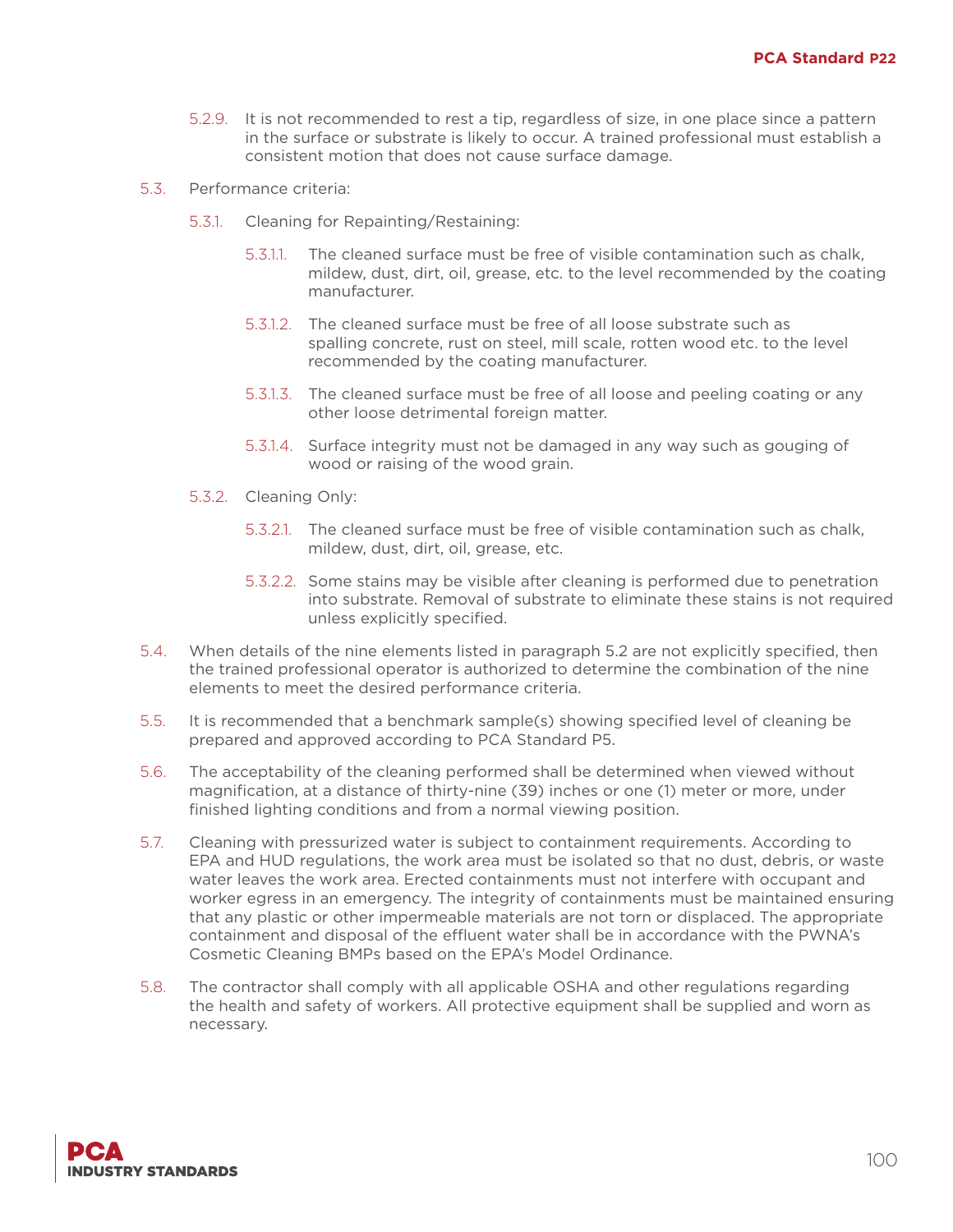5.2.9. It is not recommended to rest a tip, regardless of size, in one place since a pattern in the surface or substrate is likely to occur. A trained professional must establish a consistent motion that does not cause surface damage.

5.3. Performance criteria:

5.3.1. Cleaning for Repainting/Restaining:

5.3.1.1. The cleaned surface must be free of visible contamination such as chalk, mildew, dust, dirt, oil, grease, etc. to the level recommended by the coating manufacturer.

5.3.1.2. The cleaned surface must be free of all loose substrate such as spalling concrete, rust on steel, mill scale, rotten wood etc. to the level recommended by the coating manufacturer.

5.3.1.3. The cleaned surface must be free of all loose and peeling coating or any other loose detrimental foreign matter.

5.3.1.4. Surface integrity must not be damaged in any way such as gouging of wood or raising of the wood grain.

5.3.2. Cleaning Only:

5.3.2.1. The cleaned surface must be free of visible contamination such as chalk, mildew, dust, dirt, oil, grease, etc.

5.3.2.2. Some stains may be visible after cleaning is performed due to penetration into substrate. Removal of substrate to eliminate these stains is not required unless explicitly specified.

5.4. When details of the nine elements listed in paragraph 5.2 are not explicitly specified, then the trained professional operator is authorized to determine the combination of the nine elements to meet the desired performance criteria.

5.5. It is recommended that a benchmark sample(s) showing specified level of cleaning be prepared and approved according to PCA Standard P5.

5.6. The acceptability of the cleaning performed shall be determined when viewed without magnification, at a distance of thirty-nine (39) inches or one (1) meter or more, under finished lighting conditions and from a normal viewing position.

5.7. Cleaning with pressurized water is subject to containment requirements. According to EPA and HUD regulations, the work area must be isolated so that no dust, debris, or waste water leaves the work area. Erected containments must not interfere with occupant and worker egress in an emergency. The integrity of containments must be maintained ensuring that any plastic or other impermeable materials are not torn or displaced. The appropriate containment and disposal of the effluent water shall be in accordance with the PWNA's Cosmetic Cleaning BMPs based on the EPA's Model Ordinance.

5.8. The contractor shall comply with all applicable OSHA and other regulations regarding the health and safety of workers. All protective equipment shall be supplied and worn as necessary.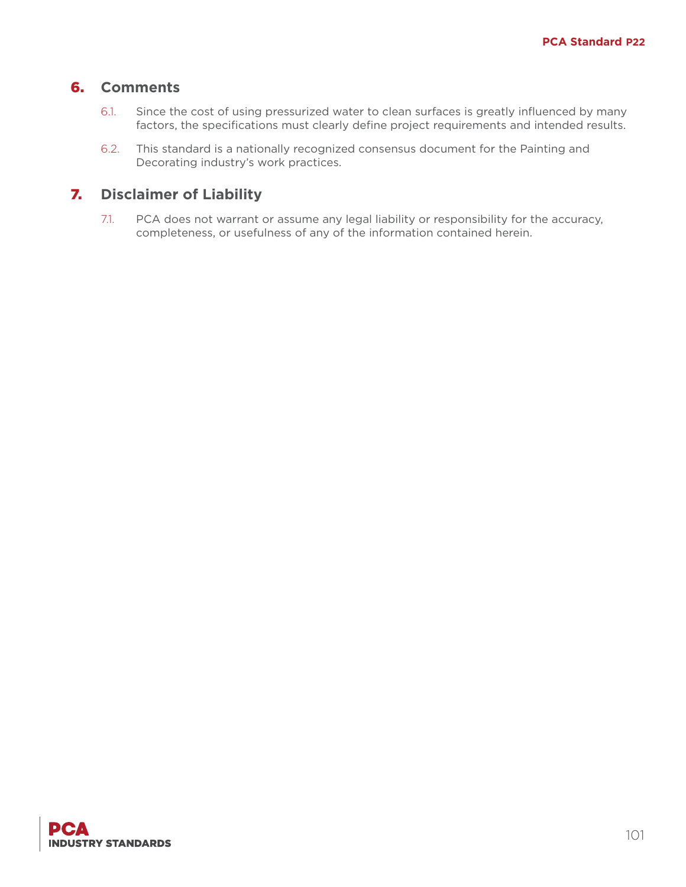## 6. Comments

6.1. Since the cost of using pressurized water to clean surfaces is greatly influenced by many factors, the specifications must clearly define project requirements and intended results.

6.2. This standard is a nationally recognized consensus document for the Painting and Decorating industry's work practices.

## 7. Disclaimer of Liability

7.1. PCA does not warrant or assume any legal liability or responsibility for the accuracy, completeness, or usefulness of any of the information contained herein.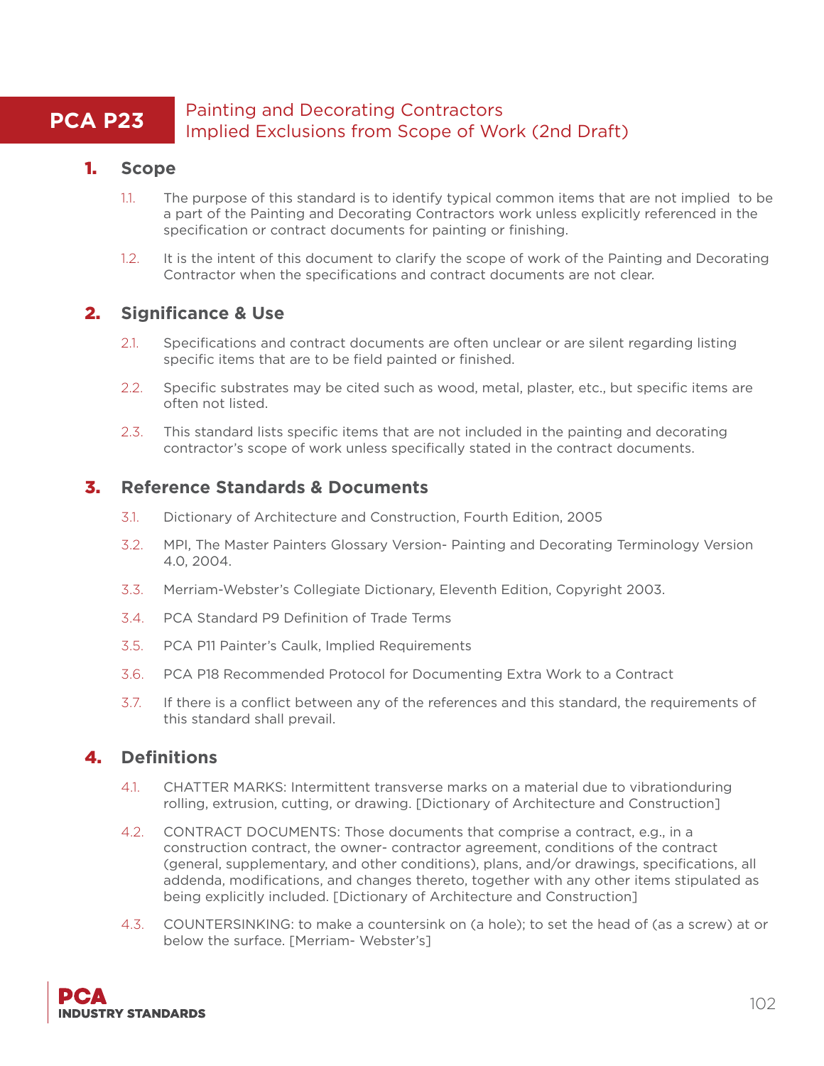# PCA P23 Painting and Decorating Contractors Implied Exclusions from Scope of Work (2nd Draft)

## 1. Scope

1.1. The purpose of this standard is to identify typical common items that are not implied to be a part of the Painting and Decorating Contractors work unless explicitly referenced in the specification or contract documents for painting or finishing.

1.2. It is the intent of this document to clarify the scope of work of the Painting and Decorating Contractor when the specifications and contract documents are not clear.

## 2. Significance & Use

2.1. Specifications and contract documents are often unclear or are silent regarding listing specific items that are to be field painted or finished.

2.2. Specific substrates may be cited such as wood, metal, plaster, etc., but specific items are often not listed.

2.3. This standard lists specific items that are not included in the painting and decorating contractor's scope of work unless specifically stated in the contract documents.

## 3. Reference Standards & Documents

3.1. Dictionary of Architecture and Construction, Fourth Edition, 2005

3.2. MPI, The Master Painters Glossary Version- Painting and Decorating Terminology Version 4.0, 2004.

3.3. Merriam-Webster's Collegiate Dictionary, Eleventh Edition, Copyright 2003.

3.4. PCA Standard P9 Definition of Trade Terms

3.5. PCA P11 Painter's Caulk, Implied Requirements

3.6. PCA P18 Recommended Protocol for Documenting Extra Work to a Contract

3.7. If there is a conflict between any of the references and this standard, the requirements of this standard shall prevail.

## 4. Definitions

4.1. CHATTER MARKS: Intermittent transverse marks on a material due to vibrationduring rolling, extrusion, cutting, or drawing. [Dictionary of Architecture and Construction]

4.2. CONTRACT DOCUMENTS: Those documents that comprise a contract, e.g., in a construction contract, the owner- contractor agreement, conditions of the contract (general, supplementary, and other conditions), plans, and/or drawings, specifications, all addenda, modifications, and changes thereto, together with any other items stipulated as being explicitly included. [Dictionary of Architecture and Construction]

4.3. COUNTERSINKING: to make a countersink on (a hole); to set the head of (as a screw) at or below the surface. [Merriam- Webster's]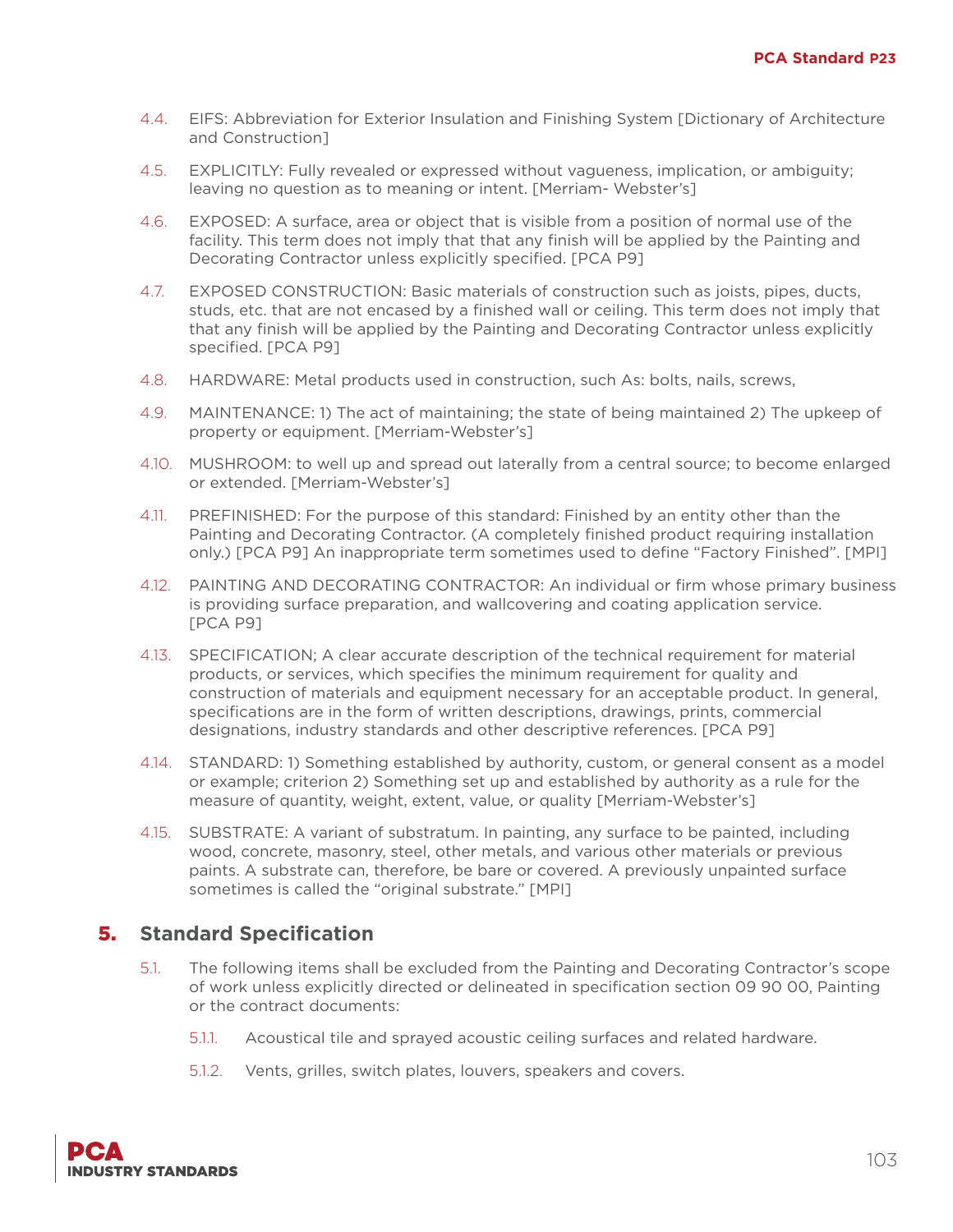4.4. EIFS: Abbreviation for Exterior Insulation and Finishing System [Dictionary of Architecture and Construction]

4.5. EXPLICITLY: Fully revealed or expressed without vagueness, implication, or ambiguity; leaving no question as to meaning or intent. [Merriam- Webster's]

4.6. EXPOSED: A surface, area or object that is visible from a position of normal use of the facility. This term does not imply that that any finish will be applied by the Painting and Decorating Contractor unless explicitly specified. [PCA P9]

4.7. EXPOSED CONSTRUCTION: Basic materials of construction such as joists, pipes, ducts, studs, etc. that are not encased by a finished wall or ceiling. This term does not imply that that any finish will be applied by the Painting and Decorating Contractor unless explicitly specified. [PCA P9]

4.8. HARDWARE: Metal products used in construction, such As: bolts, nails, screws,

4.9. MAINTENANCE: 1) The act of maintaining; the state of being maintained 2) The upkeep of property or equipment. [Merriam-Webster's]

4.10. MUSHROOM: to well up and spread out laterally from a central source; to become enlarged or extended. [Merriam-Webster's]

4.11. PREFINISHED: For the purpose of this standard: Finished by an entity other than the Painting and Decorating Contractor. (A completely finished product requiring installation only.) [PCA P9] An inappropriate term sometimes used to define "Factory Finished". [MPI]

4.12. PAINTING AND DECORATING CONTRACTOR: An individual or firm whose primary business is providing surface preparation, and wallcovering and coating application service. [PCA P9]

4.13. SPECIFICATION; A clear accurate description of the technical requirement for material products, or services, which specifies the minimum requirement for quality and construction of materials and equipment necessary for an acceptable product. In general, specifications are in the form of written descriptions, drawings, prints, commercial designations, industry standards and other descriptive references. [PCA P9]

4.14. STANDARD: 1) Something established by authority, custom, or general consent as a model or example; criterion 2) Something set up and established by authority as a rule for the measure of quantity, weight, extent, value, or quality [Merriam-Webster's]

4.15. SUBSTRATE: A variant of substratum. In painting, any surface to be painted, including wood, concrete, masonry, steel, other metals, and various other materials or previous paints. A substrate can, therefore, be bare or covered. A previously unpainted surface sometimes is called the "original substrate." [MPI]

## 5. Standard Specification

5.1. The following items shall be excluded from the Painting and Decorating Contractor's scope of work unless explicitly directed or delineated in specification section 09 90 00, Painting or the contract documents:

5.1.1. Acoustical tile and sprayed acoustic ceiling surfaces and related hardware.

5.1.2. Vents, grilles, switch plates, louvers, speakers and covers.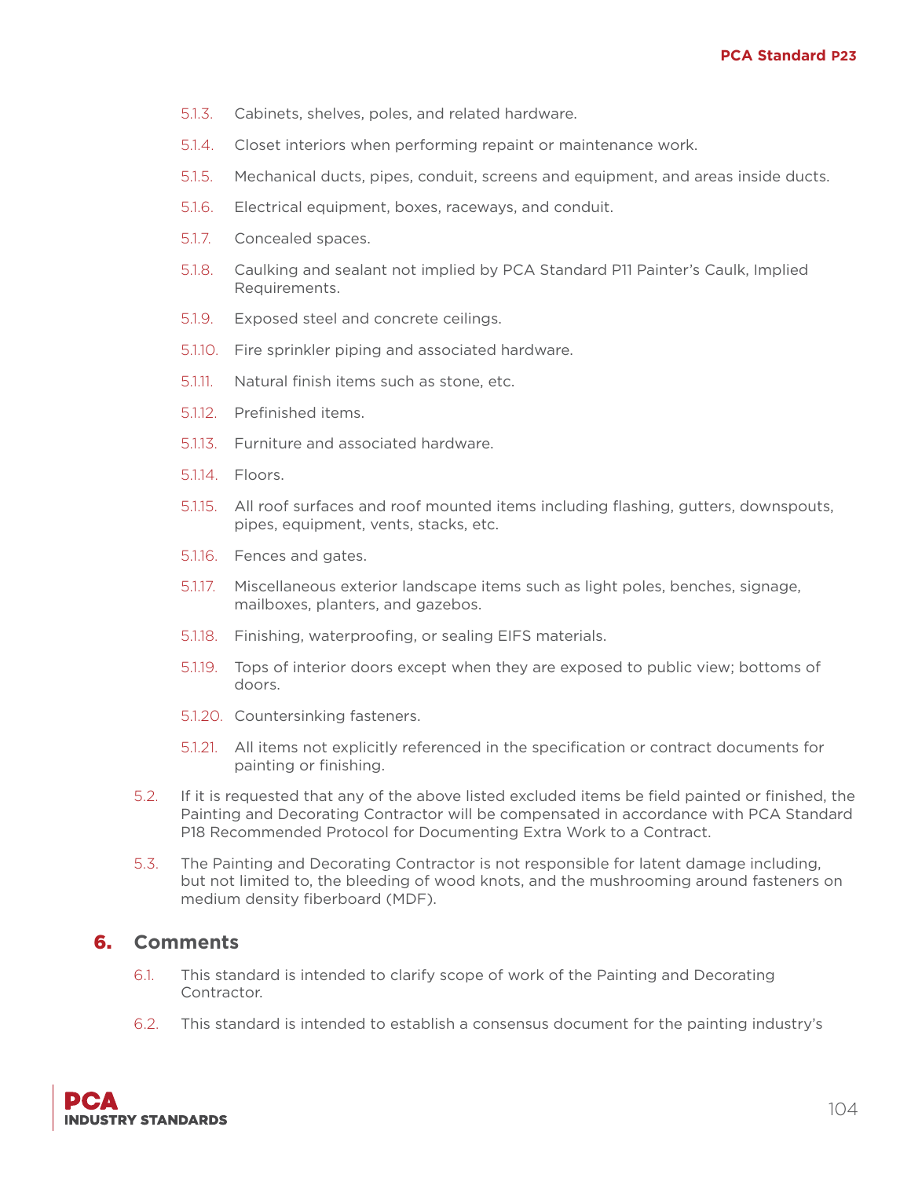5.1.3. Cabinets, shelves, poles, and related hardware.

5.1.4. Closet interiors when performing repaint or maintenance work.

5.1.5. Mechanical ducts, pipes, conduit, screens and equipment, and areas inside ducts.

5.1.6. Electrical equipment, boxes, raceways, and conduit.

5.1.7. Concealed spaces.

5.1.8. Caulking and sealant not implied by PCA Standard P11 Painter's Caulk, Implied Requirements.

5.1.9. Exposed steel and concrete ceilings.

5.1.10. Fire sprinkler piping and associated hardware.

5.1.11. Natural finish items such as stone, etc.

5.1.12. Prefinished items.

5.1.13. Furniture and associated hardware.

5.1.14. Floors.

5.1.15. All roof surfaces and roof mounted items including flashing, gutters, downspouts, pipes, equipment, vents, stacks, etc.

5.1.16. Fences and gates.

5.1.17. Miscellaneous exterior landscape items such as light poles, benches, signage, mailboxes, planters, and gazebos.

5.1.18. Finishing, waterproofing, or sealing EIFS materials.

5.1.19. Tops of interior doors except when they are exposed to public view; bottoms of doors.

5.1.20. Countersinking fasteners.

5.1.21. All items not explicitly referenced in the specification or contract documents for painting or finishing.

5.2. If it is requested that any of the above listed excluded items be field painted or finished, the Painting and Decorating Contractor will be compensated in accordance with PCA Standard P18 Recommended Protocol for Documenting Extra Work to a Contract.

5.3. The Painting and Decorating Contractor is not responsible for latent damage including, but not limited to, the bleeding of wood knots, and the mushrooming around fasteners on medium density fiberboard (MDF).

## 6. Comments

6.1. This standard is intended to clarify scope of work of the Painting and Decorating Contractor.

6.2. This standard is intended to establish a consensus document for the painting industry's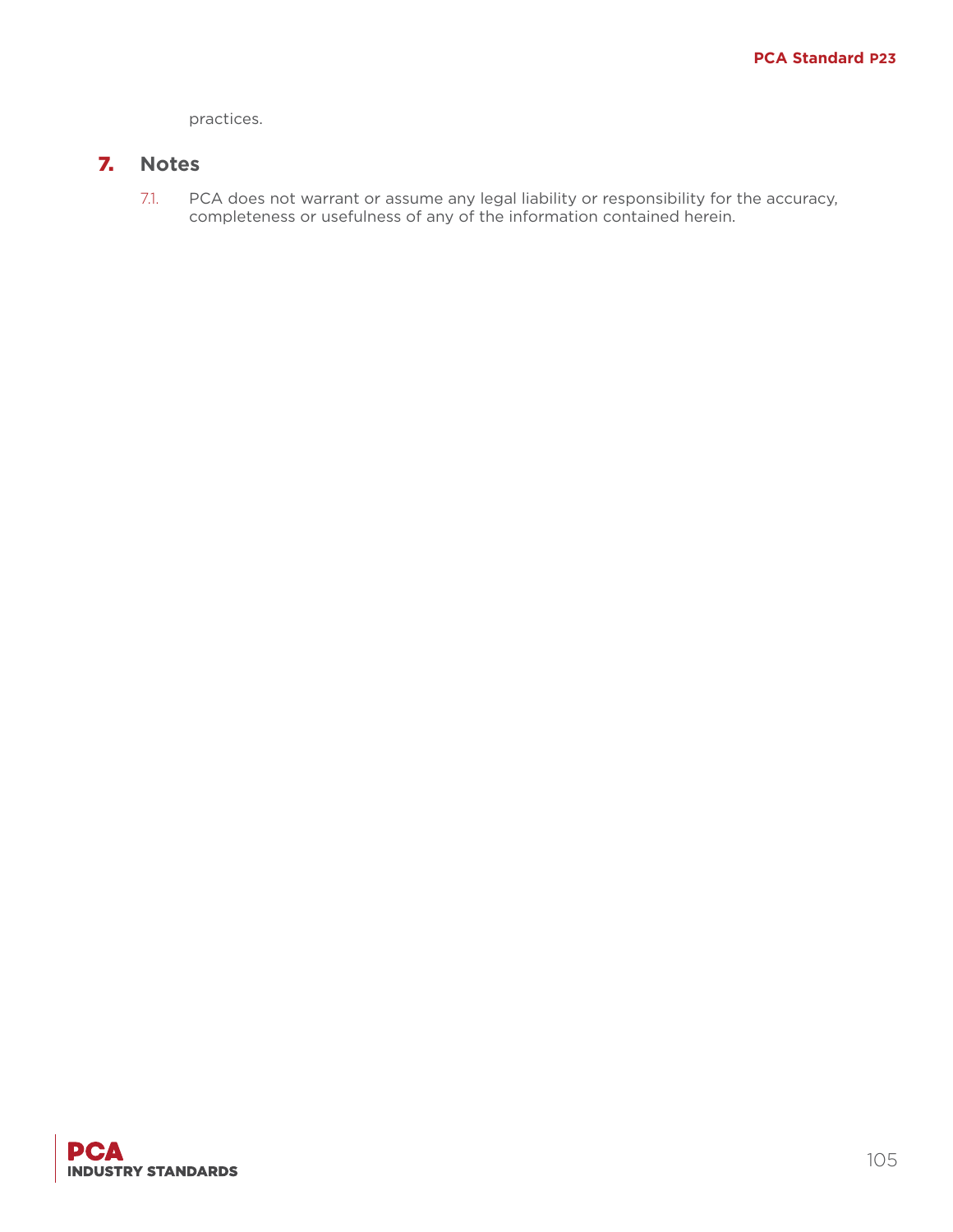practices.

## 7. Notes

7.1. PCA does not warrant or assume any legal liability or responsibility for the accuracy, completeness or usefulness of any of the information contained herein.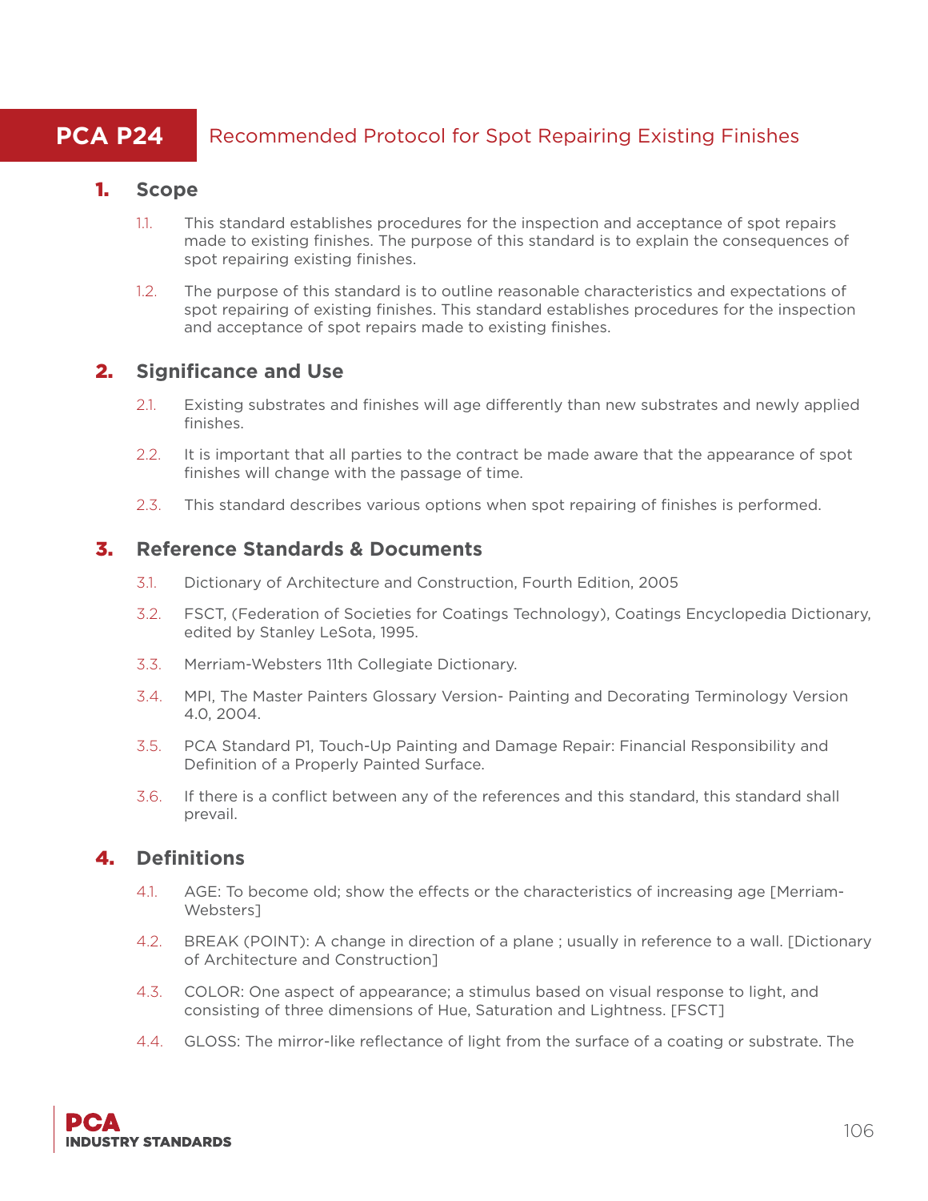# PCA P24 Recommended Protocol for Spot Repairing Existing Finishes

## 1. Scope

1.1. This standard establishes procedures for the inspection and acceptance of spot repairs made to existing finishes. The purpose of this standard is to explain the consequences of spot repairing existing finishes.

1.2. The purpose of this standard is to outline reasonable characteristics and expectations of spot repairing of existing finishes. This standard establishes procedures for the inspection and acceptance of spot repairs made to existing finishes.

## 2. Significance and Use

2.1. Existing substrates and finishes will age differently than new substrates and newly applied finishes.

2.2. It is important that all parties to the contract be made aware that the appearance of spot finishes will change with the passage of time.

2.3. This standard describes various options when spot repairing of finishes is performed.

## 3. Reference Standards & Documents

3.1. Dictionary of Architecture and Construction, Fourth Edition, 2005

3.2. FSCT, (Federation of Societies for Coatings Technology), Coatings Encyclopedia Dictionary, edited by Stanley LeSota, 1995.

3.3. Merriam-Websters 11th Collegiate Dictionary.

3.4. MPI, The Master Painters Glossary Version- Painting and Decorating Terminology Version 4.0, 2004.

3.5. PCA Standard P1, Touch-Up Painting and Damage Repair: Financial Responsibility and Definition of a Properly Painted Surface.

3.6. If there is a conflict between any of the references and this standard, this standard shall prevail.

## 4. Definitions

4.1. AGE: To become old; show the effects or the characteristics of increasing age [Merriam-Websters]

4.2. BREAK (POINT): A change in direction of a plane ; usually in reference to a wall. [Dictionary of Architecture and Construction]

4.3. COLOR: One aspect of appearance; a stimulus based on visual response to light, and consisting of three dimensions of Hue, Saturation and Lightness. [FSCT]

4.4. GLOSS: The mirror-like reflectance of light from the surface of a coating or substrate. The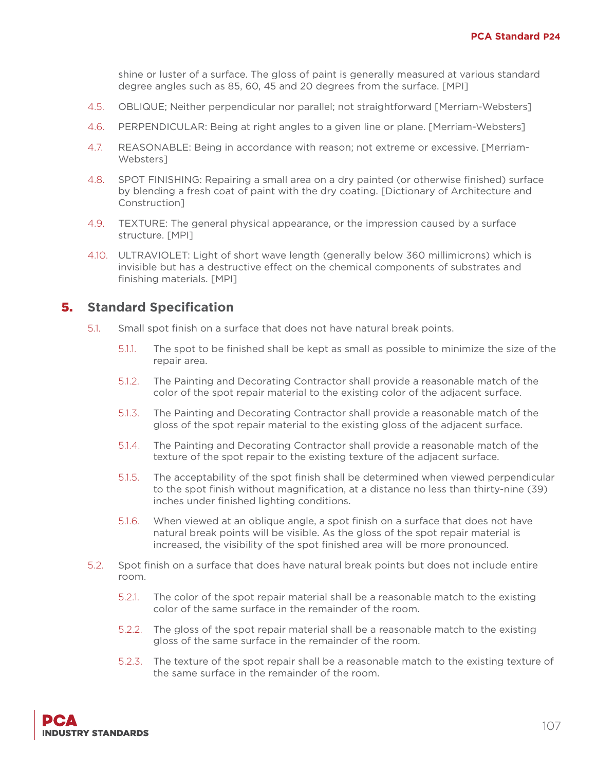shine or luster of a surface. The gloss of paint is generally measured at various standard degree angles such as 85, 60, 45 and 20 degrees from the surface. [MPI]

4.5. OBLIQUE; Neither perpendicular nor parallel; not straightforward [Merriam-Websters]

4.6. PERPENDICULAR: Being at right angles to a given line or plane. [Merriam-Websters]

4.7. REASONABLE: Being in accordance with reason; not extreme or excessive. [Merriam-Websters]

4.8. SPOT FINISHING: Repairing a small area on a dry painted (or otherwise finished) surface by blending a fresh coat of paint with the dry coating. [Dictionary of Architecture and Construction]

4.9. TEXTURE: The general physical appearance, or the impression caused by a surface structure. [MPI]

4.10. ULTRAVIOLET: Light of short wave length (generally below 360 millimicrons) which is invisible but has a destructive effect on the chemical components of substrates and finishing materials. [MPI]

## 5. Standard Specification

5.1. Small spot finish on a surface that does not have natural break points.

5.1.1. The spot to be finished shall be kept as small as possible to minimize the size of the repair area.

5.1.2. The Painting and Decorating Contractor shall provide a reasonable match of the color of the spot repair material to the existing color of the adjacent surface.

5.1.3. The Painting and Decorating Contractor shall provide a reasonable match of the gloss of the spot repair material to the existing gloss of the adjacent surface.

5.1.4. The Painting and Decorating Contractor shall provide a reasonable match of the texture of the spot repair to the existing texture of the adjacent surface.

5.1.5. The acceptability of the spot finish shall be determined when viewed perpendicular to the spot finish without magnification, at a distance no less than thirty-nine (39) inches under finished lighting conditions.

5.1.6. When viewed at an oblique angle, a spot finish on a surface that does not have natural break points will be visible. As the gloss of the spot repair material is increased, the visibility of the spot finished area will be more pronounced.

5.2. Spot finish on a surface that does have natural break points but does not include entire room.

5.2.1. The color of the spot repair material shall be a reasonable match to the existing color of the same surface in the remainder of the room.

5.2.2. The gloss of the spot repair material shall be a reasonable match to the existing gloss of the same surface in the remainder of the room.

5.2.3. The texture of the spot repair shall be a reasonable match to the existing texture of the same surface in the remainder of the room.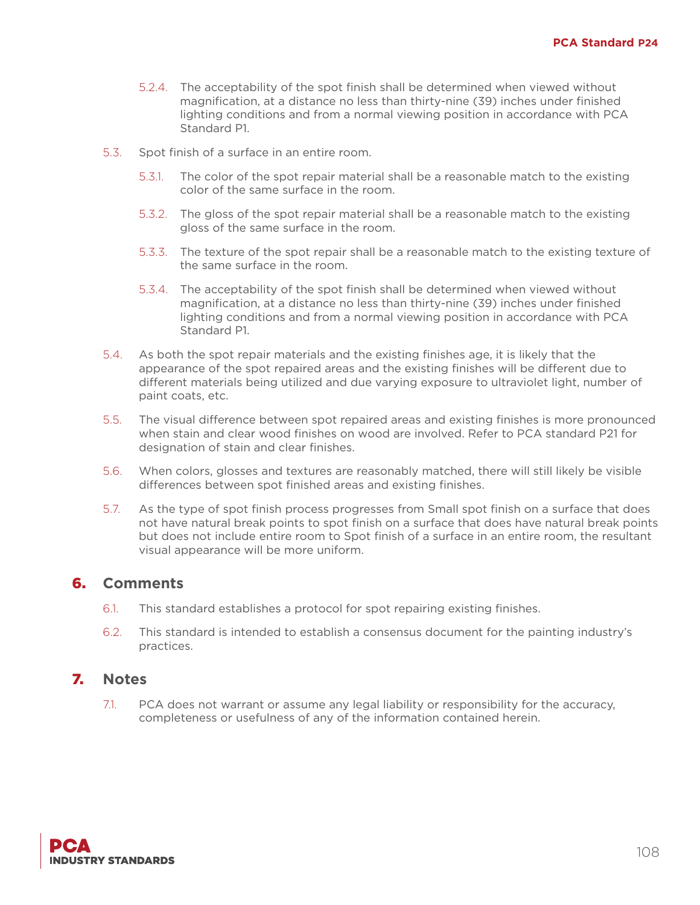5.2.4. The acceptability of the spot finish shall be determined when viewed without magnification, at a distance no less than thirty-nine (39) inches under finished lighting conditions and from a normal viewing position in accordance with PCA Standard P1.

5.3. Spot finish of a surface in an entire room.

5.3.1. The color of the spot repair material shall be a reasonable match to the existing color of the same surface in the room.

5.3.2. The gloss of the spot repair material shall be a reasonable match to the existing gloss of the same surface in the room.

5.3.3. The texture of the spot repair shall be a reasonable match to the existing texture of the same surface in the room.

5.3.4. The acceptability of the spot finish shall be determined when viewed without magnification, at a distance no less than thirty-nine (39) inches under finished lighting conditions and from a normal viewing position in accordance with PCA Standard P1.

5.4. As both the spot repair materials and the existing finishes age, it is likely that the appearance of the spot repaired areas and the existing finishes will be different due to different materials being utilized and due varying exposure to ultraviolet light, number of paint coats, etc.

5.5. The visual difference between spot repaired areas and existing finishes is more pronounced when stain and clear wood finishes on wood are involved. Refer to PCA standard P21 for designation of stain and clear finishes.

5.6. When colors, glosses and textures are reasonably matched, there will still likely be visible differences between spot finished areas and existing finishes.

5.7. As the type of spot finish process progresses from Small spot finish on a surface that does not have natural break points to spot finish on a surface that does have natural break points but does not include entire room to Spot finish of a surface in an entire room, the resultant visual appearance will be more uniform.

## 6. Comments

6.1. This standard establishes a protocol for spot repairing existing finishes.

6.2. This standard is intended to establish a consensus document for the painting industry's practices.

## 7. Notes

7.1. PCA does not warrant or assume any legal liability or responsibility for the accuracy, completeness or usefulness of any of the information contained herein.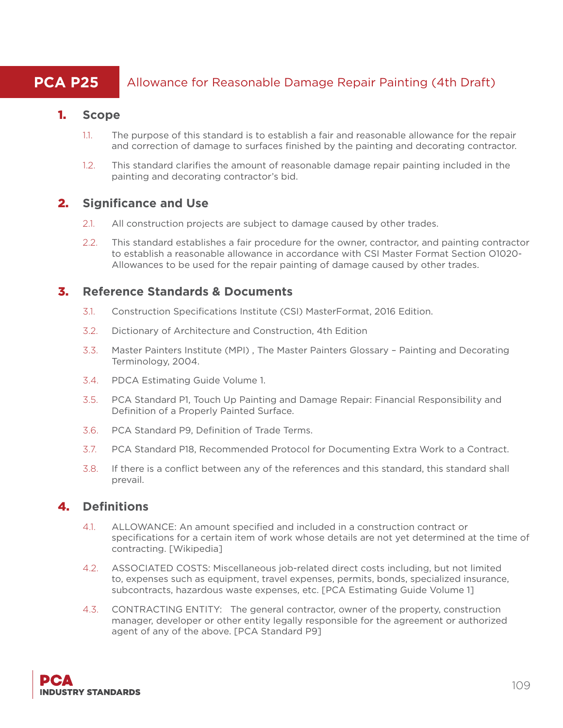# PCA P25 Allowance for Reasonable Damage Repair Painting (4th Draft)

## 1. Scope

1.1. The purpose of this standard is to establish a fair and reasonable allowance for the repair and correction of damage to surfaces finished by the painting and decorating contractor.

1.2. This standard clarifies the amount of reasonable damage repair painting included in the painting and decorating contractor's bid.

## 2. Significance and Use

2.1. All construction projects are subject to damage caused by other trades.

2.2. This standard establishes a fair procedure for the owner, contractor, and painting contractor to establish a reasonable allowance in accordance with CSI Master Format Section 01020-Allowances to be used for the repair painting of damage caused by other trades.

## 3. Reference Standards & Documents

3.1. Construction Specifications Institute (CSI) MasterFormat, 2016 Edition.

3.2. Dictionary of Architecture and Construction, 4th Edition

3.3. Master Painters Institute (MPI) , The Master Painters Glossary – Painting and Decorating Terminology, 2004.

3.4. PDCA Estimating Guide Volume 1.

3.5. PCA Standard P1, Touch Up Painting and Damage Repair: Financial Responsibility and Definition of a Properly Painted Surface.

3.6. PCA Standard P9, Definition of Trade Terms.

3.7. PCA Standard P18, Recommended Protocol for Documenting Extra Work to a Contract.

3.8. If there is a conflict between any of the references and this standard, this standard shall prevail.

## 4. Definitions

4.1. ALLOWANCE: An amount specified and included in a construction contract or specifications for a certain item of work whose details are not yet determined at the time of contracting. [Wikipedia]

4.2. ASSOCIATED COSTS: Miscellaneous job-related direct costs including, but not limited to, expenses such as equipment, travel expenses, permits, bonds, specialized insurance, subcontracts, hazardous waste expenses, etc. [PCA Estimating Guide Volume 1]

4.3. CONTRACTING ENTITY: The general contractor, owner of the property, construction manager, developer or other entity legally responsible for the agreement or authorized agent of any of the above. [PCA Standard P9]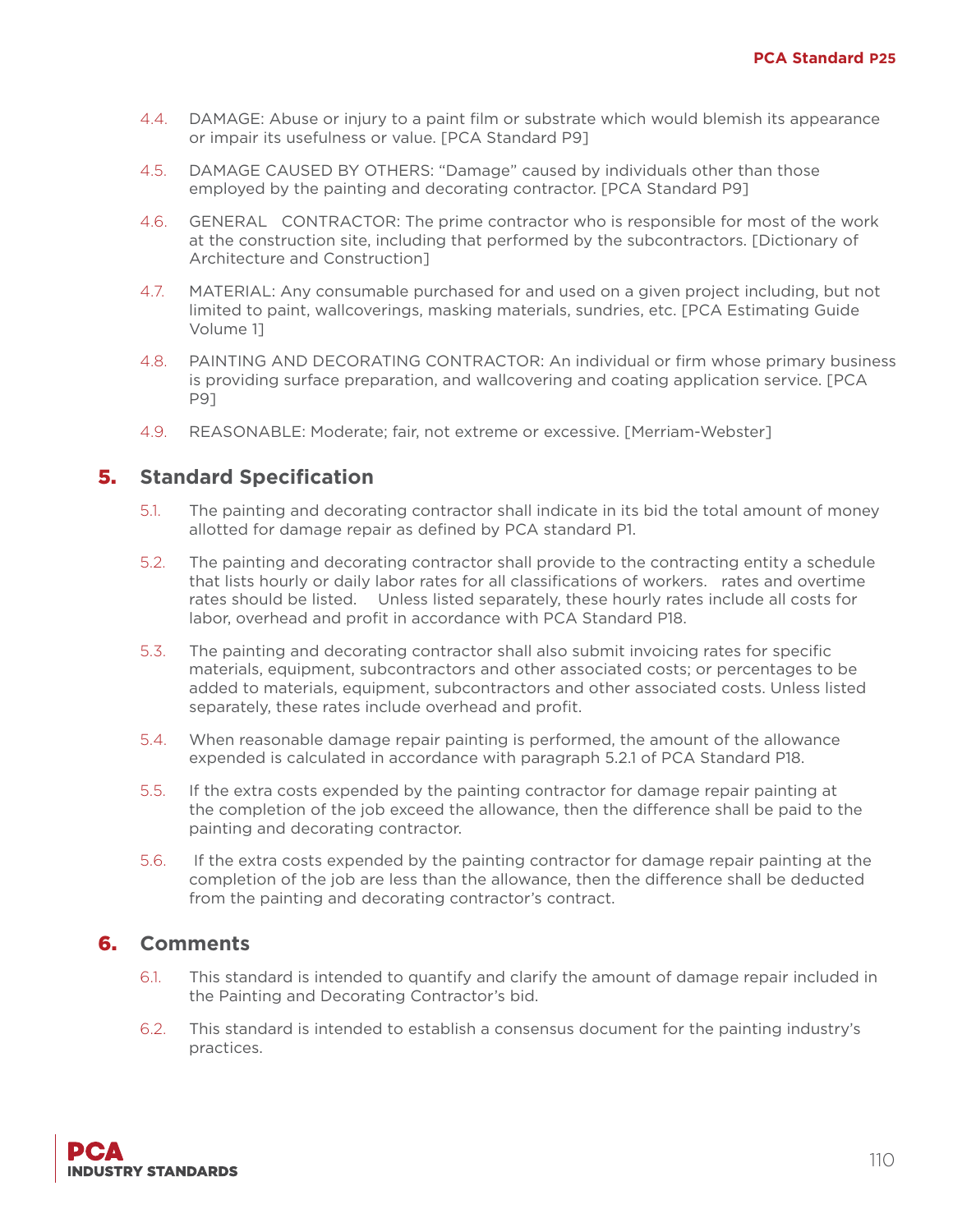4.4. DAMAGE: Abuse or injury to a paint film or substrate which would blemish its appearance or impair its usefulness or value. [PCA Standard P9]

4.5. DAMAGE CAUSED BY OTHERS: "Damage" caused by individuals other than those employed by the painting and decorating contractor. [PCA Standard P9]

4.6. GENERAL CONTRACTOR: The prime contractor who is responsible for most of the work at the construction site, including that performed by the subcontractors. [Dictionary of Architecture and Construction]

4.7. MATERIAL: Any consumable purchased for and used on a given project including, but not limited to paint, wallcoverings, masking materials, sundries, etc. [PCA Estimating Guide Volume 1]

4.8. PAINTING AND DECORATING CONTRACTOR: An individual or firm whose primary business is providing surface preparation, and wallcovering and coating application service. [PCA P9]

4.9. REASONABLE: Moderate; fair, not extreme or excessive. [Merriam-Webster]

## 5. Standard Specification

5.1. The painting and decorating contractor shall indicate in its bid the total amount of money allotted for damage repair as defined by PCA standard P1.

5.2. The painting and decorating contractor shall provide to the contracting entity a schedule that lists hourly or daily labor rates for all classifications of workers. rates and overtime rates should be listed. Unless listed separately, these hourly rates include all costs for labor, overhead and profit in accordance with PCA Standard P18.

5.3. The painting and decorating contractor shall also submit invoicing rates for specific materials, equipment, subcontractors and other associated costs; or percentages to be added to materials, equipment, subcontractors and other associated costs. Unless listed separately, these rates include overhead and profit.

5.4. When reasonable damage repair painting is performed, the amount of the allowance expended is calculated in accordance with paragraph 5.2.1 of PCA Standard P18.

5.5. If the extra costs expended by the painting contractor for damage repair painting at the completion of the job exceed the allowance, then the difference shall be paid to the painting and decorating contractor.

5.6. If the extra costs expended by the painting contractor for damage repair painting at the completion of the job are less than the allowance, then the difference shall be deducted from the painting and decorating contractor's contract.

## 6. Comments

6.1. This standard is intended to quantify and clarify the amount of damage repair included in the Painting and Decorating Contractor's bid.

6.2. This standard is intended to establish a consensus document for the painting industry's practices.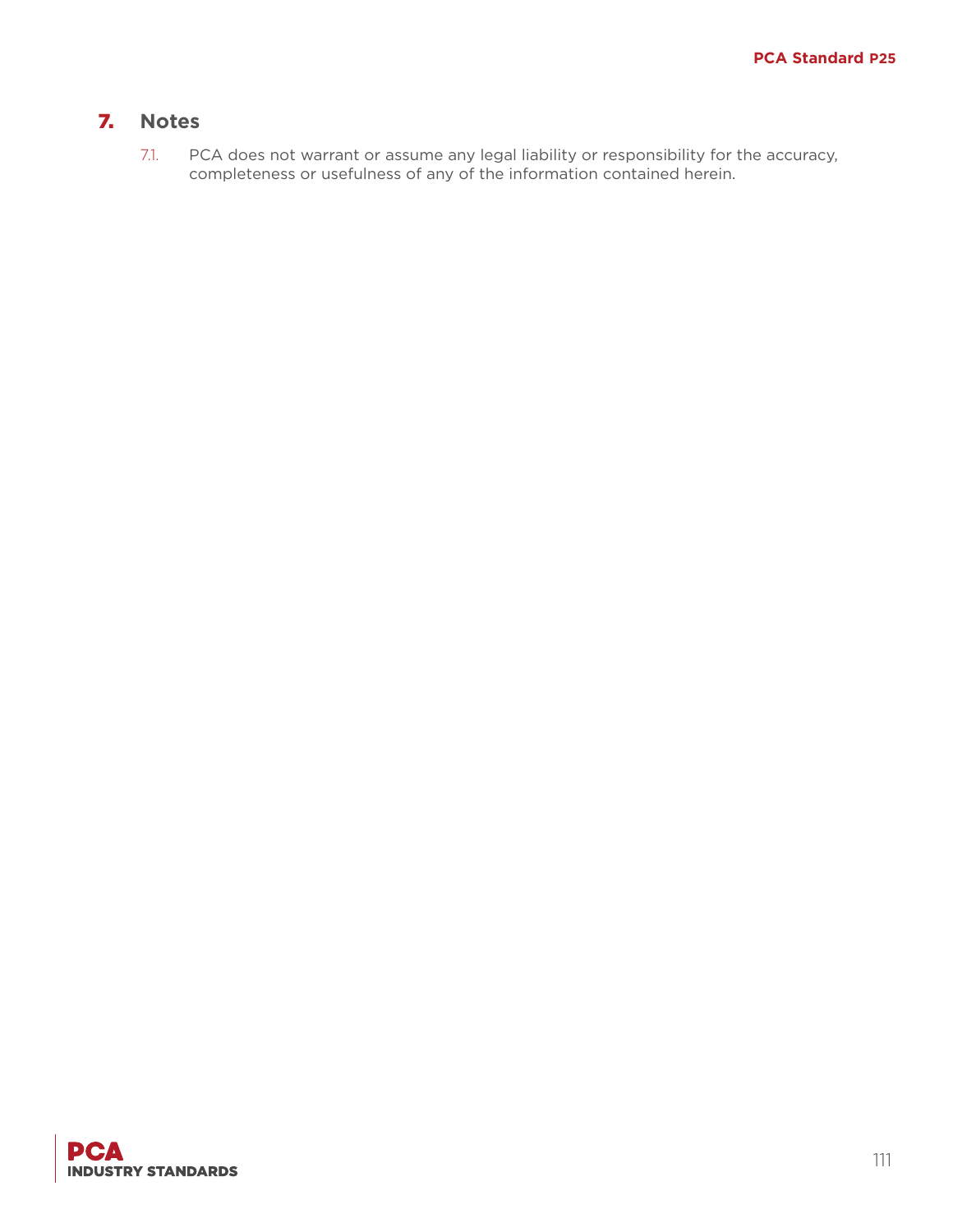## 7. Notes

7.1. PCA does not warrant or assume any legal liability or responsibility for the accuracy, completeness or usefulness of any of the information contained herein.